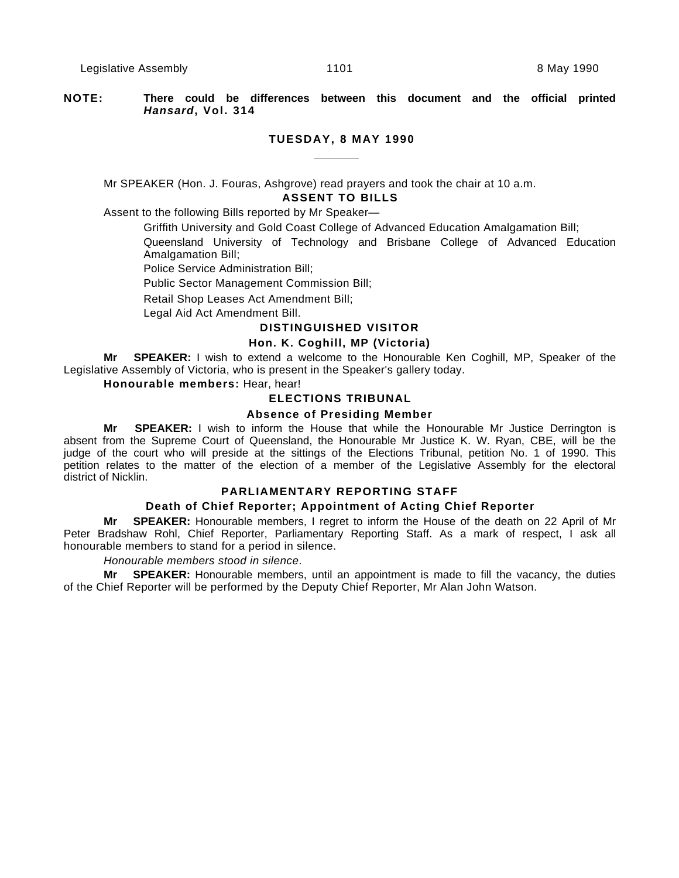**NOTE:** **There could be differences between this document and the official printed *Hansard*, Vol. 314**

## TUESDAY, 8 MAY 1990

Mr SPEAKER (Hon. J. Fouras, Ashgrove) read prayers and took the chair at 10 a.m.

### ASSENT TO BILLS

Assent to the following Bills reported by Mr Speaker—

Griffith University and Gold Coast College of Advanced Education Amalgamation Bill;

Queensland University of Technology and Brisbane College of Advanced Education Amalgamation Bill;

Police Service Administration Bill;

Public Sector Management Commission Bill;

Retail Shop Leases Act Amendment Bill;

Legal Aid Act Amendment Bill.

### DISTINGUISHED VISITOR

#### Hon. K. Coghill, MP (Victoria)

**Mr SPEAKER:** I wish to extend a welcome to the Honourable Ken Coghill, MP, Speaker of the Legislative Assembly of Victoria, who is present in the Speaker's gallery today.

**Honourable members:** Hear, hear!

### ELECTIONS TRIBUNAL

#### Absence of Presiding Member

**Mr SPEAKER:** I wish to inform the House that while the Honourable Mr Justice Derrington is absent from the Supreme Court of Queensland, the Honourable Mr Justice K. W. Ryan, CBE, will be the judge of the court who will preside at the sittings of the Elections Tribunal, petition No. 1 of 1990. This petition relates to the matter of the election of a member of the Legislative Assembly for the electoral district of Nicklin.

### PARLIAMENTARY REPORTING STAFF

#### Death of Chief Reporter; Appointment of Acting Chief Reporter

**Mr SPEAKER:** Honourable members, I regret to inform the House of the death on 22 April of Mr Peter Bradshaw Rohl, Chief Reporter, Parliamentary Reporting Staff. As a mark of respect, I ask all honourable members to stand for a period in silence.

*Honourable members stood in silence*.

**Mr SPEAKER:** Honourable members, until an appointment is made to fill the vacancy, the duties of the Chief Reporter will be performed by the Deputy Chief Reporter, Mr Alan John Watson.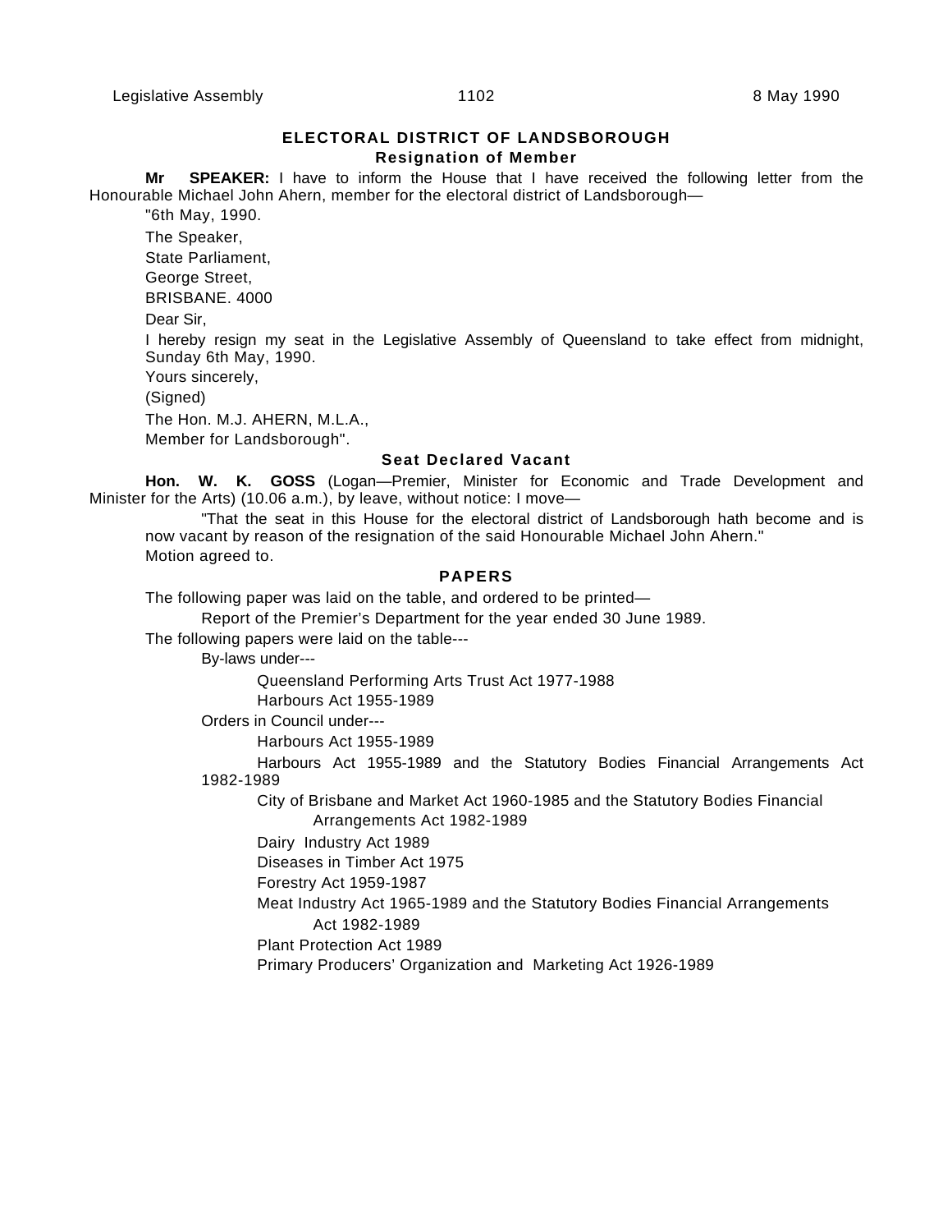## ELECTORAL DISTRICT OF LANDSBOROUGH

### Resignation of Member

**Mr SPEAKER:** I have to inform the House that I have received the following letter from the Honourable Michael John Ahern, member for the electoral district of Landsborough—

"6th May, 1990.

The Speaker,

State Parliament,

George Street,

BRISBANE. 4000

Dear Sir,

I hereby resign my seat in the Legislative Assembly of Queensland to take effect from midnight, Sunday 6th May, 1990.

Yours sincerely,

(Signed)

The Hon. M.J. AHERN, M.L.A.,

Member for Landsborough".

### Seat Declared Vacant

**Hon. W. K. GOSS** (Logan—Premier, Minister for Economic and Trade Development and Minister for the Arts) (10.06 a.m.), by leave, without notice: I move—

"That the seat in this House for the electoral district of Landsborough hath become and is now vacant by reason of the resignation of the said Honourable Michael John Ahern."

Motion agreed to.

## PAPERS

The following paper was laid on the table, and ordered to be printed—

Report of the Premier's Department for the year ended 30 June 1989.

The following papers were laid on the table---

By-laws under---

Queensland Performing Arts Trust Act 1977-1988

Harbours Act 1955-1989

Orders in Council under---

Harbours Act 1955-1989

Harbours Act 1955-1989 and the Statutory Bodies Financial Arrangements Act 1982-1989

City of Brisbane and Market Act 1960-1985 and the Statutory Bodies Financial Arrangements Act 1982-1989

Dairy Industry Act 1989

Diseases in Timber Act 1975

Forestry Act 1959-1987

Meat Industry Act 1965-1989 and the Statutory Bodies Financial Arrangements Act 1982-1989

Plant Protection Act 1989

Primary Producers' Organization and Marketing Act 1926-1989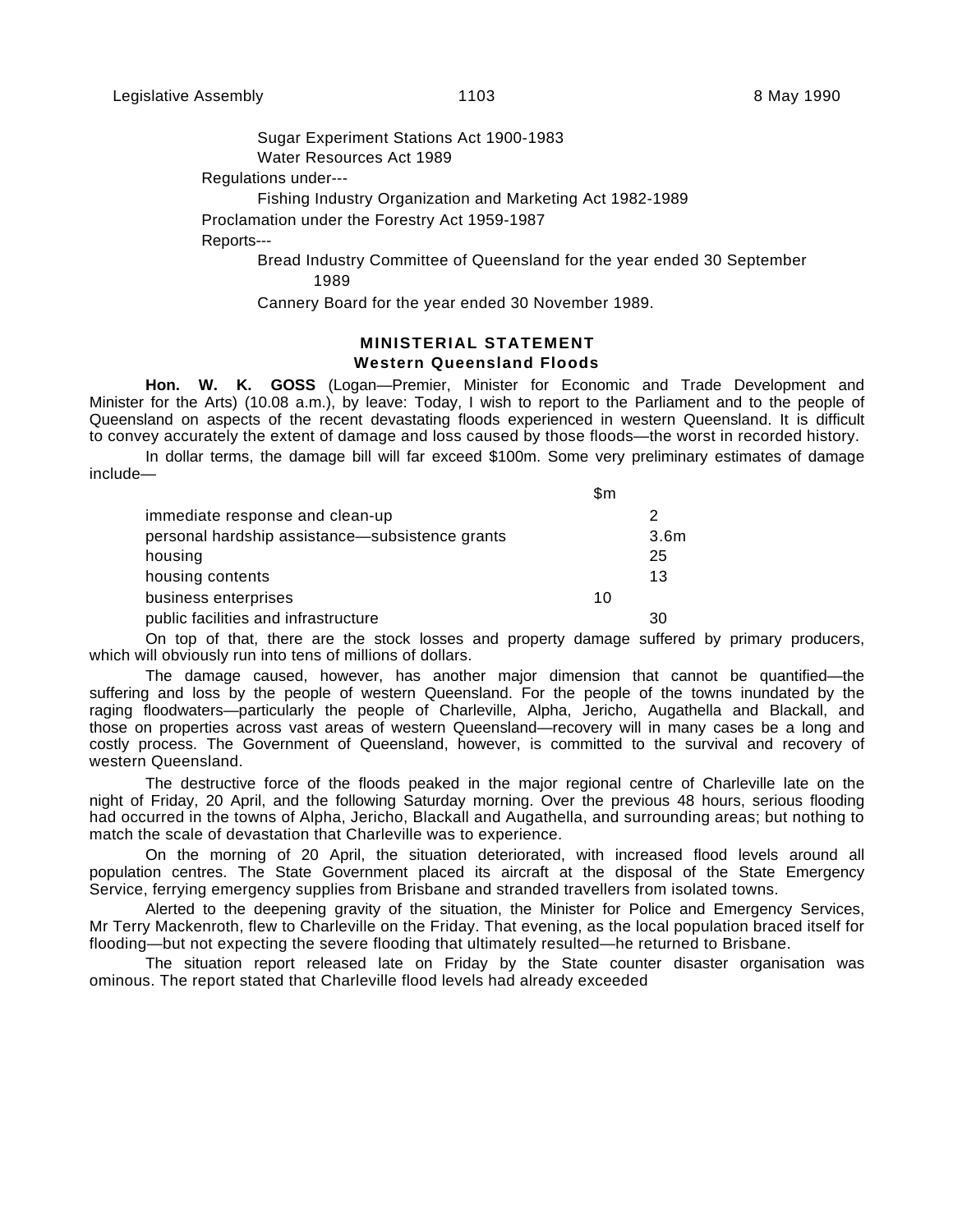Sugar Experiment Stations Act 1900-1983

Water Resources Act 1989

Regulations under---

Fishing Industry Organization and Marketing Act 1982-1989

Proclamation under the Forestry Act 1959-1987

Reports---

Bread Industry Committee of Queensland for the year ended 30 September 1989

Cannery Board for the year ended 30 November 1989.

## MINISTERIAL STATEMENT

### Western Queensland Floods

**Hon. W. K. GOSS** (Logan—Premier, Minister for Economic and Trade Development and Minister for the Arts) (10.08 a.m.), by leave: Today, I wish to report to the Parliament and to the people of Queensland on aspects of the recent devastating floods experienced in western Queensland. It is difficult to convey accurately the extent of damage and loss caused by those floods—the worst in recorded history.

In dollar terms, the damage bill will far exceed $100m. Some very preliminary estimates of damage include—

| | $m |
|---|---|
| immediate response and clean-up | 2 |
| personal hardship assistance—subsistence grants | 3.6m |
| housing | 25 |
| housing contents | 13 |
| business enterprises | 10 |
| public facilities and infrastructure | 30 |

On top of that, there are the stock losses and property damage suffered by primary producers, which will obviously run into tens of millions of dollars.

The damage caused, however, has another major dimension that cannot be quantified—the suffering and loss by the people of western Queensland. For the people of the towns inundated by the raging floodwaters—particularly the people of Charleville, Alpha, Jericho, Augathella and Blackall, and those on properties across vast areas of western Queensland—recovery will in many cases be a long and costly process. The Government of Queensland, however, is committed to the survival and recovery of western Queensland.

The destructive force of the floods peaked in the major regional centre of Charleville late on the night of Friday, 20 April, and the following Saturday morning. Over the previous 48 hours, serious flooding had occurred in the towns of Alpha, Jericho, Blackall and Augathella, and surrounding areas; but nothing to match the scale of devastation that Charleville was to experience.

On the morning of 20 April, the situation deteriorated, with increased flood levels around all population centres. The State Government placed its aircraft at the disposal of the State Emergency Service, ferrying emergency supplies from Brisbane and stranded travellers from isolated towns.

Alerted to the deepening gravity of the situation, the Minister for Police and Emergency Services, Mr Terry Mackenroth, flew to Charleville on the Friday. That evening, as the local population braced itself for flooding—but not expecting the severe flooding that ultimately resulted—he returned to Brisbane.

The situation report released late on Friday by the State counter disaster organisation was ominous. The report stated that Charleville flood levels had already exceeded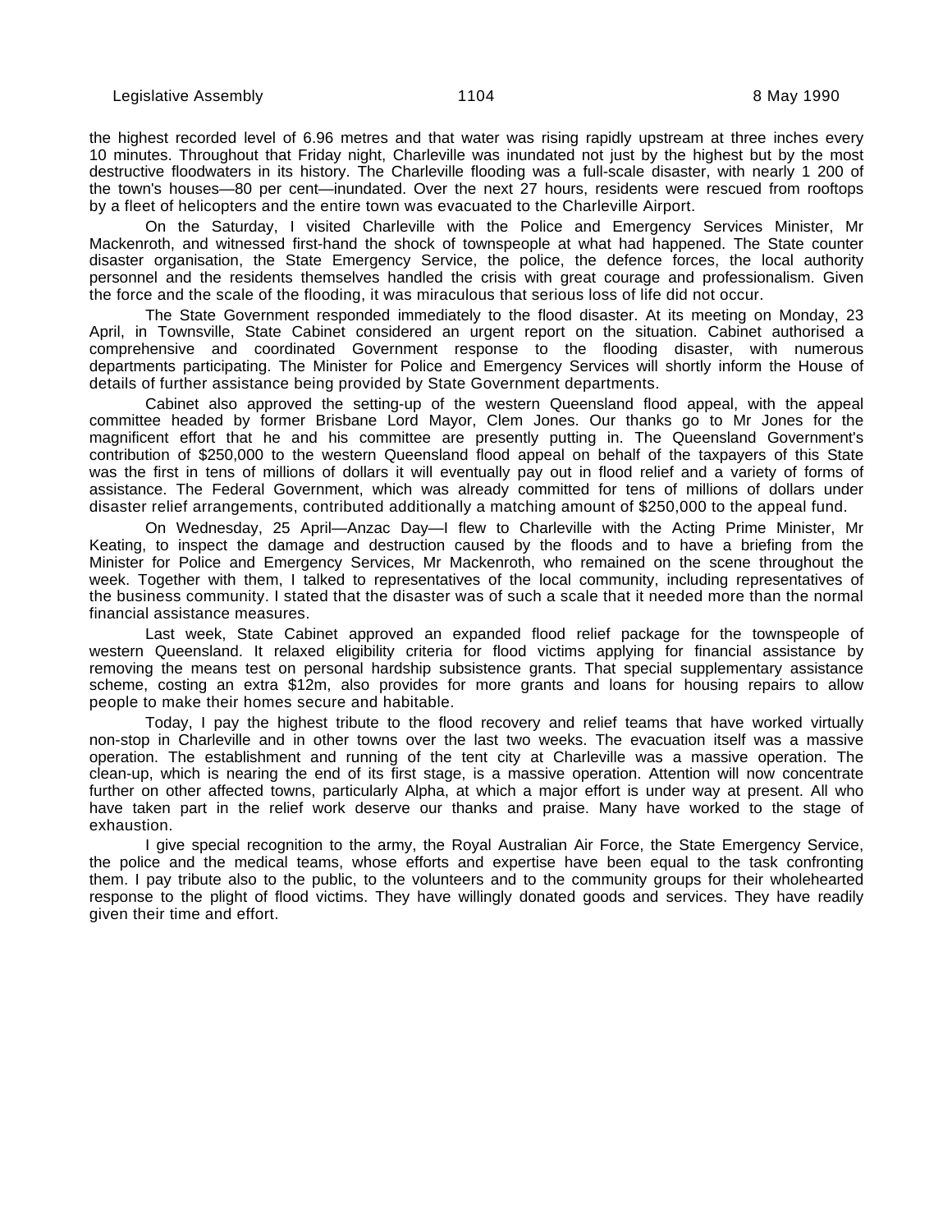the highest recorded level of 6.96 metres and that water was rising rapidly upstream at three inches every 10 minutes. Throughout that Friday night, Charleville was inundated not just by the highest but by the most destructive floodwaters in its history. The Charleville flooding was a full-scale disaster, with nearly 1 200 of the town's houses—80 per cent—inundated. Over the next 27 hours, residents were rescued from rooftops by a fleet of helicopters and the entire town was evacuated to the Charleville Airport.

On the Saturday, I visited Charleville with the Police and Emergency Services Minister, Mr Mackenroth, and witnessed first-hand the shock of townspeople at what had happened. The State counter disaster organisation, the State Emergency Service, the police, the defence forces, the local authority personnel and the residents themselves handled the crisis with great courage and professionalism. Given the force and the scale of the flooding, it was miraculous that serious loss of life did not occur.

The State Government responded immediately to the flood disaster. At its meeting on Monday, 23 April, in Townsville, State Cabinet considered an urgent report on the situation. Cabinet authorised a comprehensive and coordinated Government response to the flooding disaster, with numerous departments participating. The Minister for Police and Emergency Services will shortly inform the House of details of further assistance being provided by State Government departments.

Cabinet also approved the setting-up of the western Queensland flood appeal, with the appeal committee headed by former Brisbane Lord Mayor, Clem Jones. Our thanks go to Mr Jones for the magnificent effort that he and his committee are presently putting in. The Queensland Government's contribution of $250,000 to the western Queensland flood appeal on behalf of the taxpayers of this State was the first in tens of millions of dollars it will eventually pay out in flood relief and a variety of forms of assistance. The Federal Government, which was already committed for tens of millions of dollars under disaster relief arrangements, contributed additionally a matching amount of $250,000 to the appeal fund.

On Wednesday, 25 April—Anzac Day—I flew to Charleville with the Acting Prime Minister, Mr Keating, to inspect the damage and destruction caused by the floods and to have a briefing from the Minister for Police and Emergency Services, Mr Mackenroth, who remained on the scene throughout the week. Together with them, I talked to representatives of the local community, including representatives of the business community. I stated that the disaster was of such a scale that it needed more than the normal financial assistance measures.

Last week, State Cabinet approved an expanded flood relief package for the townspeople of western Queensland. It relaxed eligibility criteria for flood victims applying for financial assistance by removing the means test on personal hardship subsistence grants. That special supplementary assistance scheme, costing an extra $12m, also provides for more grants and loans for housing repairs to allow people to make their homes secure and habitable.

Today, I pay the highest tribute to the flood recovery and relief teams that have worked virtually non-stop in Charleville and in other towns over the last two weeks. The evacuation itself was a massive operation. The establishment and running of the tent city at Charleville was a massive operation. The clean-up, which is nearing the end of its first stage, is a massive operation. Attention will now concentrate further on other affected towns, particularly Alpha, at which a major effort is under way at present. All who have taken part in the relief work deserve our thanks and praise. Many have worked to the stage of exhaustion.

I give special recognition to the army, the Royal Australian Air Force, the State Emergency Service, the police and the medical teams, whose efforts and expertise have been equal to the task confronting them. I pay tribute also to the public, to the volunteers and to the community groups for their wholehearted response to the plight of flood victims. They have willingly donated goods and services. They have readily given their time and effort.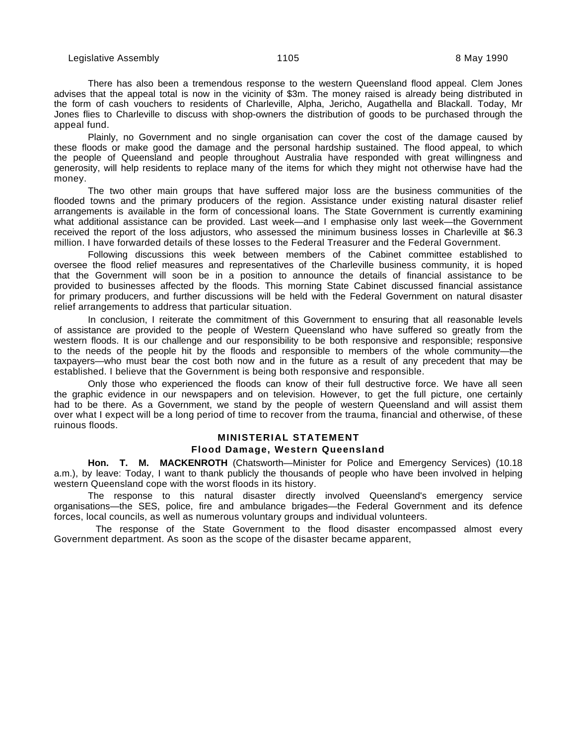There has also been a tremendous response to the western Queensland flood appeal. Clem Jones advises that the appeal total is now in the vicinity of $3m. The money raised is already being distributed in the form of cash vouchers to residents of Charleville, Alpha, Jericho, Augathella and Blackall. Today, Mr Jones flies to Charleville to discuss with shop-owners the distribution of goods to be purchased through the appeal fund.

Plainly, no Government and no single organisation can cover the cost of the damage caused by these floods or make good the damage and the personal hardship sustained. The flood appeal, to which the people of Queensland and people throughout Australia have responded with great willingness and generosity, will help residents to replace many of the items for which they might not otherwise have had the money.

The two other main groups that have suffered major loss are the business communities of the flooded towns and the primary producers of the region. Assistance under existing natural disaster relief arrangements is available in the form of concessional loans. The State Government is currently examining what additional assistance can be provided. Last week—and I emphasise only last week—the Government received the report of the loss adjustors, who assessed the minimum business losses in Charleville at $6.3 million. I have forwarded details of these losses to the Federal Treasurer and the Federal Government.

Following discussions this week between members of the Cabinet committee established to oversee the flood relief measures and representatives of the Charleville business community, it is hoped that the Government will soon be in a position to announce the details of financial assistance to be provided to businesses affected by the floods. This morning State Cabinet discussed financial assistance for primary producers, and further discussions will be held with the Federal Government on natural disaster relief arrangements to address that particular situation.

In conclusion, I reiterate the commitment of this Government to ensuring that all reasonable levels of assistance are provided to the people of Western Queensland who have suffered so greatly from the western floods. It is our challenge and our responsibility to be both responsive and responsible; responsive to the needs of the people hit by the floods and responsible to members of the whole community—the taxpayers—who must bear the cost both now and in the future as a result of any precedent that may be established. I believe that the Government is being both responsive and responsible.

Only those who experienced the floods can know of their full destructive force. We have all seen the graphic evidence in our newspapers and on television. However, to get the full picture, one certainly had to be there. As a Government, we stand by the people of western Queensland and will assist them over what I expect will be a long period of time to recover from the trauma, financial and otherwise, of these ruinous floods.

## MINISTERIAL STATEMENT

### Flood Damage, Western Queensland

**Hon. T. M. MACKENROTH** (Chatsworth—Minister for Police and Emergency Services) (10.18 a.m.), by leave: Today, I want to thank publicly the thousands of people who have been involved in helping western Queensland cope with the worst floods in its history.

The response to this natural disaster directly involved Queensland's emergency service organisations—the SES, police, fire and ambulance brigades—the Federal Government and its defence forces, local councils, as well as numerous voluntary groups and individual volunteers.

The response of the State Government to the flood disaster encompassed almost every Government department. As soon as the scope of the disaster became apparent,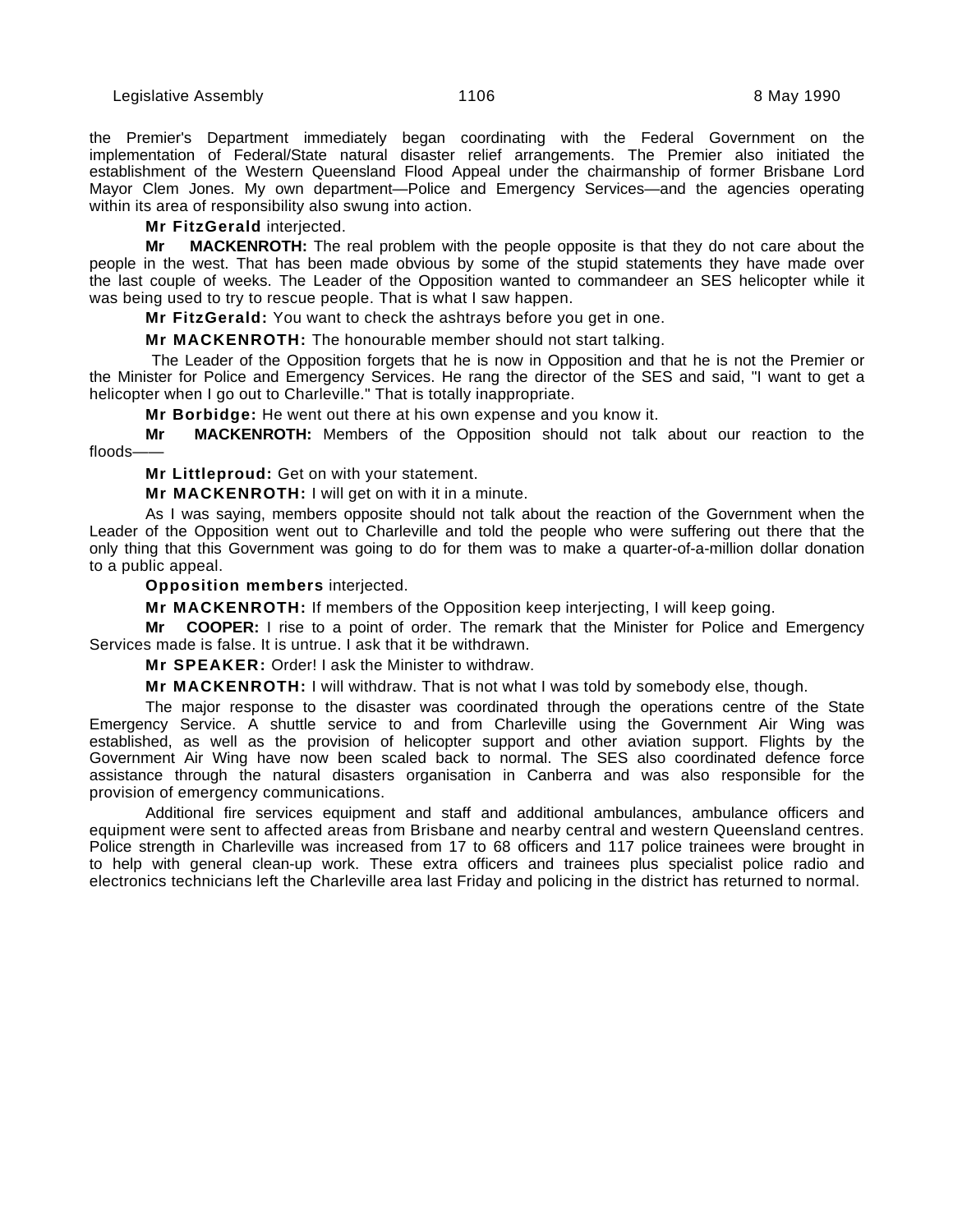the Premier's Department immediately began coordinating with the Federal Government on the implementation of Federal/State natural disaster relief arrangements. The Premier also initiated the establishment of the Western Queensland Flood Appeal under the chairmanship of former Brisbane Lord Mayor Clem Jones. My own department—Police and Emergency Services—and the agencies operating within its area of responsibility also swung into action.

**Mr FitzGerald** interjected.

**Mr MACKENROTH:** The real problem with the people opposite is that they do not care about the people in the west. That has been made obvious by some of the stupid statements they have made over the last couple of weeks. The Leader of the Opposition wanted to commandeer an SES helicopter while it was being used to try to rescue people. That is what I saw happen.

**Mr FitzGerald:** You want to check the ashtrays before you get in one.

**Mr MACKENROTH:** The honourable member should not start talking.

The Leader of the Opposition forgets that he is now in Opposition and that he is not the Premier or the Minister for Police and Emergency Services. He rang the director of the SES and said, "I want to get a helicopter when I go out to Charleville." That is totally inappropriate.

**Mr Borbidge:** He went out there at his own expense and you know it.

**Mr MACKENROTH:** Members of the Opposition should not talk about our reaction to the floods——

**Mr Littleproud:** Get on with your statement.

**Mr MACKENROTH:** I will get on with it in a minute.

As I was saying, members opposite should not talk about the reaction of the Government when the Leader of the Opposition went out to Charleville and told the people who were suffering out there that the only thing that this Government was going to do for them was to make a quarter-of-a-million dollar donation to a public appeal.

**Opposition members** interjected.

**Mr MACKENROTH:** If members of the Opposition keep interjecting, I will keep going.

**Mr COOPER:** I rise to a point of order. The remark that the Minister for Police and Emergency Services made is false. It is untrue. I ask that it be withdrawn.

**Mr SPEAKER:** Order! I ask the Minister to withdraw.

**Mr MACKENROTH:** I will withdraw. That is not what I was told by somebody else, though.

The major response to the disaster was coordinated through the operations centre of the State Emergency Service. A shuttle service to and from Charleville using the Government Air Wing was established, as well as the provision of helicopter support and other aviation support. Flights by the Government Air Wing have now been scaled back to normal. The SES also coordinated defence force assistance through the natural disasters organisation in Canberra and was also responsible for the provision of emergency communications.

Additional fire services equipment and staff and additional ambulances, ambulance officers and equipment were sent to affected areas from Brisbane and nearby central and western Queensland centres. Police strength in Charleville was increased from 17 to 68 officers and 117 police trainees were brought in to help with general clean-up work. These extra officers and trainees plus specialist police radio and electronics technicians left the Charleville area last Friday and policing in the district has returned to normal.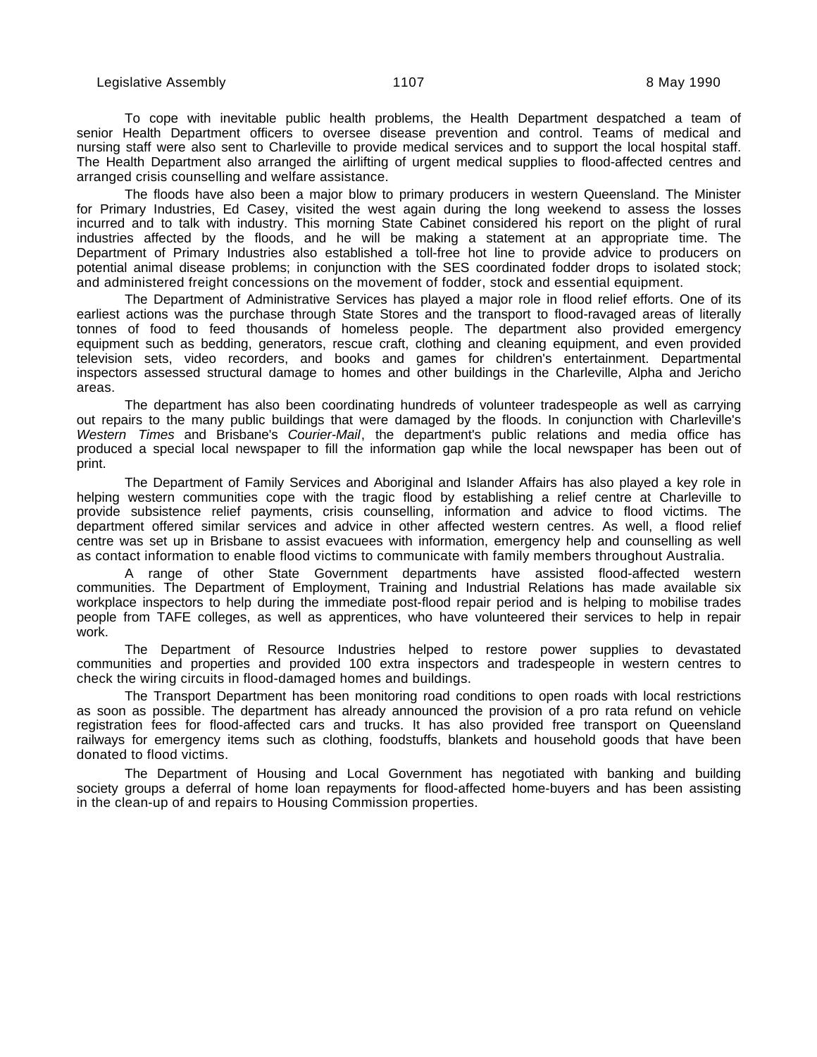To cope with inevitable public health problems, the Health Department despatched a team of senior Health Department officers to oversee disease prevention and control. Teams of medical and nursing staff were also sent to Charleville to provide medical services and to support the local hospital staff. The Health Department also arranged the airlifting of urgent medical supplies to flood-affected centres and arranged crisis counselling and welfare assistance.

The floods have also been a major blow to primary producers in western Queensland. The Minister for Primary Industries, Ed Casey, visited the west again during the long weekend to assess the losses incurred and to talk with industry. This morning State Cabinet considered his report on the plight of rural industries affected by the floods, and he will be making a statement at an appropriate time. The Department of Primary Industries also established a toll-free hot line to provide advice to producers on potential animal disease problems; in conjunction with the SES coordinated fodder drops to isolated stock; and administered freight concessions on the movement of fodder, stock and essential equipment.

The Department of Administrative Services has played a major role in flood relief efforts. One of its earliest actions was the purchase through State Stores and the transport to flood-ravaged areas of literally tonnes of food to feed thousands of homeless people. The department also provided emergency equipment such as bedding, generators, rescue craft, clothing and cleaning equipment, and even provided television sets, video recorders, and books and games for children's entertainment. Departmental inspectors assessed structural damage to homes and other buildings in the Charleville, Alpha and Jericho areas.

The department has also been coordinating hundreds of volunteer tradespeople as well as carrying out repairs to the many public buildings that were damaged by the floods. In conjunction with Charleville's *Western Times* and Brisbane's *Courier-Mail*, the department's public relations and media office has produced a special local newspaper to fill the information gap while the local newspaper has been out of print.

The Department of Family Services and Aboriginal and Islander Affairs has also played a key role in helping western communities cope with the tragic flood by establishing a relief centre at Charleville to provide subsistence relief payments, crisis counselling, information and advice to flood victims. The department offered similar services and advice in other affected western centres. As well, a flood relief centre was set up in Brisbane to assist evacuees with information, emergency help and counselling as well as contact information to enable flood victims to communicate with family members throughout Australia.

A range of other State Government departments have assisted flood-affected western communities. The Department of Employment, Training and Industrial Relations has made available six workplace inspectors to help during the immediate post-flood repair period and is helping to mobilise trades people from TAFE colleges, as well as apprentices, who have volunteered their services to help in repair work.

The Department of Resource Industries helped to restore power supplies to devastated communities and properties and provided 100 extra inspectors and tradespeople in western centres to check the wiring circuits in flood-damaged homes and buildings.

The Transport Department has been monitoring road conditions to open roads with local restrictions as soon as possible. The department has already announced the provision of a pro rata refund on vehicle registration fees for flood-affected cars and trucks. It has also provided free transport on Queensland railways for emergency items such as clothing, foodstuffs, blankets and household goods that have been donated to flood victims.

The Department of Housing and Local Government has negotiated with banking and building society groups a deferral of home loan repayments for flood-affected home-buyers and has been assisting in the clean-up of and repairs to Housing Commission properties.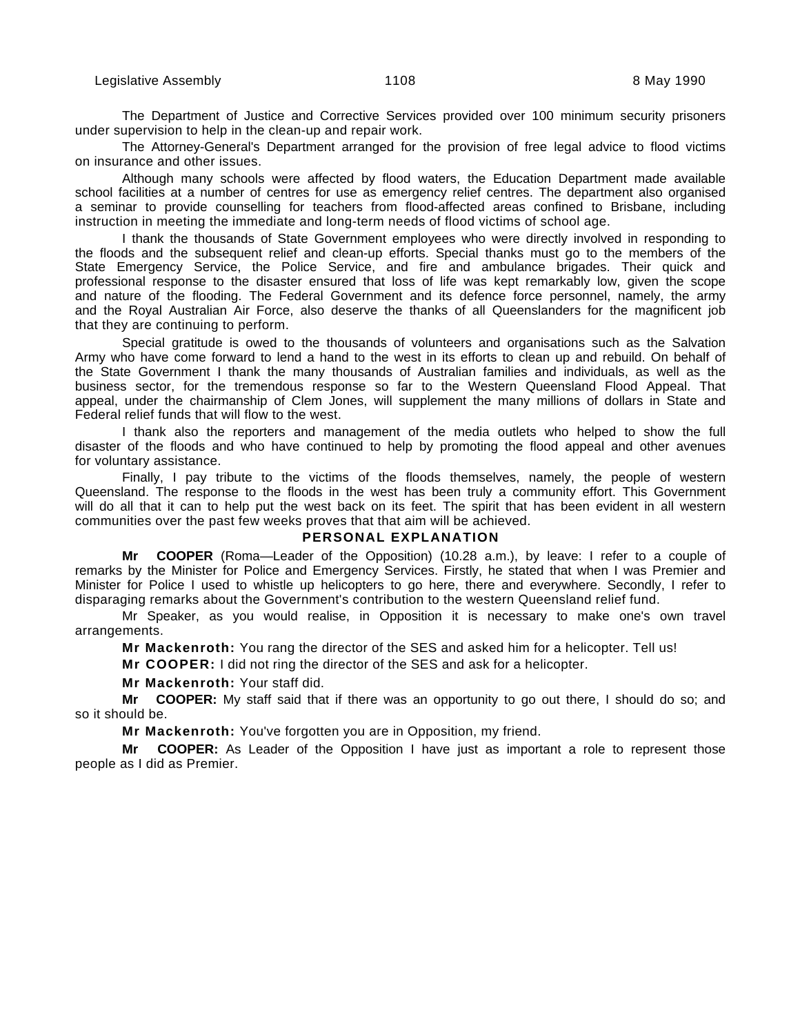The Department of Justice and Corrective Services provided over 100 minimum security prisoners under supervision to help in the clean-up and repair work.

The Attorney-General's Department arranged for the provision of free legal advice to flood victims on insurance and other issues.

Although many schools were affected by flood waters, the Education Department made available school facilities at a number of centres for use as emergency relief centres. The department also organised a seminar to provide counselling for teachers from flood-affected areas confined to Brisbane, including instruction in meeting the immediate and long-term needs of flood victims of school age.

I thank the thousands of State Government employees who were directly involved in responding to the floods and the subsequent relief and clean-up efforts. Special thanks must go to the members of the State Emergency Service, the Police Service, and fire and ambulance brigades. Their quick and professional response to the disaster ensured that loss of life was kept remarkably low, given the scope and nature of the flooding. The Federal Government and its defence force personnel, namely, the army and the Royal Australian Air Force, also deserve the thanks of all Queenslanders for the magnificent job that they are continuing to perform.

Special gratitude is owed to the thousands of volunteers and organisations such as the Salvation Army who have come forward to lend a hand to the west in its efforts to clean up and rebuild. On behalf of the State Government I thank the many thousands of Australian families and individuals, as well as the business sector, for the tremendous response so far to the Western Queensland Flood Appeal. That appeal, under the chairmanship of Clem Jones, will supplement the many millions of dollars in State and Federal relief funds that will flow to the west.

I thank also the reporters and management of the media outlets who helped to show the full disaster of the floods and who have continued to help by promoting the flood appeal and other avenues for voluntary assistance.

Finally, I pay tribute to the victims of the floods themselves, namely, the people of western Queensland. The response to the floods in the west has been truly a community effort. This Government will do all that it can to help put the west back on its feet. The spirit that has been evident in all western communities over the past few weeks proves that that aim will be achieved.

## PERSONAL EXPLANATION

**Mr COOPER** (Roma—Leader of the Opposition) (10.28 a.m.), by leave: I refer to a couple of remarks by the Minister for Police and Emergency Services. Firstly, he stated that when I was Premier and Minister for Police I used to whistle up helicopters to go here, there and everywhere. Secondly, I refer to disparaging remarks about the Government's contribution to the western Queensland relief fund.

Mr Speaker, as you would realise, in Opposition it is necessary to make one's own travel arrangements.

**Mr Mackenroth:** You rang the director of the SES and asked him for a helicopter. Tell us!

**Mr COOPER:** I did not ring the director of the SES and ask for a helicopter.

**Mr Mackenroth:** Your staff did.

**Mr COOPER:** My staff said that if there was an opportunity to go out there, I should do so; and so it should be.

**Mr Mackenroth:** You've forgotten you are in Opposition, my friend.

**Mr COOPER:** As Leader of the Opposition I have just as important a role to represent those people as I did as Premier.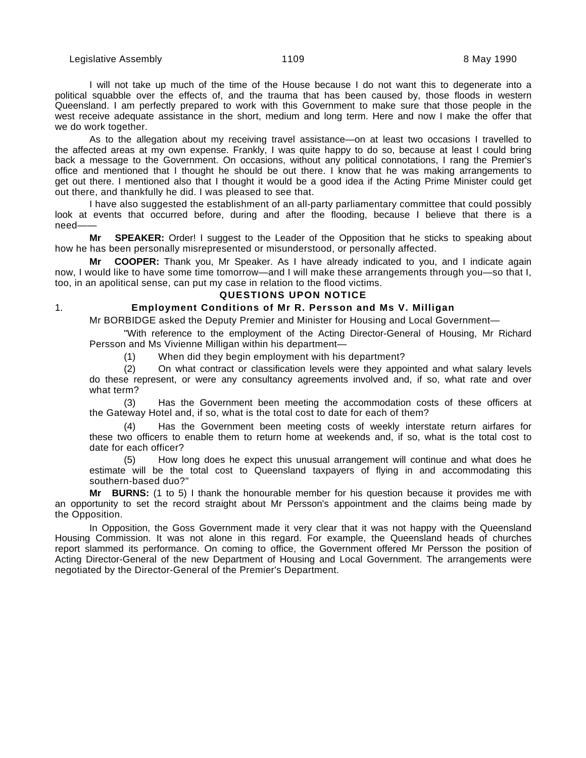I will not take up much of the time of the House because I do not want this to degenerate into a political squabble over the effects of, and the trauma that has been caused by, those floods in western Queensland. I am perfectly prepared to work with this Government to make sure that those people in the west receive adequate assistance in the short, medium and long term. Here and now I make the offer that we do work together.

As to the allegation about my receiving travel assistance—on at least two occasions I travelled to the affected areas at my own expense. Frankly, I was quite happy to do so, because at least I could bring back a message to the Government. On occasions, without any political connotations, I rang the Premier's office and mentioned that I thought he should be out there. I know that he was making arrangements to get out there. I mentioned also that I thought it would be a good idea if the Acting Prime Minister could get out there, and thankfully he did. I was pleased to see that.

I have also suggested the establishment of an all-party parliamentary committee that could possibly look at events that occurred before, during and after the flooding, because I believe that there is a need——

**Mr SPEAKER:** Order! I suggest to the Leader of the Opposition that he sticks to speaking about how he has been personally misrepresented or misunderstood, or personally affected.

**Mr COOPER:** Thank you, Mr Speaker. As I have already indicated to you, and I indicate again now, I would like to have some time tomorrow—and I will make these arrangements through you—so that I, too, in an apolitical sense, can put my case in relation to the flood victims.

## QUESTIONS UPON NOTICE

### 1. Employment Conditions of Mr R. Persson and Ms V. Milligan

Mr BORBIDGE asked the Deputy Premier and Minister for Housing and Local Government—

"With reference to the employment of the Acting Director-General of Housing, Mr Richard Persson and Ms Vivienne Milligan within his department—

(1) When did they begin employment with his department?

(2) On what contract or classification levels were they appointed and what salary levels do these represent, or were any consultancy agreements involved and, if so, what rate and over what term?

(3) Has the Government been meeting the accommodation costs of these officers at the Gateway Hotel and, if so, what is the total cost to date for each of them?

(4) Has the Government been meeting costs of weekly interstate return airfares for these two officers to enable them to return home at weekends and, if so, what is the total cost to date for each officer?

(5) How long does he expect this unusual arrangement will continue and what does he estimate will be the total cost to Queensland taxpayers of flying in and accommodating this southern-based duo?"

**Mr BURNS:** (1 to 5) I thank the honourable member for his question because it provides me with an opportunity to set the record straight about Mr Persson's appointment and the claims being made by the Opposition.

In Opposition, the Goss Government made it very clear that it was not happy with the Queensland Housing Commission. It was not alone in this regard. For example, the Queensland heads of churches report slammed its performance. On coming to office, the Government offered Mr Persson the position of Acting Director-General of the new Department of Housing and Local Government. The arrangements were negotiated by the Director-General of the Premier's Department.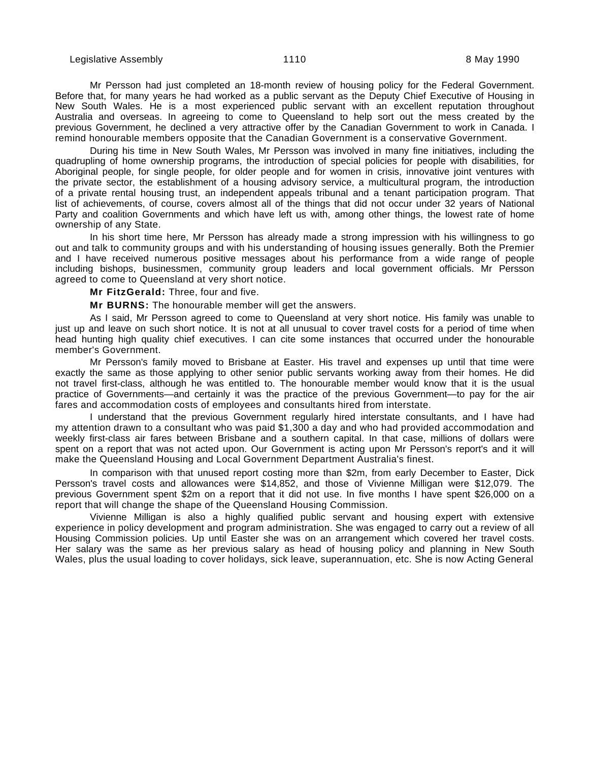Mr Persson had just completed an 18-month review of housing policy for the Federal Government. Before that, for many years he had worked as a public servant as the Deputy Chief Executive of Housing in New South Wales. He is a most experienced public servant with an excellent reputation throughout Australia and overseas. In agreeing to come to Queensland to help sort out the mess created by the previous Government, he declined a very attractive offer by the Canadian Government to work in Canada. I remind honourable members opposite that the Canadian Government is a conservative Government.

During his time in New South Wales, Mr Persson was involved in many fine initiatives, including the quadrupling of home ownership programs, the introduction of special policies for people with disabilities, for Aboriginal people, for single people, for older people and for women in crisis, innovative joint ventures with the private sector, the establishment of a housing advisory service, a multicultural program, the introduction of a private rental housing trust, an independent appeals tribunal and a tenant participation program. That list of achievements, of course, covers almost all of the things that did not occur under 32 years of National Party and coalition Governments and which have left us with, among other things, the lowest rate of home ownership of any State.

In his short time here, Mr Persson has already made a strong impression with his willingness to go out and talk to community groups and with his understanding of housing issues generally. Both the Premier and I have received numerous positive messages about his performance from a wide range of people including bishops, businessmen, community group leaders and local government officials. Mr Persson agreed to come to Queensland at very short notice.

**Mr FitzGerald:** Three, four and five.

**Mr BURNS:** The honourable member will get the answers.

As I said, Mr Persson agreed to come to Queensland at very short notice. His family was unable to just up and leave on such short notice. It is not at all unusual to cover travel costs for a period of time when head hunting high quality chief executives. I can cite some instances that occurred under the honourable member's Government.

Mr Persson's family moved to Brisbane at Easter. His travel and expenses up until that time were exactly the same as those applying to other senior public servants working away from their homes. He did not travel first-class, although he was entitled to. The honourable member would know that it is the usual practice of Governments—and certainly it was the practice of the previous Government—to pay for the air fares and accommodation costs of employees and consultants hired from interstate.

I understand that the previous Government regularly hired interstate consultants, and I have had my attention drawn to a consultant who was paid $1,300 a day and who had provided accommodation and weekly first-class air fares between Brisbane and a southern capital. In that case, millions of dollars were spent on a report that was not acted upon. Our Government is acting upon Mr Persson's report's and it will make the Queensland Housing and Local Government Department Australia's finest.

In comparison with that unused report costing more than $2m, from early December to Easter, Dick Persson's travel costs and allowances were $14,852, and those of Vivienne Milligan were $12,079. The previous Government spent $2m on a report that it did not use. In five months I have spent $26,000 on a report that will change the shape of the Queensland Housing Commission.

Vivienne Milligan is also a highly qualified public servant and housing expert with extensive experience in policy development and program administration. She was engaged to carry out a review of all Housing Commission policies. Up until Easter she was on an arrangement which covered her travel costs. Her salary was the same as her previous salary as head of housing policy and planning in New South Wales, plus the usual loading to cover holidays, sick leave, superannuation, etc. She is now Acting General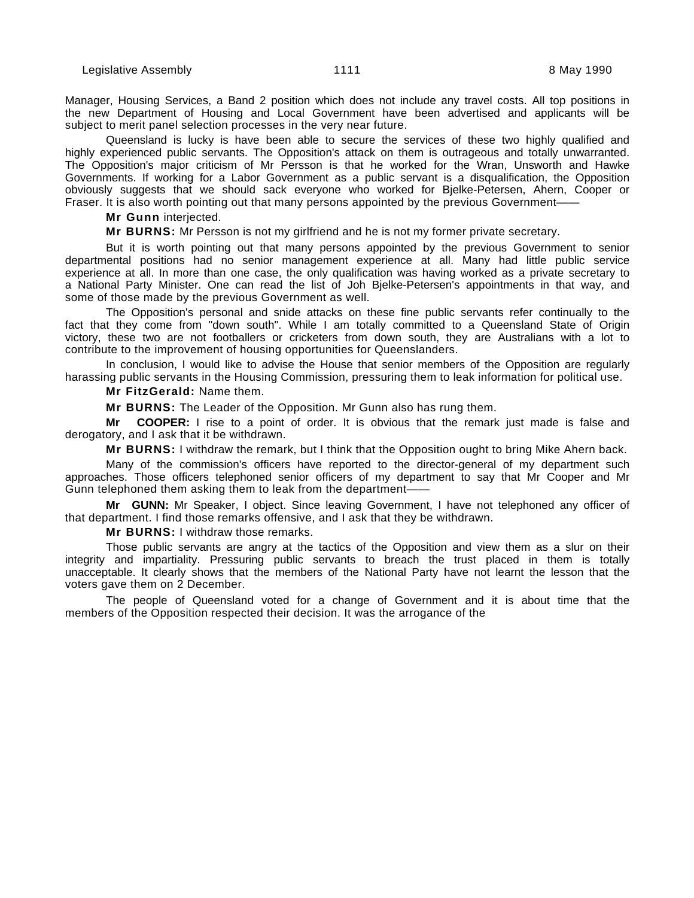Manager, Housing Services, a Band 2 position which does not include any travel costs. All top positions in the new Department of Housing and Local Government have been advertised and applicants will be subject to merit panel selection processes in the very near future.

Queensland is lucky is have been able to secure the services of these two highly qualified and highly experienced public servants. The Opposition's attack on them is outrageous and totally unwarranted. The Opposition's major criticism of Mr Persson is that he worked for the Wran, Unsworth and Hawke Governments. If working for a Labor Government as a public servant is a disqualification, the Opposition obviously suggests that we should sack everyone who worked for Bjelke-Petersen, Ahern, Cooper or Fraser. It is also worth pointing out that many persons appointed by the previous Government——

**Mr Gunn** interjected.

**Mr BURNS:** Mr Persson is not my girlfriend and he is not my former private secretary.

But it is worth pointing out that many persons appointed by the previous Government to senior departmental positions had no senior management experience at all. Many had little public service experience at all. In more than one case, the only qualification was having worked as a private secretary to a National Party Minister. One can read the list of Joh Bjelke-Petersen's appointments in that way, and some of those made by the previous Government as well.

The Opposition's personal and snide attacks on these fine public servants refer continually to the fact that they come from "down south". While I am totally committed to a Queensland State of Origin victory, these two are not footballers or cricketers from down south, they are Australians with a lot to contribute to the improvement of housing opportunities for Queenslanders.

In conclusion, I would like to advise the House that senior members of the Opposition are regularly harassing public servants in the Housing Commission, pressuring them to leak information for political use.

**Mr FitzGerald:** Name them.

**Mr BURNS:** The Leader of the Opposition. Mr Gunn also has rung them.

**Mr COOPER:** I rise to a point of order. It is obvious that the remark just made is false and derogatory, and I ask that it be withdrawn.

**Mr BURNS:** I withdraw the remark, but I think that the Opposition ought to bring Mike Ahern back.

Many of the commission's officers have reported to the director-general of my department such approaches. Those officers telephoned senior officers of my department to say that Mr Cooper and Mr Gunn telephoned them asking them to leak from the department——

**Mr GUNN:** Mr Speaker, I object. Since leaving Government, I have not telephoned any officer of that department. I find those remarks offensive, and I ask that they be withdrawn.

**Mr BURNS:** I withdraw those remarks.

Those public servants are angry at the tactics of the Opposition and view them as a slur on their integrity and impartiality. Pressuring public servants to breach the trust placed in them is totally unacceptable. It clearly shows that the members of the National Party have not learnt the lesson that the voters gave them on 2 December.

The people of Queensland voted for a change of Government and it is about time that the members of the Opposition respected their decision. It was the arrogance of the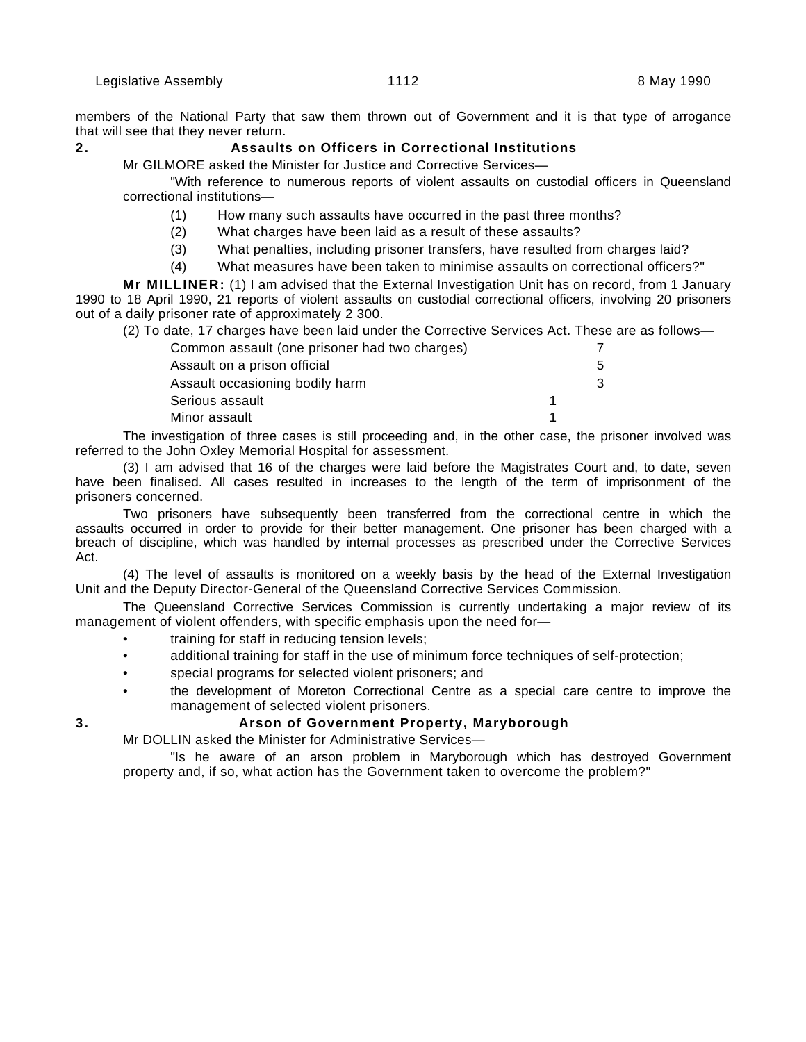members of the National Party that saw them thrown out of Government and it is that type of arrogance that will see that they never return.

## 2. Assaults on Officers in Correctional Institutions

Mr GILMORE asked the Minister for Justice and Corrective Services—

"With reference to numerous reports of violent assaults on custodial officers in Queensland correctional institutions—

(1) How many such assaults have occurred in the past three months?

(2) What charges have been laid as a result of these assaults?

(3) What penalties, including prisoner transfers, have resulted from charges laid?

(4) What measures have been taken to minimise assaults on correctional officers?"

**Mr MILLINER:** (1) I am advised that the External Investigation Unit has on record, from 1 January 1990 to 18 April 1990, 21 reports of violent assaults on custodial correctional officers, involving 20 prisoners out of a daily prisoner rate of approximately 2 300.

(2) To date, 17 charges have been laid under the Corrective Services Act. These are as follows—

| | |
|---|---|
| Common assault (one prisoner had two charges) | 7 |
| Assault on a prison official | 5 |
| Assault occasioning bodily harm | 3 |
| Serious assault | 1 |
| Minor assault | 1 |

The investigation of three cases is still proceeding and, in the other case, the prisoner involved was referred to the John Oxley Memorial Hospital for assessment.

(3) I am advised that 16 of the charges were laid before the Magistrates Court and, to date, seven have been finalised. All cases resulted in increases to the length of the term of imprisonment of the prisoners concerned.

Two prisoners have subsequently been transferred from the correctional centre in which the assaults occurred in order to provide for their better management. One prisoner has been charged with a breach of discipline, which was handled by internal processes as prescribed under the Corrective Services Act.

(4) The level of assaults is monitored on a weekly basis by the head of the External Investigation Unit and the Deputy Director-General of the Queensland Corrective Services Commission.

The Queensland Corrective Services Commission is currently undertaking a major review of its management of violent offenders, with specific emphasis upon the need for—

- training for staff in reducing tension levels;
- additional training for staff in the use of minimum force techniques of self-protection;
- special programs for selected violent prisoners; and
- the development of Moreton Correctional Centre as a special care centre to improve the management of selected violent prisoners.

## 3. Arson of Government Property, Maryborough

Mr DOLLIN asked the Minister for Administrative Services—

"Is he aware of an arson problem in Maryborough which has destroyed Government property and, if so, what action has the Government taken to overcome the problem?"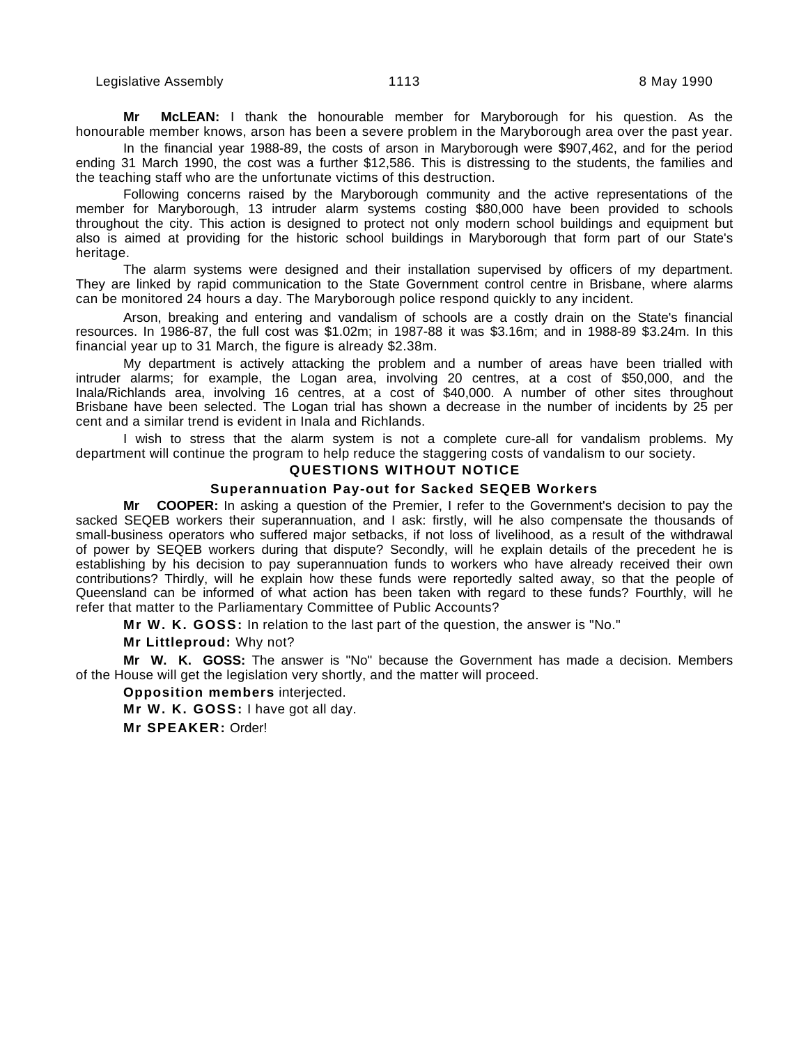**Mr McLEAN:** I thank the honourable member for Maryborough for his question. As the honourable member knows, arson has been a severe problem in the Maryborough area over the past year.

In the financial year 1988-89, the costs of arson in Maryborough were $907,462, and for the period ending 31 March 1990, the cost was a further $12,586. This is distressing to the students, the families and the teaching staff who are the unfortunate victims of this destruction.

Following concerns raised by the Maryborough community and the active representations of the member for Maryborough, 13 intruder alarm systems costing $80,000 have been provided to schools throughout the city. This action is designed to protect not only modern school buildings and equipment but also is aimed at providing for the historic school buildings in Maryborough that form part of our State's heritage.

The alarm systems were designed and their installation supervised by officers of my department. They are linked by rapid communication to the State Government control centre in Brisbane, where alarms can be monitored 24 hours a day. The Maryborough police respond quickly to any incident.

Arson, breaking and entering and vandalism of schools are a costly drain on the State's financial resources. In 1986-87, the full cost was $1.02m; in 1987-88 it was $3.16m; and in 1988-89 $3.24m. In this financial year up to 31 March, the figure is already $2.38m.

My department is actively attacking the problem and a number of areas have been trialled with intruder alarms; for example, the Logan area, involving 20 centres, at a cost of $50,000, and the Inala/Richlands area, involving 16 centres, at a cost of $40,000. A number of other sites throughout Brisbane have been selected. The Logan trial has shown a decrease in the number of incidents by 25 per cent and a similar trend is evident in Inala and Richlands.

I wish to stress that the alarm system is not a complete cure-all for vandalism problems. My department will continue the program to help reduce the staggering costs of vandalism to our society.

## QUESTIONS WITHOUT NOTICE

### Superannuation Pay-out for Sacked SEQEB Workers

**Mr COOPER:** In asking a question of the Premier, I refer to the Government's decision to pay the sacked SEQEB workers their superannuation, and I ask: firstly, will he also compensate the thousands of small-business operators who suffered major setbacks, if not loss of livelihood, as a result of the withdrawal of power by SEQEB workers during that dispute? Secondly, will he explain details of the precedent he is establishing by his decision to pay superannuation funds to workers who have already received their own contributions? Thirdly, will he explain how these funds were reportedly salted away, so that the people of Queensland can be informed of what action has been taken with regard to these funds? Fourthly, will he refer that matter to the Parliamentary Committee of Public Accounts?

**Mr W. K. GOSS:** In relation to the last part of the question, the answer is "No."

**Mr Littleproud:** Why not?

**Mr W. K. GOSS:** The answer is "No" because the Government has made a decision. Members of the House will get the legislation very shortly, and the matter will proceed.

**Opposition members** interjected.

**Mr W. K. GOSS:** I have got all day.

**Mr SPEAKER:** Order!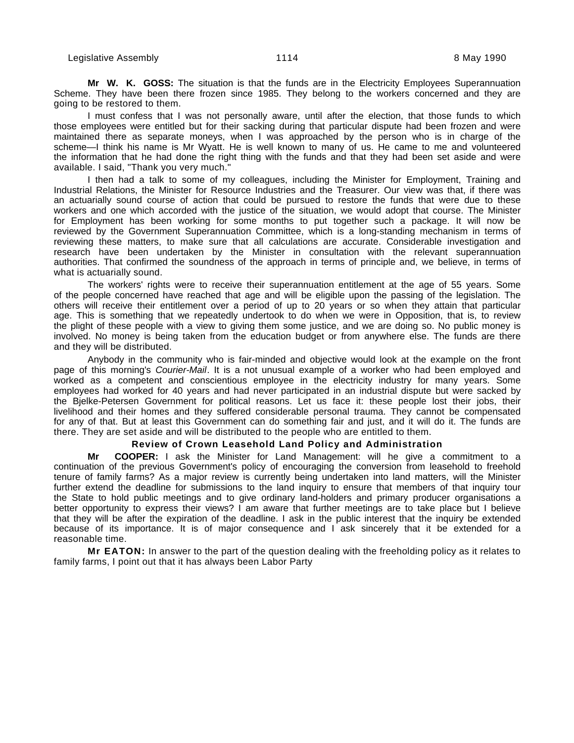**Mr W. K. GOSS:** The situation is that the funds are in the Electricity Employees Superannuation Scheme. They have been there frozen since 1985. They belong to the workers concerned and they are going to be restored to them.

I must confess that I was not personally aware, until after the election, that those funds to which those employees were entitled but for their sacking during that particular dispute had been frozen and were maintained there as separate moneys, when I was approached by the person who is in charge of the scheme—I think his name is Mr Wyatt. He is well known to many of us. He came to me and volunteered the information that he had done the right thing with the funds and that they had been set aside and were available. I said, "Thank you very much."

I then had a talk to some of my colleagues, including the Minister for Employment, Training and Industrial Relations, the Minister for Resource Industries and the Treasurer. Our view was that, if there was an actuarially sound course of action that could be pursued to restore the funds that were due to these workers and one which accorded with the justice of the situation, we would adopt that course. The Minister for Employment has been working for some months to put together such a package. It will now be reviewed by the Government Superannuation Committee, which is a long-standing mechanism in terms of reviewing these matters, to make sure that all calculations are accurate. Considerable investigation and research have been undertaken by the Minister in consultation with the relevant superannuation authorities. That confirmed the soundness of the approach in terms of principle and, we believe, in terms of what is actuarially sound.

The workers' rights were to receive their superannuation entitlement at the age of 55 years. Some of the people concerned have reached that age and will be eligible upon the passing of the legislation. The others will receive their entitlement over a period of up to 20 years or so when they attain that particular age. This is something that we repeatedly undertook to do when we were in Opposition, that is, to review the plight of these people with a view to giving them some justice, and we are doing so. No public money is involved. No money is being taken from the education budget or from anywhere else. The funds are there and they will be distributed.

Anybody in the community who is fair-minded and objective would look at the example on the front page of this morning's *Courier-Mail*. It is a not unusual example of a worker who had been employed and worked as a competent and conscientious employee in the electricity industry for many years. Some employees had worked for 40 years and had never participated in an industrial dispute but were sacked by the Bjelke-Petersen Government for political reasons. Let us face it: these people lost their jobs, their livelihood and their homes and they suffered considerable personal trauma. They cannot be compensated for any of that. But at least this Government can do something fair and just, and it will do it. The funds are there. They are set aside and will be distributed to the people who are entitled to them.

### Review of Crown Leasehold Land Policy and Administration

**Mr COOPER:** I ask the Minister for Land Management: will he give a commitment to a continuation of the previous Government's policy of encouraging the conversion from leasehold to freehold tenure of family farms? As a major review is currently being undertaken into land matters, will the Minister further extend the deadline for submissions to the land inquiry to ensure that members of that inquiry tour the State to hold public meetings and to give ordinary land-holders and primary producer organisations a better opportunity to express their views? I am aware that further meetings are to take place but I believe that they will be after the expiration of the deadline. I ask in the public interest that the inquiry be extended because of its importance. It is of major consequence and I ask sincerely that it be extended for a reasonable time.

**Mr EATON:** In answer to the part of the question dealing with the freeholding policy as it relates to family farms, I point out that it has always been Labor Party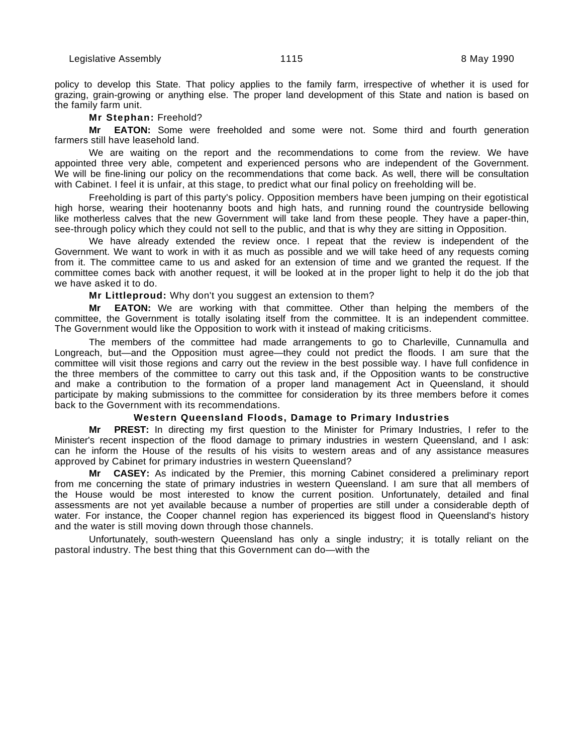policy to develop this State. That policy applies to the family farm, irrespective of whether it is used for grazing, grain-growing or anything else. The proper land development of this State and nation is based on the family farm unit.

**Mr Stephan:** Freehold?

**Mr EATON:** Some were freeholded and some were not. Some third and fourth generation farmers still have leasehold land.

We are waiting on the report and the recommendations to come from the review. We have appointed three very able, competent and experienced persons who are independent of the Government. We will be fine-lining our policy on the recommendations that come back. As well, there will be consultation with Cabinet. I feel it is unfair, at this stage, to predict what our final policy on freeholding will be.

Freeholding is part of this party's policy. Opposition members have been jumping on their egotistical high horse, wearing their hootenanny boots and high hats, and running round the countryside bellowing like motherless calves that the new Government will take land from these people. They have a paper-thin, see-through policy which they could not sell to the public, and that is why they are sitting in Opposition.

We have already extended the review once. I repeat that the review is independent of the Government. We want to work in with it as much as possible and we will take heed of any requests coming from it. The committee came to us and asked for an extension of time and we granted the request. If the committee comes back with another request, it will be looked at in the proper light to help it do the job that we have asked it to do.

**Mr Littleproud:** Why don't you suggest an extension to them?

**Mr EATON:** We are working with that committee. Other than helping the members of the committee, the Government is totally isolating itself from the committee. It is an independent committee. The Government would like the Opposition to work with it instead of making criticisms.

The members of the committee had made arrangements to go to Charleville, Cunnamulla and Longreach, but—and the Opposition must agree—they could not predict the floods. I am sure that the committee will visit those regions and carry out the review in the best possible way. I have full confidence in the three members of the committee to carry out this task and, if the Opposition wants to be constructive and make a contribution to the formation of a proper land management Act in Queensland, it should participate by making submissions to the committee for consideration by its three members before it comes back to the Government with its recommendations.

### Western Queensland Floods, Damage to Primary Industries

**Mr PREST:** In directing my first question to the Minister for Primary Industries, I refer to the Minister's recent inspection of the flood damage to primary industries in western Queensland, and I ask: can he inform the House of the results of his visits to western areas and of any assistance measures approved by Cabinet for primary industries in western Queensland?

**Mr CASEY:** As indicated by the Premier, this morning Cabinet considered a preliminary report from me concerning the state of primary industries in western Queensland. I am sure that all members of the House would be most interested to know the current position. Unfortunately, detailed and final assessments are not yet available because a number of properties are still under a considerable depth of water. For instance, the Cooper channel region has experienced its biggest flood in Queensland's history and the water is still moving down through those channels.

Unfortunately, south-western Queensland has only a single industry; it is totally reliant on the pastoral industry. The best thing that this Government can do—with the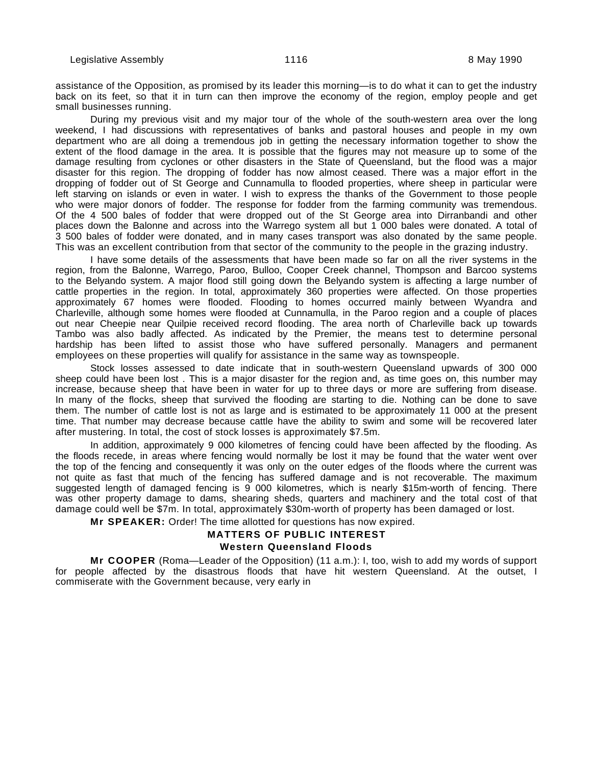assistance of the Opposition, as promised by its leader this morning—is to do what it can to get the industry back on its feet, so that it in turn can then improve the economy of the region, employ people and get small businesses running.

During my previous visit and my major tour of the whole of the south-western area over the long weekend, I had discussions with representatives of banks and pastoral houses and people in my own department who are all doing a tremendous job in getting the necessary information together to show the extent of the flood damage in the area. It is possible that the figures may not measure up to some of the damage resulting from cyclones or other disasters in the State of Queensland, but the flood was a major disaster for this region. The dropping of fodder has now almost ceased. There was a major effort in the dropping of fodder out of St George and Cunnamulla to flooded properties, where sheep in particular were left starving on islands or even in water. I wish to express the thanks of the Government to those people who were major donors of fodder. The response for fodder from the farming community was tremendous. Of the 4 500 bales of fodder that were dropped out of the St George area into Dirranbandi and other places down the Balonne and across into the Warrego system all but 1 000 bales were donated. A total of 3 500 bales of fodder were donated, and in many cases transport was also donated by the same people. This was an excellent contribution from that sector of the community to the people in the grazing industry.

I have some details of the assessments that have been made so far on all the river systems in the region, from the Balonne, Warrego, Paroo, Bulloo, Cooper Creek channel, Thompson and Barcoo systems to the Belyando system. A major flood still going down the Belyando system is affecting a large number of cattle properties in the region. In total, approximately 360 properties were affected. On those properties approximately 67 homes were flooded. Flooding to homes occurred mainly between Wyandra and Charleville, although some homes were flooded at Cunnamulla, in the Paroo region and a couple of places out near Cheepie near Quilpie received record flooding. The area north of Charleville back up towards Tambo was also badly affected. As indicated by the Premier, the means test to determine personal hardship has been lifted to assist those who have suffered personally. Managers and permanent employees on these properties will qualify for assistance in the same way as townspeople.

Stock losses assessed to date indicate that in south-western Queensland upwards of 300 000 sheep could have been lost . This is a major disaster for the region and, as time goes on, this number may increase, because sheep that have been in water for up to three days or more are suffering from disease. In many of the flocks, sheep that survived the flooding are starting to die. Nothing can be done to save them. The number of cattle lost is not as large and is estimated to be approximately 11 000 at the present time. That number may decrease because cattle have the ability to swim and some will be recovered later after mustering. In total, the cost of stock losses is approximately $7.5m.

In addition, approximately 9 000 kilometres of fencing could have been affected by the flooding. As the floods recede, in areas where fencing would normally be lost it may be found that the water went over the top of the fencing and consequently it was only on the outer edges of the floods where the current was not quite as fast that much of the fencing has suffered damage and is not recoverable. The maximum suggested length of damaged fencing is 9 000 kilometres, which is nearly $15m-worth of fencing. There was other property damage to dams, shearing sheds, quarters and machinery and the total cost of that damage could well be $7m. In total, approximately $30m-worth of property has been damaged or lost.

**Mr SPEAKER:** Order! The time allotted for questions has now expired.

## MATTERS OF PUBLIC INTEREST

### Western Queensland Floods

**Mr COOPER** (Roma—Leader of the Opposition) (11 a.m.): I, too, wish to add my words of support for people affected by the disastrous floods that have hit western Queensland. At the outset, I commiserate with the Government because, very early in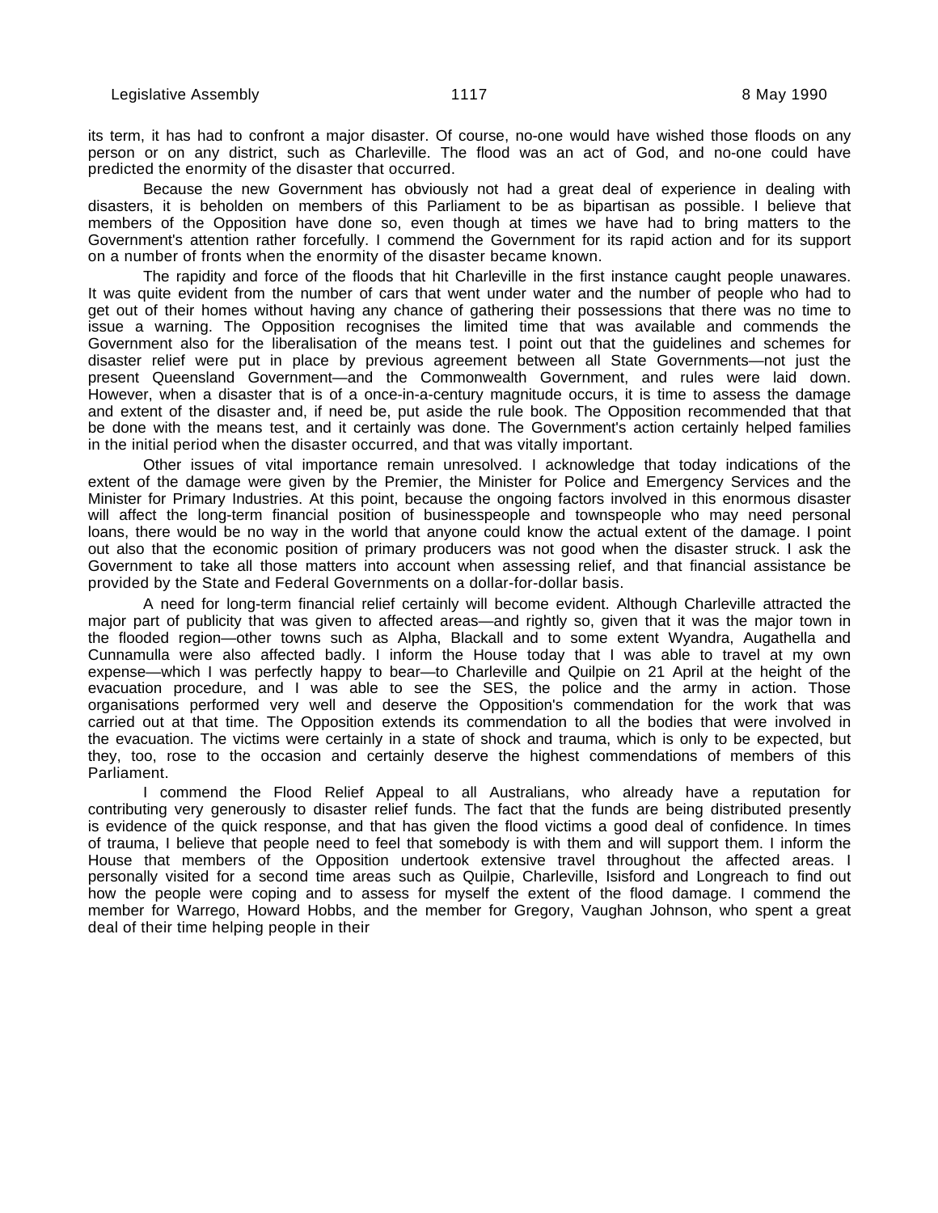its term, it has had to confront a major disaster. Of course, no-one would have wished those floods on any person or on any district, such as Charleville. The flood was an act of God, and no-one could have predicted the enormity of the disaster that occurred.

Because the new Government has obviously not had a great deal of experience in dealing with disasters, it is beholden on members of this Parliament to be as bipartisan as possible. I believe that members of the Opposition have done so, even though at times we have had to bring matters to the Government's attention rather forcefully. I commend the Government for its rapid action and for its support on a number of fronts when the enormity of the disaster became known.

The rapidity and force of the floods that hit Charleville in the first instance caught people unawares. It was quite evident from the number of cars that went under water and the number of people who had to get out of their homes without having any chance of gathering their possessions that there was no time to issue a warning. The Opposition recognises the limited time that was available and commends the Government also for the liberalisation of the means test. I point out that the guidelines and schemes for disaster relief were put in place by previous agreement between all State Governments—not just the present Queensland Government—and the Commonwealth Government, and rules were laid down. However, when a disaster that is of a once-in-a-century magnitude occurs, it is time to assess the damage and extent of the disaster and, if need be, put aside the rule book. The Opposition recommended that that be done with the means test, and it certainly was done. The Government's action certainly helped families in the initial period when the disaster occurred, and that was vitally important.

Other issues of vital importance remain unresolved. I acknowledge that today indications of the extent of the damage were given by the Premier, the Minister for Police and Emergency Services and the Minister for Primary Industries. At this point, because the ongoing factors involved in this enormous disaster will affect the long-term financial position of businesspeople and townspeople who may need personal loans, there would be no way in the world that anyone could know the actual extent of the damage. I point out also that the economic position of primary producers was not good when the disaster struck. I ask the Government to take all those matters into account when assessing relief, and that financial assistance be provided by the State and Federal Governments on a dollar-for-dollar basis.

A need for long-term financial relief certainly will become evident. Although Charleville attracted the major part of publicity that was given to affected areas—and rightly so, given that it was the major town in the flooded region—other towns such as Alpha, Blackall and to some extent Wyandra, Augathella and Cunnamulla were also affected badly. I inform the House today that I was able to travel at my own expense—which I was perfectly happy to bear—to Charleville and Quilpie on 21 April at the height of the evacuation procedure, and I was able to see the SES, the police and the army in action. Those organisations performed very well and deserve the Opposition's commendation for the work that was carried out at that time. The Opposition extends its commendation to all the bodies that were involved in the evacuation. The victims were certainly in a state of shock and trauma, which is only to be expected, but they, too, rose to the occasion and certainly deserve the highest commendations of members of this Parliament.

I commend the Flood Relief Appeal to all Australians, who already have a reputation for contributing very generously to disaster relief funds. The fact that the funds are being distributed presently is evidence of the quick response, and that has given the flood victims a good deal of confidence. In times of trauma, I believe that people need to feel that somebody is with them and will support them. I inform the House that members of the Opposition undertook extensive travel throughout the affected areas. I personally visited for a second time areas such as Quilpie, Charleville, Isisford and Longreach to find out how the people were coping and to assess for myself the extent of the flood damage. I commend the member for Warrego, Howard Hobbs, and the member for Gregory, Vaughan Johnson, who spent a great deal of their time helping people in their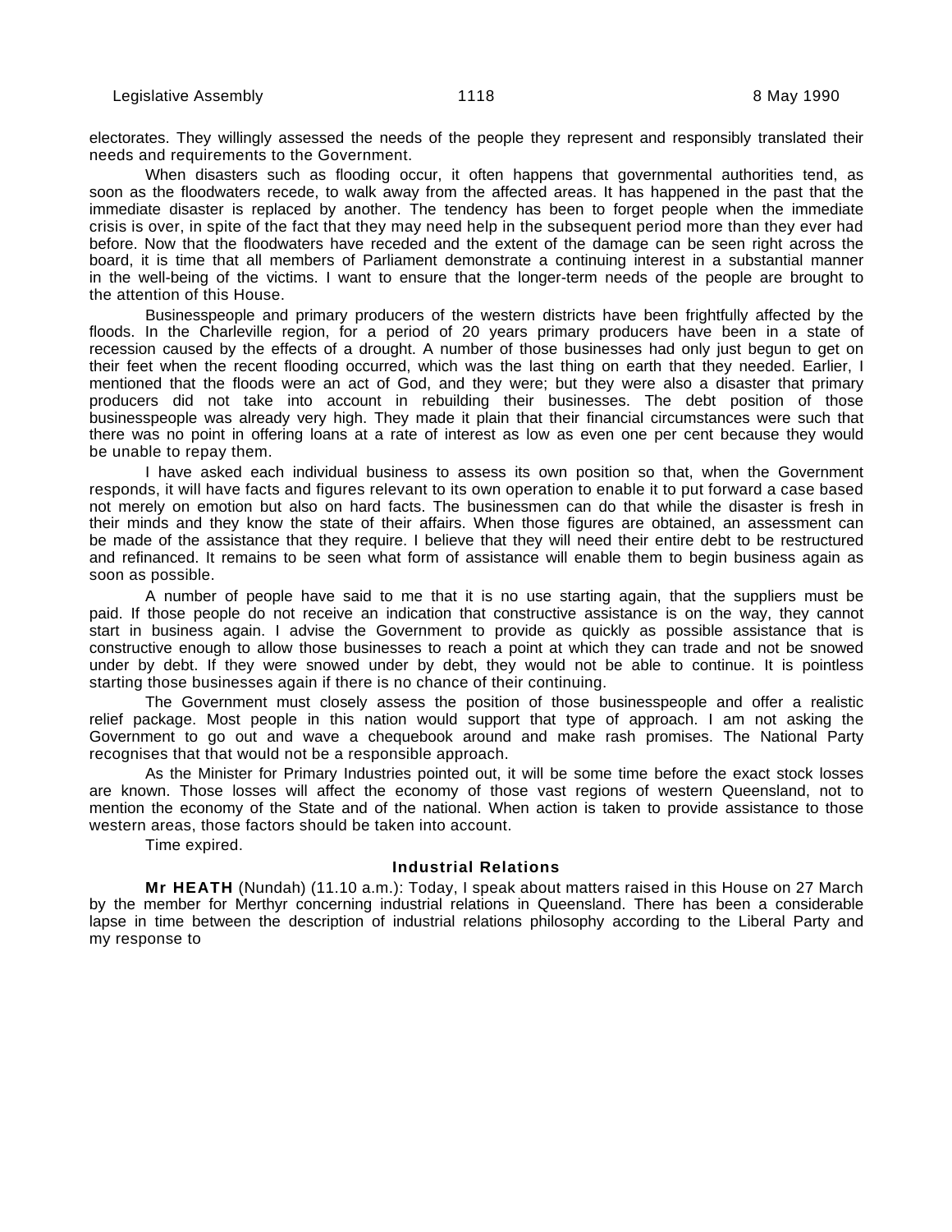electorates. They willingly assessed the needs of the people they represent and responsibly translated their needs and requirements to the Government.

When disasters such as flooding occur, it often happens that governmental authorities tend, as soon as the floodwaters recede, to walk away from the affected areas. It has happened in the past that the immediate disaster is replaced by another. The tendency has been to forget people when the immediate crisis is over, in spite of the fact that they may need help in the subsequent period more than they ever had before. Now that the floodwaters have receded and the extent of the damage can be seen right across the board, it is time that all members of Parliament demonstrate a continuing interest in a substantial manner in the well-being of the victims. I want to ensure that the longer-term needs of the people are brought to the attention of this House.

Businesspeople and primary producers of the western districts have been frightfully affected by the floods. In the Charleville region, for a period of 20 years primary producers have been in a state of recession caused by the effects of a drought. A number of those businesses had only just begun to get on their feet when the recent flooding occurred, which was the last thing on earth that they needed. Earlier, I mentioned that the floods were an act of God, and they were; but they were also a disaster that primary producers did not take into account in rebuilding their businesses. The debt position of those businesspeople was already very high. They made it plain that their financial circumstances were such that there was no point in offering loans at a rate of interest as low as even one per cent because they would be unable to repay them.

I have asked each individual business to assess its own position so that, when the Government responds, it will have facts and figures relevant to its own operation to enable it to put forward a case based not merely on emotion but also on hard facts. The businessmen can do that while the disaster is fresh in their minds and they know the state of their affairs. When those figures are obtained, an assessment can be made of the assistance that they require. I believe that they will need their entire debt to be restructured and refinanced. It remains to be seen what form of assistance will enable them to begin business again as soon as possible.

A number of people have said to me that it is no use starting again, that the suppliers must be paid. If those people do not receive an indication that constructive assistance is on the way, they cannot start in business again. I advise the Government to provide as quickly as possible assistance that is constructive enough to allow those businesses to reach a point at which they can trade and not be snowed under by debt. If they were snowed under by debt, they would not be able to continue. It is pointless starting those businesses again if there is no chance of their continuing.

The Government must closely assess the position of those businesspeople and offer a realistic relief package. Most people in this nation would support that type of approach. I am not asking the Government to go out and wave a chequebook around and make rash promises. The National Party recognises that that would not be a responsible approach.

As the Minister for Primary Industries pointed out, it will be some time before the exact stock losses are known. Those losses will affect the economy of those vast regions of western Queensland, not to mention the economy of the State and of the national. When action is taken to provide assistance to those western areas, those factors should be taken into account.

Time expired.

### Industrial Relations

**Mr HEATH** (Nundah) (11.10 a.m.): Today, I speak about matters raised in this House on 27 March by the member for Merthyr concerning industrial relations in Queensland. There has been a considerable lapse in time between the description of industrial relations philosophy according to the Liberal Party and my response to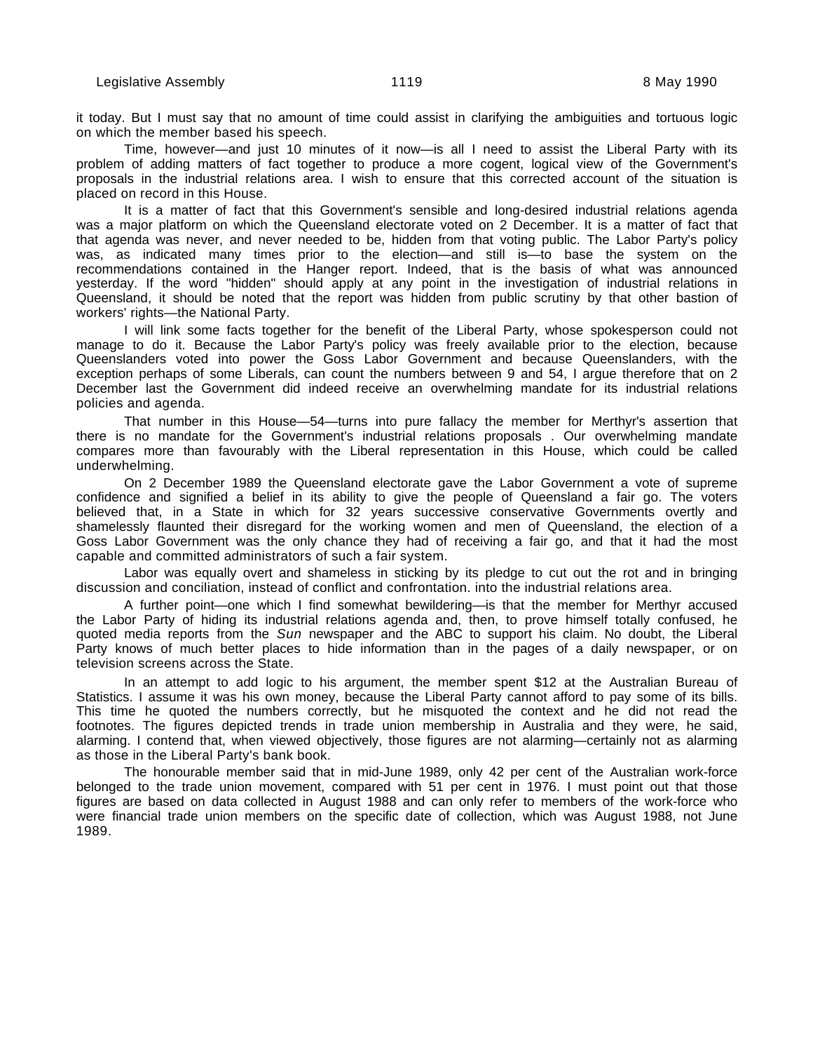it today. But I must say that no amount of time could assist in clarifying the ambiguities and tortuous logic on which the member based his speech.

Time, however—and just 10 minutes of it now—is all I need to assist the Liberal Party with its problem of adding matters of fact together to produce a more cogent, logical view of the Government's proposals in the industrial relations area. I wish to ensure that this corrected account of the situation is placed on record in this House.

It is a matter of fact that this Government's sensible and long-desired industrial relations agenda was a major platform on which the Queensland electorate voted on 2 December. It is a matter of fact that that agenda was never, and never needed to be, hidden from that voting public. The Labor Party's policy was, as indicated many times prior to the election—and still is—to base the system on the recommendations contained in the Hanger report. Indeed, that is the basis of what was announced yesterday. If the word "hidden" should apply at any point in the investigation of industrial relations in Queensland, it should be noted that the report was hidden from public scrutiny by that other bastion of workers' rights—the National Party.

I will link some facts together for the benefit of the Liberal Party, whose spokesperson could not manage to do it. Because the Labor Party's policy was freely available prior to the election, because Queenslanders voted into power the Goss Labor Government and because Queenslanders, with the exception perhaps of some Liberals, can count the numbers between 9 and 54, I argue therefore that on 2 December last the Government did indeed receive an overwhelming mandate for its industrial relations policies and agenda.

That number in this House—54—turns into pure fallacy the member for Merthyr's assertion that there is no mandate for the Government's industrial relations proposals . Our overwhelming mandate compares more than favourably with the Liberal representation in this House, which could be called underwhelming.

On 2 December 1989 the Queensland electorate gave the Labor Government a vote of supreme confidence and signified a belief in its ability to give the people of Queensland a fair go. The voters believed that, in a State in which for 32 years successive conservative Governments overtly and shamelessly flaunted their disregard for the working women and men of Queensland, the election of a Goss Labor Government was the only chance they had of receiving a fair go, and that it had the most capable and committed administrators of such a fair system.

Labor was equally overt and shameless in sticking by its pledge to cut out the rot and in bringing discussion and conciliation, instead of conflict and confrontation. into the industrial relations area.

A further point—one which I find somewhat bewildering—is that the member for Merthyr accused the Labor Party of hiding its industrial relations agenda and, then, to prove himself totally confused, he quoted media reports from the *Sun* newspaper and the ABC to support his claim. No doubt, the Liberal Party knows of much better places to hide information than in the pages of a daily newspaper, or on television screens across the State.

In an attempt to add logic to his argument, the member spent $12 at the Australian Bureau of Statistics. I assume it was his own money, because the Liberal Party cannot afford to pay some of its bills. This time he quoted the numbers correctly, but he misquoted the context and he did not read the footnotes. The figures depicted trends in trade union membership in Australia and they were, he said, alarming. I contend that, when viewed objectively, those figures are not alarming—certainly not as alarming as those in the Liberal Party's bank book.

The honourable member said that in mid-June 1989, only 42 per cent of the Australian work-force belonged to the trade union movement, compared with 51 per cent in 1976. I must point out that those figures are based on data collected in August 1988 and can only refer to members of the work-force who were financial trade union members on the specific date of collection, which was August 1988, not June 1989.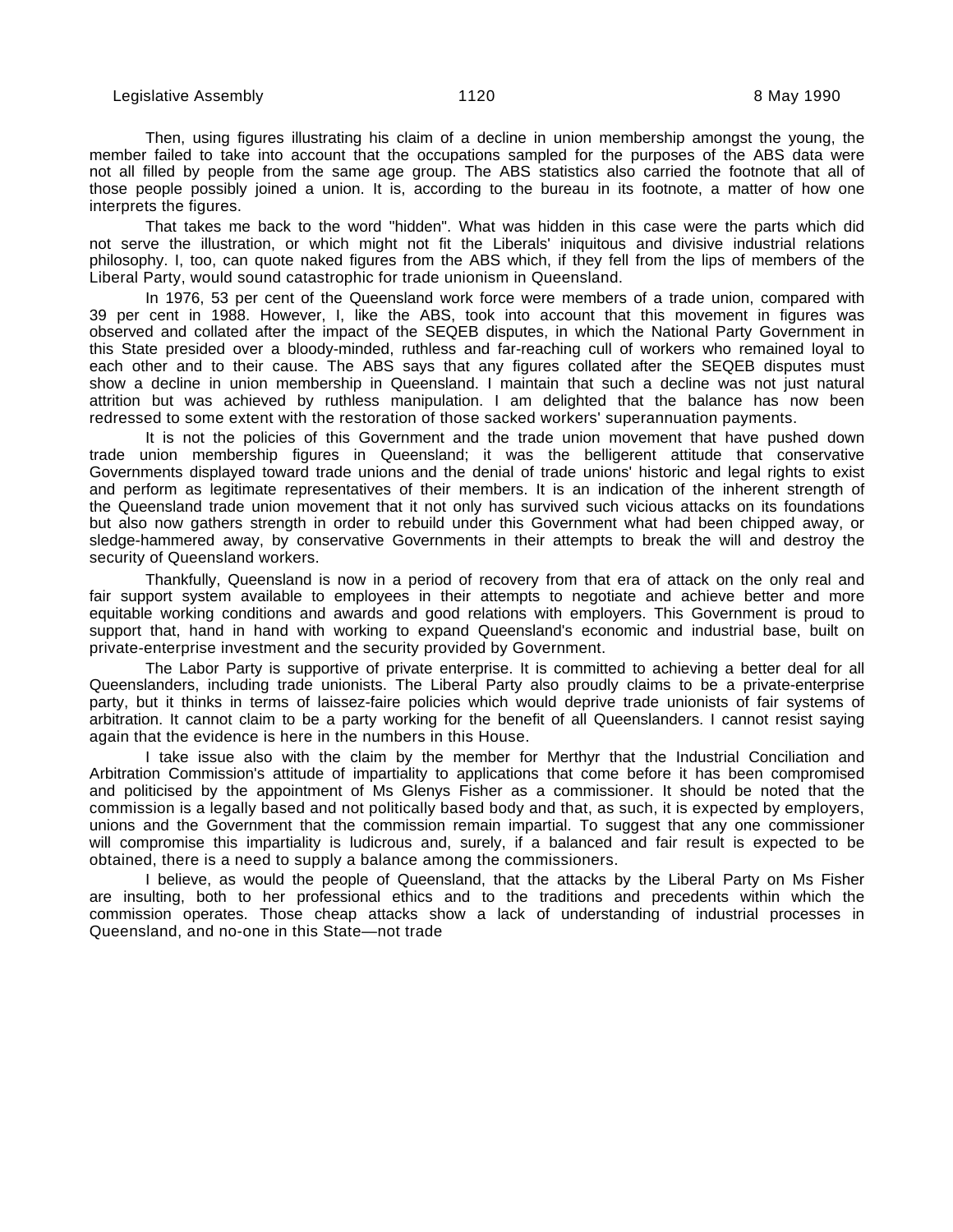Then, using figures illustrating his claim of a decline in union membership amongst the young, the member failed to take into account that the occupations sampled for the purposes of the ABS data were not all filled by people from the same age group. The ABS statistics also carried the footnote that all of those people possibly joined a union. It is, according to the bureau in its footnote, a matter of how one interprets the figures.

That takes me back to the word "hidden". What was hidden in this case were the parts which did not serve the illustration, or which might not fit the Liberals' iniquitous and divisive industrial relations philosophy. I, too, can quote naked figures from the ABS which, if they fell from the lips of members of the Liberal Party, would sound catastrophic for trade unionism in Queensland.

In 1976, 53 per cent of the Queensland work force were members of a trade union, compared with 39 per cent in 1988. However, I, like the ABS, took into account that this movement in figures was observed and collated after the impact of the SEQEB disputes, in which the National Party Government in this State presided over a bloody-minded, ruthless and far-reaching cull of workers who remained loyal to each other and to their cause. The ABS says that any figures collated after the SEQEB disputes must show a decline in union membership in Queensland. I maintain that such a decline was not just natural attrition but was achieved by ruthless manipulation. I am delighted that the balance has now been redressed to some extent with the restoration of those sacked workers' superannuation payments.

It is not the policies of this Government and the trade union movement that have pushed down trade union membership figures in Queensland; it was the belligerent attitude that conservative Governments displayed toward trade unions and the denial of trade unions' historic and legal rights to exist and perform as legitimate representatives of their members. It is an indication of the inherent strength of the Queensland trade union movement that it not only has survived such vicious attacks on its foundations but also now gathers strength in order to rebuild under this Government what had been chipped away, or sledge-hammered away, by conservative Governments in their attempts to break the will and destroy the security of Queensland workers.

Thankfully, Queensland is now in a period of recovery from that era of attack on the only real and fair support system available to employees in their attempts to negotiate and achieve better and more equitable working conditions and awards and good relations with employers. This Government is proud to support that, hand in hand with working to expand Queensland's economic and industrial base, built on private-enterprise investment and the security provided by Government.

The Labor Party is supportive of private enterprise. It is committed to achieving a better deal for all Queenslanders, including trade unionists. The Liberal Party also proudly claims to be a private-enterprise party, but it thinks in terms of laissez-faire policies which would deprive trade unionists of fair systems of arbitration. It cannot claim to be a party working for the benefit of all Queenslanders. I cannot resist saying again that the evidence is here in the numbers in this House.

I take issue also with the claim by the member for Merthyr that the Industrial Conciliation and Arbitration Commission's attitude of impartiality to applications that come before it has been compromised and politicised by the appointment of Ms Glenys Fisher as a commissioner. It should be noted that the commission is a legally based and not politically based body and that, as such, it is expected by employers, unions and the Government that the commission remain impartial. To suggest that any one commissioner will compromise this impartiality is ludicrous and, surely, if a balanced and fair result is expected to be obtained, there is a need to supply a balance among the commissioners.

I believe, as would the people of Queensland, that the attacks by the Liberal Party on Ms Fisher are insulting, both to her professional ethics and to the traditions and precedents within which the commission operates. Those cheap attacks show a lack of understanding of industrial processes in Queensland, and no-one in this State—not trade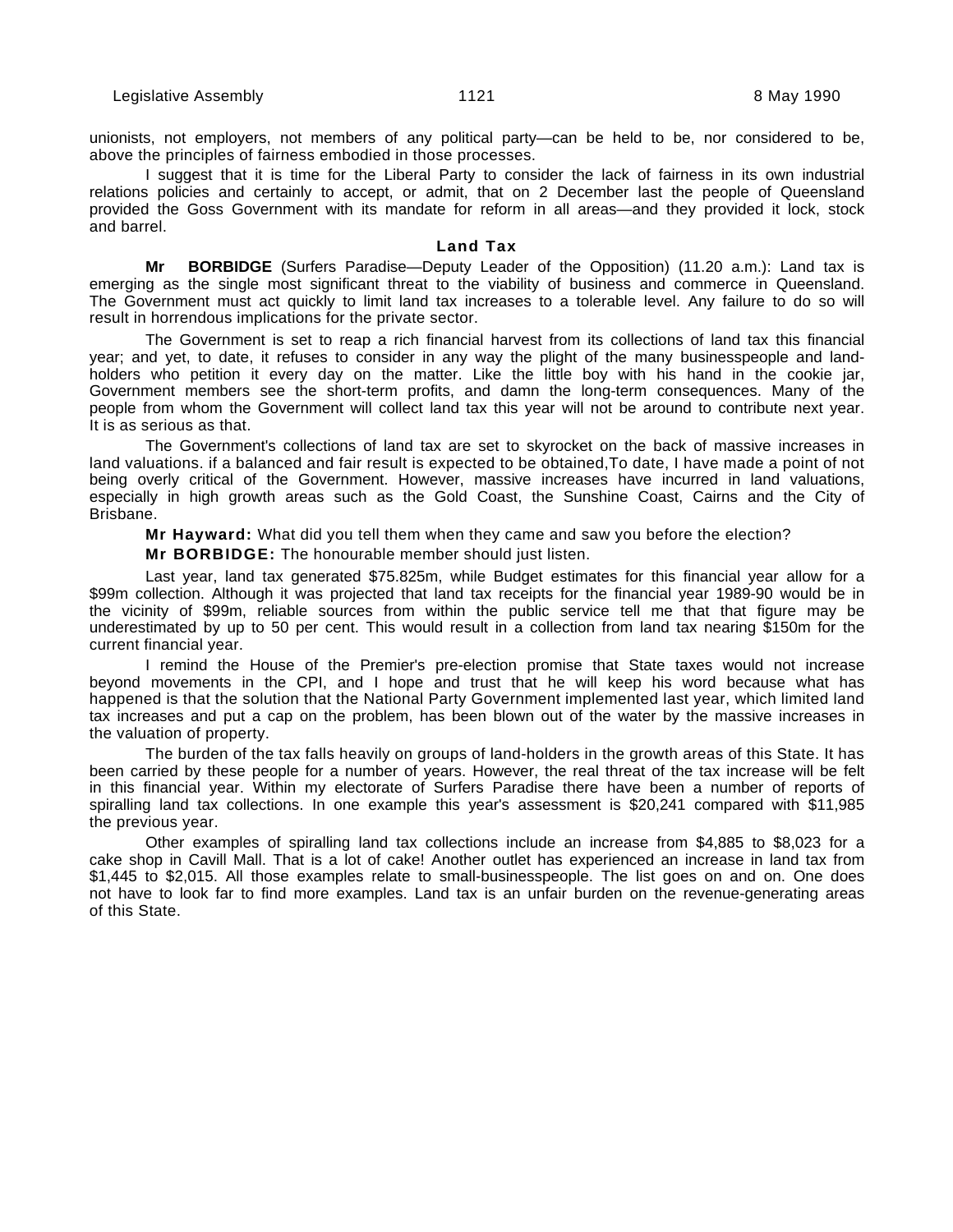unionists, not employers, not members of any political party—can be held to be, nor considered to be, above the principles of fairness embodied in those processes.

I suggest that it is time for the Liberal Party to consider the lack of fairness in its own industrial relations policies and certainly to accept, or admit, that on 2 December last the people of Queensland provided the Goss Government with its mandate for reform in all areas—and they provided it lock, stock and barrel.

### Land Tax

**Mr BORBIDGE** (Surfers Paradise—Deputy Leader of the Opposition) (11.20 a.m.): Land tax is emerging as the single most significant threat to the viability of business and commerce in Queensland. The Government must act quickly to limit land tax increases to a tolerable level. Any failure to do so will result in horrendous implications for the private sector.

The Government is set to reap a rich financial harvest from its collections of land tax this financial year; and yet, to date, it refuses to consider in any way the plight of the many businesspeople and land-holders who petition it every day on the matter. Like the little boy with his hand in the cookie jar, Government members see the short-term profits, and damn the long-term consequences. Many of the people from whom the Government will collect land tax this year will not be around to contribute next year. It is as serious as that.

The Government's collections of land tax are set to skyrocket on the back of massive increases in land valuations. if a balanced and fair result is expected to be obtained,To date, I have made a point of not being overly critical of the Government. However, massive increases have incurred in land valuations, especially in high growth areas such as the Gold Coast, the Sunshine Coast, Cairns and the City of Brisbane.

**Mr Hayward:** What did you tell them when they came and saw you before the election?

**Mr BORBIDGE:** The honourable member should just listen.

Last year, land tax generated $75.825m, while Budget estimates for this financial year allow for a $99m collection. Although it was projected that land tax receipts for the financial year 1989-90 would be in the vicinity of $99m, reliable sources from within the public service tell me that that figure may be underestimated by up to 50 per cent. This would result in a collection from land tax nearing $150m for the current financial year.

I remind the House of the Premier's pre-election promise that State taxes would not increase beyond movements in the CPI, and I hope and trust that he will keep his word because what has happened is that the solution that the National Party Government implemented last year, which limited land tax increases and put a cap on the problem, has been blown out of the water by the massive increases in the valuation of property.

The burden of the tax falls heavily on groups of land-holders in the growth areas of this State. It has been carried by these people for a number of years. However, the real threat of the tax increase will be felt in this financial year. Within my electorate of Surfers Paradise there have been a number of reports of spiralling land tax collections. In one example this year's assessment is $20,241 compared with $11,985 the previous year.

Other examples of spiralling land tax collections include an increase from $4,885 to $8,023 for a cake shop in Cavill Mall. That is a lot of cake! Another outlet has experienced an increase in land tax from $1,445 to $2,015. All those examples relate to small-businesspeople. The list goes on and on. One does not have to look far to find more examples. Land tax is an unfair burden on the revenue-generating areas of this State.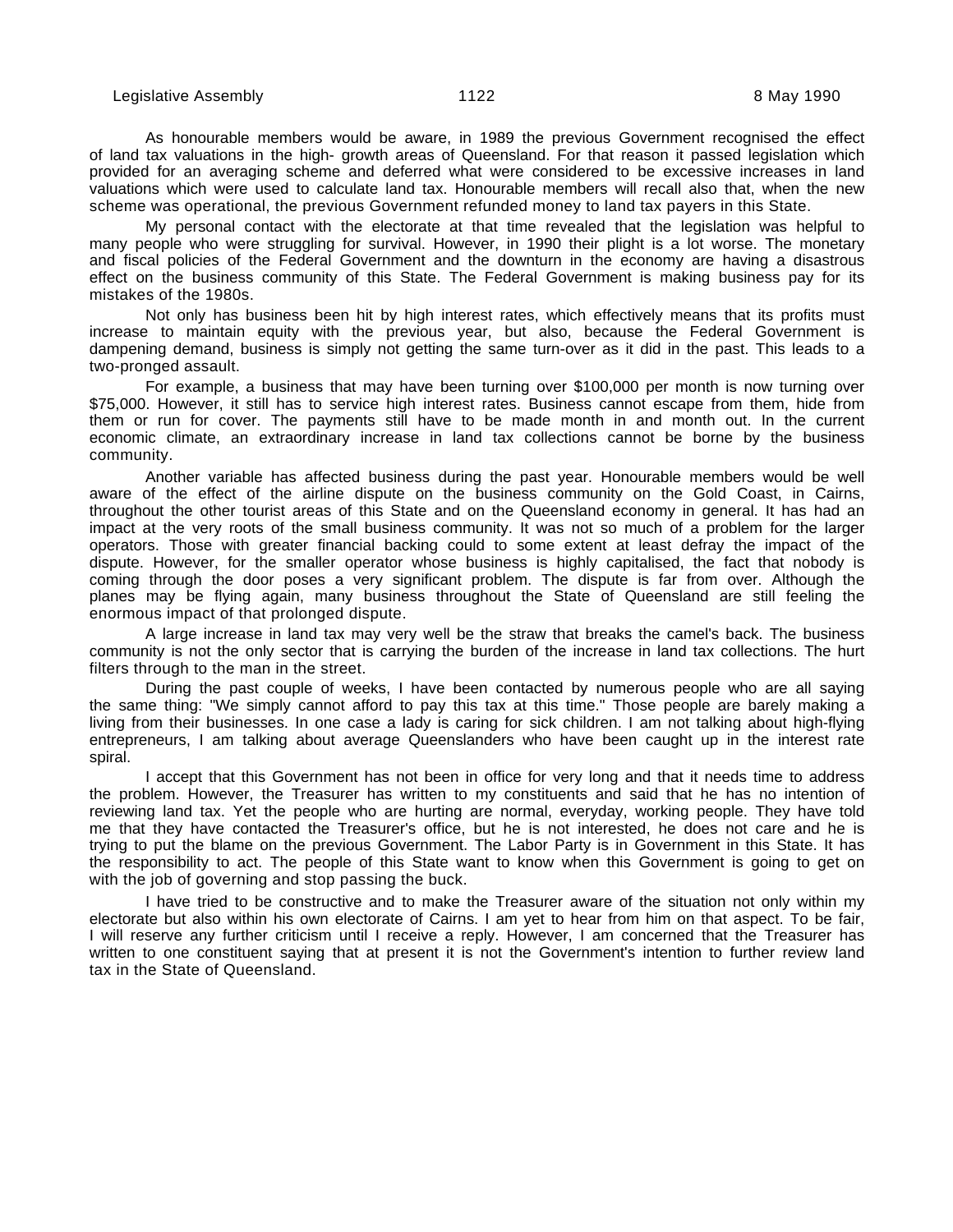As honourable members would be aware, in 1989 the previous Government recognised the effect of land tax valuations in the high- growth areas of Queensland. For that reason it passed legislation which provided for an averaging scheme and deferred what were considered to be excessive increases in land valuations which were used to calculate land tax. Honourable members will recall also that, when the new scheme was operational, the previous Government refunded money to land tax payers in this State.

My personal contact with the electorate at that time revealed that the legislation was helpful to many people who were struggling for survival. However, in 1990 their plight is a lot worse. The monetary and fiscal policies of the Federal Government and the downturn in the economy are having a disastrous effect on the business community of this State. The Federal Government is making business pay for its mistakes of the 1980s.

Not only has business been hit by high interest rates, which effectively means that its profits must increase to maintain equity with the previous year, but also, because the Federal Government is dampening demand, business is simply not getting the same turn-over as it did in the past. This leads to a two-pronged assault.

For example, a business that may have been turning over $100,000 per month is now turning over $75,000. However, it still has to service high interest rates. Business cannot escape from them, hide from them or run for cover. The payments still have to be made month in and month out. In the current economic climate, an extraordinary increase in land tax collections cannot be borne by the business community.

Another variable has affected business during the past year. Honourable members would be well aware of the effect of the airline dispute on the business community on the Gold Coast, in Cairns, throughout the other tourist areas of this State and on the Queensland economy in general. It has had an impact at the very roots of the small business community. It was not so much of a problem for the larger operators. Those with greater financial backing could to some extent at least defray the impact of the dispute. However, for the smaller operator whose business is highly capitalised, the fact that nobody is coming through the door poses a very significant problem. The dispute is far from over. Although the planes may be flying again, many business throughout the State of Queensland are still feeling the enormous impact of that prolonged dispute.

A large increase in land tax may very well be the straw that breaks the camel's back. The business community is not the only sector that is carrying the burden of the increase in land tax collections. The hurt filters through to the man in the street.

During the past couple of weeks, I have been contacted by numerous people who are all saying the same thing: "We simply cannot afford to pay this tax at this time." Those people are barely making a living from their businesses. In one case a lady is caring for sick children. I am not talking about high-flying entrepreneurs, I am talking about average Queenslanders who have been caught up in the interest rate spiral.

I accept that this Government has not been in office for very long and that it needs time to address the problem. However, the Treasurer has written to my constituents and said that he has no intention of reviewing land tax. Yet the people who are hurting are normal, everyday, working people. They have told me that they have contacted the Treasurer's office, but he is not interested, he does not care and he is trying to put the blame on the previous Government. The Labor Party is in Government in this State. It has the responsibility to act. The people of this State want to know when this Government is going to get on with the job of governing and stop passing the buck.

I have tried to be constructive and to make the Treasurer aware of the situation not only within my electorate but also within his own electorate of Cairns. I am yet to hear from him on that aspect. To be fair, I will reserve any further criticism until I receive a reply. However, I am concerned that the Treasurer has written to one constituent saying that at present it is not the Government's intention to further review land tax in the State of Queensland.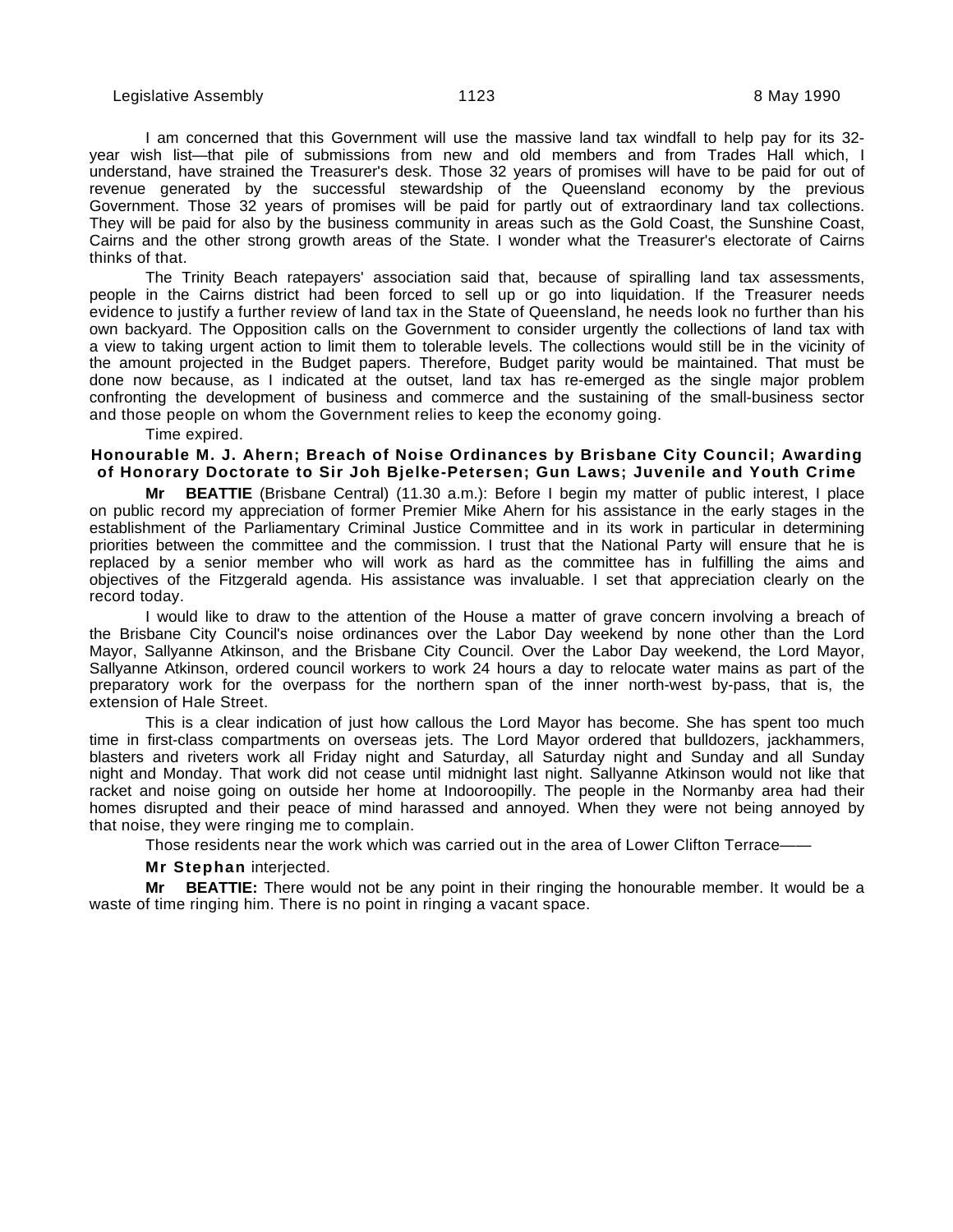I am concerned that this Government will use the massive land tax windfall to help pay for its 32-year wish list—that pile of submissions from new and old members and from Trades Hall which, I understand, have strained the Treasurer's desk. Those 32 years of promises will have to be paid for out of revenue generated by the successful stewardship of the Queensland economy by the previous Government. Those 32 years of promises will be paid for partly out of extraordinary land tax collections. They will be paid for also by the business community in areas such as the Gold Coast, the Sunshine Coast, Cairns and the other strong growth areas of the State. I wonder what the Treasurer's electorate of Cairns thinks of that.

The Trinity Beach ratepayers' association said that, because of spiralling land tax assessments, people in the Cairns district had been forced to sell up or go into liquidation. If the Treasurer needs evidence to justify a further review of land tax in the State of Queensland, he needs look no further than his own backyard. The Opposition calls on the Government to consider urgently the collections of land tax with a view to taking urgent action to limit them to tolerable levels. The collections would still be in the vicinity of the amount projected in the Budget papers. Therefore, Budget parity would be maintained. That must be done now because, as I indicated at the outset, land tax has re-emerged as the single major problem confronting the development of business and commerce and the sustaining of the small-business sector and those people on whom the Government relies to keep the economy going.

Time expired.

### Honourable M. J. Ahern; Breach of Noise Ordinances by Brisbane City Council; Awarding of Honorary Doctorate to Sir Joh Bjelke-Petersen; Gun Laws; Juvenile and Youth Crime

**Mr BEATTIE** (Brisbane Central) (11.30 a.m.): Before I begin my matter of public interest, I place on public record my appreciation of former Premier Mike Ahern for his assistance in the early stages in the establishment of the Parliamentary Criminal Justice Committee and in its work in particular in determining priorities between the committee and the commission. I trust that the National Party will ensure that he is replaced by a senior member who will work as hard as the committee has in fulfilling the aims and objectives of the Fitzgerald agenda. His assistance was invaluable. I set that appreciation clearly on the record today.

I would like to draw to the attention of the House a matter of grave concern involving a breach of the Brisbane City Council's noise ordinances over the Labor Day weekend by none other than the Lord Mayor, Sallyanne Atkinson, and the Brisbane City Council. Over the Labor Day weekend, the Lord Mayor, Sallyanne Atkinson, ordered council workers to work 24 hours a day to relocate water mains as part of the preparatory work for the overpass for the northern span of the inner north-west by-pass, that is, the extension of Hale Street.

This is a clear indication of just how callous the Lord Mayor has become. She has spent too much time in first-class compartments on overseas jets. The Lord Mayor ordered that bulldozers, jackhammers, blasters and riveters work all Friday night and Saturday, all Saturday night and Sunday and all Sunday night and Monday. That work did not cease until midnight last night. Sallyanne Atkinson would not like that racket and noise going on outside her home at Indooroopilly. The people in the Normanby area had their homes disrupted and their peace of mind harassed and annoyed. When they were not being annoyed by that noise, they were ringing me to complain.

Those residents near the work which was carried out in the area of Lower Clifton Terrace——

**Mr Stephan** interjected.

**Mr BEATTIE:** There would not be any point in their ringing the honourable member. It would be a waste of time ringing him. There is no point in ringing a vacant space.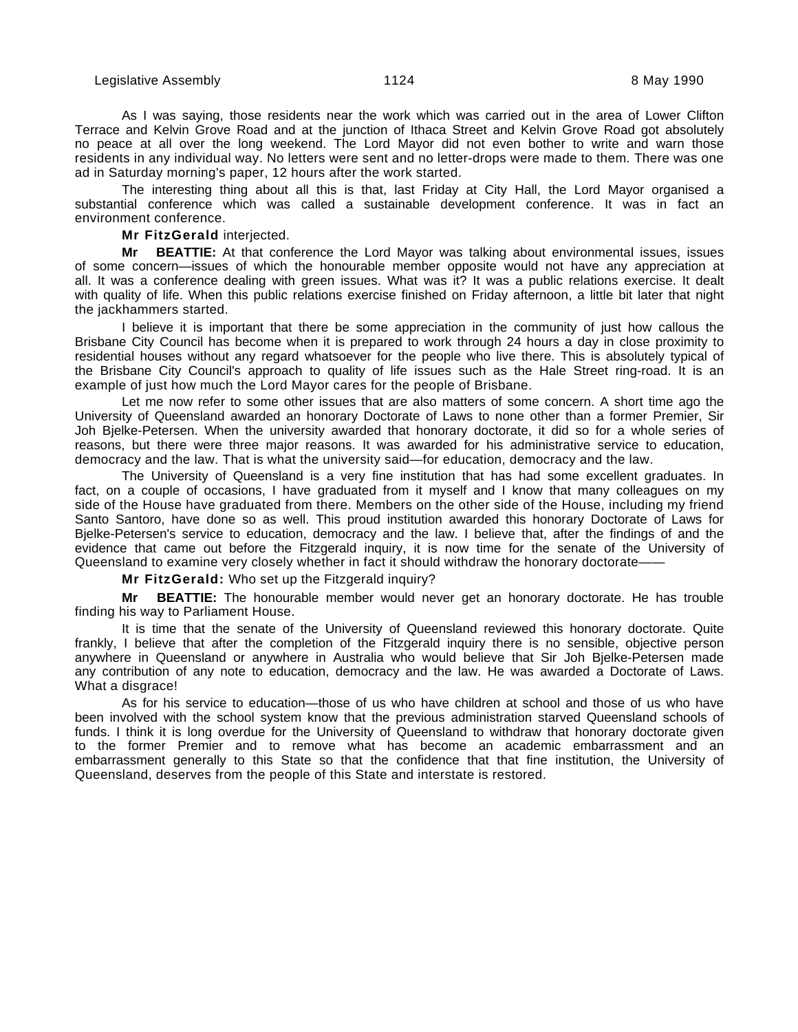As I was saying, those residents near the work which was carried out in the area of Lower Clifton Terrace and Kelvin Grove Road and at the junction of Ithaca Street and Kelvin Grove Road got absolutely no peace at all over the long weekend. The Lord Mayor did not even bother to write and warn those residents in any individual way. No letters were sent and no letter-drops were made to them. There was one ad in Saturday morning's paper, 12 hours after the work started.

The interesting thing about all this is that, last Friday at City Hall, the Lord Mayor organised a substantial conference which was called a sustainable development conference. It was in fact an environment conference.

**Mr FitzGerald** interjected.

**Mr BEATTIE:** At that conference the Lord Mayor was talking about environmental issues, issues of some concern—issues of which the honourable member opposite would not have any appreciation at all. It was a conference dealing with green issues. What was it? It was a public relations exercise. It dealt with quality of life. When this public relations exercise finished on Friday afternoon, a little bit later that night the jackhammers started.

I believe it is important that there be some appreciation in the community of just how callous the Brisbane City Council has become when it is prepared to work through 24 hours a day in close proximity to residential houses without any regard whatsoever for the people who live there. This is absolutely typical of the Brisbane City Council's approach to quality of life issues such as the Hale Street ring-road. It is an example of just how much the Lord Mayor cares for the people of Brisbane.

Let me now refer to some other issues that are also matters of some concern. A short time ago the University of Queensland awarded an honorary Doctorate of Laws to none other than a former Premier, Sir Joh Bjelke-Petersen. When the university awarded that honorary doctorate, it did so for a whole series of reasons, but there were three major reasons. It was awarded for his administrative service to education, democracy and the law. That is what the university said—for education, democracy and the law.

The University of Queensland is a very fine institution that has had some excellent graduates. In fact, on a couple of occasions, I have graduated from it myself and I know that many colleagues on my side of the House have graduated from there. Members on the other side of the House, including my friend Santo Santoro, have done so as well. This proud institution awarded this honorary Doctorate of Laws for Bjelke-Petersen's service to education, democracy and the law. I believe that, after the findings of and the evidence that came out before the Fitzgerald inquiry, it is now time for the senate of the University of Queensland to examine very closely whether in fact it should withdraw the honorary doctorate——

**Mr FitzGerald:** Who set up the Fitzgerald inquiry?

**Mr BEATTIE:** The honourable member would never get an honorary doctorate. He has trouble finding his way to Parliament House.

It is time that the senate of the University of Queensland reviewed this honorary doctorate. Quite frankly, I believe that after the completion of the Fitzgerald inquiry there is no sensible, objective person anywhere in Queensland or anywhere in Australia who would believe that Sir Joh Bjelke-Petersen made any contribution of any note to education, democracy and the law. He was awarded a Doctorate of Laws. What a disgrace!

As for his service to education—those of us who have children at school and those of us who have been involved with the school system know that the previous administration starved Queensland schools of funds. I think it is long overdue for the University of Queensland to withdraw that honorary doctorate given to the former Premier and to remove what has become an academic embarrassment and an embarrassment generally to this State so that the confidence that that fine institution, the University of Queensland, deserves from the people of this State and interstate is restored.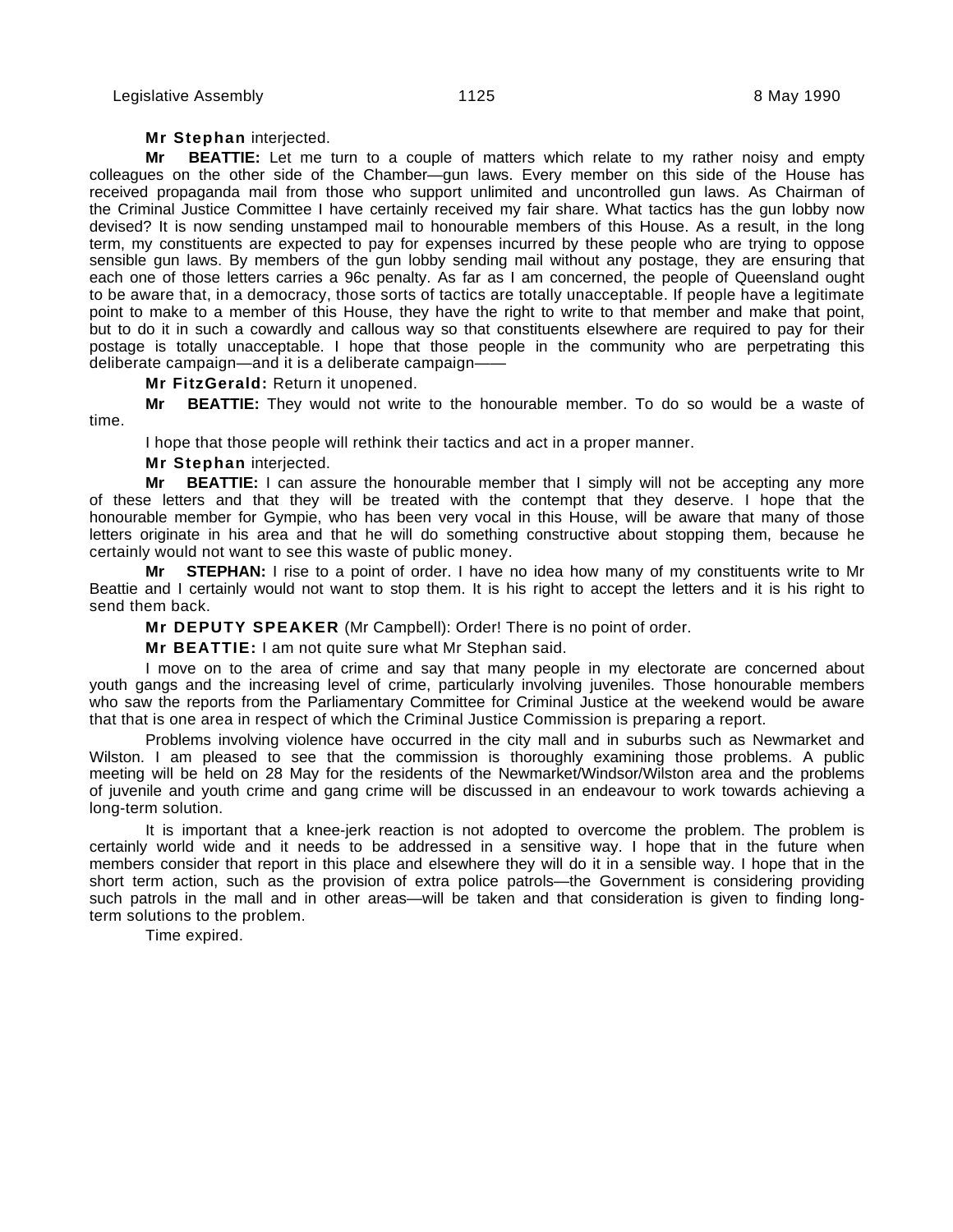**Mr Stephan** interjected.

**Mr BEATTIE:** Let me turn to a couple of matters which relate to my rather noisy and empty colleagues on the other side of the Chamber—gun laws. Every member on this side of the House has received propaganda mail from those who support unlimited and uncontrolled gun laws. As Chairman of the Criminal Justice Committee I have certainly received my fair share. What tactics has the gun lobby now devised? It is now sending unstamped mail to honourable members of this House. As a result, in the long term, my constituents are expected to pay for expenses incurred by these people who are trying to oppose sensible gun laws. By members of the gun lobby sending mail without any postage, they are ensuring that each one of those letters carries a 96c penalty. As far as I am concerned, the people of Queensland ought to be aware that, in a democracy, those sorts of tactics are totally unacceptable. If people have a legitimate point to make to a member of this House, they have the right to write to that member and make that point, but to do it in such a cowardly and callous way so that constituents elsewhere are required to pay for their postage is totally unacceptable. I hope that those people in the community who are perpetrating this deliberate campaign—and it is a deliberate campaign——

**Mr FitzGerald:** Return it unopened.

**Mr BEATTIE:** They would not write to the honourable member. To do so would be a waste of time.

I hope that those people will rethink their tactics and act in a proper manner.

**Mr Stephan** interjected.

**Mr BEATTIE:** I can assure the honourable member that I simply will not be accepting any more of these letters and that they will be treated with the contempt that they deserve. I hope that the honourable member for Gympie, who has been very vocal in this House, will be aware that many of those letters originate in his area and that he will do something constructive about stopping them, because he certainly would not want to see this waste of public money.

**Mr STEPHAN:** I rise to a point of order. I have no idea how many of my constituents write to Mr Beattie and I certainly would not want to stop them. It is his right to accept the letters and it is his right to send them back.

**Mr DEPUTY SPEAKER** (Mr Campbell): Order! There is no point of order.

**Mr BEATTIE:** I am not quite sure what Mr Stephan said.

I move on to the area of crime and say that many people in my electorate are concerned about youth gangs and the increasing level of crime, particularly involving juveniles. Those honourable members who saw the reports from the Parliamentary Committee for Criminal Justice at the weekend would be aware that that is one area in respect of which the Criminal Justice Commission is preparing a report.

Problems involving violence have occurred in the city mall and in suburbs such as Newmarket and Wilston. I am pleased to see that the commission is thoroughly examining those problems. A public meeting will be held on 28 May for the residents of the Newmarket/Windsor/Wilston area and the problems of juvenile and youth crime and gang crime will be discussed in an endeavour to work towards achieving a long-term solution.

It is important that a knee-jerk reaction is not adopted to overcome the problem. The problem is certainly world wide and it needs to be addressed in a sensitive way. I hope that in the future when members consider that report in this place and elsewhere they will do it in a sensible way. I hope that in the short term action, such as the provision of extra police patrols—the Government is considering providing such patrols in the mall and in other areas—will be taken and that consideration is given to finding long-term solutions to the problem.

Time expired.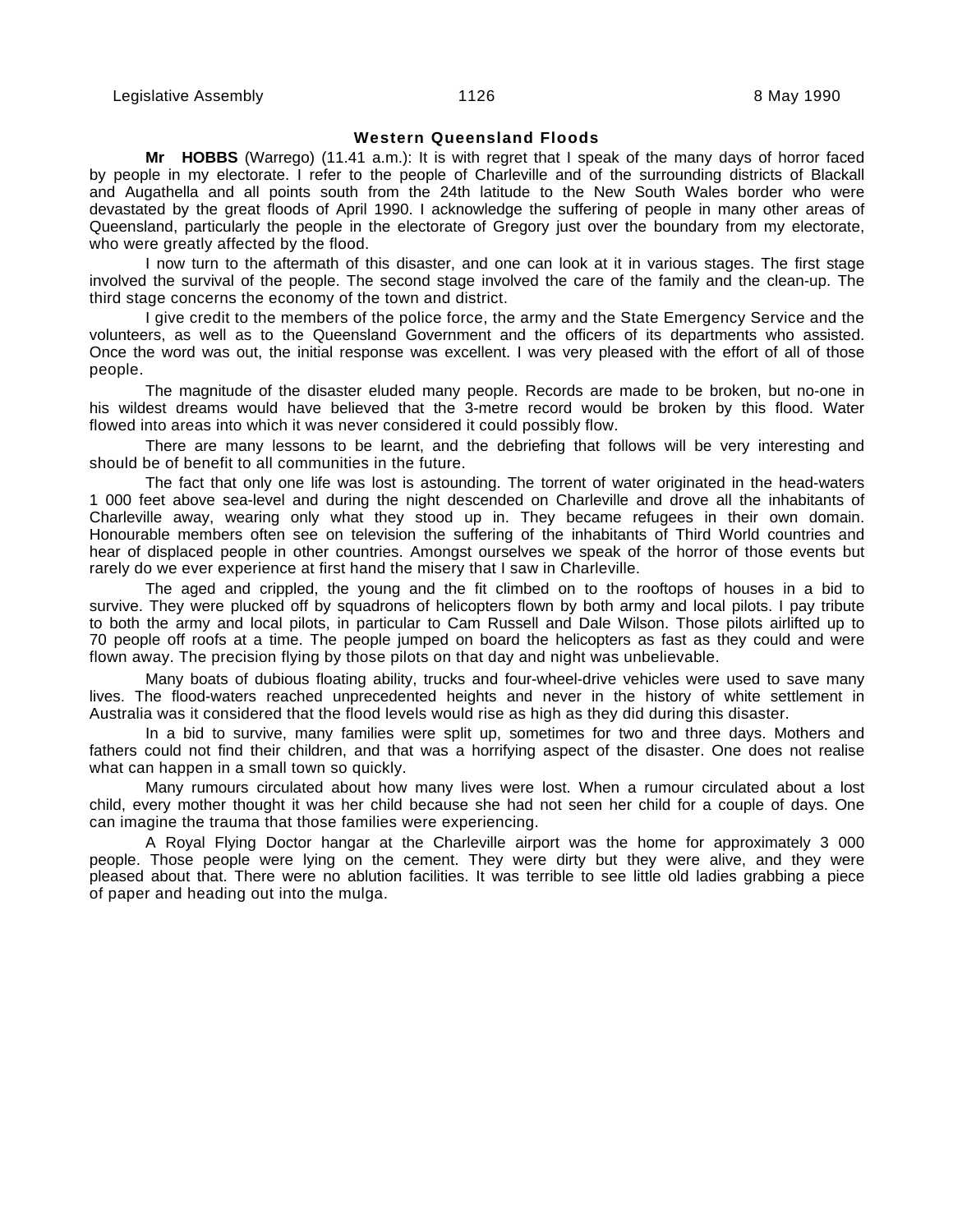## Western Queensland Floods

**Mr HOBBS** (Warrego) (11.41 a.m.): It is with regret that I speak of the many days of horror faced by people in my electorate. I refer to the people of Charleville and of the surrounding districts of Blackall and Augathella and all points south from the 24th latitude to the New South Wales border who were devastated by the great floods of April 1990. I acknowledge the suffering of people in many other areas of Queensland, particularly the people in the electorate of Gregory just over the boundary from my electorate, who were greatly affected by the flood.

I now turn to the aftermath of this disaster, and one can look at it in various stages. The first stage involved the survival of the people. The second stage involved the care of the family and the clean-up. The third stage concerns the economy of the town and district.

I give credit to the members of the police force, the army and the State Emergency Service and the volunteers, as well as to the Queensland Government and the officers of its departments who assisted. Once the word was out, the initial response was excellent. I was very pleased with the effort of all of those people.

The magnitude of the disaster eluded many people. Records are made to be broken, but no-one in his wildest dreams would have believed that the 3-metre record would be broken by this flood. Water flowed into areas into which it was never considered it could possibly flow.

There are many lessons to be learnt, and the debriefing that follows will be very interesting and should be of benefit to all communities in the future.

The fact that only one life was lost is astounding. The torrent of water originated in the head-waters 1 000 feet above sea-level and during the night descended on Charleville and drove all the inhabitants of Charleville away, wearing only what they stood up in. They became refugees in their own domain. Honourable members often see on television the suffering of the inhabitants of Third World countries and hear of displaced people in other countries. Amongst ourselves we speak of the horror of those events but rarely do we ever experience at first hand the misery that I saw in Charleville.

The aged and crippled, the young and the fit climbed on to the rooftops of houses in a bid to survive. They were plucked off by squadrons of helicopters flown by both army and local pilots. I pay tribute to both the army and local pilots, in particular to Cam Russell and Dale Wilson. Those pilots airlifted up to 70 people off roofs at a time. The people jumped on board the helicopters as fast as they could and were flown away. The precision flying by those pilots on that day and night was unbelievable.

Many boats of dubious floating ability, trucks and four-wheel-drive vehicles were used to save many lives. The flood-waters reached unprecedented heights and never in the history of white settlement in Australia was it considered that the flood levels would rise as high as they did during this disaster.

In a bid to survive, many families were split up, sometimes for two and three days. Mothers and fathers could not find their children, and that was a horrifying aspect of the disaster. One does not realise what can happen in a small town so quickly.

Many rumours circulated about how many lives were lost. When a rumour circulated about a lost child, every mother thought it was her child because she had not seen her child for a couple of days. One can imagine the trauma that those families were experiencing.

A Royal Flying Doctor hangar at the Charleville airport was the home for approximately 3 000 people. Those people were lying on the cement. They were dirty but they were alive, and they were pleased about that. There were no ablution facilities. It was terrible to see little old ladies grabbing a piece of paper and heading out into the mulga.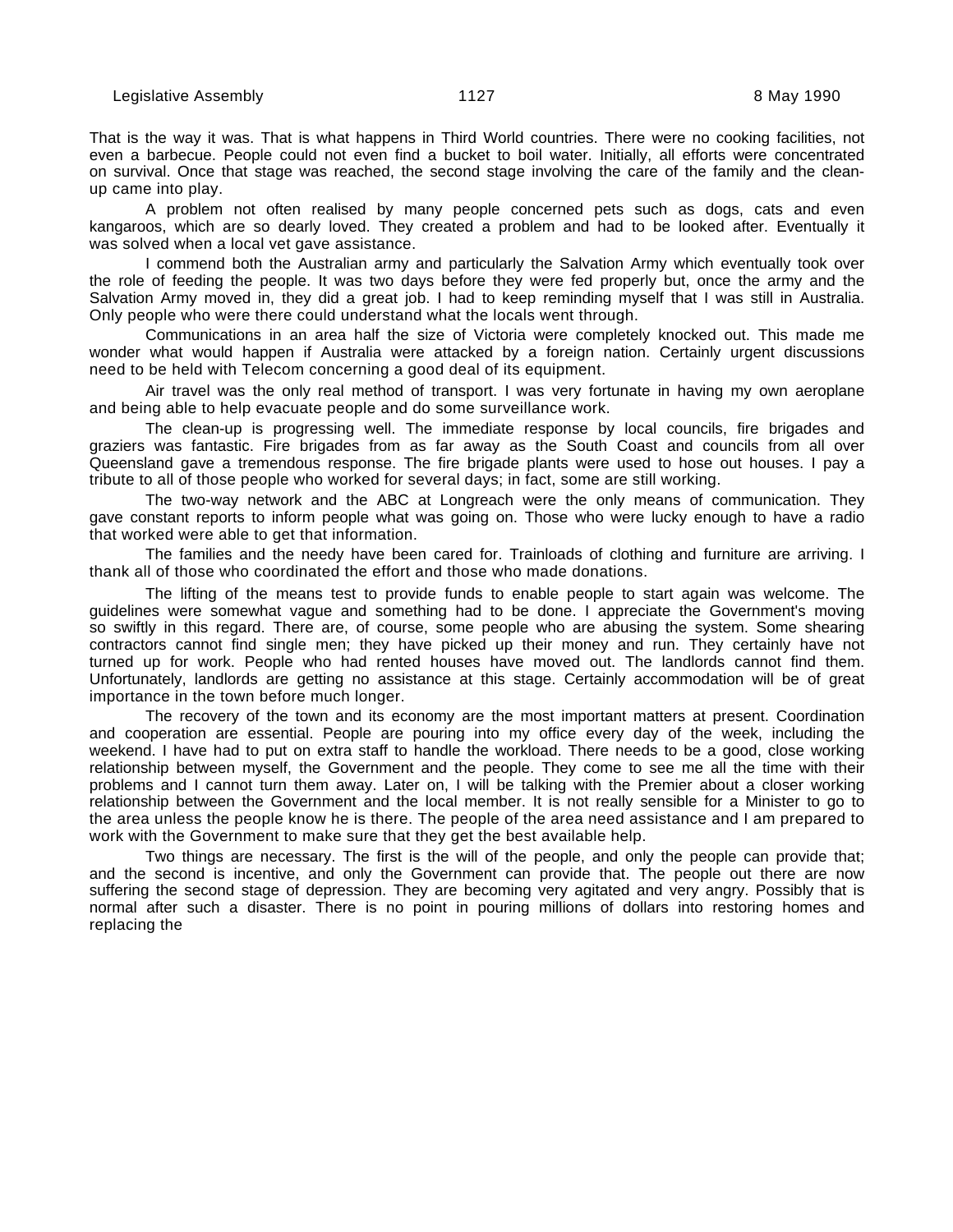That is the way it was. That is what happens in Third World countries. There were no cooking facilities, not even a barbecue. People could not even find a bucket to boil water. Initially, all efforts were concentrated on survival. Once that stage was reached, the second stage involving the care of the family and the clean-up came into play.

A problem not often realised by many people concerned pets such as dogs, cats and even kangaroos, which are so dearly loved. They created a problem and had to be looked after. Eventually it was solved when a local vet gave assistance.

I commend both the Australian army and particularly the Salvation Army which eventually took over the role of feeding the people. It was two days before they were fed properly but, once the army and the Salvation Army moved in, they did a great job. I had to keep reminding myself that I was still in Australia. Only people who were there could understand what the locals went through.

Communications in an area half the size of Victoria were completely knocked out. This made me wonder what would happen if Australia were attacked by a foreign nation. Certainly urgent discussions need to be held with Telecom concerning a good deal of its equipment.

Air travel was the only real method of transport. I was very fortunate in having my own aeroplane and being able to help evacuate people and do some surveillance work.

The clean-up is progressing well. The immediate response by local councils, fire brigades and graziers was fantastic. Fire brigades from as far away as the South Coast and councils from all over Queensland gave a tremendous response. The fire brigade plants were used to hose out houses. I pay a tribute to all of those people who worked for several days; in fact, some are still working.

The two-way network and the ABC at Longreach were the only means of communication. They gave constant reports to inform people what was going on. Those who were lucky enough to have a radio that worked were able to get that information.

The families and the needy have been cared for. Trainloads of clothing and furniture are arriving. I thank all of those who coordinated the effort and those who made donations.

The lifting of the means test to provide funds to enable people to start again was welcome. The guidelines were somewhat vague and something had to be done. I appreciate the Government's moving so swiftly in this regard. There are, of course, some people who are abusing the system. Some shearing contractors cannot find single men; they have picked up their money and run. They certainly have not turned up for work. People who had rented houses have moved out. The landlords cannot find them. Unfortunately, landlords are getting no assistance at this stage. Certainly accommodation will be of great importance in the town before much longer.

The recovery of the town and its economy are the most important matters at present. Coordination and cooperation are essential. People are pouring into my office every day of the week, including the weekend. I have had to put on extra staff to handle the workload. There needs to be a good, close working relationship between myself, the Government and the people. They come to see me all the time with their problems and I cannot turn them away. Later on, I will be talking with the Premier about a closer working relationship between the Government and the local member. It is not really sensible for a Minister to go to the area unless the people know he is there. The people of the area need assistance and I am prepared to work with the Government to make sure that they get the best available help.

Two things are necessary. The first is the will of the people, and only the people can provide that; and the second is incentive, and only the Government can provide that. The people out there are now suffering the second stage of depression. They are becoming very agitated and very angry. Possibly that is normal after such a disaster. There is no point in pouring millions of dollars into restoring homes and replacing the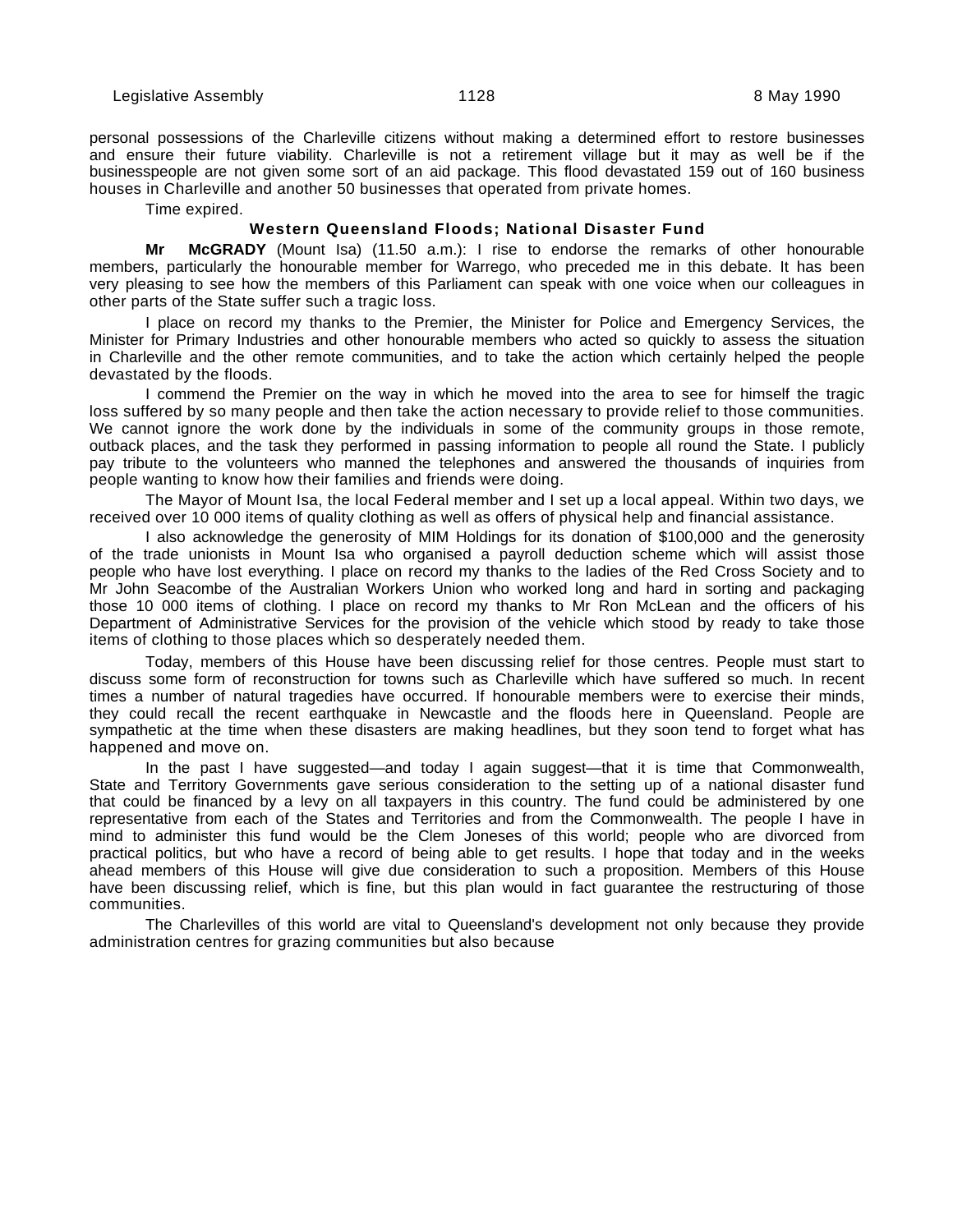personal possessions of the Charleville citizens without making a determined effort to restore businesses and ensure their future viability. Charleville is not a retirement village but it may as well be if the businesspeople are not given some sort of an aid package. This flood devastated 159 out of 160 business houses in Charleville and another 50 businesses that operated from private homes.

Time expired.

### Western Queensland Floods; National Disaster Fund

**Mr McGRADY** (Mount Isa) (11.50 a.m.): I rise to endorse the remarks of other honourable members, particularly the honourable member for Warrego, who preceded me in this debate. It has been very pleasing to see how the members of this Parliament can speak with one voice when our colleagues in other parts of the State suffer such a tragic loss.

I place on record my thanks to the Premier, the Minister for Police and Emergency Services, the Minister for Primary Industries and other honourable members who acted so quickly to assess the situation in Charleville and the other remote communities, and to take the action which certainly helped the people devastated by the floods.

I commend the Premier on the way in which he moved into the area to see for himself the tragic loss suffered by so many people and then take the action necessary to provide relief to those communities. We cannot ignore the work done by the individuals in some of the community groups in those remote, outback places, and the task they performed in passing information to people all round the State. I publicly pay tribute to the volunteers who manned the telephones and answered the thousands of inquiries from people wanting to know how their families and friends were doing.

The Mayor of Mount Isa, the local Federal member and I set up a local appeal. Within two days, we received over 10 000 items of quality clothing as well as offers of physical help and financial assistance.

I also acknowledge the generosity of MIM Holdings for its donation of $100,000 and the generosity of the trade unionists in Mount Isa who organised a payroll deduction scheme which will assist those people who have lost everything. I place on record my thanks to the ladies of the Red Cross Society and to Mr John Seacombe of the Australian Workers Union who worked long and hard in sorting and packaging those 10 000 items of clothing. I place on record my thanks to Mr Ron McLean and the officers of his Department of Administrative Services for the provision of the vehicle which stood by ready to take those items of clothing to those places which so desperately needed them.

Today, members of this House have been discussing relief for those centres. People must start to discuss some form of reconstruction for towns such as Charleville which have suffered so much. In recent times a number of natural tragedies have occurred. If honourable members were to exercise their minds, they could recall the recent earthquake in Newcastle and the floods here in Queensland. People are sympathetic at the time when these disasters are making headlines, but they soon tend to forget what has happened and move on.

In the past I have suggested—and today I again suggest—that it is time that Commonwealth, State and Territory Governments gave serious consideration to the setting up of a national disaster fund that could be financed by a levy on all taxpayers in this country. The fund could be administered by one representative from each of the States and Territories and from the Commonwealth. The people I have in mind to administer this fund would be the Clem Joneses of this world; people who are divorced from practical politics, but who have a record of being able to get results. I hope that today and in the weeks ahead members of this House will give due consideration to such a proposition. Members of this House have been discussing relief, which is fine, but this plan would in fact guarantee the restructuring of those communities.

The Charlevilles of this world are vital to Queensland's development not only because they provide administration centres for grazing communities but also because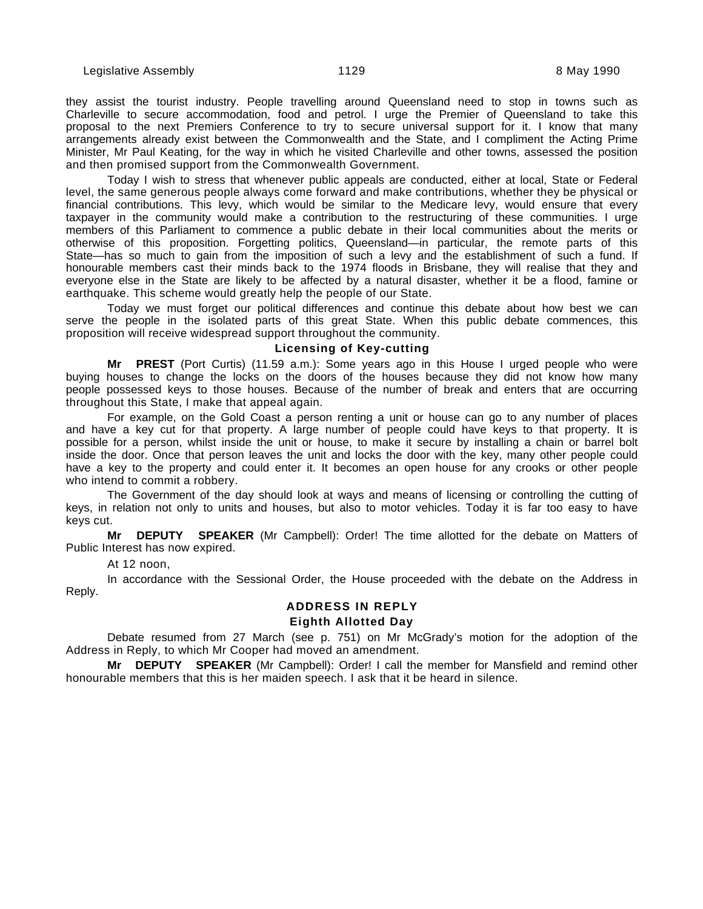they assist the tourist industry. People travelling around Queensland need to stop in towns such as Charleville to secure accommodation, food and petrol. I urge the Premier of Queensland to take this proposal to the next Premiers Conference to try to secure universal support for it. I know that many arrangements already exist between the Commonwealth and the State, and I compliment the Acting Prime Minister, Mr Paul Keating, for the way in which he visited Charleville and other towns, assessed the position and then promised support from the Commonwealth Government.

Today I wish to stress that whenever public appeals are conducted, either at local, State or Federal level, the same generous people always come forward and make contributions, whether they be physical or financial contributions. This levy, which would be similar to the Medicare levy, would ensure that every taxpayer in the community would make a contribution to the restructuring of these communities. I urge members of this Parliament to commence a public debate in their local communities about the merits or otherwise of this proposition. Forgetting politics, Queensland—in particular, the remote parts of this State—has so much to gain from the imposition of such a levy and the establishment of such a fund. If honourable members cast their minds back to the 1974 floods in Brisbane, they will realise that they and everyone else in the State are likely to be affected by a natural disaster, whether it be a flood, famine or earthquake. This scheme would greatly help the people of our State.

Today we must forget our political differences and continue this debate about how best we can serve the people in the isolated parts of this great State. When this public debate commences, this proposition will receive widespread support throughout the community.

### Licensing of Key-cutting

**Mr PREST** (Port Curtis) (11.59 a.m.): Some years ago in this House I urged people who were buying houses to change the locks on the doors of the houses because they did not know how many people possessed keys to those houses. Because of the number of break and enters that are occurring throughout this State, I make that appeal again.

For example, on the Gold Coast a person renting a unit or house can go to any number of places and have a key cut for that property. A large number of people could have keys to that property. It is possible for a person, whilst inside the unit or house, to make it secure by installing a chain or barrel bolt inside the door. Once that person leaves the unit and locks the door with the key, many other people could have a key to the property and could enter it. It becomes an open house for any crooks or other people who intend to commit a robbery.

The Government of the day should look at ways and means of licensing or controlling the cutting of keys, in relation not only to units and houses, but also to motor vehicles. Today it is far too easy to have keys cut.

**Mr DEPUTY SPEAKER** (Mr Campbell): Order! The time allotted for the debate on Matters of Public Interest has now expired.

At 12 noon,

In accordance with the Sessional Order, the House proceeded with the debate on the Address in Reply.

## ADDRESS IN REPLY

### Eighth Allotted Day

Debate resumed from 27 March (see p. 751) on Mr McGrady's motion for the adoption of the Address in Reply, to which Mr Cooper had moved an amendment.

**Mr DEPUTY SPEAKER** (Mr Campbell): Order! I call the member for Mansfield and remind other honourable members that this is her maiden speech. I ask that it be heard in silence.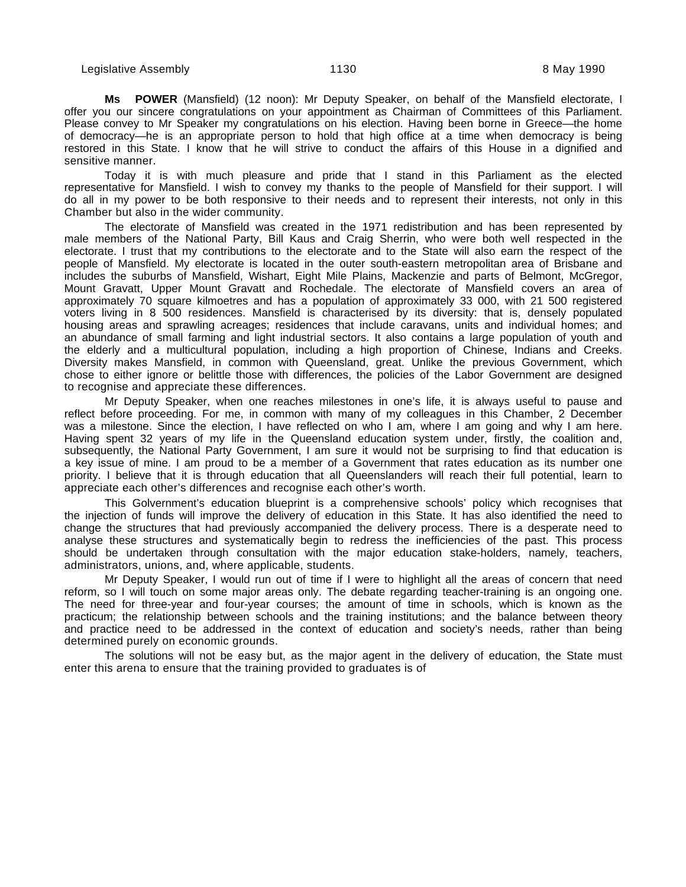**Ms POWER** (Mansfield) (12 noon): Mr Deputy Speaker, on behalf of the Mansfield electorate, I offer you our sincere congratulations on your appointment as Chairman of Committees of this Parliament. Please convey to Mr Speaker my congratulations on his election. Having been borne in Greece—the home of democracy—he is an appropriate person to hold that high office at a time when democracy is being restored in this State. I know that he will strive to conduct the affairs of this House in a dignified and sensitive manner.

Today it is with much pleasure and pride that I stand in this Parliament as the elected representative for Mansfield. I wish to convey my thanks to the people of Mansfield for their support. I will do all in my power to be both responsive to their needs and to represent their interests, not only in this Chamber but also in the wider community.

The electorate of Mansfield was created in the 1971 redistribution and has been represented by male members of the National Party, Bill Kaus and Craig Sherrin, who were both well respected in the electorate. I trust that my contributions to the electorate and to the State will also earn the respect of the people of Mansfield. My electorate is located in the outer south-eastern metropolitan area of Brisbane and includes the suburbs of Mansfield, Wishart, Eight Mile Plains, Mackenzie and parts of Belmont, McGregor, Mount Gravatt, Upper Mount Gravatt and Rochedale. The electorate of Mansfield covers an area of approximately 70 square kilmoetres and has a population of approximately 33 000, with 21 500 registered voters living in 8 500 residences. Mansfield is characterised by its diversity: that is, densely populated housing areas and sprawling acreages; residences that include caravans, units and individual homes; and an abundance of small farming and light industrial sectors. It also contains a large population of youth and the elderly and a multicultural population, including a high proportion of Chinese, Indians and Creeks. Diversity makes Mansfield, in common with Queensland, great. Unlike the previous Government, which chose to either ignore or belittle those with differences, the policies of the Labor Government are designed to recognise and appreciate these differences.

Mr Deputy Speaker, when one reaches milestones in one's life, it is always useful to pause and reflect before proceeding. For me, in common with many of my colleagues in this Chamber, 2 December was a milestone. Since the election, I have reflected on who I am, where I am going and why I am here. Having spent 32 years of my life in the Queensland education system under, firstly, the coalition and, subsequently, the National Party Government, I am sure it would not be surprising to find that education is a key issue of mine. I am proud to be a member of a Government that rates education as its number one priority. I believe that it is through education that all Queenslanders will reach their full potential, learn to appreciate each other's differences and recognise each other's worth.

This Golvernment's education blueprint is a comprehensive schools' policy which recognises that the injection of funds will improve the delivery of education in this State. It has also identified the need to change the structures that had previously accompanied the delivery process. There is a desperate need to analyse these structures and systematically begin to redress the inefficiencies of the past. This process should be undertaken through consultation with the major education stake-holders, namely, teachers, administrators, unions, and, where applicable, students.

Mr Deputy Speaker, I would run out of time if I were to highlight all the areas of concern that need reform, so I will touch on some major areas only. The debate regarding teacher-training is an ongoing one. The need for three-year and four-year courses; the amount of time in schools, which is known as the practicum; the relationship between schools and the training institutions; and the balance between theory and practice need to be addressed in the context of education and society's needs, rather than being determined purely on economic grounds.

The solutions will not be easy but, as the major agent in the delivery of education, the State must enter this arena to ensure that the training provided to graduates is of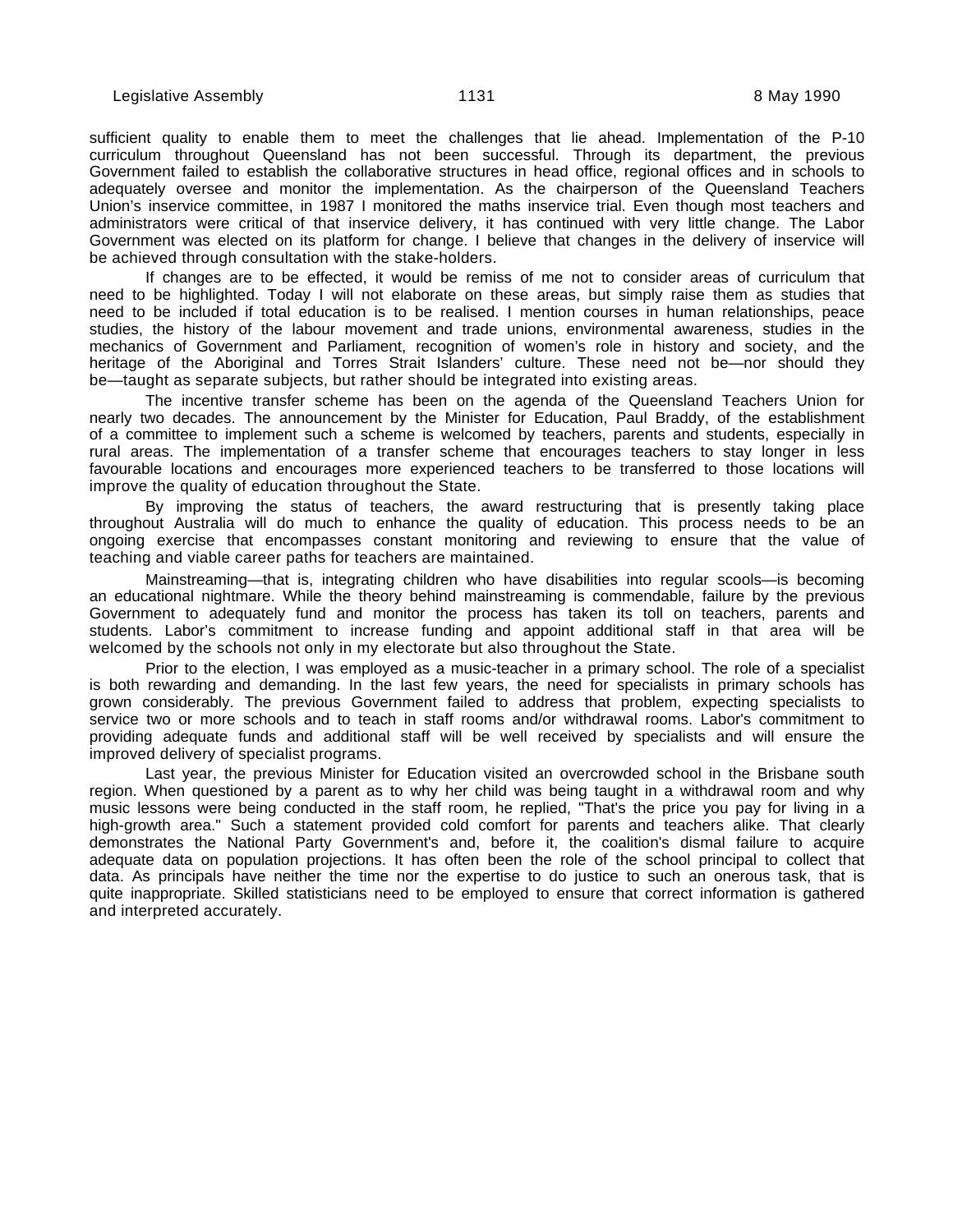sufficient quality to enable them to meet the challenges that lie ahead. Implementation of the P-10 curriculum throughout Queensland has not been successful. Through its department, the previous Government failed to establish the collaborative structures in head office, regional offices and in schools to adequately oversee and monitor the implementation. As the chairperson of the Queensland Teachers Union's inservice committee, in 1987 I monitored the maths inservice trial. Even though most teachers and administrators were critical of that inservice delivery, it has continued with very little change. The Labor Government was elected on its platform for change. I believe that changes in the delivery of inservice will be achieved through consultation with the stake-holders.

If changes are to be effected, it would be remiss of me not to consider areas of curriculum that need to be highlighted. Today I will not elaborate on these areas, but simply raise them as studies that need to be included if total education is to be realised. I mention courses in human relationships, peace studies, the history of the labour movement and trade unions, environmental awareness, studies in the mechanics of Government and Parliament, recognition of women's role in history and society, and the heritage of the Aboriginal and Torres Strait Islanders' culture. These need not be—nor should they be—taught as separate subjects, but rather should be integrated into existing areas.

The incentive transfer scheme has been on the agenda of the Queensland Teachers Union for nearly two decades. The announcement by the Minister for Education, Paul Braddy, of the establishment of a committee to implement such a scheme is welcomed by teachers, parents and students, especially in rural areas. The implementation of a transfer scheme that encourages teachers to stay longer in less favourable locations and encourages more experienced teachers to be transferred to those locations will improve the quality of education throughout the State.

By improving the status of teachers, the award restructuring that is presently taking place throughout Australia will do much to enhance the quality of education. This process needs to be an ongoing exercise that encompasses constant monitoring and reviewing to ensure that the value of teaching and viable career paths for teachers are maintained.

Mainstreaming—that is, integrating children who have disabilities into regular scools—is becoming an educational nightmare. While the theory behind mainstreaming is commendable, failure by the previous Government to adequately fund and monitor the process has taken its toll on teachers, parents and students. Labor's commitment to increase funding and appoint additional staff in that area will be welcomed by the schools not only in my electorate but also throughout the State.

Prior to the election, I was employed as a music-teacher in a primary school. The role of a specialist is both rewarding and demanding. In the last few years, the need for specialists in primary schools has grown considerably. The previous Government failed to address that problem, expecting specialists to service two or more schools and to teach in staff rooms and/or withdrawal rooms. Labor's commitment to providing adequate funds and additional staff will be well received by specialists and will ensure the improved delivery of specialist programs.

Last year, the previous Minister for Education visited an overcrowded school in the Brisbane south region. When questioned by a parent as to why her child was being taught in a withdrawal room and why music lessons were being conducted in the staff room, he replied, "That's the price you pay for living in a high-growth area." Such a statement provided cold comfort for parents and teachers alike. That clearly demonstrates the National Party Government's and, before it, the coalition's dismal failure to acquire adequate data on population projections. It has often been the role of the school principal to collect that data. As principals have neither the time nor the expertise to do justice to such an onerous task, that is quite inappropriate. Skilled statisticians need to be employed to ensure that correct information is gathered and interpreted accurately.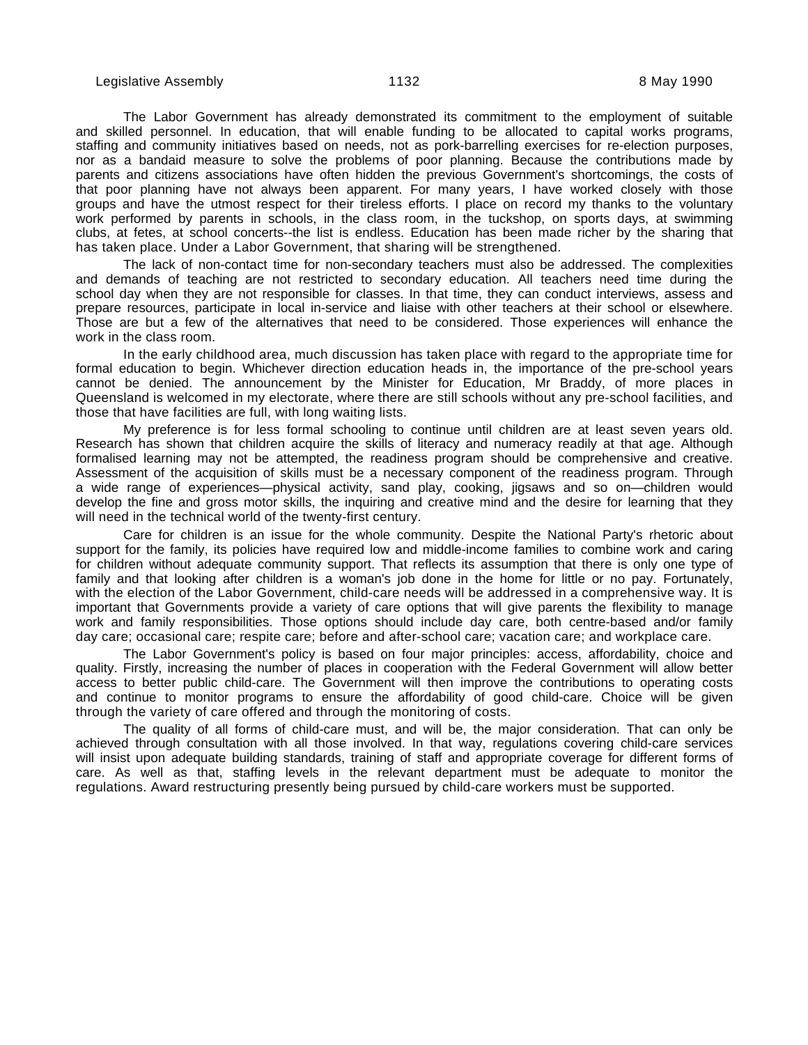The Labor Government has already demonstrated its commitment to the employment of suitable and skilled personnel. In education, that will enable funding to be allocated to capital works programs, staffing and community initiatives based on needs, not as pork-barrelling exercises for re-election purposes, nor as a bandaid measure to solve the problems of poor planning. Because the contributions made by parents and citizens associations have often hidden the previous Government's shortcomings, the costs of that poor planning have not always been apparent. For many years, I have worked closely with those groups and have the utmost respect for their tireless efforts. I place on record my thanks to the voluntary work performed by parents in schools, in the class room, in the tuckshop, on sports days, at swimming clubs, at fetes, at school concerts--the list is endless. Education has been made richer by the sharing that has taken place. Under a Labor Government, that sharing will be strengthened.

The lack of non-contact time for non-secondary teachers must also be addressed. The complexities and demands of teaching are not restricted to secondary education. All teachers need time during the school day when they are not responsible for classes. In that time, they can conduct interviews, assess and prepare resources, participate in local in-service and liaise with other teachers at their school or elsewhere. Those are but a few of the alternatives that need to be considered. Those experiences will enhance the work in the class room.

In the early childhood area, much discussion has taken place with regard to the appropriate time for formal education to begin. Whichever direction education heads in, the importance of the pre-school years cannot be denied. The announcement by the Minister for Education, Mr Braddy, of more places in Queensland is welcomed in my electorate, where there are still schools without any pre-school facilities, and those that have facilities are full, with long waiting lists.

My preference is for less formal schooling to continue until children are at least seven years old. Research has shown that children acquire the skills of literacy and numeracy readily at that age. Although formalised learning may not be attempted, the readiness program should be comprehensive and creative. Assessment of the acquisition of skills must be a necessary component of the readiness program. Through a wide range of experiences—physical activity, sand play, cooking, jigsaws and so on—children would develop the fine and gross motor skills, the inquiring and creative mind and the desire for learning that they will need in the technical world of the twenty-first century.

Care for children is an issue for the whole community. Despite the National Party's rhetoric about support for the family, its policies have required low and middle-income families to combine work and caring for children without adequate community support. That reflects its assumption that there is only one type of family and that looking after children is a woman's job done in the home for little or no pay. Fortunately, with the election of the Labor Government, child-care needs will be addressed in a comprehensive way. It is important that Governments provide a variety of care options that will give parents the flexibility to manage work and family responsibilities. Those options should include day care, both centre-based and/or family day care; occasional care; respite care; before and after-school care; vacation care; and workplace care.

The Labor Government's policy is based on four major principles: access, affordability, choice and quality. Firstly, increasing the number of places in cooperation with the Federal Government will allow better access to better public child-care. The Government will then improve the contributions to operating costs and continue to monitor programs to ensure the affordability of good child-care. Choice will be given through the variety of care offered and through the monitoring of costs.

The quality of all forms of child-care must, and will be, the major consideration. That can only be achieved through consultation with all those involved. In that way, regulations covering child-care services will insist upon adequate building standards, training of staff and appropriate coverage for different forms of care. As well as that, staffing levels in the relevant department must be adequate to monitor the regulations. Award restructuring presently being pursued by child-care workers must be supported.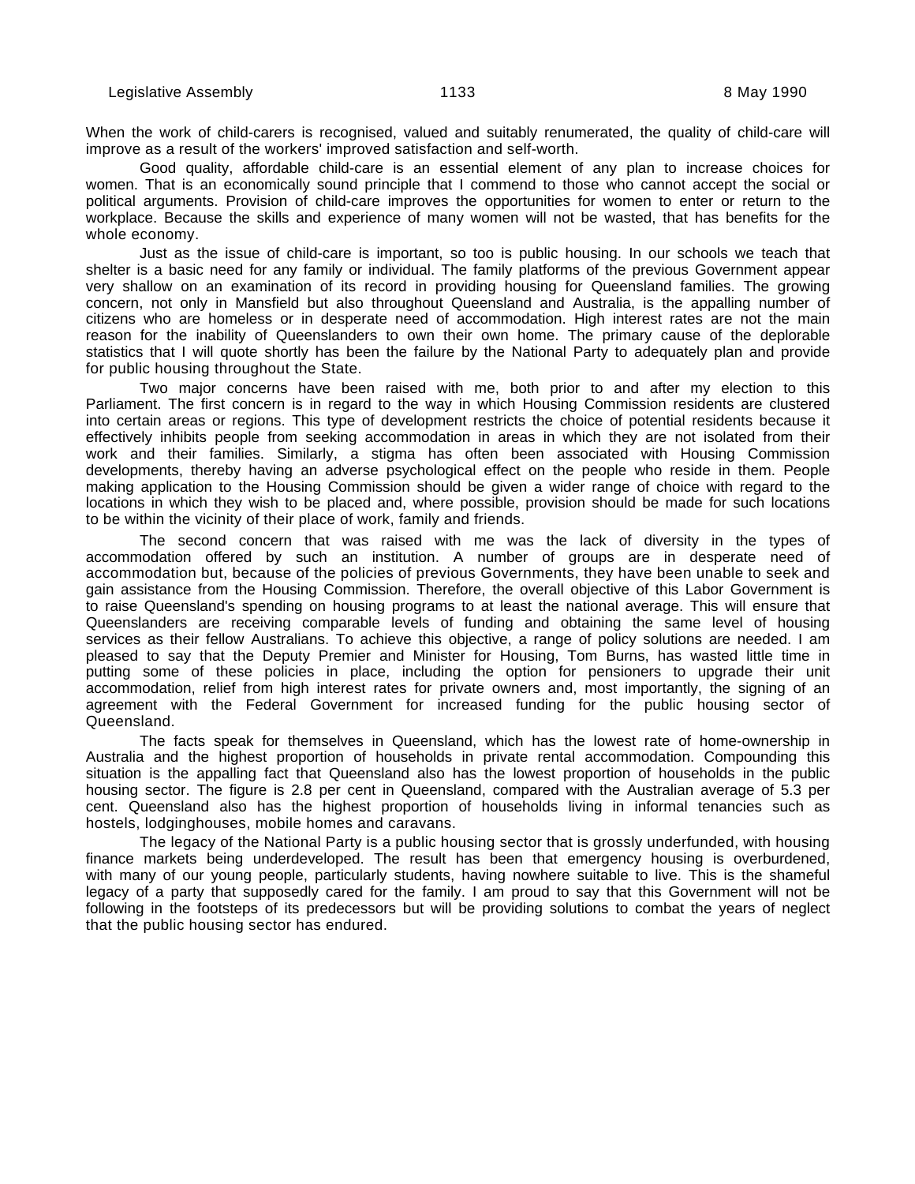When the work of child-carers is recognised, valued and suitably renumerated, the quality of child-care will improve as a result of the workers' improved satisfaction and self-worth.

Good quality, affordable child-care is an essential element of any plan to increase choices for women. That is an economically sound principle that I commend to those who cannot accept the social or political arguments. Provision of child-care improves the opportunities for women to enter or return to the workplace. Because the skills and experience of many women will not be wasted, that has benefits for the whole economy.

Just as the issue of child-care is important, so too is public housing. In our schools we teach that shelter is a basic need for any family or individual. The family platforms of the previous Government appear very shallow on an examination of its record in providing housing for Queensland families. The growing concern, not only in Mansfield but also throughout Queensland and Australia, is the appalling number of citizens who are homeless or in desperate need of accommodation. High interest rates are not the main reason for the inability of Queenslanders to own their own home. The primary cause of the deplorable statistics that I will quote shortly has been the failure by the National Party to adequately plan and provide for public housing throughout the State.

Two major concerns have been raised with me, both prior to and after my election to this Parliament. The first concern is in regard to the way in which Housing Commission residents are clustered into certain areas or regions. This type of development restricts the choice of potential residents because it effectively inhibits people from seeking accommodation in areas in which they are not isolated from their work and their families. Similarly, a stigma has often been associated with Housing Commission developments, thereby having an adverse psychological effect on the people who reside in them. People making application to the Housing Commission should be given a wider range of choice with regard to the locations in which they wish to be placed and, where possible, provision should be made for such locations to be within the vicinity of their place of work, family and friends.

The second concern that was raised with me was the lack of diversity in the types of accommodation offered by such an institution. A number of groups are in desperate need of accommodation but, because of the policies of previous Governments, they have been unable to seek and gain assistance from the Housing Commission. Therefore, the overall objective of this Labor Government is to raise Queensland's spending on housing programs to at least the national average. This will ensure that Queenslanders are receiving comparable levels of funding and obtaining the same level of housing services as their fellow Australians. To achieve this objective, a range of policy solutions are needed. I am pleased to say that the Deputy Premier and Minister for Housing, Tom Burns, has wasted little time in putting some of these policies in place, including the option for pensioners to upgrade their unit accommodation, relief from high interest rates for private owners and, most importantly, the signing of an agreement with the Federal Government for increased funding for the public housing sector of Queensland.

The facts speak for themselves in Queensland, which has the lowest rate of home-ownership in Australia and the highest proportion of households in private rental accommodation. Compounding this situation is the appalling fact that Queensland also has the lowest proportion of households in the public housing sector. The figure is 2.8 per cent in Queensland, compared with the Australian average of 5.3 per cent. Queensland also has the highest proportion of households living in informal tenancies such as hostels, lodginghouses, mobile homes and caravans.

The legacy of the National Party is a public housing sector that is grossly underfunded, with housing finance markets being underdeveloped. The result has been that emergency housing is overburdened, with many of our young people, particularly students, having nowhere suitable to live. This is the shameful legacy of a party that supposedly cared for the family. I am proud to say that this Government will not be following in the footsteps of its predecessors but will be providing solutions to combat the years of neglect that the public housing sector has endured.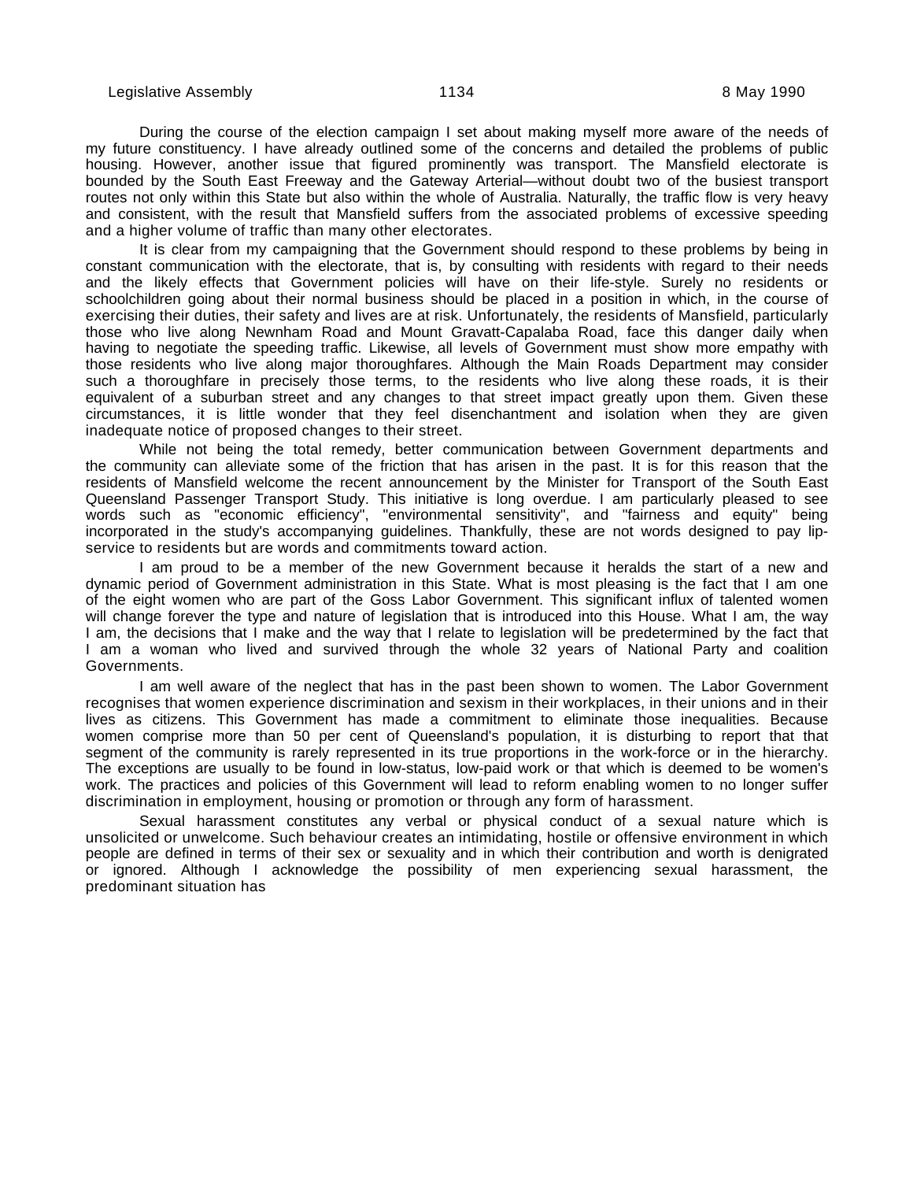During the course of the election campaign I set about making myself more aware of the needs of my future constituency. I have already outlined some of the concerns and detailed the problems of public housing. However, another issue that figured prominently was transport. The Mansfield electorate is bounded by the South East Freeway and the Gateway Arterial—without doubt two of the busiest transport routes not only within this State but also within the whole of Australia. Naturally, the traffic flow is very heavy and consistent, with the result that Mansfield suffers from the associated problems of excessive speeding and a higher volume of traffic than many other electorates.

It is clear from my campaigning that the Government should respond to these problems by being in constant communication with the electorate, that is, by consulting with residents with regard to their needs and the likely effects that Government policies will have on their life-style. Surely no residents or schoolchildren going about their normal business should be placed in a position in which, in the course of exercising their duties, their safety and lives are at risk. Unfortunately, the residents of Mansfield, particularly those who live along Newnham Road and Mount Gravatt-Capalaba Road, face this danger daily when having to negotiate the speeding traffic. Likewise, all levels of Government must show more empathy with those residents who live along major thoroughfares. Although the Main Roads Department may consider such a thoroughfare in precisely those terms, to the residents who live along these roads, it is their equivalent of a suburban street and any changes to that street impact greatly upon them. Given these circumstances, it is little wonder that they feel disenchantment and isolation when they are given inadequate notice of proposed changes to their street.

While not being the total remedy, better communication between Government departments and the community can alleviate some of the friction that has arisen in the past. It is for this reason that the residents of Mansfield welcome the recent announcement by the Minister for Transport of the South East Queensland Passenger Transport Study. This initiative is long overdue. I am particularly pleased to see words such as "economic efficiency", "environmental sensitivity", and "fairness and equity" being incorporated in the study's accompanying guidelines. Thankfully, these are not words designed to pay lip-service to residents but are words and commitments toward action.

I am proud to be a member of the new Government because it heralds the start of a new and dynamic period of Government administration in this State. What is most pleasing is the fact that I am one of the eight women who are part of the Goss Labor Government. This significant influx of talented women will change forever the type and nature of legislation that is introduced into this House. What I am, the way I am, the decisions that I make and the way that I relate to legislation will be predetermined by the fact that I am a woman who lived and survived through the whole 32 years of National Party and coalition Governments.

I am well aware of the neglect that has in the past been shown to women. The Labor Government recognises that women experience discrimination and sexism in their workplaces, in their unions and in their lives as citizens. This Government has made a commitment to eliminate those inequalities. Because women comprise more than 50 per cent of Queensland's population, it is disturbing to report that that segment of the community is rarely represented in its true proportions in the work-force or in the hierarchy. The exceptions are usually to be found in low-status, low-paid work or that which is deemed to be women's work. The practices and policies of this Government will lead to reform enabling women to no longer suffer discrimination in employment, housing or promotion or through any form of harassment.

Sexual harassment constitutes any verbal or physical conduct of a sexual nature which is unsolicited or unwelcome. Such behaviour creates an intimidating, hostile or offensive environment in which people are defined in terms of their sex or sexuality and in which their contribution and worth is denigrated or ignored. Although I acknowledge the possibility of men experiencing sexual harassment, the predominant situation has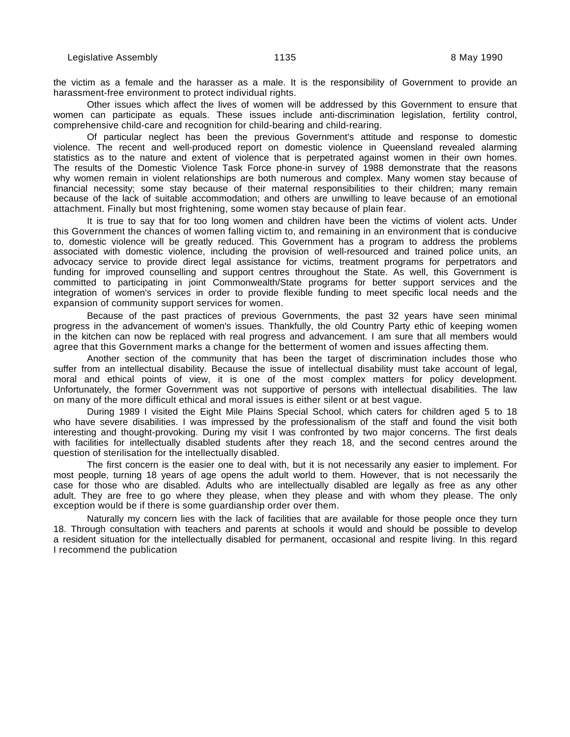the victim as a female and the harasser as a male. It is the responsibility of Government to provide an harassment-free environment to protect individual rights.

Other issues which affect the lives of women will be addressed by this Government to ensure that women can participate as equals. These issues include anti-discrimination legislation, fertility control, comprehensive child-care and recognition for child-bearing and child-rearing.

Of particular neglect has been the previous Government's attitude and response to domestic violence. The recent and well-produced report on domestic violence in Queensland revealed alarming statistics as to the nature and extent of violence that is perpetrated against women in their own homes. The results of the Domestic Violence Task Force phone-in survey of 1988 demonstrate that the reasons why women remain in violent relationships are both numerous and complex. Many women stay because of financial necessity; some stay because of their maternal responsibilities to their children; many remain because of the lack of suitable accommodation; and others are unwilling to leave because of an emotional attachment. Finally but most frightening, some women stay because of plain fear.

It is true to say that for too long women and children have been the victims of violent acts. Under this Government the chances of women falling victim to, and remaining in an environment that is conducive to, domestic violence will be greatly reduced. This Government has a program to address the problems associated with domestic violence, including the provision of well-resourced and trained police units, an advocacy service to provide direct legal assistance for victims, treatment programs for perpetrators and funding for improved counselling and support centres throughout the State. As well, this Government is committed to participating in joint Commonwealth/State programs for better support services and the integration of women's services in order to provide flexible funding to meet specific local needs and the expansion of community support services for women.

Because of the past practices of previous Governments, the past 32 years have seen minimal progress in the advancement of women's issues. Thankfully, the old Country Party ethic of keeping women in the kitchen can now be replaced with real progress and advancement. I am sure that all members would agree that this Government marks a change for the betterment of women and issues affecting them.

Another section of the community that has been the target of discrimination includes those who suffer from an intellectual disability. Because the issue of intellectual disability must take account of legal, moral and ethical points of view, it is one of the most complex matters for policy development. Unfortunately, the former Government was not supportive of persons with intellectual disabilities. The law on many of the more difficult ethical and moral issues is either silent or at best vague.

During 1989 I visited the Eight Mile Plains Special School, which caters for children aged 5 to 18 who have severe disabilities. I was impressed by the professionalism of the staff and found the visit both interesting and thought-provoking. During my visit I was confronted by two major concerns. The first deals with facilities for intellectually disabled students after they reach 18, and the second centres around the question of sterilisation for the intellectually disabled.

The first concern is the easier one to deal with, but it is not necessarily any easier to implement. For most people, turning 18 years of age opens the adult world to them. However, that is not necessarily the case for those who are disabled. Adults who are intellectually disabled are legally as free as any other adult. They are free to go where they please, when they please and with whom they please. The only exception would be if there is some guardianship order over them.

Naturally my concern lies with the lack of facilities that are available for those people once they turn 18. Through consultation with teachers and parents at schools it would and should be possible to develop a resident situation for the intellectually disabled for permanent, occasional and respite living. In this regard I recommend the publication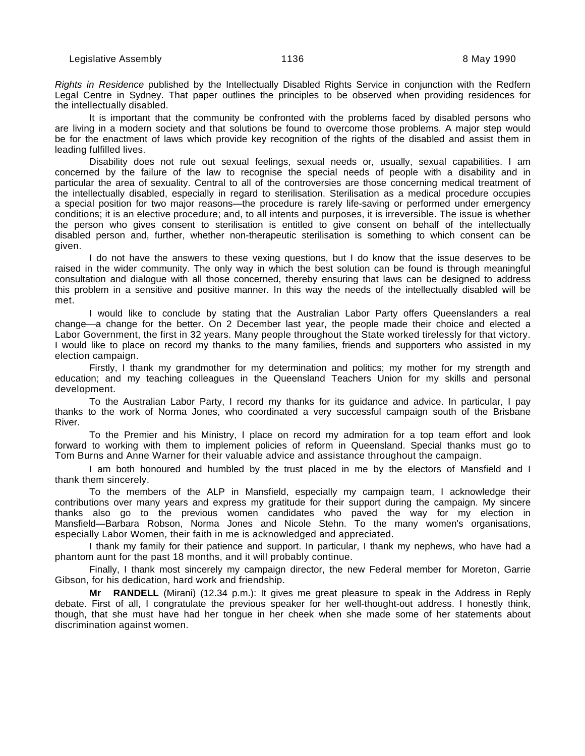*Rights in Residence* published by the Intellectually Disabled Rights Service in conjunction with the Redfern Legal Centre in Sydney. That paper outlines the principles to be observed when providing residences for the intellectually disabled.

It is important that the community be confronted with the problems faced by disabled persons who are living in a modern society and that solutions be found to overcome those problems. A major step would be for the enactment of laws which provide key recognition of the rights of the disabled and assist them in leading fulfilled lives.

Disability does not rule out sexual feelings, sexual needs or, usually, sexual capabilities. I am concerned by the failure of the law to recognise the special needs of people with a disability and in particular the area of sexuality. Central to all of the controversies are those concerning medical treatment of the intellectually disabled, especially in regard to sterilisation. Sterilisation as a medical procedure occupies a special position for two major reasons—the procedure is rarely life-saving or performed under emergency conditions; it is an elective procedure; and, to all intents and purposes, it is irreversible. The issue is whether the person who gives consent to sterilisation is entitled to give consent on behalf of the intellectually disabled person and, further, whether non-therapeutic sterilisation is something to which consent can be given.

I do not have the answers to these vexing questions, but I do know that the issue deserves to be raised in the wider community. The only way in which the best solution can be found is through meaningful consultation and dialogue with all those concerned, thereby ensuring that laws can be designed to address this problem in a sensitive and positive manner. In this way the needs of the intellectually disabled will be met.

I would like to conclude by stating that the Australian Labor Party offers Queenslanders a real change—a change for the better. On 2 December last year, the people made their choice and elected a Labor Government, the first in 32 years. Many people throughout the State worked tirelessly for that victory. I would like to place on record my thanks to the many families, friends and supporters who assisted in my election campaign.

Firstly, I thank my grandmother for my determination and politics; my mother for my strength and education; and my teaching colleagues in the Queensland Teachers Union for my skills and personal development.

To the Australian Labor Party, I record my thanks for its guidance and advice. In particular, I pay thanks to the work of Norma Jones, who coordinated a very successful campaign south of the Brisbane River.

To the Premier and his Ministry, I place on record my admiration for a top team effort and look forward to working with them to implement policies of reform in Queensland. Special thanks must go to Tom Burns and Anne Warner for their valuable advice and assistance throughout the campaign.

I am both honoured and humbled by the trust placed in me by the electors of Mansfield and I thank them sincerely.

To the members of the ALP in Mansfield, especially my campaign team, I acknowledge their contributions over many years and express my gratitude for their support during the campaign. My sincere thanks also go to the previous women candidates who paved the way for my election in Mansfield—Barbara Robson, Norma Jones and Nicole Stehn. To the many women's organisations, especially Labor Women, their faith in me is acknowledged and appreciated.

I thank my family for their patience and support. In particular, I thank my nephews, who have had a phantom aunt for the past 18 months, and it will probably continue.

Finally, I thank most sincerely my campaign director, the new Federal member for Moreton, Garrie Gibson, for his dedication, hard work and friendship.

**Mr RANDELL** (Mirani) (12.34 p.m.): It gives me great pleasure to speak in the Address in Reply debate. First of all, I congratulate the previous speaker for her well-thought-out address. I honestly think, though, that she must have had her tongue in her cheek when she made some of her statements about discrimination against women.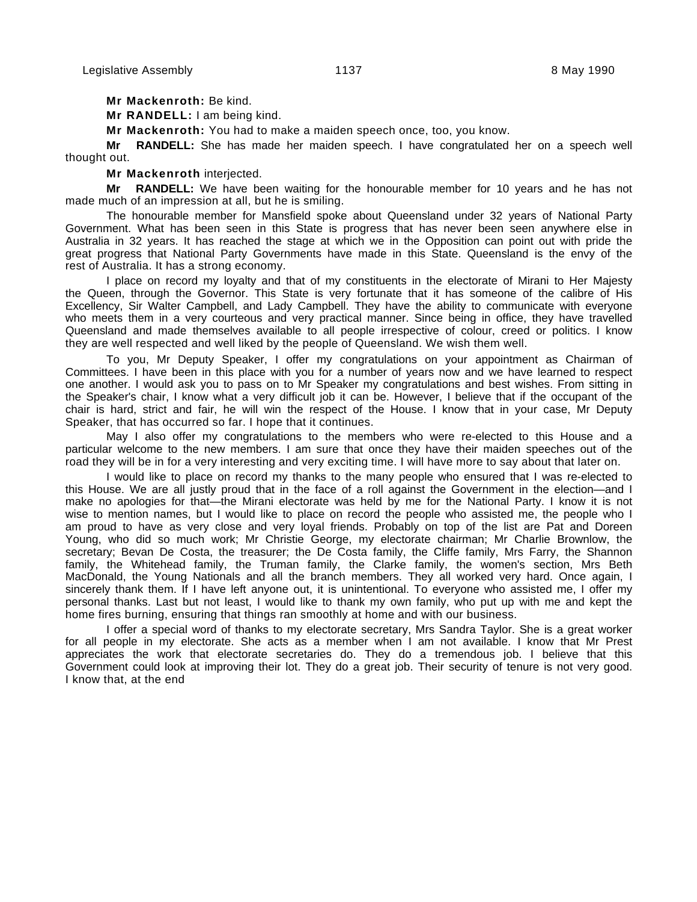**Mr Mackenroth:** Be kind.

**Mr RANDELL:** I am being kind.

**Mr Mackenroth:** You had to make a maiden speech once, too, you know.

**Mr RANDELL:** She has made her maiden speech. I have congratulated her on a speech well thought out.

**Mr Mackenroth** interjected.

**Mr RANDELL:** We have been waiting for the honourable member for 10 years and he has not made much of an impression at all, but he is smiling.

The honourable member for Mansfield spoke about Queensland under 32 years of National Party Government. What has been seen in this State is progress that has never been seen anywhere else in Australia in 32 years. It has reached the stage at which we in the Opposition can point out with pride the great progress that National Party Governments have made in this State. Queensland is the envy of the rest of Australia. It has a strong economy.

I place on record my loyalty and that of my constituents in the electorate of Mirani to Her Majesty the Queen, through the Governor. This State is very fortunate that it has someone of the calibre of His Excellency, Sir Walter Campbell, and Lady Campbell. They have the ability to communicate with everyone who meets them in a very courteous and very practical manner. Since being in office, they have travelled Queensland and made themselves available to all people irrespective of colour, creed or politics. I know they are well respected and well liked by the people of Queensland. We wish them well.

To you, Mr Deputy Speaker, I offer my congratulations on your appointment as Chairman of Committees. I have been in this place with you for a number of years now and we have learned to respect one another. I would ask you to pass on to Mr Speaker my congratulations and best wishes. From sitting in the Speaker's chair, I know what a very difficult job it can be. However, I believe that if the occupant of the chair is hard, strict and fair, he will win the respect of the House. I know that in your case, Mr Deputy Speaker, that has occurred so far. I hope that it continues.

May I also offer my congratulations to the members who were re-elected to this House and a particular welcome to the new members. I am sure that once they have their maiden speeches out of the road they will be in for a very interesting and very exciting time. I will have more to say about that later on.

I would like to place on record my thanks to the many people who ensured that I was re-elected to this House. We are all justly proud that in the face of a roll against the Government in the election—and I make no apologies for that—the Mirani electorate was held by me for the National Party. I know it is not wise to mention names, but I would like to place on record the people who assisted me, the people who I am proud to have as very close and very loyal friends. Probably on top of the list are Pat and Doreen Young, who did so much work; Mr Christie George, my electorate chairman; Mr Charlie Brownlow, the secretary; Bevan De Costa, the treasurer; the De Costa family, the Cliffe family, Mrs Farry, the Shannon family, the Whitehead family, the Truman family, the Clarke family, the women's section, Mrs Beth MacDonald, the Young Nationals and all the branch members. They all worked very hard. Once again, I sincerely thank them. If I have left anyone out, it is unintentional. To everyone who assisted me, I offer my personal thanks. Last but not least, I would like to thank my own family, who put up with me and kept the home fires burning, ensuring that things ran smoothly at home and with our business.

I offer a special word of thanks to my electorate secretary, Mrs Sandra Taylor. She is a great worker for all people in my electorate. She acts as a member when I am not available. I know that Mr Prest appreciates the work that electorate secretaries do. They do a tremendous job. I believe that this Government could look at improving their lot. They do a great job. Their security of tenure is not very good. I know that, at the end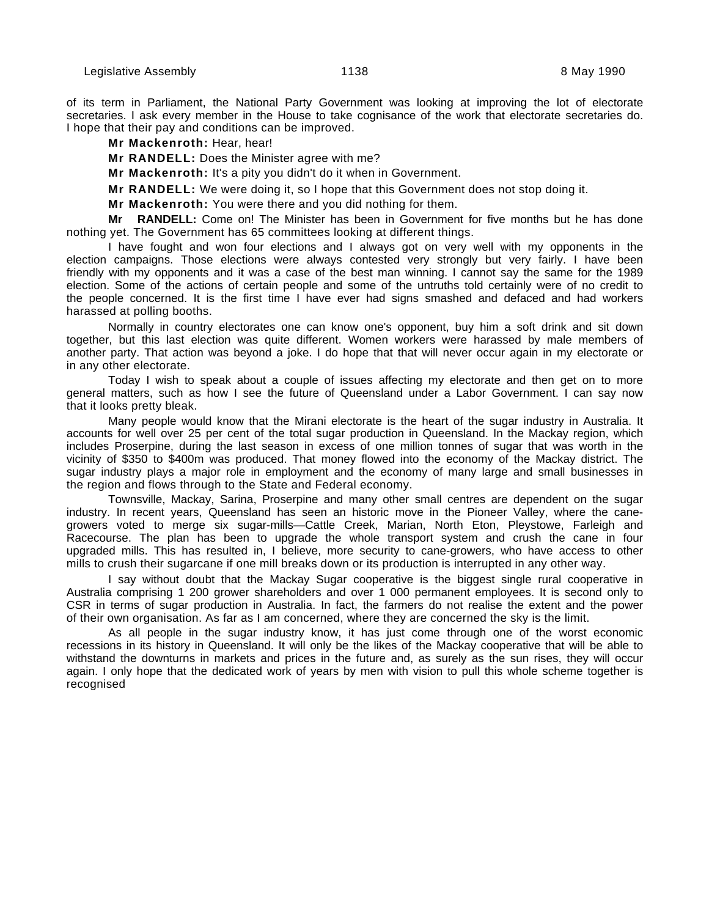of its term in Parliament, the National Party Government was looking at improving the lot of electorate secretaries. I ask every member in the House to take cognisance of the work that electorate secretaries do. I hope that their pay and conditions can be improved.

**Mr Mackenroth:** Hear, hear!

**Mr RANDELL:** Does the Minister agree with me?

**Mr Mackenroth:** It's a pity you didn't do it when in Government.

**Mr RANDELL:** We were doing it, so I hope that this Government does not stop doing it.

**Mr Mackenroth:** You were there and you did nothing for them.

**Mr RANDELL:** Come on! The Minister has been in Government for five months but he has done nothing yet. The Government has 65 committees looking at different things.

I have fought and won four elections and I always got on very well with my opponents in the election campaigns. Those elections were always contested very strongly but very fairly. I have been friendly with my opponents and it was a case of the best man winning. I cannot say the same for the 1989 election. Some of the actions of certain people and some of the untruths told certainly were of no credit to the people concerned. It is the first time I have ever had signs smashed and defaced and had workers harassed at polling booths.

Normally in country electorates one can know one's opponent, buy him a soft drink and sit down together, but this last election was quite different. Women workers were harassed by male members of another party. That action was beyond a joke. I do hope that that will never occur again in my electorate or in any other electorate.

Today I wish to speak about a couple of issues affecting my electorate and then get on to more general matters, such as how I see the future of Queensland under a Labor Government. I can say now that it looks pretty bleak.

Many people would know that the Mirani electorate is the heart of the sugar industry in Australia. It accounts for well over 25 per cent of the total sugar production in Queensland. In the Mackay region, which includes Proserpine, during the last season in excess of one million tonnes of sugar that was worth in the vicinity of $350 to $400m was produced. That money flowed into the economy of the Mackay district. The sugar industry plays a major role in employment and the economy of many large and small businesses in the region and flows through to the State and Federal economy.

Townsville, Mackay, Sarina, Proserpine and many other small centres are dependent on the sugar industry. In recent years, Queensland has seen an historic move in the Pioneer Valley, where the cane-growers voted to merge six sugar-mills—Cattle Creek, Marian, North Eton, Pleystowe, Farleigh and Racecourse. The plan has been to upgrade the whole transport system and crush the cane in four upgraded mills. This has resulted in, I believe, more security to cane-growers, who have access to other mills to crush their sugarcane if one mill breaks down or its production is interrupted in any other way.

I say without doubt that the Mackay Sugar cooperative is the biggest single rural cooperative in Australia comprising 1 200 grower shareholders and over 1 000 permanent employees. It is second only to CSR in terms of sugar production in Australia. In fact, the farmers do not realise the extent and the power of their own organisation. As far as I am concerned, where they are concerned the sky is the limit.

As all people in the sugar industry know, it has just come through one of the worst economic recessions in its history in Queensland. It will only be the likes of the Mackay cooperative that will be able to withstand the downturns in markets and prices in the future and, as surely as the sun rises, they will occur again. I only hope that the dedicated work of years by men with vision to pull this whole scheme together is recognised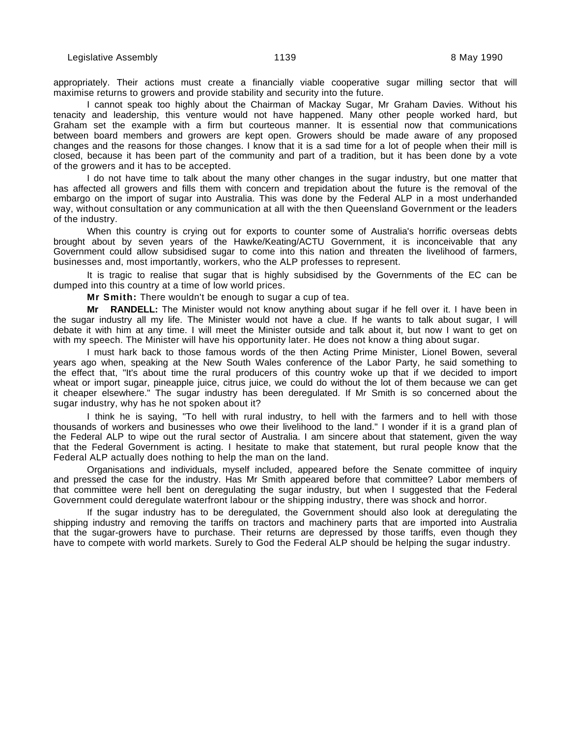appropriately. Their actions must create a financially viable cooperative sugar milling sector that will maximise returns to growers and provide stability and security into the future.

I cannot speak too highly about the Chairman of Mackay Sugar, Mr Graham Davies. Without his tenacity and leadership, this venture would not have happened. Many other people worked hard, but Graham set the example with a firm but courteous manner. It is essential now that communications between board members and growers are kept open. Growers should be made aware of any proposed changes and the reasons for those changes. I know that it is a sad time for a lot of people when their mill is closed, because it has been part of the community and part of a tradition, but it has been done by a vote of the growers and it has to be accepted.

I do not have time to talk about the many other changes in the sugar industry, but one matter that has affected all growers and fills them with concern and trepidation about the future is the removal of the embargo on the import of sugar into Australia. This was done by the Federal ALP in a most underhanded way, without consultation or any communication at all with the then Queensland Government or the leaders of the industry.

When this country is crying out for exports to counter some of Australia's horrific overseas debts brought about by seven years of the Hawke/Keating/ACTU Government, it is inconceivable that any Government could allow subsidised sugar to come into this nation and threaten the livelihood of farmers, businesses and, most importantly, workers, who the ALP professes to represent.

It is tragic to realise that sugar that is highly subsidised by the Governments of the EC can be dumped into this country at a time of low world prices.

**Mr Smith:** There wouldn't be enough to sugar a cup of tea.

**Mr RANDELL:** The Minister would not know anything about sugar if he fell over it. I have been in the sugar industry all my life. The Minister would not have a clue. If he wants to talk about sugar, I will debate it with him at any time. I will meet the Minister outside and talk about it, but now I want to get on with my speech. The Minister will have his opportunity later. He does not know a thing about sugar.

I must hark back to those famous words of the then Acting Prime Minister, Lionel Bowen, several years ago when, speaking at the New South Wales conference of the Labor Party, he said something to the effect that, "It's about time the rural producers of this country woke up that if we decided to import wheat or import sugar, pineapple juice, citrus juice, we could do without the lot of them because we can get it cheaper elsewhere." The sugar industry has been deregulated. If Mr Smith is so concerned about the sugar industry, why has he not spoken about it?

I think he is saying, "To hell with rural industry, to hell with the farmers and to hell with those thousands of workers and businesses who owe their livelihood to the land." I wonder if it is a grand plan of the Federal ALP to wipe out the rural sector of Australia. I am sincere about that statement, given the way that the Federal Government is acting. I hesitate to make that statement, but rural people know that the Federal ALP actually does nothing to help the man on the land.

Organisations and individuals, myself included, appeared before the Senate committee of inquiry and pressed the case for the industry. Has Mr Smith appeared before that committee? Labor members of that committee were hell bent on deregulating the sugar industry, but when I suggested that the Federal Government could deregulate waterfront labour or the shipping industry, there was shock and horror.

If the sugar industry has to be deregulated, the Government should also look at deregulating the shipping industry and removing the tariffs on tractors and machinery parts that are imported into Australia that the sugar-growers have to purchase. Their returns are depressed by those tariffs, even though they have to compete with world markets. Surely to God the Federal ALP should be helping the sugar industry.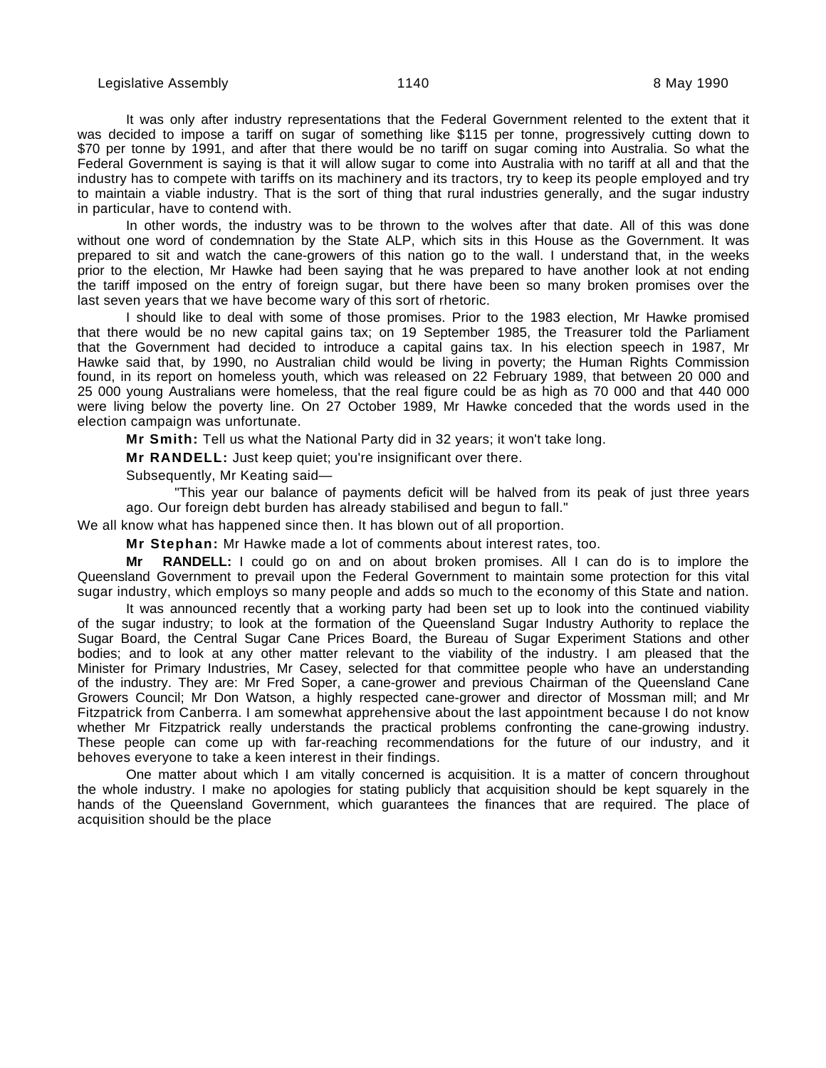It was only after industry representations that the Federal Government relented to the extent that it was decided to impose a tariff on sugar of something like $115 per tonne, progressively cutting down to $70 per tonne by 1991, and after that there would be no tariff on sugar coming into Australia. So what the Federal Government is saying is that it will allow sugar to come into Australia with no tariff at all and that the industry has to compete with tariffs on its machinery and its tractors, try to keep its people employed and try to maintain a viable industry. That is the sort of thing that rural industries generally, and the sugar industry in particular, have to contend with.

In other words, the industry was to be thrown to the wolves after that date. All of this was done without one word of condemnation by the State ALP, which sits in this House as the Government. It was prepared to sit and watch the cane-growers of this nation go to the wall. I understand that, in the weeks prior to the election, Mr Hawke had been saying that he was prepared to have another look at not ending the tariff imposed on the entry of foreign sugar, but there have been so many broken promises over the last seven years that we have become wary of this sort of rhetoric.

I should like to deal with some of those promises. Prior to the 1983 election, Mr Hawke promised that there would be no new capital gains tax; on 19 September 1985, the Treasurer told the Parliament that the Government had decided to introduce a capital gains tax. In his election speech in 1987, Mr Hawke said that, by 1990, no Australian child would be living in poverty; the Human Rights Commission found, in its report on homeless youth, which was released on 22 February 1989, that between 20 000 and 25 000 young Australians were homeless, that the real figure could be as high as 70 000 and that 440 000 were living below the poverty line. On 27 October 1989, Mr Hawke conceded that the words used in the election campaign was unfortunate.

**Mr Smith:** Tell us what the National Party did in 32 years; it won't take long.

**Mr RANDELL:** Just keep quiet; you're insignificant over there.

Subsequently, Mr Keating said—

> "This year our balance of payments deficit will be halved from its peak of just three years ago. Our foreign debt burden has already stabilised and begun to fall."

We all know what has happened since then. It has blown out of all proportion.

**Mr Stephan:** Mr Hawke made a lot of comments about interest rates, too.

**Mr RANDELL:** I could go on and on about broken promises. All I can do is to implore the Queensland Government to prevail upon the Federal Government to maintain some protection for this vital sugar industry, which employs so many people and adds so much to the economy of this State and nation.

It was announced recently that a working party had been set up to look into the continued viability of the sugar industry; to look at the formation of the Queensland Sugar Industry Authority to replace the Sugar Board, the Central Sugar Cane Prices Board, the Bureau of Sugar Experiment Stations and other bodies; and to look at any other matter relevant to the viability of the industry. I am pleased that the Minister for Primary Industries, Mr Casey, selected for that committee people who have an understanding of the industry. They are: Mr Fred Soper, a cane-grower and previous Chairman of the Queensland Cane Growers Council; Mr Don Watson, a highly respected cane-grower and director of Mossman mill; and Mr Fitzpatrick from Canberra. I am somewhat apprehensive about the last appointment because I do not know whether Mr Fitzpatrick really understands the practical problems confronting the cane-growing industry. These people can come up with far-reaching recommendations for the future of our industry, and it behoves everyone to take a keen interest in their findings.

One matter about which I am vitally concerned is acquisition. It is a matter of concern throughout the whole industry. I make no apologies for stating publicly that acquisition should be kept squarely in the hands of the Queensland Government, which guarantees the finances that are required. The place of acquisition should be the place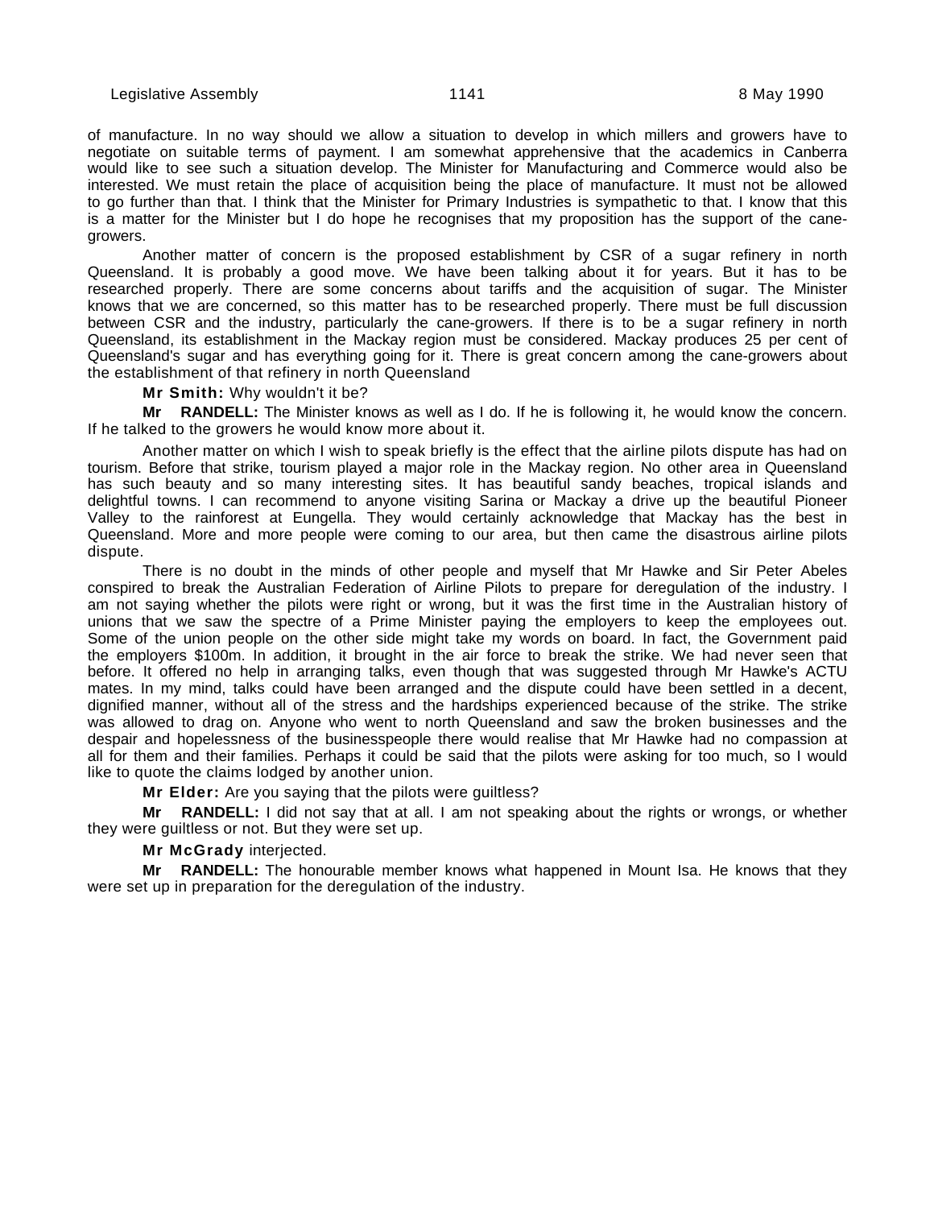of manufacture. In no way should we allow a situation to develop in which millers and growers have to negotiate on suitable terms of payment. I am somewhat apprehensive that the academics in Canberra would like to see such a situation develop. The Minister for Manufacturing and Commerce would also be interested. We must retain the place of acquisition being the place of manufacture. It must not be allowed to go further than that. I think that the Minister for Primary Industries is sympathetic to that. I know that this is a matter for the Minister but I do hope he recognises that my proposition has the support of the cane-growers.

Another matter of concern is the proposed establishment by CSR of a sugar refinery in north Queensland. It is probably a good move. We have been talking about it for years. But it has to be researched properly. There are some concerns about tariffs and the acquisition of sugar. The Minister knows that we are concerned, so this matter has to be researched properly. There must be full discussion between CSR and the industry, particularly the cane-growers. If there is to be a sugar refinery in north Queensland, its establishment in the Mackay region must be considered. Mackay produces 25 per cent of Queensland's sugar and has everything going for it. There is great concern among the cane-growers about the establishment of that refinery in north Queensland

**Mr Smith:** Why wouldn't it be?

**Mr RANDELL:** The Minister knows as well as I do. If he is following it, he would know the concern. If he talked to the growers he would know more about it.

Another matter on which I wish to speak briefly is the effect that the airline pilots dispute has had on tourism. Before that strike, tourism played a major role in the Mackay region. No other area in Queensland has such beauty and so many interesting sites. It has beautiful sandy beaches, tropical islands and delightful towns. I can recommend to anyone visiting Sarina or Mackay a drive up the beautiful Pioneer Valley to the rainforest at Eungella. They would certainly acknowledge that Mackay has the best in Queensland. More and more people were coming to our area, but then came the disastrous airline pilots dispute.

There is no doubt in the minds of other people and myself that Mr Hawke and Sir Peter Abeles conspired to break the Australian Federation of Airline Pilots to prepare for deregulation of the industry. I am not saying whether the pilots were right or wrong, but it was the first time in the Australian history of unions that we saw the spectre of a Prime Minister paying the employers to keep the employees out. Some of the union people on the other side might take my words on board. In fact, the Government paid the employers \$100m. In addition, it brought in the air force to break the strike. We had never seen that before. It offered no help in arranging talks, even though that was suggested through Mr Hawke's ACTU mates. In my mind, talks could have been arranged and the dispute could have been settled in a decent, dignified manner, without all of the stress and the hardships experienced because of the strike. The strike was allowed to drag on. Anyone who went to north Queensland and saw the broken businesses and the despair and hopelessness of the businesspeople there would realise that Mr Hawke had no compassion at all for them and their families. Perhaps it could be said that the pilots were asking for too much, so I would like to quote the claims lodged by another union.

**Mr Elder:** Are you saying that the pilots were guiltless?

**Mr RANDELL:** I did not say that at all. I am not speaking about the rights or wrongs, or whether they were guiltless or not. But they were set up.

**Mr McGrady** interjected.

**Mr RANDELL:** The honourable member knows what happened in Mount Isa. He knows that they were set up in preparation for the deregulation of the industry.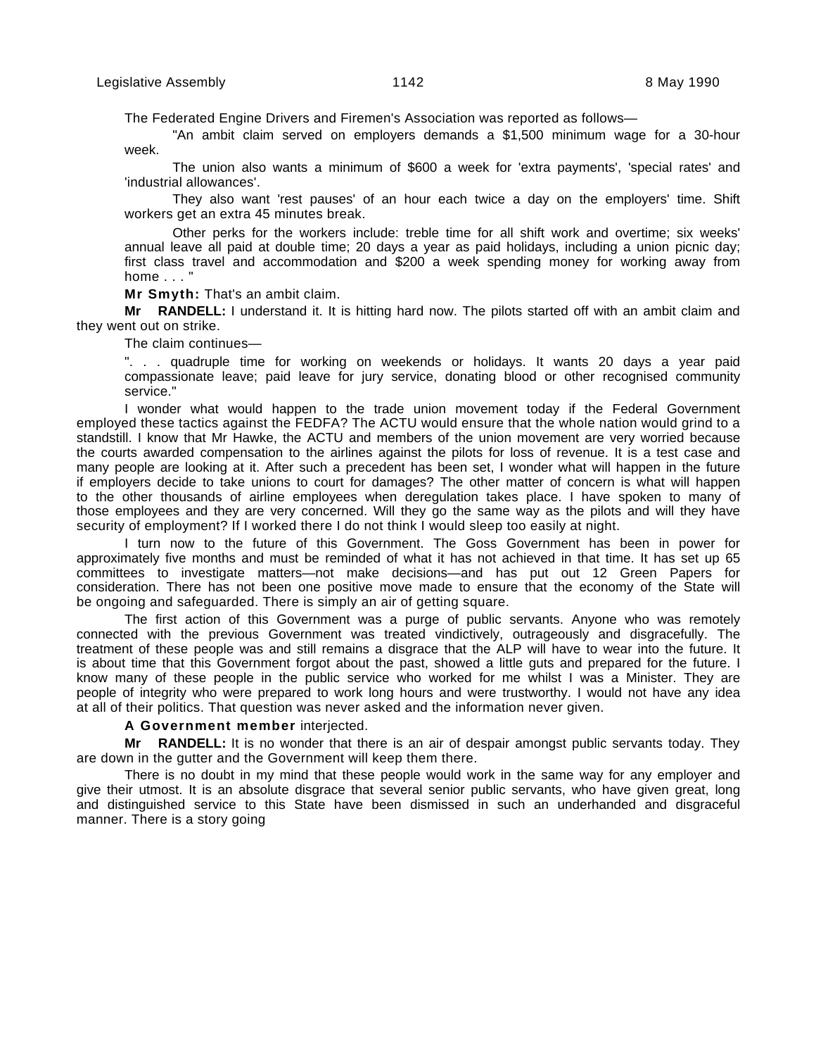The Federated Engine Drivers and Firemen's Association was reported as follows—

> "An ambit claim served on employers demands a $1,500 minimum wage for a 30-hour week.
>
> The union also wants a minimum of $600 a week for 'extra payments', 'special rates' and 'industrial allowances'.
>
> They also want 'rest pauses' of an hour each twice a day on the employers' time. Shift workers get an extra 45 minutes break.
>
> Other perks for the workers include: treble time for all shift work and overtime; six weeks' annual leave all paid at double time; 20 days a year as paid holidays, including a union picnic day; first class travel and accommodation and $200 a week spending money for working away from home . . . "

**Mr Smyth:** That's an ambit claim.

**Mr RANDELL:** I understand it. It is hitting hard now. The pilots started off with an ambit claim and they went out on strike.

The claim continues—

> ". . . quadruple time for working on weekends or holidays. It wants 20 days a year paid compassionate leave; paid leave for jury service, donating blood or other recognised community service."

I wonder what would happen to the trade union movement today if the Federal Government employed these tactics against the FEDFA? The ACTU would ensure that the whole nation would grind to a standstill. I know that Mr Hawke, the ACTU and members of the union movement are very worried because the courts awarded compensation to the airlines against the pilots for loss of revenue. It is a test case and many people are looking at it. After such a precedent has been set, I wonder what will happen in the future if employers decide to take unions to court for damages? The other matter of concern is what will happen to the other thousands of airline employees when deregulation takes place. I have spoken to many of those employees and they are very concerned. Will they go the same way as the pilots and will they have security of employment? If I worked there I do not think I would sleep too easily at night.

I turn now to the future of this Government. The Goss Government has been in power for approximately five months and must be reminded of what it has not achieved in that time. It has set up 65 committees to investigate matters—not make decisions—and has put out 12 Green Papers for consideration. There has not been one positive move made to ensure that the economy of the State will be ongoing and safeguarded. There is simply an air of getting square.

The first action of this Government was a purge of public servants. Anyone who was remotely connected with the previous Government was treated vindictively, outrageously and disgracefully. The treatment of these people was and still remains a disgrace that the ALP will have to wear into the future. It is about time that this Government forgot about the past, showed a little guts and prepared for the future. I know many of these people in the public service who worked for me whilst I was a Minister. They are people of integrity who were prepared to work long hours and were trustworthy. I would not have any idea at all of their politics. That question was never asked and the information never given.

**A Government member** interjected.

**Mr RANDELL:** It is no wonder that there is an air of despair amongst public servants today. They are down in the gutter and the Government will keep them there.

There is no doubt in my mind that these people would work in the same way for any employer and give their utmost. It is an absolute disgrace that several senior public servants, who have given great, long and distinguished service to this State have been dismissed in such an underhanded and disgraceful manner. There is a story going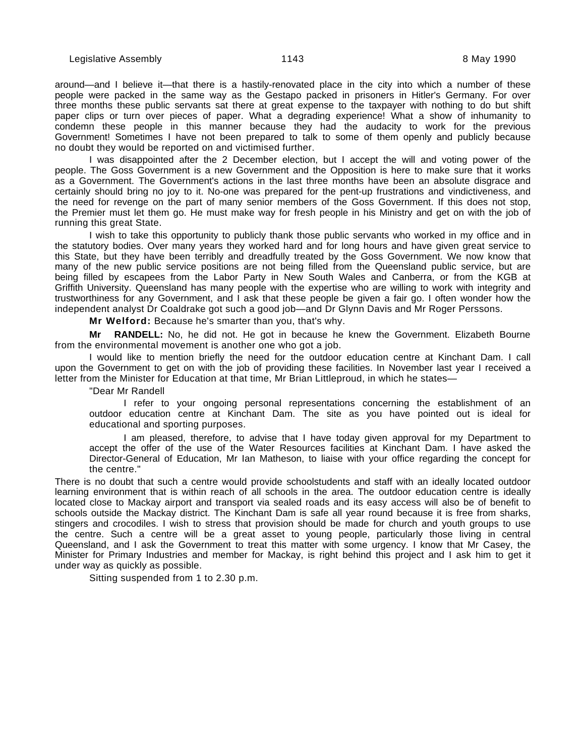around—and I believe it—that there is a hastily-renovated place in the city into which a number of these people were packed in the same way as the Gestapo packed in prisoners in Hitler's Germany. For over three months these public servants sat there at great expense to the taxpayer with nothing to do but shift paper clips or turn over pieces of paper. What a degrading experience! What a show of inhumanity to condemn these people in this manner because they had the audacity to work for the previous Government! Sometimes I have not been prepared to talk to some of them openly and publicly because no doubt they would be reported on and victimised further.

I was disappointed after the 2 December election, but I accept the will and voting power of the people. The Goss Government is a new Government and the Opposition is here to make sure that it works as a Government. The Government's actions in the last three months have been an absolute disgrace and certainly should bring no joy to it. No-one was prepared for the pent-up frustrations and vindictiveness, and the need for revenge on the part of many senior members of the Goss Government. If this does not stop, the Premier must let them go. He must make way for fresh people in his Ministry and get on with the job of running this great State.

I wish to take this opportunity to publicly thank those public servants who worked in my office and in the statutory bodies. Over many years they worked hard and for long hours and have given great service to this State, but they have been terribly and dreadfully treated by the Goss Government. We now know that many of the new public service positions are not being filled from the Queensland public service, but are being filled by escapees from the Labor Party in New South Wales and Canberra, or from the KGB at Griffith University. Queensland has many people with the expertise who are willing to work with integrity and trustworthiness for any Government, and I ask that these people be given a fair go. I often wonder how the independent analyst Dr Coaldrake got such a good job—and Dr Glynn Davis and Mr Roger Perssons.

**Mr Welford:** Because he's smarter than you, that's why.

**Mr RANDELL:** No, he did not. He got in because he knew the Government. Elizabeth Bourne from the environmental movement is another one who got a job.

I would like to mention briefly the need for the outdoor education centre at Kinchant Dam. I call upon the Government to get on with the job of providing these facilities. In November last year I received a letter from the Minister for Education at that time, Mr Brian Littleproud, in which he states—

> "Dear Mr Randell
>
> I refer to your ongoing personal representations concerning the establishment of an outdoor education centre at Kinchant Dam. The site as you have pointed out is ideal for educational and sporting purposes.
>
> I am pleased, therefore, to advise that I have today given approval for my Department to accept the offer of the use of the Water Resources facilities at Kinchant Dam. I have asked the Director-General of Education, Mr Ian Matheson, to liaise with your office regarding the concept for the centre."

There is no doubt that such a centre would provide schoolstudents and staff with an ideally located outdoor learning environment that is within reach of all schools in the area. The outdoor education centre is ideally located close to Mackay airport and transport via sealed roads and its easy access will also be of benefit to schools outside the Mackay district. The Kinchant Dam is safe all year round because it is free from sharks, stingers and crocodiles. I wish to stress that provision should be made for church and youth groups to use the centre. Such a centre will be a great asset to young people, particularly those living in central Queensland, and I ask the Government to treat this matter with some urgency. I know that Mr Casey, the Minister for Primary Industries and member for Mackay, is right behind this project and I ask him to get it under way as quickly as possible.

Sitting suspended from 1 to 2.30 p.m.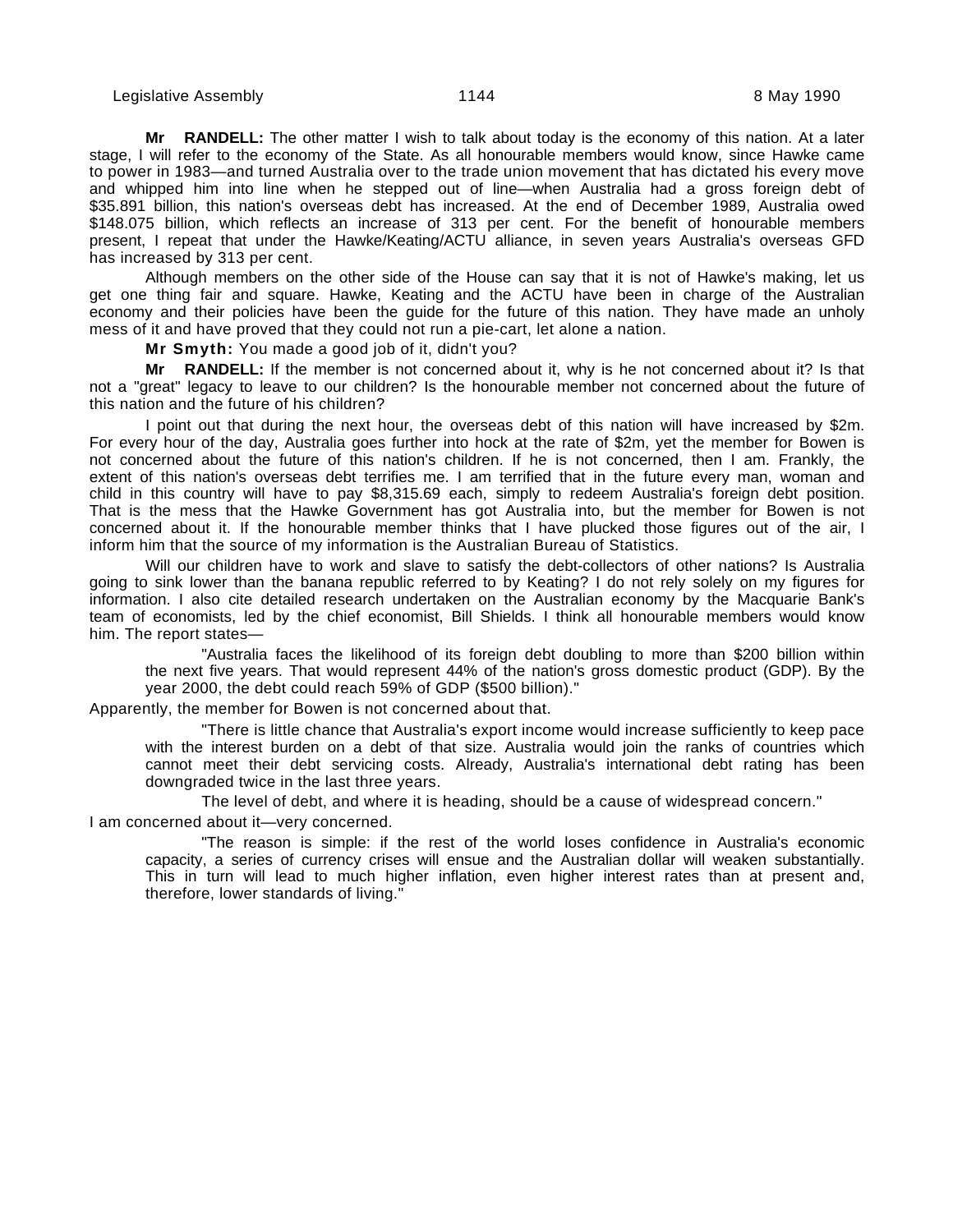**Mr RANDELL:** The other matter I wish to talk about today is the economy of this nation. At a later stage, I will refer to the economy of the State. As all honourable members would know, since Hawke came to power in 1983—and turned Australia over to the trade union movement that has dictated his every move and whipped him into line when he stepped out of line—when Australia had a gross foreign debt of $35.891 billion, this nation's overseas debt has increased. At the end of December 1989, Australia owed $148.075 billion, which reflects an increase of 313 per cent. For the benefit of honourable members present, I repeat that under the Hawke/Keating/ACTU alliance, in seven years Australia's overseas GFD has increased by 313 per cent.

Although members on the other side of the House can say that it is not of Hawke's making, let us get one thing fair and square. Hawke, Keating and the ACTU have been in charge of the Australian economy and their policies have been the guide for the future of this nation. They have made an unholy mess of it and have proved that they could not run a pie-cart, let alone a nation.

**Mr Smyth:** You made a good job of it, didn't you?

**Mr RANDELL:** If the member is not concerned about it, why is he not concerned about it? Is that not a "great" legacy to leave to our children? Is the honourable member not concerned about the future of this nation and the future of his children?

I point out that during the next hour, the overseas debt of this nation will have increased by $2m. For every hour of the day, Australia goes further into hock at the rate of $2m, yet the member for Bowen is not concerned about the future of this nation's children. If he is not concerned, then I am. Frankly, the extent of this nation's overseas debt terrifies me. I am terrified that in the future every man, woman and child in this country will have to pay $8,315.69 each, simply to redeem Australia's foreign debt position. That is the mess that the Hawke Government has got Australia into, but the member for Bowen is not concerned about it. If the honourable member thinks that I have plucked those figures out of the air, I inform him that the source of my information is the Australian Bureau of Statistics.

Will our children have to work and slave to satisfy the debt-collectors of other nations? Is Australia going to sink lower than the banana republic referred to by Keating? I do not rely solely on my figures for information. I also cite detailed research undertaken on the Australian economy by the Macquarie Bank's team of economists, led by the chief economist, Bill Shields. I think all honourable members would know him. The report states—

> "Australia faces the likelihood of its foreign debt doubling to more than $200 billion within the next five years. That would represent 44% of the nation's gross domestic product (GDP). By the year 2000, the debt could reach 59% of GDP ($500 billion)."

Apparently, the member for Bowen is not concerned about that.

> "There is little chance that Australia's export income would increase sufficiently to keep pace with the interest burden on a debt of that size. Australia would join the ranks of countries which cannot meet their debt servicing costs. Already, Australia's international debt rating has been downgraded twice in the last three years.
>
> The level of debt, and where it is heading, should be a cause of widespread concern."

I am concerned about it—very concerned.

> "The reason is simple: if the rest of the world loses confidence in Australia's economic capacity, a series of currency crises will ensue and the Australian dollar will weaken substantially. This in turn will lead to much higher inflation, even higher interest rates than at present and, therefore, lower standards of living."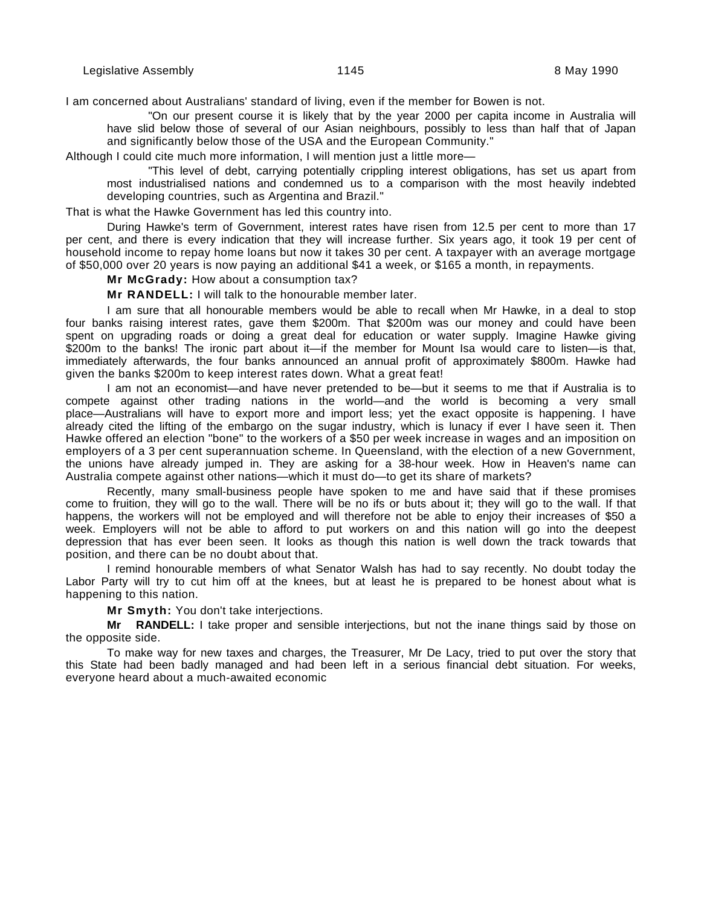I am concerned about Australians' standard of living, even if the member for Bowen is not.

> "On our present course it is likely that by the year 2000 per capita income in Australia will have slid below those of several of our Asian neighbours, possibly to less than half that of Japan and significantly below those of the USA and the European Community."

Although I could cite much more information, I will mention just a little more—

> "This level of debt, carrying potentially crippling interest obligations, has set us apart from most industrialised nations and condemned us to a comparison with the most heavily indebted developing countries, such as Argentina and Brazil."

That is what the Hawke Government has led this country into.

During Hawke's term of Government, interest rates have risen from 12.5 per cent to more than 17 per cent, and there is every indication that they will increase further. Six years ago, it took 19 per cent of household income to repay home loans but now it takes 30 per cent. A taxpayer with an average mortgage of $50,000 over 20 years is now paying an additional $41 a week, or $165 a month, in repayments.

**Mr McGrady:** How about a consumption tax?

**Mr RANDELL:** I will talk to the honourable member later.

I am sure that all honourable members would be able to recall when Mr Hawke, in a deal to stop four banks raising interest rates, gave them $200m. That $200m was our money and could have been spent on upgrading roads or doing a great deal for education or water supply. Imagine Hawke giving $200m to the banks! The ironic part about it—if the member for Mount Isa would care to listen—is that, immediately afterwards, the four banks announced an annual profit of approximately $800m. Hawke had given the banks $200m to keep interest rates down. What a great feat!

I am not an economist—and have never pretended to be—but it seems to me that if Australia is to compete against other trading nations in the world—and the world is becoming a very small place—Australians will have to export more and import less; yet the exact opposite is happening. I have already cited the lifting of the embargo on the sugar industry, which is lunacy if ever I have seen it. Then Hawke offered an election "bone" to the workers of a $50 per week increase in wages and an imposition on employers of a 3 per cent superannuation scheme. In Queensland, with the election of a new Government, the unions have already jumped in. They are asking for a 38-hour week. How in Heaven's name can Australia compete against other nations—which it must do—to get its share of markets?

Recently, many small-business people have spoken to me and have said that if these promises come to fruition, they will go to the wall. There will be no ifs or buts about it; they will go to the wall. If that happens, the workers will not be employed and will therefore not be able to enjoy their increases of $50 a week. Employers will not be able to afford to put workers on and this nation will go into the deepest depression that has ever been seen. It looks as though this nation is well down the track towards that position, and there can be no doubt about that.

I remind honourable members of what Senator Walsh has had to say recently. No doubt today the Labor Party will try to cut him off at the knees, but at least he is prepared to be honest about what is happening to this nation.

**Mr Smyth:** You don't take interjections.

**Mr RANDELL:** I take proper and sensible interjections, but not the inane things said by those on the opposite side.

To make way for new taxes and charges, the Treasurer, Mr De Lacy, tried to put over the story that this State had been badly managed and had been left in a serious financial debt situation. For weeks, everyone heard about a much-awaited economic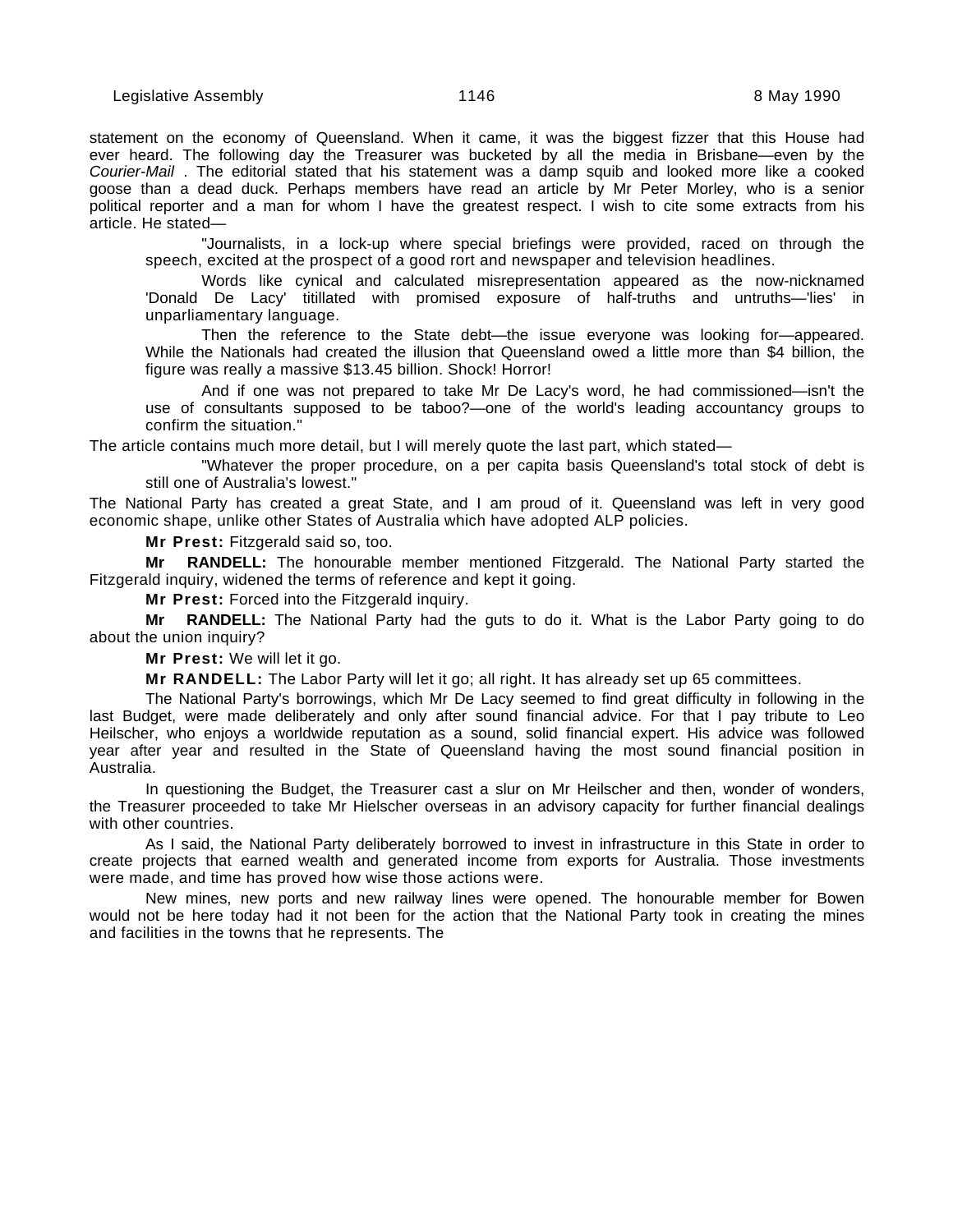statement on the economy of Queensland. When it came, it was the biggest fizzer that this House had ever heard. The following day the Treasurer was bucketed by all the media in Brisbane—even by the *Courier-Mail* . The editorial stated that his statement was a damp squib and looked more like a cooked goose than a dead duck. Perhaps members have read an article by Mr Peter Morley, who is a senior political reporter and a man for whom I have the greatest respect. I wish to cite some extracts from his article. He stated—

> "Journalists, in a lock-up where special briefings were provided, raced on through the speech, excited at the prospect of a good rort and newspaper and television headlines.
>
> Words like cynical and calculated misrepresentation appeared as the now-nicknamed 'Donald De Lacy' titillated with promised exposure of half-truths and untruths—'lies' in unparliamentary language.
>
> Then the reference to the State debt—the issue everyone was looking for—appeared. While the Nationals had created the illusion that Queensland owed a little more than $4 billion, the figure was really a massive $13.45 billion. Shock! Horror!
>
> And if one was not prepared to take Mr De Lacy's word, he had commissioned—isn't the use of consultants supposed to be taboo?—one of the world's leading accountancy groups to confirm the situation."

The article contains much more detail, but I will merely quote the last part, which stated—

> "Whatever the proper procedure, on a per capita basis Queensland's total stock of debt is still one of Australia's lowest."

The National Party has created a great State, and I am proud of it. Queensland was left in very good economic shape, unlike other States of Australia which have adopted ALP policies.

**Mr Prest:** Fitzgerald said so, too.

**Mr RANDELL:** The honourable member mentioned Fitzgerald. The National Party started the Fitzgerald inquiry, widened the terms of reference and kept it going.

**Mr Prest:** Forced into the Fitzgerald inquiry.

**Mr RANDELL:** The National Party had the guts to do it. What is the Labor Party going to do about the union inquiry?

**Mr Prest:** We will let it go.

**Mr RANDELL:** The Labor Party will let it go; all right. It has already set up 65 committees.

The National Party's borrowings, which Mr De Lacy seemed to find great difficulty in following in the last Budget, were made deliberately and only after sound financial advice. For that I pay tribute to Leo Heilscher, who enjoys a worldwide reputation as a sound, solid financial expert. His advice was followed year after year and resulted in the State of Queensland having the most sound financial position in Australia.

In questioning the Budget, the Treasurer cast a slur on Mr Heilscher and then, wonder of wonders, the Treasurer proceeded to take Mr Hielscher overseas in an advisory capacity for further financial dealings with other countries.

As I said, the National Party deliberately borrowed to invest in infrastructure in this State in order to create projects that earned wealth and generated income from exports for Australia. Those investments were made, and time has proved how wise those actions were.

New mines, new ports and new railway lines were opened. The honourable member for Bowen would not be here today had it not been for the action that the National Party took in creating the mines and facilities in the towns that he represents. The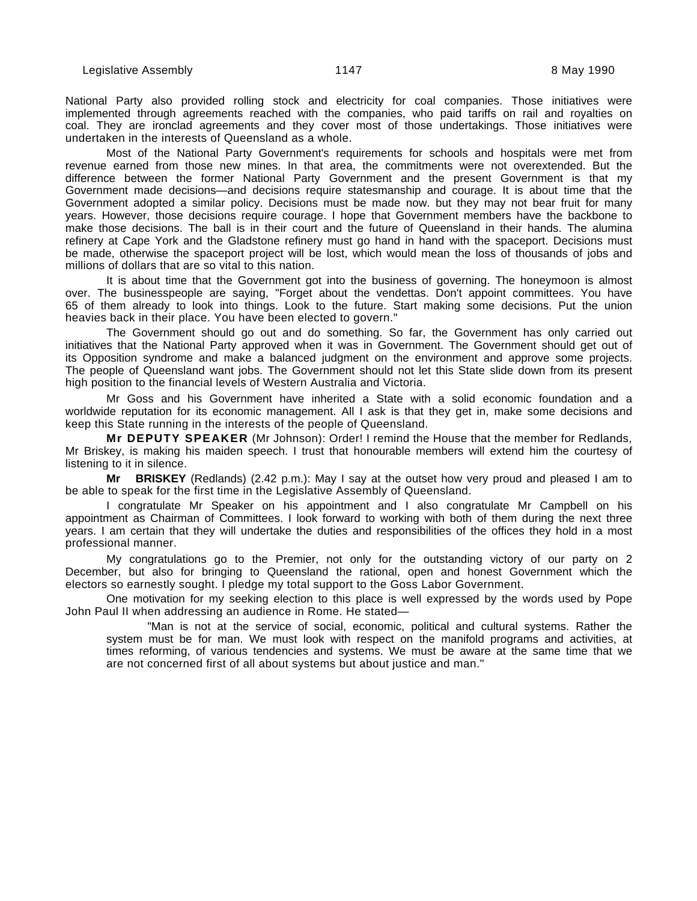National Party also provided rolling stock and electricity for coal companies. Those initiatives were implemented through agreements reached with the companies, who paid tariffs on rail and royalties on coal. They are ironclad agreements and they cover most of those undertakings. Those initiatives were undertaken in the interests of Queensland as a whole.

Most of the National Party Government's requirements for schools and hospitals were met from revenue earned from those new mines. In that area, the commitments were not overextended. But the difference between the former National Party Government and the present Government is that my Government made decisions—and decisions require statesmanship and courage. It is about time that the Government adopted a similar policy. Decisions must be made now. but they may not bear fruit for many years. However, those decisions require courage. I hope that Government members have the backbone to make those decisions. The ball is in their court and the future of Queensland in their hands. The alumina refinery at Cape York and the Gladstone refinery must go hand in hand with the spaceport. Decisions must be made, otherwise the spaceport project will be lost, which would mean the loss of thousands of jobs and millions of dollars that are so vital to this nation.

It is about time that the Government got into the business of governing. The honeymoon is almost over. The businesspeople are saying, "Forget about the vendettas. Don't appoint committees. You have 65 of them already to look into things. Look to the future. Start making some decisions. Put the union heavies back in their place. You have been elected to govern."

The Government should go out and do something. So far, the Government has only carried out initiatives that the National Party approved when it was in Government. The Government should get out of its Opposition syndrome and make a balanced judgment on the environment and approve some projects. The people of Queensland want jobs. The Government should not let this State slide down from its present high position to the financial levels of Western Australia and Victoria.

Mr Goss and his Government have inherited a State with a solid economic foundation and a worldwide reputation for its economic management. All I ask is that they get in, make some decisions and keep this State running in the interests of the people of Queensland.

**Mr DEPUTY SPEAKER** (Mr Johnson): Order! I remind the House that the member for Redlands, Mr Briskey, is making his maiden speech. I trust that honourable members will extend him the courtesy of listening to it in silence.

**Mr BRISKEY** (Redlands) (2.42 p.m.): May I say at the outset how very proud and pleased I am to be able to speak for the first time in the Legislative Assembly of Queensland.

I congratulate Mr Speaker on his appointment and I also congratulate Mr Campbell on his appointment as Chairman of Committees. I look forward to working with both of them during the next three years. I am certain that they will undertake the duties and responsibilities of the offices they hold in a most professional manner.

My congratulations go to the Premier, not only for the outstanding victory of our party on 2 December, but also for bringing to Queensland the rational, open and honest Government which the electors so earnestly sought. I pledge my total support to the Goss Labor Government.

One motivation for my seeking election to this place is well expressed by the words used by Pope John Paul II when addressing an audience in Rome. He stated—

> "Man is not at the service of social, economic, political and cultural systems. Rather the system must be for man. We must look with respect on the manifold programs and activities, at times reforming, of various tendencies and systems. We must be aware at the same time that we are not concerned first of all about systems but about justice and man."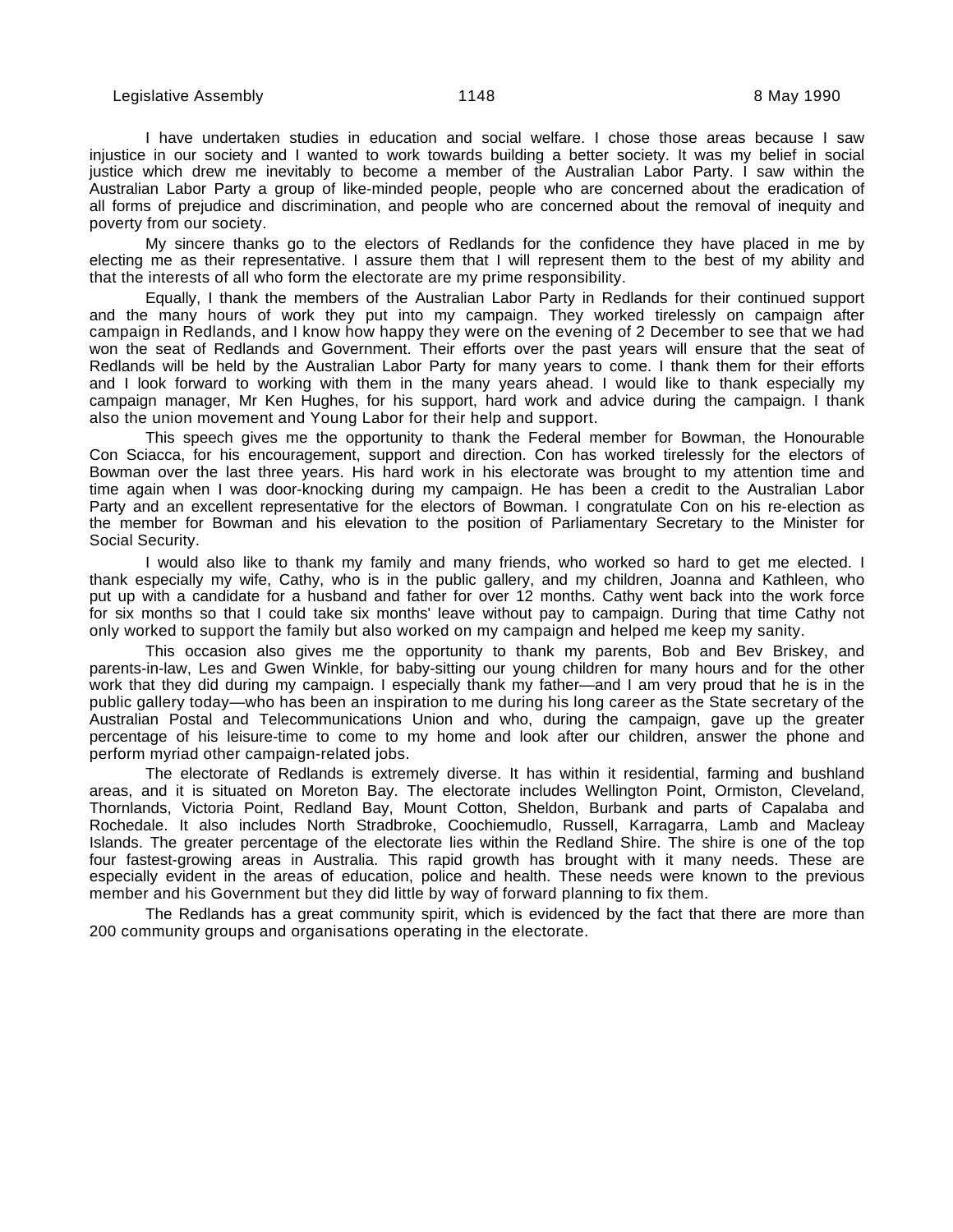I have undertaken studies in education and social welfare. I chose those areas because I saw injustice in our society and I wanted to work towards building a better society. It was my belief in social justice which drew me inevitably to become a member of the Australian Labor Party. I saw within the Australian Labor Party a group of like-minded people, people who are concerned about the eradication of all forms of prejudice and discrimination, and people who are concerned about the removal of inequity and poverty from our society.

My sincere thanks go to the electors of Redlands for the confidence they have placed in me by electing me as their representative. I assure them that I will represent them to the best of my ability and that the interests of all who form the electorate are my prime responsibility.

Equally, I thank the members of the Australian Labor Party in Redlands for their continued support and the many hours of work they put into my campaign. They worked tirelessly on campaign after campaign in Redlands, and I know how happy they were on the evening of 2 December to see that we had won the seat of Redlands and Government. Their efforts over the past years will ensure that the seat of Redlands will be held by the Australian Labor Party for many years to come. I thank them for their efforts and I look forward to working with them in the many years ahead. I would like to thank especially my campaign manager, Mr Ken Hughes, for his support, hard work and advice during the campaign. I thank also the union movement and Young Labor for their help and support.

This speech gives me the opportunity to thank the Federal member for Bowman, the Honourable Con Sciacca, for his encouragement, support and direction. Con has worked tirelessly for the electors of Bowman over the last three years. His hard work in his electorate was brought to my attention time and time again when I was door-knocking during my campaign. He has been a credit to the Australian Labor Party and an excellent representative for the electors of Bowman. I congratulate Con on his re-election as the member for Bowman and his elevation to the position of Parliamentary Secretary to the Minister for Social Security.

I would also like to thank my family and many friends, who worked so hard to get me elected. I thank especially my wife, Cathy, who is in the public gallery, and my children, Joanna and Kathleen, who put up with a candidate for a husband and father for over 12 months. Cathy went back into the work force for six months so that I could take six months' leave without pay to campaign. During that time Cathy not only worked to support the family but also worked on my campaign and helped me keep my sanity.

This occasion also gives me the opportunity to thank my parents, Bob and Bev Briskey, and parents-in-law, Les and Gwen Winkle, for baby-sitting our young children for many hours and for the other work that they did during my campaign. I especially thank my father—and I am very proud that he is in the public gallery today—who has been an inspiration to me during his long career as the State secretary of the Australian Postal and Telecommunications Union and who, during the campaign, gave up the greater percentage of his leisure-time to come to my home and look after our children, answer the phone and perform myriad other campaign-related jobs.

The electorate of Redlands is extremely diverse. It has within it residential, farming and bushland areas, and it is situated on Moreton Bay. The electorate includes Wellington Point, Ormiston, Cleveland, Thornlands, Victoria Point, Redland Bay, Mount Cotton, Sheldon, Burbank and parts of Capalaba and Rochedale. It also includes North Stradbroke, Coochiemudlo, Russell, Karragarra, Lamb and Macleay Islands. The greater percentage of the electorate lies within the Redland Shire. The shire is one of the top four fastest-growing areas in Australia. This rapid growth has brought with it many needs. These are especially evident in the areas of education, police and health. These needs were known to the previous member and his Government but they did little by way of forward planning to fix them.

The Redlands has a great community spirit, which is evidenced by the fact that there are more than 200 community groups and organisations operating in the electorate.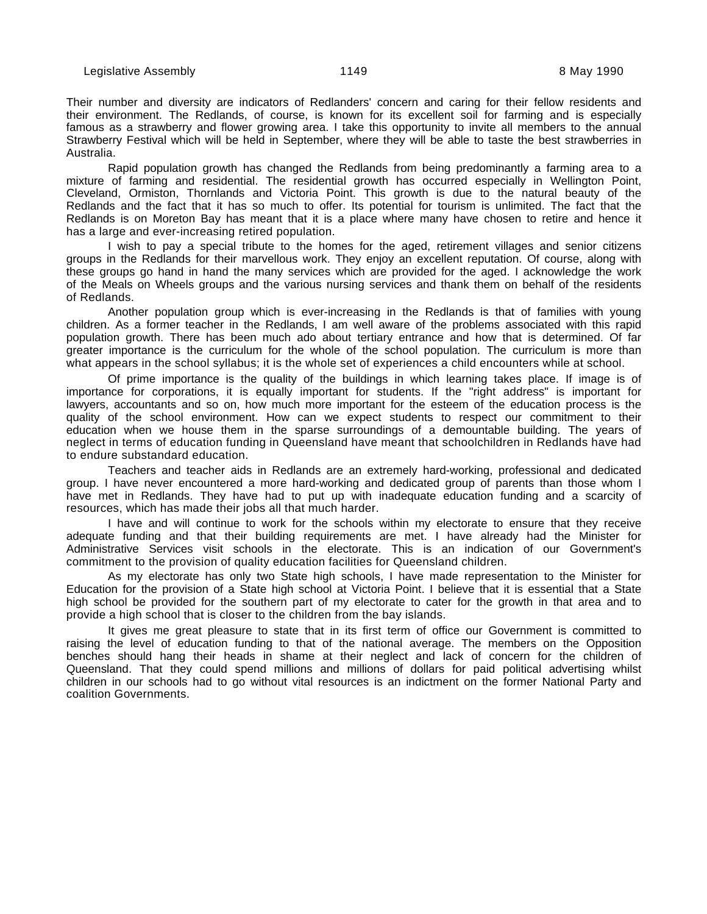Their number and diversity are indicators of Redlanders' concern and caring for their fellow residents and their environment. The Redlands, of course, is known for its excellent soil for farming and is especially famous as a strawberry and flower growing area. I take this opportunity to invite all members to the annual Strawberry Festival which will be held in September, where they will be able to taste the best strawberries in Australia.

Rapid population growth has changed the Redlands from being predominantly a farming area to a mixture of farming and residential. The residential growth has occurred especially in Wellington Point, Cleveland, Ormiston, Thornlands and Victoria Point. This growth is due to the natural beauty of the Redlands and the fact that it has so much to offer. Its potential for tourism is unlimited. The fact that the Redlands is on Moreton Bay has meant that it is a place where many have chosen to retire and hence it has a large and ever-increasing retired population.

I wish to pay a special tribute to the homes for the aged, retirement villages and senior citizens groups in the Redlands for their marvellous work. They enjoy an excellent reputation. Of course, along with these groups go hand in hand the many services which are provided for the aged. I acknowledge the work of the Meals on Wheels groups and the various nursing services and thank them on behalf of the residents of Redlands.

Another population group which is ever-increasing in the Redlands is that of families with young children. As a former teacher in the Redlands, I am well aware of the problems associated with this rapid population growth. There has been much ado about tertiary entrance and how that is determined. Of far greater importance is the curriculum for the whole of the school population. The curriculum is more than what appears in the school syllabus; it is the whole set of experiences a child encounters while at school.

Of prime importance is the quality of the buildings in which learning takes place. If image is of importance for corporations, it is equally important for students. If the "right address" is important for lawyers, accountants and so on, how much more important for the esteem of the education process is the quality of the school environment. How can we expect students to respect our commitment to their education when we house them in the sparse surroundings of a demountable building. The years of neglect in terms of education funding in Queensland have meant that schoolchildren in Redlands have had to endure substandard education.

Teachers and teacher aids in Redlands are an extremely hard-working, professional and dedicated group. I have never encountered a more hard-working and dedicated group of parents than those whom I have met in Redlands. They have had to put up with inadequate education funding and a scarcity of resources, which has made their jobs all that much harder.

I have and will continue to work for the schools within my electorate to ensure that they receive adequate funding and that their building requirements are met. I have already had the Minister for Administrative Services visit schools in the electorate. This is an indication of our Government's commitment to the provision of quality education facilities for Queensland children.

As my electorate has only two State high schools, I have made representation to the Minister for Education for the provision of a State high school at Victoria Point. I believe that it is essential that a State high school be provided for the southern part of my electorate to cater for the growth in that area and to provide a high school that is closer to the children from the bay islands.

It gives me great pleasure to state that in its first term of office our Government is committed to raising the level of education funding to that of the national average. The members on the Opposition benches should hang their heads in shame at their neglect and lack of concern for the children of Queensland. That they could spend millions and millions of dollars for paid political advertising whilst children in our schools had to go without vital resources is an indictment on the former National Party and coalition Governments.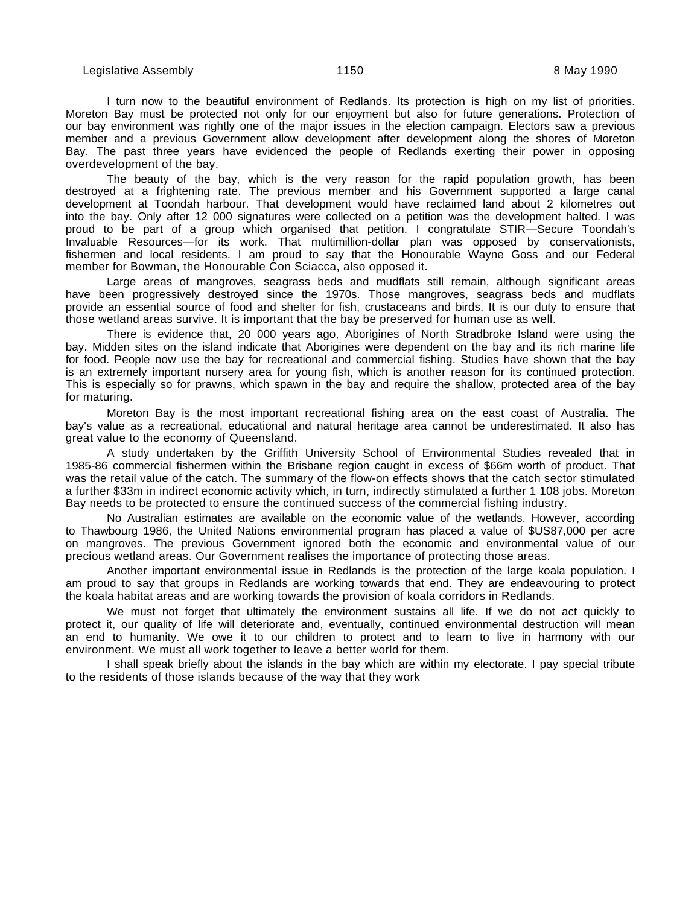I turn now to the beautiful environment of Redlands. Its protection is high on my list of priorities. Moreton Bay must be protected not only for our enjoyment but also for future generations. Protection of our bay environment was rightly one of the major issues in the election campaign. Electors saw a previous member and a previous Government allow development after development along the shores of Moreton Bay. The past three years have evidenced the people of Redlands exerting their power in opposing overdevelopment of the bay.

The beauty of the bay, which is the very reason for the rapid population growth, has been destroyed at a frightening rate. The previous member and his Government supported a large canal development at Toondah harbour. That development would have reclaimed land about 2 kilometres out into the bay. Only after 12 000 signatures were collected on a petition was the development halted. I was proud to be part of a group which organised that petition. I congratulate STIR—Secure Toondah's Invaluable Resources—for its work. That multimillion-dollar plan was opposed by conservationists, fishermen and local residents. I am proud to say that the Honourable Wayne Goss and our Federal member for Bowman, the Honourable Con Sciacca, also opposed it.

Large areas of mangroves, seagrass beds and mudflats still remain, although significant areas have been progressively destroyed since the 1970s. Those mangroves, seagrass beds and mudflats provide an essential source of food and shelter for fish, crustaceans and birds. It is our duty to ensure that those wetland areas survive. It is important that the bay be preserved for human use as well.

There is evidence that, 20 000 years ago, Aborigines of North Stradbroke Island were using the bay. Midden sites on the island indicate that Aborigines were dependent on the bay and its rich marine life for food. People now use the bay for recreational and commercial fishing. Studies have shown that the bay is an extremely important nursery area for young fish, which is another reason for its continued protection. This is especially so for prawns, which spawn in the bay and require the shallow, protected area of the bay for maturing.

Moreton Bay is the most important recreational fishing area on the east coast of Australia. The bay's value as a recreational, educational and natural heritage area cannot be underestimated. It also has great value to the economy of Queensland.

A study undertaken by the Griffith University School of Environmental Studies revealed that in 1985-86 commercial fishermen within the Brisbane region caught in excess of $66m worth of product. That was the retail value of the catch. The summary of the flow-on effects shows that the catch sector stimulated a further $33m in indirect economic activity which, in turn, indirectly stimulated a further 1 108 jobs. Moreton Bay needs to be protected to ensure the continued success of the commercial fishing industry.

No Australian estimates are available on the economic value of the wetlands. However, according to Thawbourg 1986, the United Nations environmental program has placed a value of $US87,000 per acre on mangroves. The previous Government ignored both the economic and environmental value of our precious wetland areas. Our Government realises the importance of protecting those areas.

Another important environmental issue in Redlands is the protection of the large koala population. I am proud to say that groups in Redlands are working towards that end. They are endeavouring to protect the koala habitat areas and are working towards the provision of koala corridors in Redlands.

We must not forget that ultimately the environment sustains all life. If we do not act quickly to protect it, our quality of life will deteriorate and, eventually, continued environmental destruction will mean an end to humanity. We owe it to our children to protect and to learn to live in harmony with our environment. We must all work together to leave a better world for them.

I shall speak briefly about the islands in the bay which are within my electorate. I pay special tribute to the residents of those islands because of the way that they work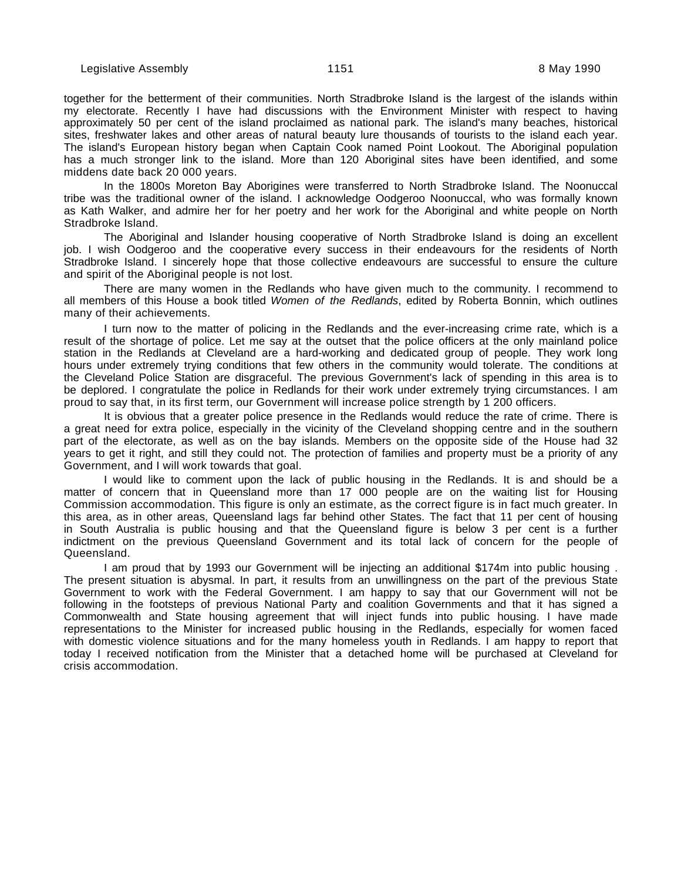together for the betterment of their communities. North Stradbroke Island is the largest of the islands within my electorate. Recently I have had discussions with the Environment Minister with respect to having approximately 50 per cent of the island proclaimed as national park. The island's many beaches, historical sites, freshwater lakes and other areas of natural beauty lure thousands of tourists to the island each year. The island's European history began when Captain Cook named Point Lookout. The Aboriginal population has a much stronger link to the island. More than 120 Aboriginal sites have been identified, and some middens date back 20 000 years.

In the 1800s Moreton Bay Aborigines were transferred to North Stradbroke Island. The Noonuccal tribe was the traditional owner of the island. I acknowledge Oodgeroo Noonuccal, who was formally known as Kath Walker, and admire her for her poetry and her work for the Aboriginal and white people on North Stradbroke Island.

The Aboriginal and Islander housing cooperative of North Stradbroke Island is doing an excellent job. I wish Oodgeroo and the cooperative every success in their endeavours for the residents of North Stradbroke Island. I sincerely hope that those collective endeavours are successful to ensure the culture and spirit of the Aboriginal people is not lost.

There are many women in the Redlands who have given much to the community. I recommend to all members of this House a book titled *Women of the Redlands*, edited by Roberta Bonnin, which outlines many of their achievements.

I turn now to the matter of policing in the Redlands and the ever-increasing crime rate, which is a result of the shortage of police. Let me say at the outset that the police officers at the only mainland police station in the Redlands at Cleveland are a hard-working and dedicated group of people. They work long hours under extremely trying conditions that few others in the community would tolerate. The conditions at the Cleveland Police Station are disgraceful. The previous Government's lack of spending in this area is to be deplored. I congratulate the police in Redlands for their work under extremely trying circumstances. I am proud to say that, in its first term, our Government will increase police strength by 1 200 officers.

It is obvious that a greater police presence in the Redlands would reduce the rate of crime. There is a great need for extra police, especially in the vicinity of the Cleveland shopping centre and in the southern part of the electorate, as well as on the bay islands. Members on the opposite side of the House had 32 years to get it right, and still they could not. The protection of families and property must be a priority of any Government, and I will work towards that goal.

I would like to comment upon the lack of public housing in the Redlands. It is and should be a matter of concern that in Queensland more than 17 000 people are on the waiting list for Housing Commission accommodation. This figure is only an estimate, as the correct figure is in fact much greater. In this area, as in other areas, Queensland lags far behind other States. The fact that 11 per cent of housing in South Australia is public housing and that the Queensland figure is below 3 per cent is a further indictment on the previous Queensland Government and its total lack of concern for the people of Queensland.

I am proud that by 1993 our Government will be injecting an additional $174m into public housing . The present situation is abysmal. In part, it results from an unwillingness on the part of the previous State Government to work with the Federal Government. I am happy to say that our Government will not be following in the footsteps of previous National Party and coalition Governments and that it has signed a Commonwealth and State housing agreement that will inject funds into public housing. I have made representations to the Minister for increased public housing in the Redlands, especially for women faced with domestic violence situations and for the many homeless youth in Redlands. I am happy to report that today I received notification from the Minister that a detached home will be purchased at Cleveland for crisis accommodation.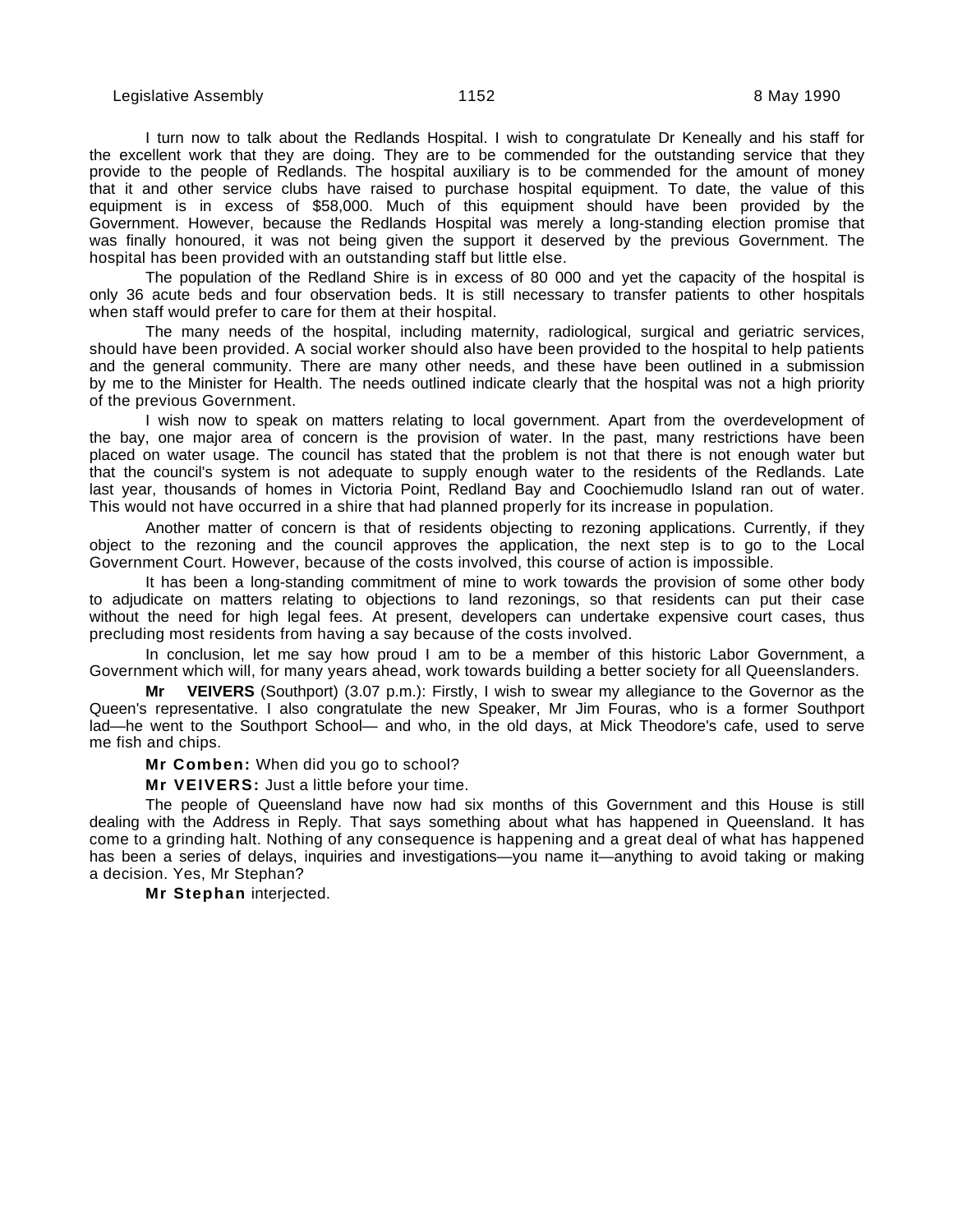I turn now to talk about the Redlands Hospital. I wish to congratulate Dr Keneally and his staff for the excellent work that they are doing. They are to be commended for the outstanding service that they provide to the people of Redlands. The hospital auxiliary is to be commended for the amount of money that it and other service clubs have raised to purchase hospital equipment. To date, the value of this equipment is in excess of $58,000. Much of this equipment should have been provided by the Government. However, because the Redlands Hospital was merely a long-standing election promise that was finally honoured, it was not being given the support it deserved by the previous Government. The hospital has been provided with an outstanding staff but little else.

The population of the Redland Shire is in excess of 80 000 and yet the capacity of the hospital is only 36 acute beds and four observation beds. It is still necessary to transfer patients to other hospitals when staff would prefer to care for them at their hospital.

The many needs of the hospital, including maternity, radiological, surgical and geriatric services, should have been provided. A social worker should also have been provided to the hospital to help patients and the general community. There are many other needs, and these have been outlined in a submission by me to the Minister for Health. The needs outlined indicate clearly that the hospital was not a high priority of the previous Government.

I wish now to speak on matters relating to local government. Apart from the overdevelopment of the bay, one major area of concern is the provision of water. In the past, many restrictions have been placed on water usage. The council has stated that the problem is not that there is not enough water but that the council's system is not adequate to supply enough water to the residents of the Redlands. Late last year, thousands of homes in Victoria Point, Redland Bay and Coochiemudlo Island ran out of water. This would not have occurred in a shire that had planned properly for its increase in population.

Another matter of concern is that of residents objecting to rezoning applications. Currently, if they object to the rezoning and the council approves the application, the next step is to go to the Local Government Court. However, because of the costs involved, this course of action is impossible.

It has been a long-standing commitment of mine to work towards the provision of some other body to adjudicate on matters relating to objections to land rezonings, so that residents can put their case without the need for high legal fees. At present, developers can undertake expensive court cases, thus precluding most residents from having a say because of the costs involved.

In conclusion, let me say how proud I am to be a member of this historic Labor Government, a Government which will, for many years ahead, work towards building a better society for all Queenslanders.

**Mr VEIVERS** (Southport) (3.07 p.m.): Firstly, I wish to swear my allegiance to the Governor as the Queen's representative. I also congratulate the new Speaker, Mr Jim Fouras, who is a former Southport lad—he went to the Southport School— and who, in the old days, at Mick Theodore's cafe, used to serve me fish and chips.

**Mr Comben:** When did you go to school?

**Mr VEIVERS:** Just a little before your time.

The people of Queensland have now had six months of this Government and this House is still dealing with the Address in Reply. That says something about what has happened in Queensland. It has come to a grinding halt. Nothing of any consequence is happening and a great deal of what has happened has been a series of delays, inquiries and investigations—you name it—anything to avoid taking or making a decision. Yes, Mr Stephan?

**Mr Stephan** interjected.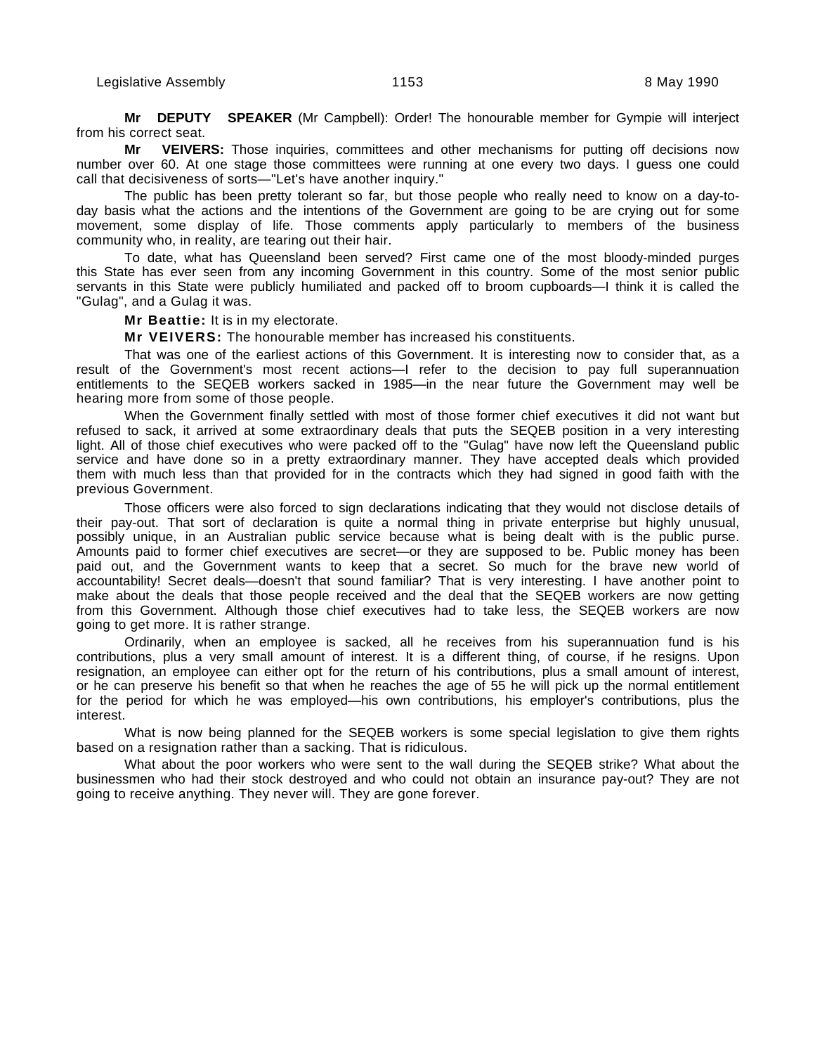**Mr DEPUTY SPEAKER** (Mr Campbell): Order! The honourable member for Gympie will interject from his correct seat.

**Mr VEIVERS:** Those inquiries, committees and other mechanisms for putting off decisions now number over 60. At one stage those committees were running at one every two days. I guess one could call that decisiveness of sorts—"Let's have another inquiry."

The public has been pretty tolerant so far, but those people who really need to know on a day-to-day basis what the actions and the intentions of the Government are going to be are crying out for some movement, some display of life. Those comments apply particularly to members of the business community who, in reality, are tearing out their hair.

To date, what has Queensland been served? First came one of the most bloody-minded purges this State has ever seen from any incoming Government in this country. Some of the most senior public servants in this State were publicly humiliated and packed off to broom cupboards—I think it is called the "Gulag", and a Gulag it was.

**Mr Beattie:** It is in my electorate.

**Mr VEIVERS:** The honourable member has increased his constituents.

That was one of the earliest actions of this Government. It is interesting now to consider that, as a result of the Government's most recent actions—I refer to the decision to pay full superannuation entitlements to the SEQEB workers sacked in 1985—in the near future the Government may well be hearing more from some of those people.

When the Government finally settled with most of those former chief executives it did not want but refused to sack, it arrived at some extraordinary deals that puts the SEQEB position in a very interesting light. All of those chief executives who were packed off to the "Gulag" have now left the Queensland public service and have done so in a pretty extraordinary manner. They have accepted deals which provided them with much less than that provided for in the contracts which they had signed in good faith with the previous Government.

Those officers were also forced to sign declarations indicating that they would not disclose details of their pay-out. That sort of declaration is quite a normal thing in private enterprise but highly unusual, possibly unique, in an Australian public service because what is being dealt with is the public purse. Amounts paid to former chief executives are secret—or they are supposed to be. Public money has been paid out, and the Government wants to keep that a secret. So much for the brave new world of accountability! Secret deals—doesn't that sound familiar? That is very interesting. I have another point to make about the deals that those people received and the deal that the SEQEB workers are now getting from this Government. Although those chief executives had to take less, the SEQEB workers are now going to get more. It is rather strange.

Ordinarily, when an employee is sacked, all he receives from his superannuation fund is his contributions, plus a very small amount of interest. It is a different thing, of course, if he resigns. Upon resignation, an employee can either opt for the return of his contributions, plus a small amount of interest, or he can preserve his benefit so that when he reaches the age of 55 he will pick up the normal entitlement for the period for which he was employed—his own contributions, his employer's contributions, plus the interest.

What is now being planned for the SEQEB workers is some special legislation to give them rights based on a resignation rather than a sacking. That is ridiculous.

What about the poor workers who were sent to the wall during the SEQEB strike? What about the businessmen who had their stock destroyed and who could not obtain an insurance pay-out? They are not going to receive anything. They never will. They are gone forever.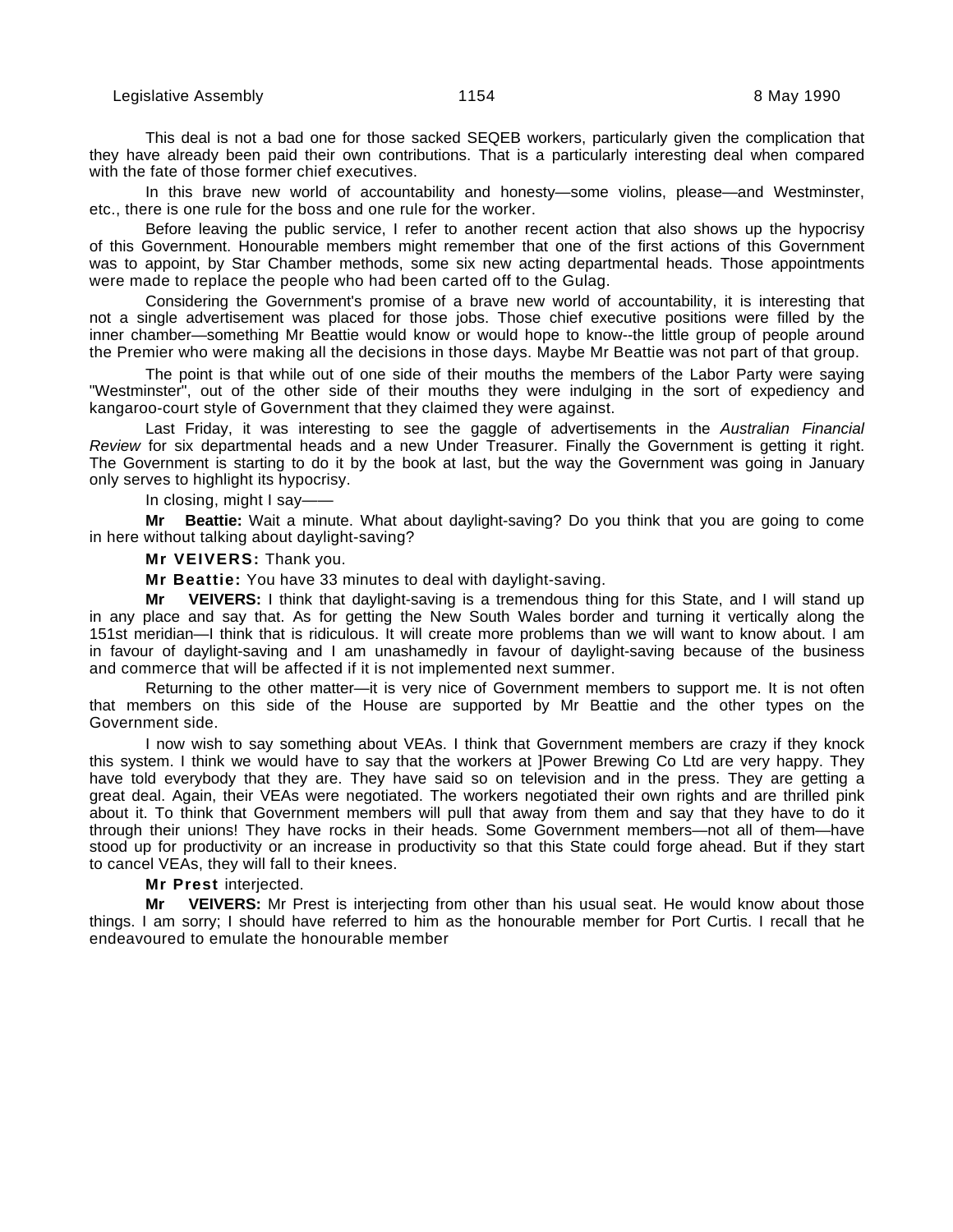This deal is not a bad one for those sacked SEQEB workers, particularly given the complication that they have already been paid their own contributions. That is a particularly interesting deal when compared with the fate of those former chief executives.

In this brave new world of accountability and honesty—some violins, please—and Westminster, etc., there is one rule for the boss and one rule for the worker.

Before leaving the public service, I refer to another recent action that also shows up the hypocrisy of this Government. Honourable members might remember that one of the first actions of this Government was to appoint, by Star Chamber methods, some six new acting departmental heads. Those appointments were made to replace the people who had been carted off to the Gulag.

Considering the Government's promise of a brave new world of accountability, it is interesting that not a single advertisement was placed for those jobs. Those chief executive positions were filled by the inner chamber—something Mr Beattie would know or would hope to know--the little group of people around the Premier who were making all the decisions in those days. Maybe Mr Beattie was not part of that group.

The point is that while out of one side of their mouths the members of the Labor Party were saying "Westminster", out of the other side of their mouths they were indulging in the sort of expediency and kangaroo-court style of Government that they claimed they were against.

Last Friday, it was interesting to see the gaggle of advertisements in the *Australian Financial Review* for six departmental heads and a new Under Treasurer. Finally the Government is getting it right. The Government is starting to do it by the book at last, but the way the Government was going in January only serves to highlight its hypocrisy.

In closing, might I say——

**Mr Beattie:** Wait a minute. What about daylight-saving? Do you think that you are going to come in here without talking about daylight-saving?

**Mr VEIVERS:** Thank you.

**Mr Beattie:** You have 33 minutes to deal with daylight-saving.

**Mr VEIVERS:** I think that daylight-saving is a tremendous thing for this State, and I will stand up in any place and say that. As for getting the New South Wales border and turning it vertically along the 151st meridian—I think that is ridiculous. It will create more problems than we will want to know about. I am in favour of daylight-saving and I am unashamedly in favour of daylight-saving because of the business and commerce that will be affected if it is not implemented next summer.

Returning to the other matter—it is very nice of Government members to support me. It is not often that members on this side of the House are supported by Mr Beattie and the other types on the Government side.

I now wish to say something about VEAs. I think that Government members are crazy if they knock this system. I think we would have to say that the workers at ]Power Brewing Co Ltd are very happy. They have told everybody that they are. They have said so on television and in the press. They are getting a great deal. Again, their VEAs were negotiated. The workers negotiated their own rights and are thrilled pink about it. To think that Government members will pull that away from them and say that they have to do it through their unions! They have rocks in their heads. Some Government members—not all of them—have stood up for productivity or an increase in productivity so that this State could forge ahead. But if they start to cancel VEAs, they will fall to their knees.

**Mr Prest** interjected.

**Mr VEIVERS:** Mr Prest is interjecting from other than his usual seat. He would know about those things. I am sorry; I should have referred to him as the honourable member for Port Curtis. I recall that he endeavoured to emulate the honourable member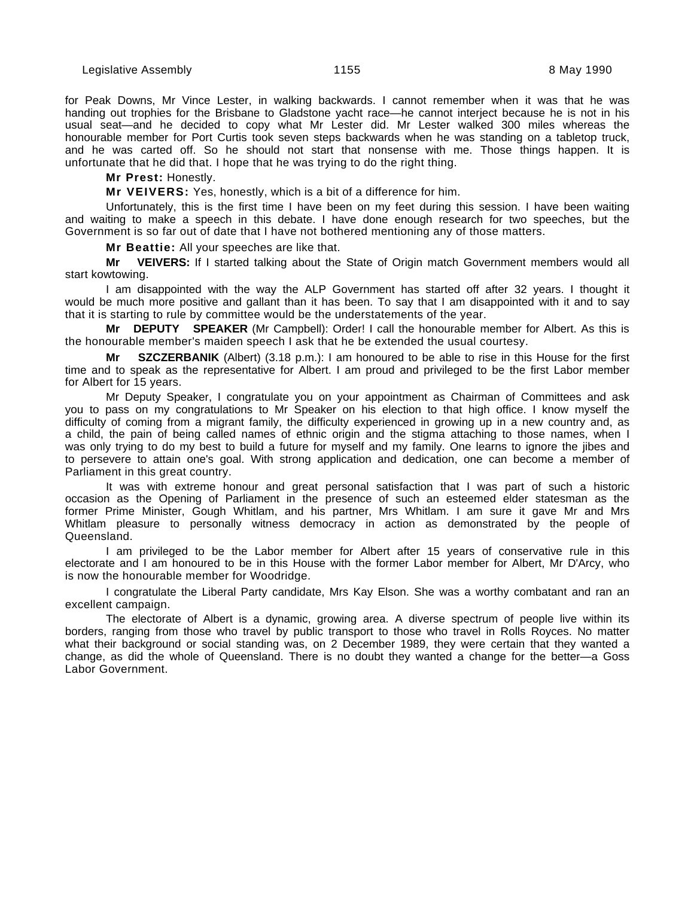for Peak Downs, Mr Vince Lester, in walking backwards. I cannot remember when it was that he was handing out trophies for the Brisbane to Gladstone yacht race—he cannot interject because he is not in his usual seat—and he decided to copy what Mr Lester did. Mr Lester walked 300 miles whereas the honourable member for Port Curtis took seven steps backwards when he was standing on a tabletop truck, and he was carted off. So he should not start that nonsense with me. Those things happen. It is unfortunate that he did that. I hope that he was trying to do the right thing.

**Mr Prest:** Honestly.

**Mr VEIVERS:** Yes, honestly, which is a bit of a difference for him.

Unfortunately, this is the first time I have been on my feet during this session. I have been waiting and waiting to make a speech in this debate. I have done enough research for two speeches, but the Government is so far out of date that I have not bothered mentioning any of those matters.

**Mr Beattie:** All your speeches are like that.

**Mr VEIVERS:** If I started talking about the State of Origin match Government members would all start kowtowing.

I am disappointed with the way the ALP Government has started off after 32 years. I thought it would be much more positive and gallant than it has been. To say that I am disappointed with it and to say that it is starting to rule by committee would be the understatements of the year.

**Mr DEPUTY SPEAKER** (Mr Campbell): Order! I call the honourable member for Albert. As this is the honourable member's maiden speech I ask that he be extended the usual courtesy.

**Mr SZCZERBANIK** (Albert) (3.18 p.m.): I am honoured to be able to rise in this House for the first time and to speak as the representative for Albert. I am proud and privileged to be the first Labor member for Albert for 15 years.

Mr Deputy Speaker, I congratulate you on your appointment as Chairman of Committees and ask you to pass on my congratulations to Mr Speaker on his election to that high office. I know myself the difficulty of coming from a migrant family, the difficulty experienced in growing up in a new country and, as a child, the pain of being called names of ethnic origin and the stigma attaching to those names, when I was only trying to do my best to build a future for myself and my family. One learns to ignore the jibes and to persevere to attain one's goal. With strong application and dedication, one can become a member of Parliament in this great country.

It was with extreme honour and great personal satisfaction that I was part of such a historic occasion as the Opening of Parliament in the presence of such an esteemed elder statesman as the former Prime Minister, Gough Whitlam, and his partner, Mrs Whitlam. I am sure it gave Mr and Mrs Whitlam pleasure to personally witness democracy in action as demonstrated by the people of Queensland.

I am privileged to be the Labor member for Albert after 15 years of conservative rule in this electorate and I am honoured to be in this House with the former Labor member for Albert, Mr D'Arcy, who is now the honourable member for Woodridge.

I congratulate the Liberal Party candidate, Mrs Kay Elson. She was a worthy combatant and ran an excellent campaign.

The electorate of Albert is a dynamic, growing area. A diverse spectrum of people live within its borders, ranging from those who travel by public transport to those who travel in Rolls Royces. No matter what their background or social standing was, on 2 December 1989, they were certain that they wanted a change, as did the whole of Queensland. There is no doubt they wanted a change for the better—a Goss Labor Government.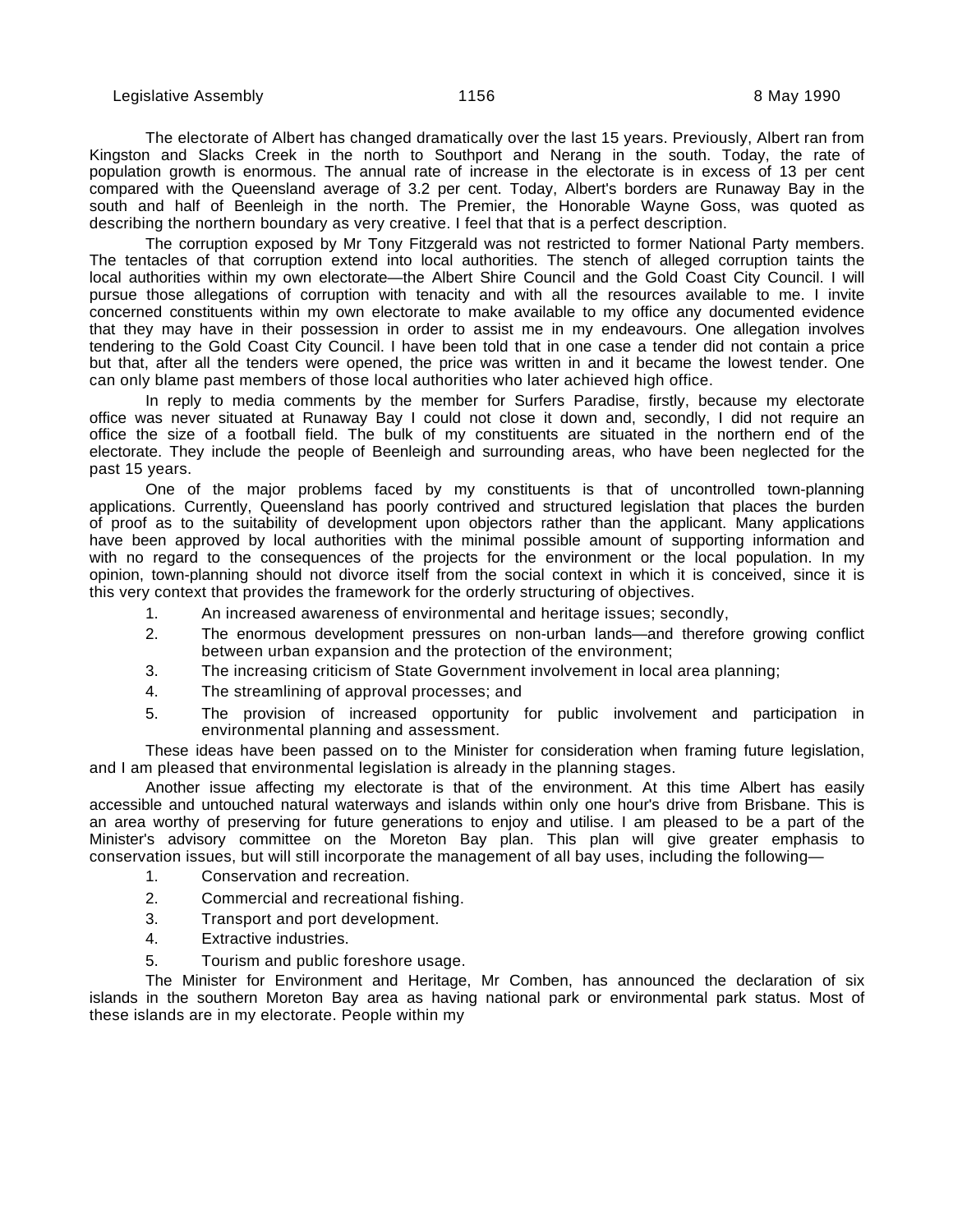The electorate of Albert has changed dramatically over the last 15 years. Previously, Albert ran from Kingston and Slacks Creek in the north to Southport and Nerang in the south. Today, the rate of population growth is enormous. The annual rate of increase in the electorate is in excess of 13 per cent compared with the Queensland average of 3.2 per cent. Today, Albert's borders are Runaway Bay in the south and half of Beenleigh in the north. The Premier, the Honorable Wayne Goss, was quoted as describing the northern boundary as very creative. I feel that that is a perfect description.

The corruption exposed by Mr Tony Fitzgerald was not restricted to former National Party members. The tentacles of that corruption extend into local authorities. The stench of alleged corruption taints the local authorities within my own electorate—the Albert Shire Council and the Gold Coast City Council. I will pursue those allegations of corruption with tenacity and with all the resources available to me. I invite concerned constituents within my own electorate to make available to my office any documented evidence that they may have in their possession in order to assist me in my endeavours. One allegation involves tendering to the Gold Coast City Council. I have been told that in one case a tender did not contain a price but that, after all the tenders were opened, the price was written in and it became the lowest tender. One can only blame past members of those local authorities who later achieved high office.

In reply to media comments by the member for Surfers Paradise, firstly, because my electorate office was never situated at Runaway Bay I could not close it down and, secondly, I did not require an office the size of a football field. The bulk of my constituents are situated in the northern end of the electorate. They include the people of Beenleigh and surrounding areas, who have been neglected for the past 15 years.

One of the major problems faced by my constituents is that of uncontrolled town-planning applications. Currently, Queensland has poorly contrived and structured legislation that places the burden of proof as to the suitability of development upon objectors rather than the applicant. Many applications have been approved by local authorities with the minimal possible amount of supporting information and with no regard to the consequences of the projects for the environment or the local population. In my opinion, town-planning should not divorce itself from the social context in which it is conceived, since it is this very context that provides the framework for the orderly structuring of objectives.

1. An increased awareness of environmental and heritage issues; secondly,
2. The enormous development pressures on non-urban lands—and therefore growing conflict between urban expansion and the protection of the environment;
3. The increasing criticism of State Government involvement in local area planning;
4. The streamlining of approval processes; and
5. The provision of increased opportunity for public involvement and participation in environmental planning and assessment.

These ideas have been passed on to the Minister for consideration when framing future legislation, and I am pleased that environmental legislation is already in the planning stages.

Another issue affecting my electorate is that of the environment. At this time Albert has easily accessible and untouched natural waterways and islands within only one hour's drive from Brisbane. This is an area worthy of preserving for future generations to enjoy and utilise. I am pleased to be a part of the Minister's advisory committee on the Moreton Bay plan. This plan will give greater emphasis to conservation issues, but will still incorporate the management of all bay uses, including the following—

1. Conservation and recreation.
2. Commercial and recreational fishing.
3. Transport and port development.
4. Extractive industries.
5. Tourism and public foreshore usage.

The Minister for Environment and Heritage, Mr Comben, has announced the declaration of six islands in the southern Moreton Bay area as having national park or environmental park status. Most of these islands are in my electorate. People within my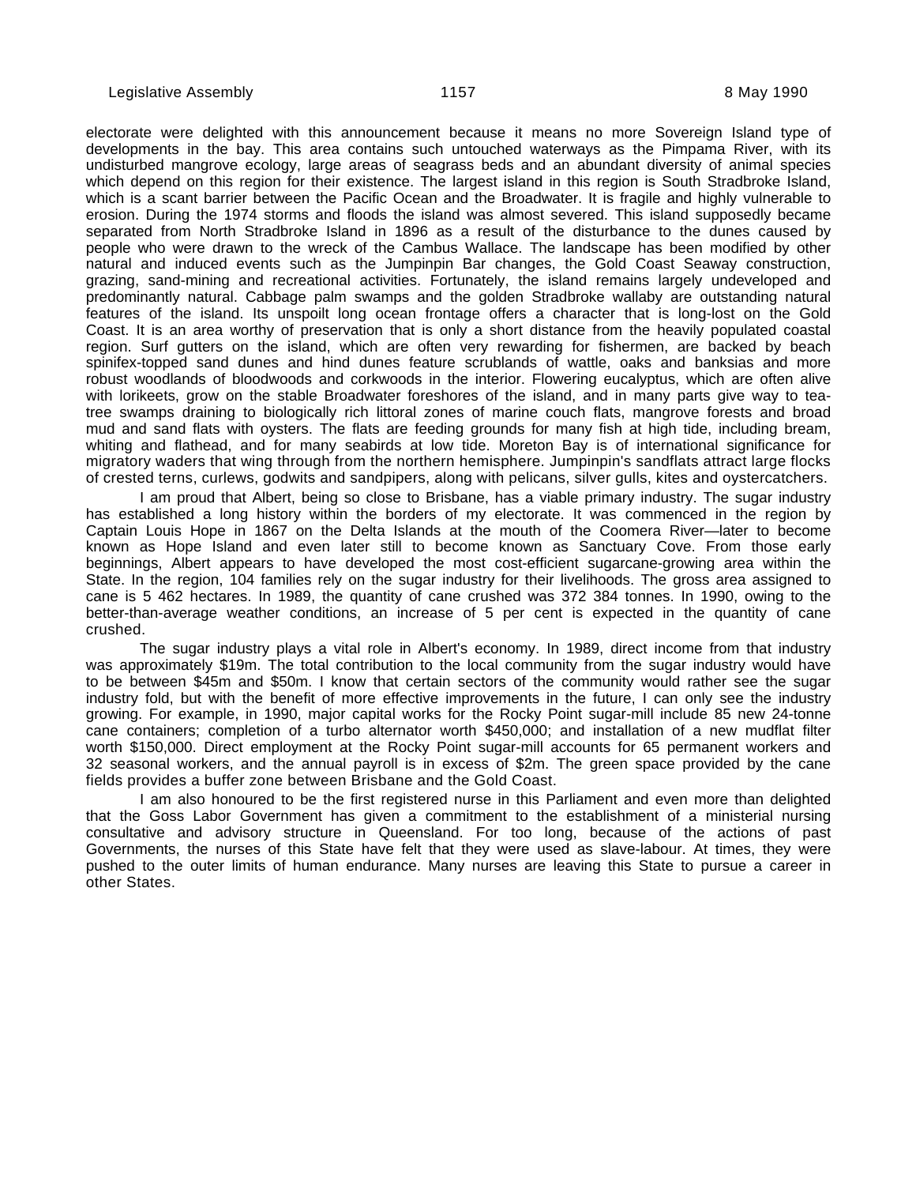electorate were delighted with this announcement because it means no more Sovereign Island type of developments in the bay. This area contains such untouched waterways as the Pimpama River, with its undisturbed mangrove ecology, large areas of seagrass beds and an abundant diversity of animal species which depend on this region for their existence. The largest island in this region is South Stradbroke Island, which is a scant barrier between the Pacific Ocean and the Broadwater. It is fragile and highly vulnerable to erosion. During the 1974 storms and floods the island was almost severed. This island supposedly became separated from North Stradbroke Island in 1896 as a result of the disturbance to the dunes caused by people who were drawn to the wreck of the Cambus Wallace. The landscape has been modified by other natural and induced events such as the Jumpinpin Bar changes, the Gold Coast Seaway construction, grazing, sand-mining and recreational activities. Fortunately, the island remains largely undeveloped and predominantly natural. Cabbage palm swamps and the golden Stradbroke wallaby are outstanding natural features of the island. Its unspoilt long ocean frontage offers a character that is long-lost on the Gold Coast. It is an area worthy of preservation that is only a short distance from the heavily populated coastal region. Surf gutters on the island, which are often very rewarding for fishermen, are backed by beach spinifex-topped sand dunes and hind dunes feature scrublands of wattle, oaks and banksias and more robust woodlands of bloodwoods and corkwoods in the interior. Flowering eucalyptus, which are often alive with lorikeets, grow on the stable Broadwater foreshores of the island, and in many parts give way to tea-tree swamps draining to biologically rich littoral zones of marine couch flats, mangrove forests and broad mud and sand flats with oysters. The flats are feeding grounds for many fish at high tide, including bream, whiting and flathead, and for many seabirds at low tide. Moreton Bay is of international significance for migratory waders that wing through from the northern hemisphere. Jumpinpin's sandflats attract large flocks of crested terns, curlews, godwits and sandpipers, along with pelicans, silver gulls, kites and oystercatchers.

I am proud that Albert, being so close to Brisbane, has a viable primary industry. The sugar industry has established a long history within the borders of my electorate. It was commenced in the region by Captain Louis Hope in 1867 on the Delta Islands at the mouth of the Coomera River—later to become known as Hope Island and even later still to become known as Sanctuary Cove. From those early beginnings, Albert appears to have developed the most cost-efficient sugarcane-growing area within the State. In the region, 104 families rely on the sugar industry for their livelihoods. The gross area assigned to cane is 5 462 hectares. In 1989, the quantity of cane crushed was 372 384 tonnes. In 1990, owing to the better-than-average weather conditions, an increase of 5 per cent is expected in the quantity of cane crushed.

The sugar industry plays a vital role in Albert's economy. In 1989, direct income from that industry was approximately $19m. The total contribution to the local community from the sugar industry would have to be between $45m and $50m. I know that certain sectors of the community would rather see the sugar industry fold, but with the benefit of more effective improvements in the future, I can only see the industry growing. For example, in 1990, major capital works for the Rocky Point sugar-mill include 85 new 24-tonne cane containers; completion of a turbo alternator worth $450,000; and installation of a new mudflat filter worth $150,000. Direct employment at the Rocky Point sugar-mill accounts for 65 permanent workers and 32 seasonal workers, and the annual payroll is in excess of $2m. The green space provided by the cane fields provides a buffer zone between Brisbane and the Gold Coast.

I am also honoured to be the first registered nurse in this Parliament and even more than delighted that the Goss Labor Government has given a commitment to the establishment of a ministerial nursing consultative and advisory structure in Queensland. For too long, because of the actions of past Governments, the nurses of this State have felt that they were used as slave-labour. At times, they were pushed to the outer limits of human endurance. Many nurses are leaving this State to pursue a career in other States.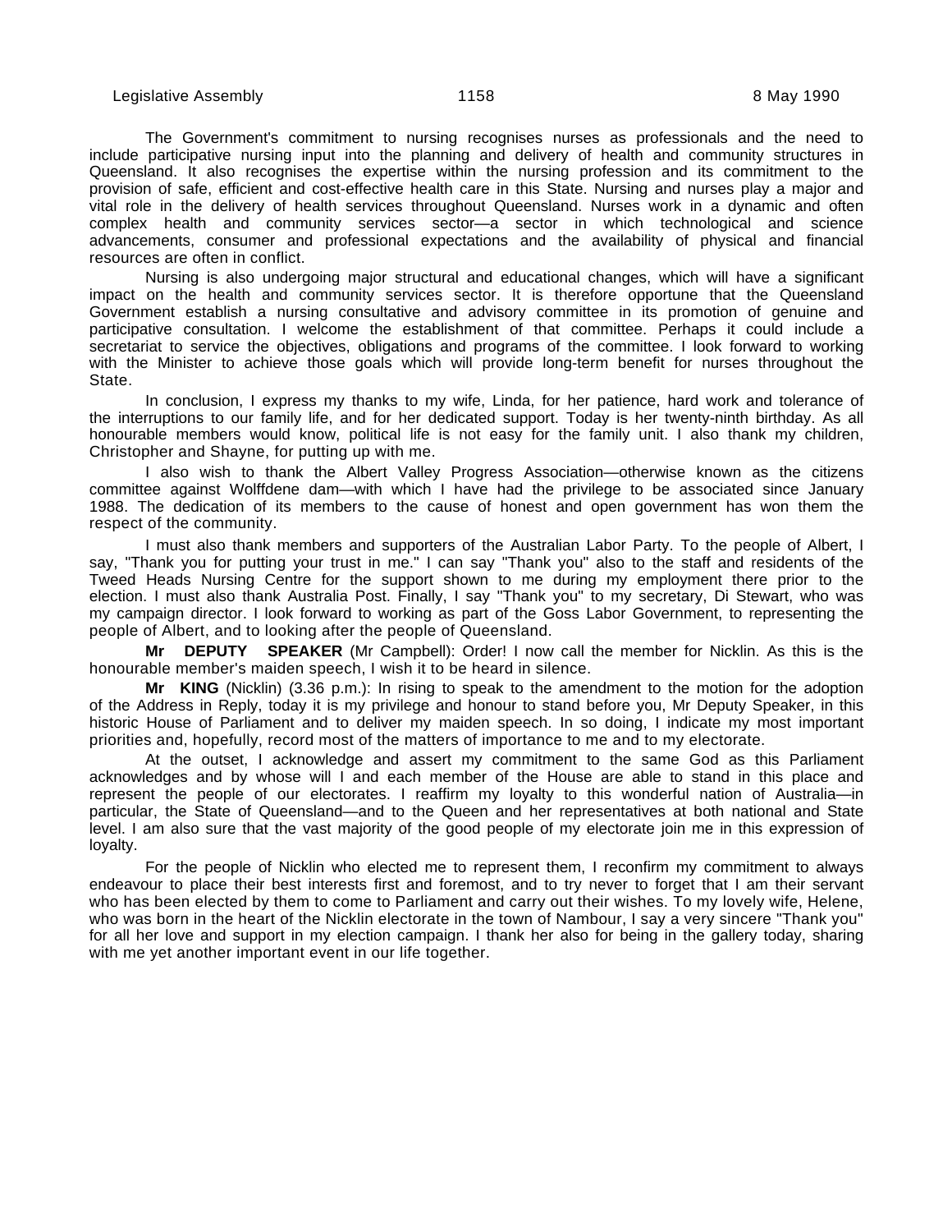The Government's commitment to nursing recognises nurses as professionals and the need to include participative nursing input into the planning and delivery of health and community structures in Queensland. It also recognises the expertise within the nursing profession and its commitment to the provision of safe, efficient and cost-effective health care in this State. Nursing and nurses play a major and vital role in the delivery of health services throughout Queensland. Nurses work in a dynamic and often complex health and community services sector—a sector in which technological and science advancements, consumer and professional expectations and the availability of physical and financial resources are often in conflict.

Nursing is also undergoing major structural and educational changes, which will have a significant impact on the health and community services sector. It is therefore opportune that the Queensland Government establish a nursing consultative and advisory committee in its promotion of genuine and participative consultation. I welcome the establishment of that committee. Perhaps it could include a secretariat to service the objectives, obligations and programs of the committee. I look forward to working with the Minister to achieve those goals which will provide long-term benefit for nurses throughout the State.

In conclusion, I express my thanks to my wife, Linda, for her patience, hard work and tolerance of the interruptions to our family life, and for her dedicated support. Today is her twenty-ninth birthday. As all honourable members would know, political life is not easy for the family unit. I also thank my children, Christopher and Shayne, for putting up with me.

I also wish to thank the Albert Valley Progress Association—otherwise known as the citizens committee against Wolffdene dam—with which I have had the privilege to be associated since January 1988. The dedication of its members to the cause of honest and open government has won them the respect of the community.

I must also thank members and supporters of the Australian Labor Party. To the people of Albert, I say, "Thank you for putting your trust in me." I can say "Thank you" also to the staff and residents of the Tweed Heads Nursing Centre for the support shown to me during my employment there prior to the election. I must also thank Australia Post. Finally, I say "Thank you" to my secretary, Di Stewart, who was my campaign director. I look forward to working as part of the Goss Labor Government, to representing the people of Albert, and to looking after the people of Queensland.

**Mr DEPUTY SPEAKER** (Mr Campbell): Order! I now call the member for Nicklin. As this is the honourable member's maiden speech, I wish it to be heard in silence.

**Mr KING** (Nicklin) (3.36 p.m.): In rising to speak to the amendment to the motion for the adoption of the Address in Reply, today it is my privilege and honour to stand before you, Mr Deputy Speaker, in this historic House of Parliament and to deliver my maiden speech. In so doing, I indicate my most important priorities and, hopefully, record most of the matters of importance to me and to my electorate.

At the outset, I acknowledge and assert my commitment to the same God as this Parliament acknowledges and by whose will I and each member of the House are able to stand in this place and represent the people of our electorates. I reaffirm my loyalty to this wonderful nation of Australia—in particular, the State of Queensland—and to the Queen and her representatives at both national and State level. I am also sure that the vast majority of the good people of my electorate join me in this expression of loyalty.

For the people of Nicklin who elected me to represent them, I reconfirm my commitment to always endeavour to place their best interests first and foremost, and to try never to forget that I am their servant who has been elected by them to come to Parliament and carry out their wishes. To my lovely wife, Helene, who was born in the heart of the Nicklin electorate in the town of Nambour, I say a very sincere "Thank you" for all her love and support in my election campaign. I thank her also for being in the gallery today, sharing with me yet another important event in our life together.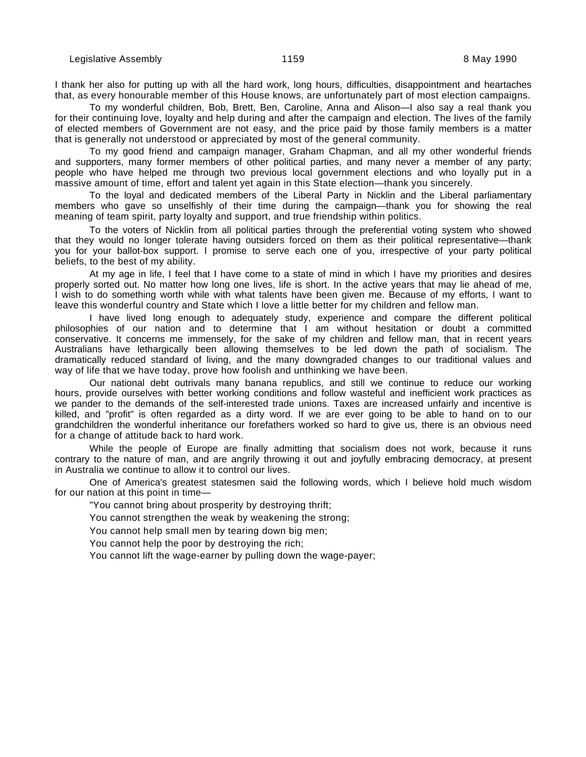I thank her also for putting up with all the hard work, long hours, difficulties, disappointment and heartaches that, as every honourable member of this House knows, are unfortunately part of most election campaigns.

To my wonderful children, Bob, Brett, Ben, Caroline, Anna and Alison—I also say a real thank you for their continuing love, loyalty and help during and after the campaign and election. The lives of the family of elected members of Government are not easy, and the price paid by those family members is a matter that is generally not understood or appreciated by most of the general community.

To my good friend and campaign manager, Graham Chapman, and all my other wonderful friends and supporters, many former members of other political parties, and many never a member of any party; people who have helped me through two previous local government elections and who loyally put in a massive amount of time, effort and talent yet again in this State election—thank you sincerely.

To the loyal and dedicated members of the Liberal Party in Nicklin and the Liberal parliamentary members who gave so unselfishly of their time during the campaign—thank you for showing the real meaning of team spirit, party loyalty and support, and true friendship within politics.

To the voters of Nicklin from all political parties through the preferential voting system who showed that they would no longer tolerate having outsiders forced on them as their political representative—thank you for your ballot-box support. I promise to serve each one of you, irrespective of your party political beliefs, to the best of my ability.

At my age in life, I feel that I have come to a state of mind in which I have my priorities and desires properly sorted out. No matter how long one lives, life is short. In the active years that may lie ahead of me, I wish to do something worth while with what talents have been given me. Because of my efforts, I want to leave this wonderful country and State which I love a little better for my children and fellow man.

I have lived long enough to adequately study, experience and compare the different political philosophies of our nation and to determine that I am without hesitation or doubt a committed conservative. It concerns me immensely, for the sake of my children and fellow man, that in recent years Australians have lethargically been allowing themselves to be led down the path of socialism. The dramatically reduced standard of living, and the many downgraded changes to our traditional values and way of life that we have today, prove how foolish and unthinking we have been.

Our national debt outrivals many banana republics, and still we continue to reduce our working hours, provide ourselves with better working conditions and follow wasteful and inefficient work practices as we pander to the demands of the self-interested trade unions. Taxes are increased unfairly and incentive is killed, and "profit" is often regarded as a dirty word. If we are ever going to be able to hand on to our grandchildren the wonderful inheritance our forefathers worked so hard to give us, there is an obvious need for a change of attitude back to hard work.

While the people of Europe are finally admitting that socialism does not work, because it runs contrary to the nature of man, and are angrily throwing it out and joyfully embracing democracy, at present in Australia we continue to allow it to control our lives.

One of America's greatest statesmen said the following words, which I believe hold much wisdom for our nation at this point in time—

"You cannot bring about prosperity by destroying thrift;

You cannot strengthen the weak by weakening the strong;

You cannot help small men by tearing down big men;

You cannot help the poor by destroying the rich;

You cannot lift the wage-earner by pulling down the wage-payer;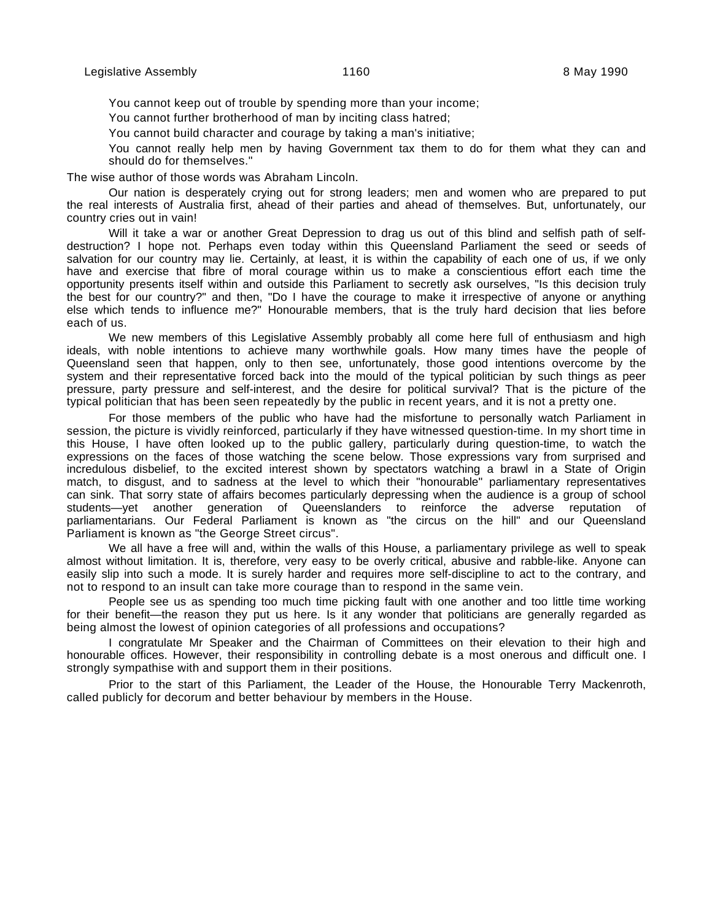You cannot keep out of trouble by spending more than your income;

You cannot further brotherhood of man by inciting class hatred;

You cannot build character and courage by taking a man's initiative;

You cannot really help men by having Government tax them to do for them what they can and should do for themselves."

The wise author of those words was Abraham Lincoln.

Our nation is desperately crying out for strong leaders; men and women who are prepared to put the real interests of Australia first, ahead of their parties and ahead of themselves. But, unfortunately, our country cries out in vain!

Will it take a war or another Great Depression to drag us out of this blind and selfish path of self-destruction? I hope not. Perhaps even today within this Queensland Parliament the seed or seeds of salvation for our country may lie. Certainly, at least, it is within the capability of each one of us, if we only have and exercise that fibre of moral courage within us to make a conscientious effort each time the opportunity presents itself within and outside this Parliament to secretly ask ourselves, "Is this decision truly the best for our country?" and then, "Do I have the courage to make it irrespective of anyone or anything else which tends to influence me?" Honourable members, that is the truly hard decision that lies before each of us.

We new members of this Legislative Assembly probably all come here full of enthusiasm and high ideals, with noble intentions to achieve many worthwhile goals. How many times have the people of Queensland seen that happen, only to then see, unfortunately, those good intentions overcome by the system and their representative forced back into the mould of the typical politician by such things as peer pressure, party pressure and self-interest, and the desire for political survival? That is the picture of the typical politician that has been seen repeatedly by the public in recent years, and it is not a pretty one.

For those members of the public who have had the misfortune to personally watch Parliament in session, the picture is vividly reinforced, particularly if they have witnessed question-time. In my short time in this House, I have often looked up to the public gallery, particularly during question-time, to watch the expressions on the faces of those watching the scene below. Those expressions vary from surprised and incredulous disbelief, to the excited interest shown by spectators watching a brawl in a State of Origin match, to disgust, and to sadness at the level to which their "honourable" parliamentary representatives can sink. That sorry state of affairs becomes particularly depressing when the audience is a group of school students—yet another generation of Queenslanders to reinforce the adverse reputation of parliamentarians. Our Federal Parliament is known as "the circus on the hill" and our Queensland Parliament is known as "the George Street circus".

We all have a free will and, within the walls of this House, a parliamentary privilege as well to speak almost without limitation. It is, therefore, very easy to be overly critical, abusive and rabble-like. Anyone can easily slip into such a mode. It is surely harder and requires more self-discipline to act to the contrary, and not to respond to an insult can take more courage than to respond in the same vein.

People see us as spending too much time picking fault with one another and too little time working for their benefit—the reason they put us here. Is it any wonder that politicians are generally regarded as being almost the lowest of opinion categories of all professions and occupations?

I congratulate Mr Speaker and the Chairman of Committees on their elevation to their high and honourable offices. However, their responsibility in controlling debate is a most onerous and difficult one. I strongly sympathise with and support them in their positions.

Prior to the start of this Parliament, the Leader of the House, the Honourable Terry Mackenroth, called publicly for decorum and better behaviour by members in the House.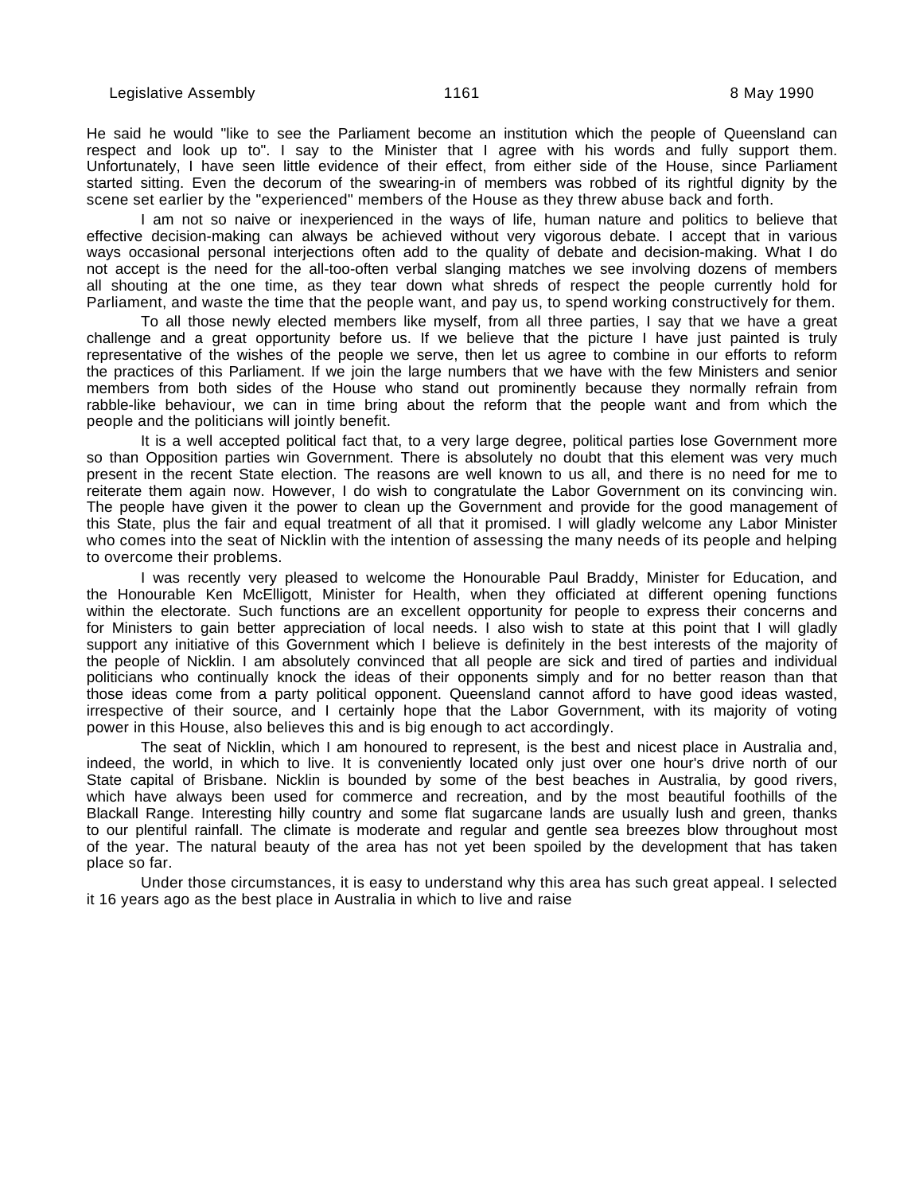He said he would "like to see the Parliament become an institution which the people of Queensland can respect and look up to". I say to the Minister that I agree with his words and fully support them. Unfortunately, I have seen little evidence of their effect, from either side of the House, since Parliament started sitting. Even the decorum of the swearing-in of members was robbed of its rightful dignity by the scene set earlier by the "experienced" members of the House as they threw abuse back and forth.

I am not so naive or inexperienced in the ways of life, human nature and politics to believe that effective decision-making can always be achieved without very vigorous debate. I accept that in various ways occasional personal interjections often add to the quality of debate and decision-making. What I do not accept is the need for the all-too-often verbal slanging matches we see involving dozens of members all shouting at the one time, as they tear down what shreds of respect the people currently hold for Parliament, and waste the time that the people want, and pay us, to spend working constructively for them.

To all those newly elected members like myself, from all three parties, I say that we have a great challenge and a great opportunity before us. If we believe that the picture I have just painted is truly representative of the wishes of the people we serve, then let us agree to combine in our efforts to reform the practices of this Parliament. If we join the large numbers that we have with the few Ministers and senior members from both sides of the House who stand out prominently because they normally refrain from rabble-like behaviour, we can in time bring about the reform that the people want and from which the people and the politicians will jointly benefit.

It is a well accepted political fact that, to a very large degree, political parties lose Government more so than Opposition parties win Government. There is absolutely no doubt that this element was very much present in the recent State election. The reasons are well known to us all, and there is no need for me to reiterate them again now. However, I do wish to congratulate the Labor Government on its convincing win. The people have given it the power to clean up the Government and provide for the good management of this State, plus the fair and equal treatment of all that it promised. I will gladly welcome any Labor Minister who comes into the seat of Nicklin with the intention of assessing the many needs of its people and helping to overcome their problems.

I was recently very pleased to welcome the Honourable Paul Braddy, Minister for Education, and the Honourable Ken McElligott, Minister for Health, when they officiated at different opening functions within the electorate. Such functions are an excellent opportunity for people to express their concerns and for Ministers to gain better appreciation of local needs. I also wish to state at this point that I will gladly support any initiative of this Government which I believe is definitely in the best interests of the majority of the people of Nicklin. I am absolutely convinced that all people are sick and tired of parties and individual politicians who continually knock the ideas of their opponents simply and for no better reason than that those ideas come from a party political opponent. Queensland cannot afford to have good ideas wasted, irrespective of their source, and I certainly hope that the Labor Government, with its majority of voting power in this House, also believes this and is big enough to act accordingly.

The seat of Nicklin, which I am honoured to represent, is the best and nicest place in Australia and, indeed, the world, in which to live. It is conveniently located only just over one hour's drive north of our State capital of Brisbane. Nicklin is bounded by some of the best beaches in Australia, by good rivers, which have always been used for commerce and recreation, and by the most beautiful foothills of the Blackall Range. Interesting hilly country and some flat sugarcane lands are usually lush and green, thanks to our plentiful rainfall. The climate is moderate and regular and gentle sea breezes blow throughout most of the year. The natural beauty of the area has not yet been spoiled by the development that has taken place so far.

Under those circumstances, it is easy to understand why this area has such great appeal. I selected it 16 years ago as the best place in Australia in which to live and raise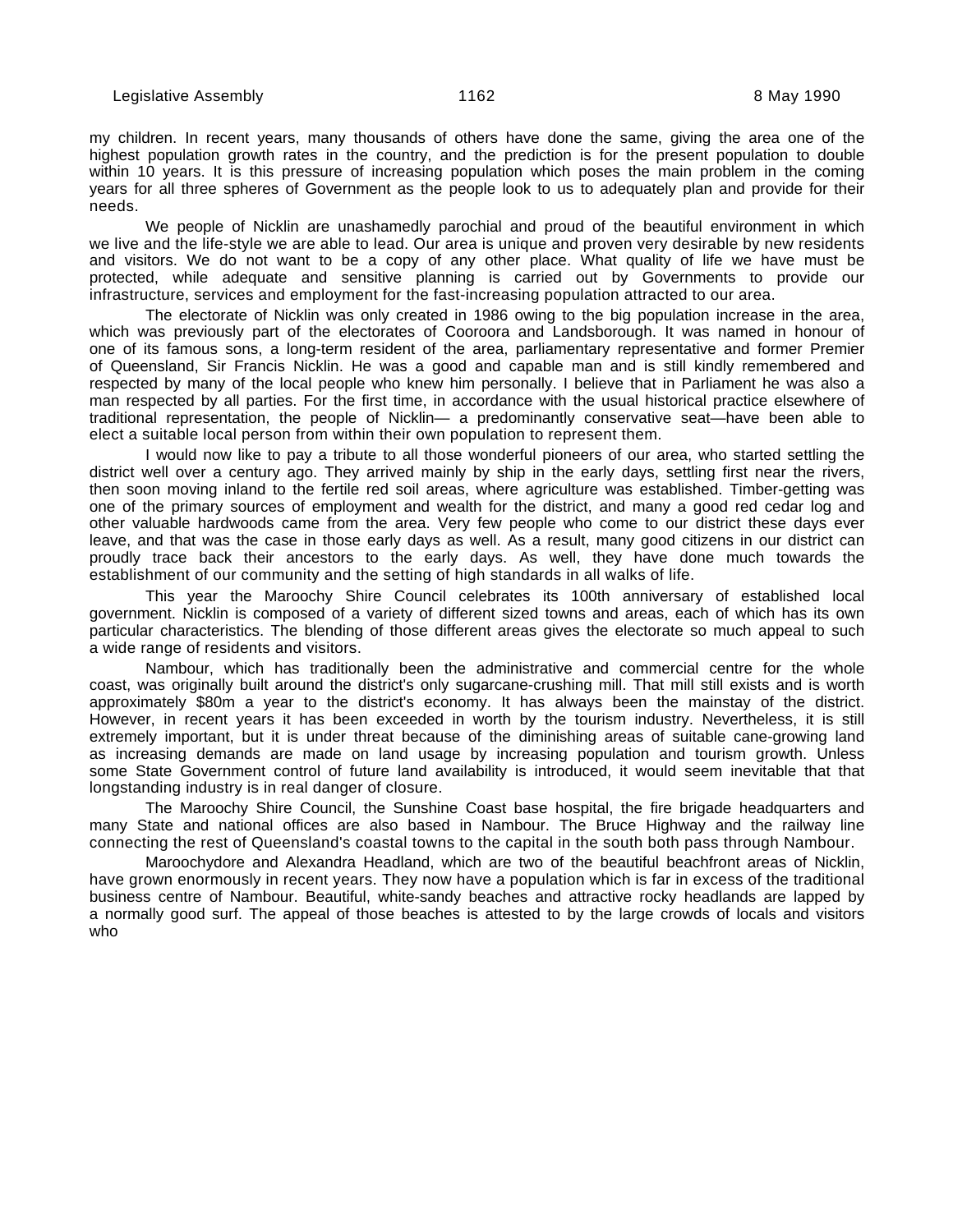my children. In recent years, many thousands of others have done the same, giving the area one of the highest population growth rates in the country, and the prediction is for the present population to double within 10 years. It is this pressure of increasing population which poses the main problem in the coming years for all three spheres of Government as the people look to us to adequately plan and provide for their needs.

We people of Nicklin are unashamedly parochial and proud of the beautiful environment in which we live and the life-style we are able to lead. Our area is unique and proven very desirable by new residents and visitors. We do not want to be a copy of any other place. What quality of life we have must be protected, while adequate and sensitive planning is carried out by Governments to provide our infrastructure, services and employment for the fast-increasing population attracted to our area.

The electorate of Nicklin was only created in 1986 owing to the big population increase in the area, which was previously part of the electorates of Cooroora and Landsborough. It was named in honour of one of its famous sons, a long-term resident of the area, parliamentary representative and former Premier of Queensland, Sir Francis Nicklin. He was a good and capable man and is still kindly remembered and respected by many of the local people who knew him personally. I believe that in Parliament he was also a man respected by all parties. For the first time, in accordance with the usual historical practice elsewhere of traditional representation, the people of Nicklin— a predominantly conservative seat—have been able to elect a suitable local person from within their own population to represent them.

I would now like to pay a tribute to all those wonderful pioneers of our area, who started settling the district well over a century ago. They arrived mainly by ship in the early days, settling first near the rivers, then soon moving inland to the fertile red soil areas, where agriculture was established. Timber-getting was one of the primary sources of employment and wealth for the district, and many a good red cedar log and other valuable hardwoods came from the area. Very few people who come to our district these days ever leave, and that was the case in those early days as well. As a result, many good citizens in our district can proudly trace back their ancestors to the early days. As well, they have done much towards the establishment of our community and the setting of high standards in all walks of life.

This year the Maroochy Shire Council celebrates its 100th anniversary of established local government. Nicklin is composed of a variety of different sized towns and areas, each of which has its own particular characteristics. The blending of those different areas gives the electorate so much appeal to such a wide range of residents and visitors.

Nambour, which has traditionally been the administrative and commercial centre for the whole coast, was originally built around the district's only sugarcane-crushing mill. That mill still exists and is worth approximately $80m a year to the district's economy. It has always been the mainstay of the district. However, in recent years it has been exceeded in worth by the tourism industry. Nevertheless, it is still extremely important, but it is under threat because of the diminishing areas of suitable cane-growing land as increasing demands are made on land usage by increasing population and tourism growth. Unless some State Government control of future land availability is introduced, it would seem inevitable that that longstanding industry is in real danger of closure.

The Maroochy Shire Council, the Sunshine Coast base hospital, the fire brigade headquarters and many State and national offices are also based in Nambour. The Bruce Highway and the railway line connecting the rest of Queensland's coastal towns to the capital in the south both pass through Nambour.

Maroochydore and Alexandra Headland, which are two of the beautiful beachfront areas of Nicklin, have grown enormously in recent years. They now have a population which is far in excess of the traditional business centre of Nambour. Beautiful, white-sandy beaches and attractive rocky headlands are lapped by a normally good surf. The appeal of those beaches is attested to by the large crowds of locals and visitors who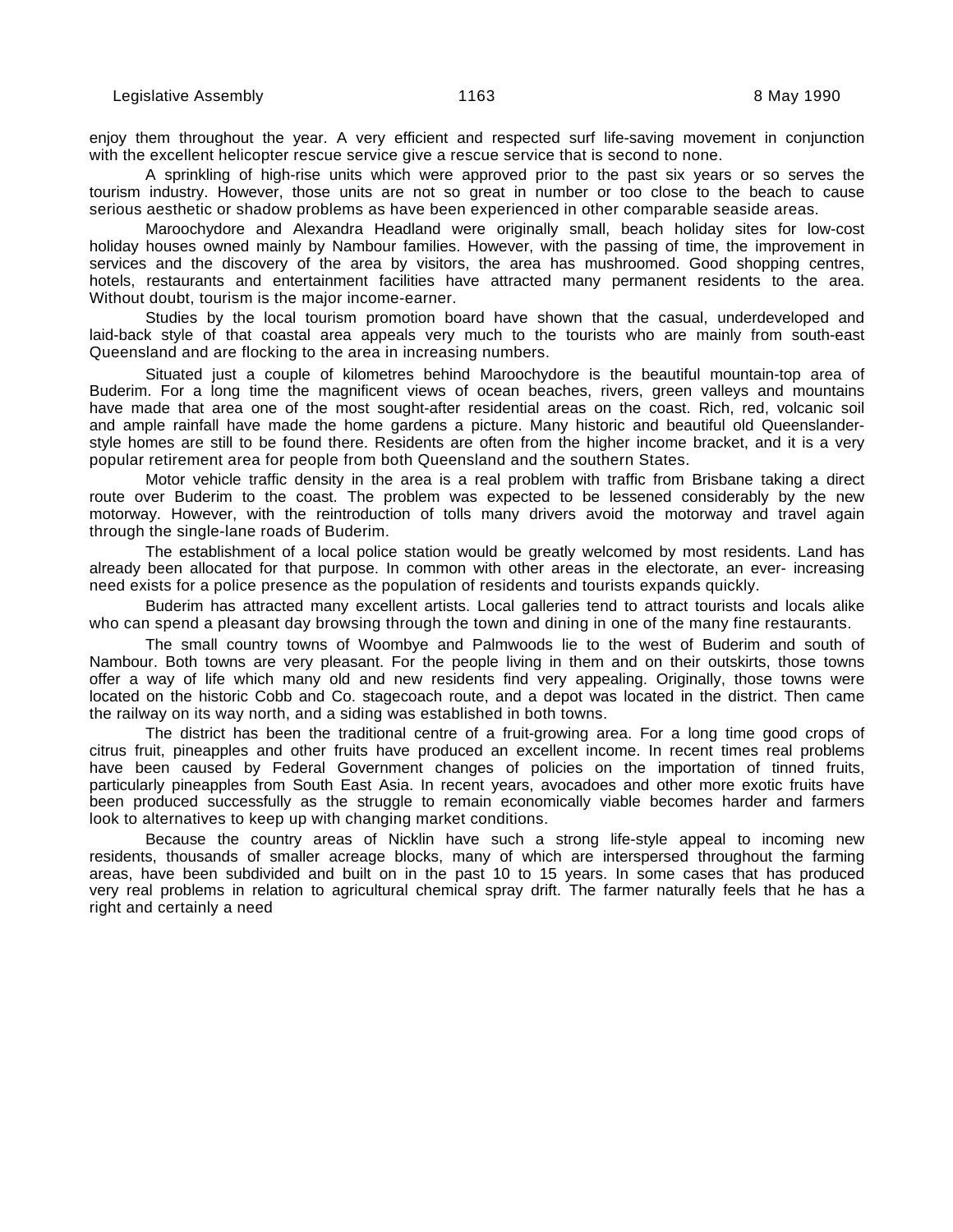enjoy them throughout the year. A very efficient and respected surf life-saving movement in conjunction with the excellent helicopter rescue service give a rescue service that is second to none.

A sprinkling of high-rise units which were approved prior to the past six years or so serves the tourism industry. However, those units are not so great in number or too close to the beach to cause serious aesthetic or shadow problems as have been experienced in other comparable seaside areas.

Maroochydore and Alexandra Headland were originally small, beach holiday sites for low-cost holiday houses owned mainly by Nambour families. However, with the passing of time, the improvement in services and the discovery of the area by visitors, the area has mushroomed. Good shopping centres, hotels, restaurants and entertainment facilities have attracted many permanent residents to the area. Without doubt, tourism is the major income-earner.

Studies by the local tourism promotion board have shown that the casual, underdeveloped and laid-back style of that coastal area appeals very much to the tourists who are mainly from south-east Queensland and are flocking to the area in increasing numbers.

Situated just a couple of kilometres behind Maroochydore is the beautiful mountain-top area of Buderim. For a long time the magnificent views of ocean beaches, rivers, green valleys and mountains have made that area one of the most sought-after residential areas on the coast. Rich, red, volcanic soil and ample rainfall have made the home gardens a picture. Many historic and beautiful old Queenslander-style homes are still to be found there. Residents are often from the higher income bracket, and it is a very popular retirement area for people from both Queensland and the southern States.

Motor vehicle traffic density in the area is a real problem with traffic from Brisbane taking a direct route over Buderim to the coast. The problem was expected to be lessened considerably by the new motorway. However, with the reintroduction of tolls many drivers avoid the motorway and travel again through the single-lane roads of Buderim.

The establishment of a local police station would be greatly welcomed by most residents. Land has already been allocated for that purpose. In common with other areas in the electorate, an ever- increasing need exists for a police presence as the population of residents and tourists expands quickly.

Buderim has attracted many excellent artists. Local galleries tend to attract tourists and locals alike who can spend a pleasant day browsing through the town and dining in one of the many fine restaurants.

The small country towns of Woombye and Palmwoods lie to the west of Buderim and south of Nambour. Both towns are very pleasant. For the people living in them and on their outskirts, those towns offer a way of life which many old and new residents find very appealing. Originally, those towns were located on the historic Cobb and Co. stagecoach route, and a depot was located in the district. Then came the railway on its way north, and a siding was established in both towns.

The district has been the traditional centre of a fruit-growing area. For a long time good crops of citrus fruit, pineapples and other fruits have produced an excellent income. In recent times real problems have been caused by Federal Government changes of policies on the importation of tinned fruits, particularly pineapples from South East Asia. In recent years, avocadoes and other more exotic fruits have been produced successfully as the struggle to remain economically viable becomes harder and farmers look to alternatives to keep up with changing market conditions.

Because the country areas of Nicklin have such a strong life-style appeal to incoming new residents, thousands of smaller acreage blocks, many of which are interspersed throughout the farming areas, have been subdivided and built on in the past 10 to 15 years. In some cases that has produced very real problems in relation to agricultural chemical spray drift. The farmer naturally feels that he has a right and certainly a need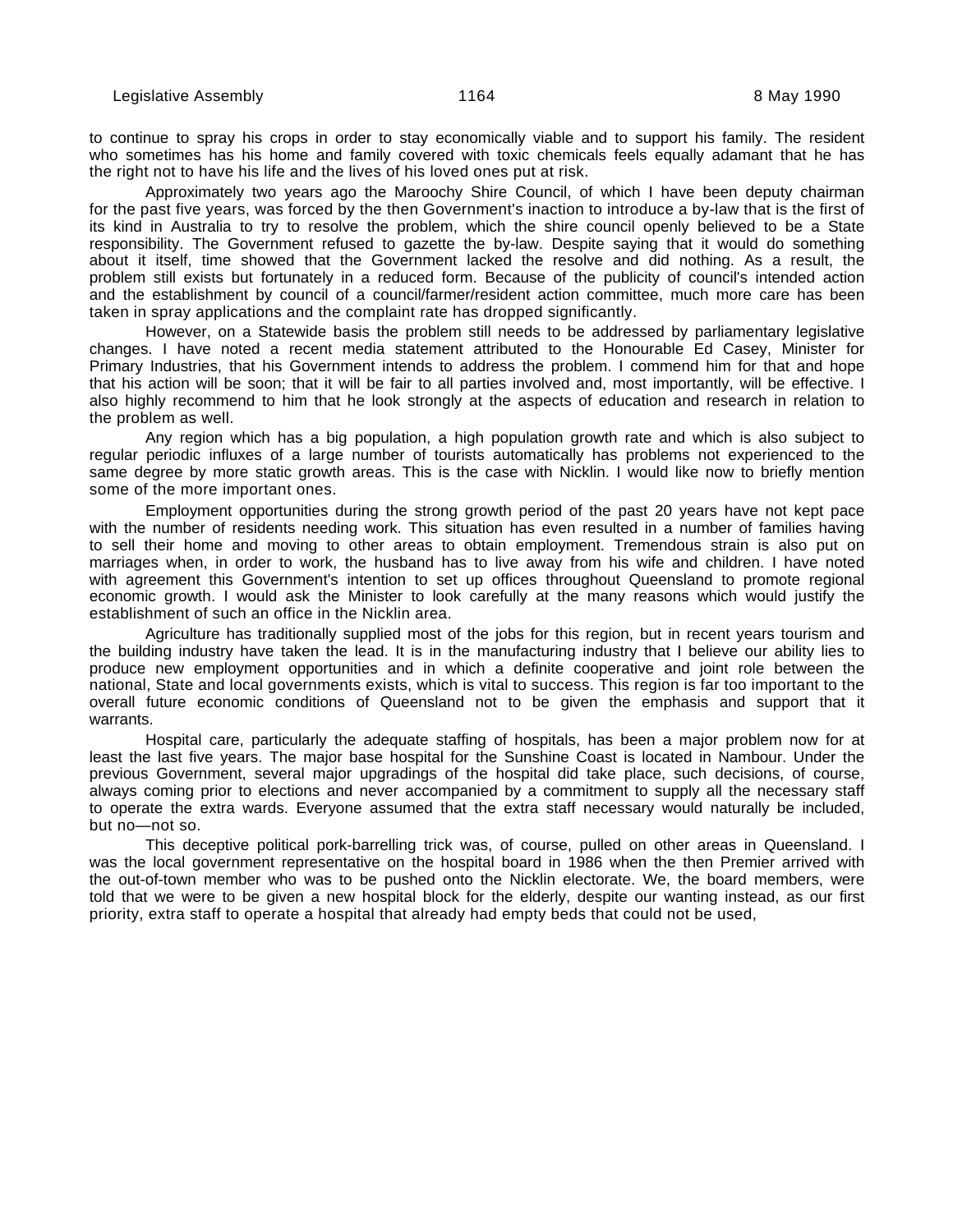to continue to spray his crops in order to stay economically viable and to support his family. The resident who sometimes has his home and family covered with toxic chemicals feels equally adamant that he has the right not to have his life and the lives of his loved ones put at risk.

Approximately two years ago the Maroochy Shire Council, of which I have been deputy chairman for the past five years, was forced by the then Government's inaction to introduce a by-law that is the first of its kind in Australia to try to resolve the problem, which the shire council openly believed to be a State responsibility. The Government refused to gazette the by-law. Despite saying that it would do something about it itself, time showed that the Government lacked the resolve and did nothing. As a result, the problem still exists but fortunately in a reduced form. Because of the publicity of council's intended action and the establishment by council of a council/farmer/resident action committee, much more care has been taken in spray applications and the complaint rate has dropped significantly.

However, on a Statewide basis the problem still needs to be addressed by parliamentary legislative changes. I have noted a recent media statement attributed to the Honourable Ed Casey, Minister for Primary Industries, that his Government intends to address the problem. I commend him for that and hope that his action will be soon; that it will be fair to all parties involved and, most importantly, will be effective. I also highly recommend to him that he look strongly at the aspects of education and research in relation to the problem as well.

Any region which has a big population, a high population growth rate and which is also subject to regular periodic influxes of a large number of tourists automatically has problems not experienced to the same degree by more static growth areas. This is the case with Nicklin. I would like now to briefly mention some of the more important ones.

Employment opportunities during the strong growth period of the past 20 years have not kept pace with the number of residents needing work. This situation has even resulted in a number of families having to sell their home and moving to other areas to obtain employment. Tremendous strain is also put on marriages when, in order to work, the husband has to live away from his wife and children. I have noted with agreement this Government's intention to set up offices throughout Queensland to promote regional economic growth. I would ask the Minister to look carefully at the many reasons which would justify the establishment of such an office in the Nicklin area.

Agriculture has traditionally supplied most of the jobs for this region, but in recent years tourism and the building industry have taken the lead. It is in the manufacturing industry that I believe our ability lies to produce new employment opportunities and in which a definite cooperative and joint role between the national, State and local governments exists, which is vital to success. This region is far too important to the overall future economic conditions of Queensland not to be given the emphasis and support that it warrants.

Hospital care, particularly the adequate staffing of hospitals, has been a major problem now for at least the last five years. The major base hospital for the Sunshine Coast is located in Nambour. Under the previous Government, several major upgradings of the hospital did take place, such decisions, of course, always coming prior to elections and never accompanied by a commitment to supply all the necessary staff to operate the extra wards. Everyone assumed that the extra staff necessary would naturally be included, but no—not so.

This deceptive political pork-barrelling trick was, of course, pulled on other areas in Queensland. I was the local government representative on the hospital board in 1986 when the then Premier arrived with the out-of-town member who was to be pushed onto the Nicklin electorate. We, the board members, were told that we were to be given a new hospital block for the elderly, despite our wanting instead, as our first priority, extra staff to operate a hospital that already had empty beds that could not be used,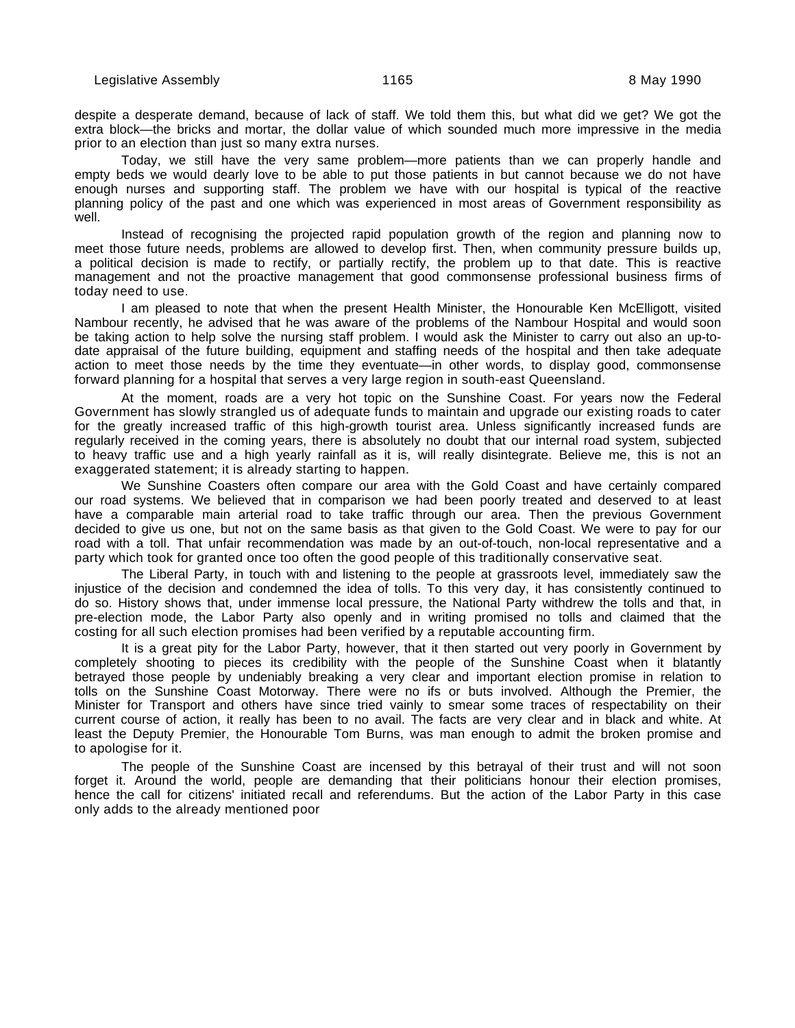despite a desperate demand, because of lack of staff. We told them this, but what did we get? We got the extra block—the bricks and mortar, the dollar value of which sounded much more impressive in the media prior to an election than just so many extra nurses.

Today, we still have the very same problem—more patients than we can properly handle and empty beds we would dearly love to be able to put those patients in but cannot because we do not have enough nurses and supporting staff. The problem we have with our hospital is typical of the reactive planning policy of the past and one which was experienced in most areas of Government responsibility as well.

Instead of recognising the projected rapid population growth of the region and planning now to meet those future needs, problems are allowed to develop first. Then, when community pressure builds up, a political decision is made to rectify, or partially rectify, the problem up to that date. This is reactive management and not the proactive management that good commonsense professional business firms of today need to use.

I am pleased to note that when the present Health Minister, the Honourable Ken McElligott, visited Nambour recently, he advised that he was aware of the problems of the Nambour Hospital and would soon be taking action to help solve the nursing staff problem. I would ask the Minister to carry out also an up-to-date appraisal of the future building, equipment and staffing needs of the hospital and then take adequate action to meet those needs by the time they eventuate—in other words, to display good, commonsense forward planning for a hospital that serves a very large region in south-east Queensland.

At the moment, roads are a very hot topic on the Sunshine Coast. For years now the Federal Government has slowly strangled us of adequate funds to maintain and upgrade our existing roads to cater for the greatly increased traffic of this high-growth tourist area. Unless significantly increased funds are regularly received in the coming years, there is absolutely no doubt that our internal road system, subjected to heavy traffic use and a high yearly rainfall as it is, will really disintegrate. Believe me, this is not an exaggerated statement; it is already starting to happen.

We Sunshine Coasters often compare our area with the Gold Coast and have certainly compared our road systems. We believed that in comparison we had been poorly treated and deserved to at least have a comparable main arterial road to take traffic through our area. Then the previous Government decided to give us one, but not on the same basis as that given to the Gold Coast. We were to pay for our road with a toll. That unfair recommendation was made by an out-of-touch, non-local representative and a party which took for granted once too often the good people of this traditionally conservative seat.

The Liberal Party, in touch with and listening to the people at grassroots level, immediately saw the injustice of the decision and condemned the idea of tolls. To this very day, it has consistently continued to do so. History shows that, under immense local pressure, the National Party withdrew the tolls and that, in pre-election mode, the Labor Party also openly and in writing promised no tolls and claimed that the costing for all such election promises had been verified by a reputable accounting firm.

It is a great pity for the Labor Party, however, that it then started out very poorly in Government by completely shooting to pieces its credibility with the people of the Sunshine Coast when it blatantly betrayed those people by undeniably breaking a very clear and important election promise in relation to tolls on the Sunshine Coast Motorway. There were no ifs or buts involved. Although the Premier, the Minister for Transport and others have since tried vainly to smear some traces of respectability on their current course of action, it really has been to no avail. The facts are very clear and in black and white. At least the Deputy Premier, the Honourable Tom Burns, was man enough to admit the broken promise and to apologise for it.

The people of the Sunshine Coast are incensed by this betrayal of their trust and will not soon forget it. Around the world, people are demanding that their politicians honour their election promises, hence the call for citizens' initiated recall and referendums. But the action of the Labor Party in this case only adds to the already mentioned poor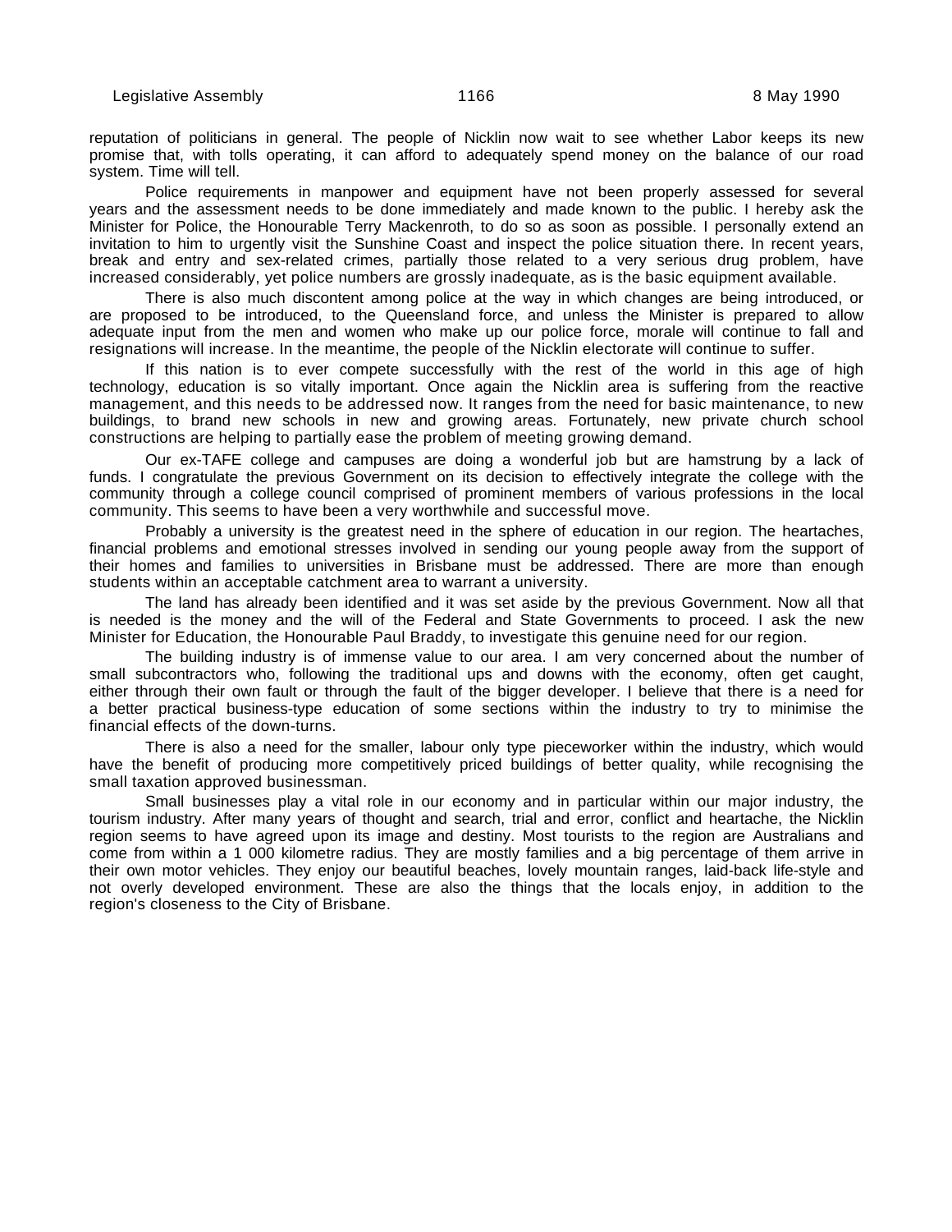reputation of politicians in general. The people of Nicklin now wait to see whether Labor keeps its new promise that, with tolls operating, it can afford to adequately spend money on the balance of our road system. Time will tell.

Police requirements in manpower and equipment have not been properly assessed for several years and the assessment needs to be done immediately and made known to the public. I hereby ask the Minister for Police, the Honourable Terry Mackenroth, to do so as soon as possible. I personally extend an invitation to him to urgently visit the Sunshine Coast and inspect the police situation there. In recent years, break and entry and sex-related crimes, partially those related to a very serious drug problem, have increased considerably, yet police numbers are grossly inadequate, as is the basic equipment available.

There is also much discontent among police at the way in which changes are being introduced, or are proposed to be introduced, to the Queensland force, and unless the Minister is prepared to allow adequate input from the men and women who make up our police force, morale will continue to fall and resignations will increase. In the meantime, the people of the Nicklin electorate will continue to suffer.

If this nation is to ever compete successfully with the rest of the world in this age of high technology, education is so vitally important. Once again the Nicklin area is suffering from the reactive management, and this needs to be addressed now. It ranges from the need for basic maintenance, to new buildings, to brand new schools in new and growing areas. Fortunately, new private church school constructions are helping to partially ease the problem of meeting growing demand.

Our ex-TAFE college and campuses are doing a wonderful job but are hamstrung by a lack of funds. I congratulate the previous Government on its decision to effectively integrate the college with the community through a college council comprised of prominent members of various professions in the local community. This seems to have been a very worthwhile and successful move.

Probably a university is the greatest need in the sphere of education in our region. The heartaches, financial problems and emotional stresses involved in sending our young people away from the support of their homes and families to universities in Brisbane must be addressed. There are more than enough students within an acceptable catchment area to warrant a university.

The land has already been identified and it was set aside by the previous Government. Now all that is needed is the money and the will of the Federal and State Governments to proceed. I ask the new Minister for Education, the Honourable Paul Braddy, to investigate this genuine need for our region.

The building industry is of immense value to our area. I am very concerned about the number of small subcontractors who, following the traditional ups and downs with the economy, often get caught, either through their own fault or through the fault of the bigger developer. I believe that there is a need for a better practical business-type education of some sections within the industry to try to minimise the financial effects of the down-turns.

There is also a need for the smaller, labour only type pieceworker within the industry, which would have the benefit of producing more competitively priced buildings of better quality, while recognising the small taxation approved businessman.

Small businesses play a vital role in our economy and in particular within our major industry, the tourism industry. After many years of thought and search, trial and error, conflict and heartache, the Nicklin region seems to have agreed upon its image and destiny. Most tourists to the region are Australians and come from within a 1 000 kilometre radius. They are mostly families and a big percentage of them arrive in their own motor vehicles. They enjoy our beautiful beaches, lovely mountain ranges, laid-back life-style and not overly developed environment. These are also the things that the locals enjoy, in addition to the region's closeness to the City of Brisbane.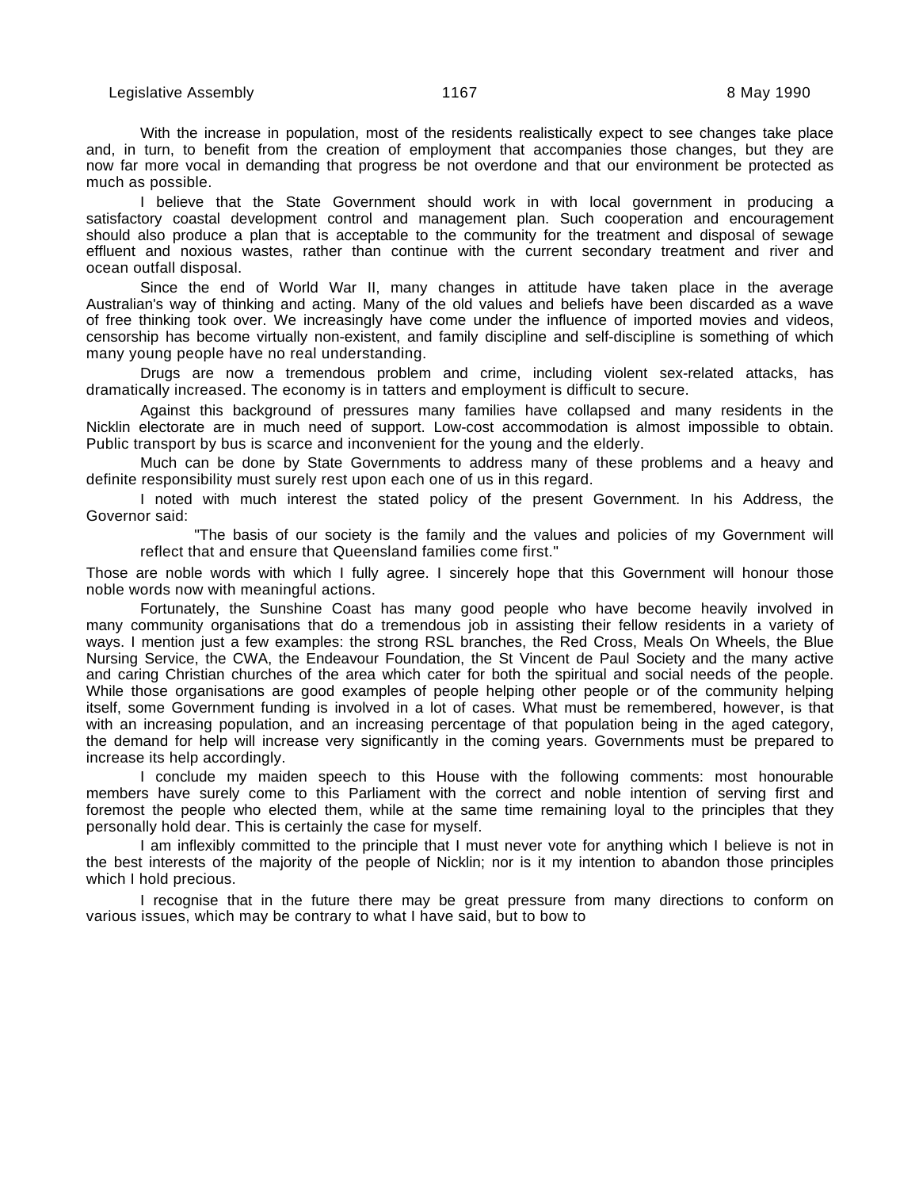With the increase in population, most of the residents realistically expect to see changes take place and, in turn, to benefit from the creation of employment that accompanies those changes, but they are now far more vocal in demanding that progress be not overdone and that our environment be protected as much as possible.

I believe that the State Government should work in with local government in producing a satisfactory coastal development control and management plan. Such cooperation and encouragement should also produce a plan that is acceptable to the community for the treatment and disposal of sewage effluent and noxious wastes, rather than continue with the current secondary treatment and river and ocean outfall disposal.

Since the end of World War II, many changes in attitude have taken place in the average Australian's way of thinking and acting. Many of the old values and beliefs have been discarded as a wave of free thinking took over. We increasingly have come under the influence of imported movies and videos, censorship has become virtually non-existent, and family discipline and self-discipline is something of which many young people have no real understanding.

Drugs are now a tremendous problem and crime, including violent sex-related attacks, has dramatically increased. The economy is in tatters and employment is difficult to secure.

Against this background of pressures many families have collapsed and many residents in the Nicklin electorate are in much need of support. Low-cost accommodation is almost impossible to obtain. Public transport by bus is scarce and inconvenient for the young and the elderly.

Much can be done by State Governments to address many of these problems and a heavy and definite responsibility must surely rest upon each one of us in this regard.

I noted with much interest the stated policy of the present Government. In his Address, the Governor said:

> "The basis of our society is the family and the values and policies of my Government will reflect that and ensure that Queensland families come first."

Those are noble words with which I fully agree. I sincerely hope that this Government will honour those noble words now with meaningful actions.

Fortunately, the Sunshine Coast has many good people who have become heavily involved in many community organisations that do a tremendous job in assisting their fellow residents in a variety of ways. I mention just a few examples: the strong RSL branches, the Red Cross, Meals On Wheels, the Blue Nursing Service, the CWA, the Endeavour Foundation, the St Vincent de Paul Society and the many active and caring Christian churches of the area which cater for both the spiritual and social needs of the people. While those organisations are good examples of people helping other people or of the community helping itself, some Government funding is involved in a lot of cases. What must be remembered, however, is that with an increasing population, and an increasing percentage of that population being in the aged category, the demand for help will increase very significantly in the coming years. Governments must be prepared to increase its help accordingly.

I conclude my maiden speech to this House with the following comments: most honourable members have surely come to this Parliament with the correct and noble intention of serving first and foremost the people who elected them, while at the same time remaining loyal to the principles that they personally hold dear. This is certainly the case for myself.

I am inflexibly committed to the principle that I must never vote for anything which I believe is not in the best interests of the majority of the people of Nicklin; nor is it my intention to abandon those principles which I hold precious.

I recognise that in the future there may be great pressure from many directions to conform on various issues, which may be contrary to what I have said, but to bow to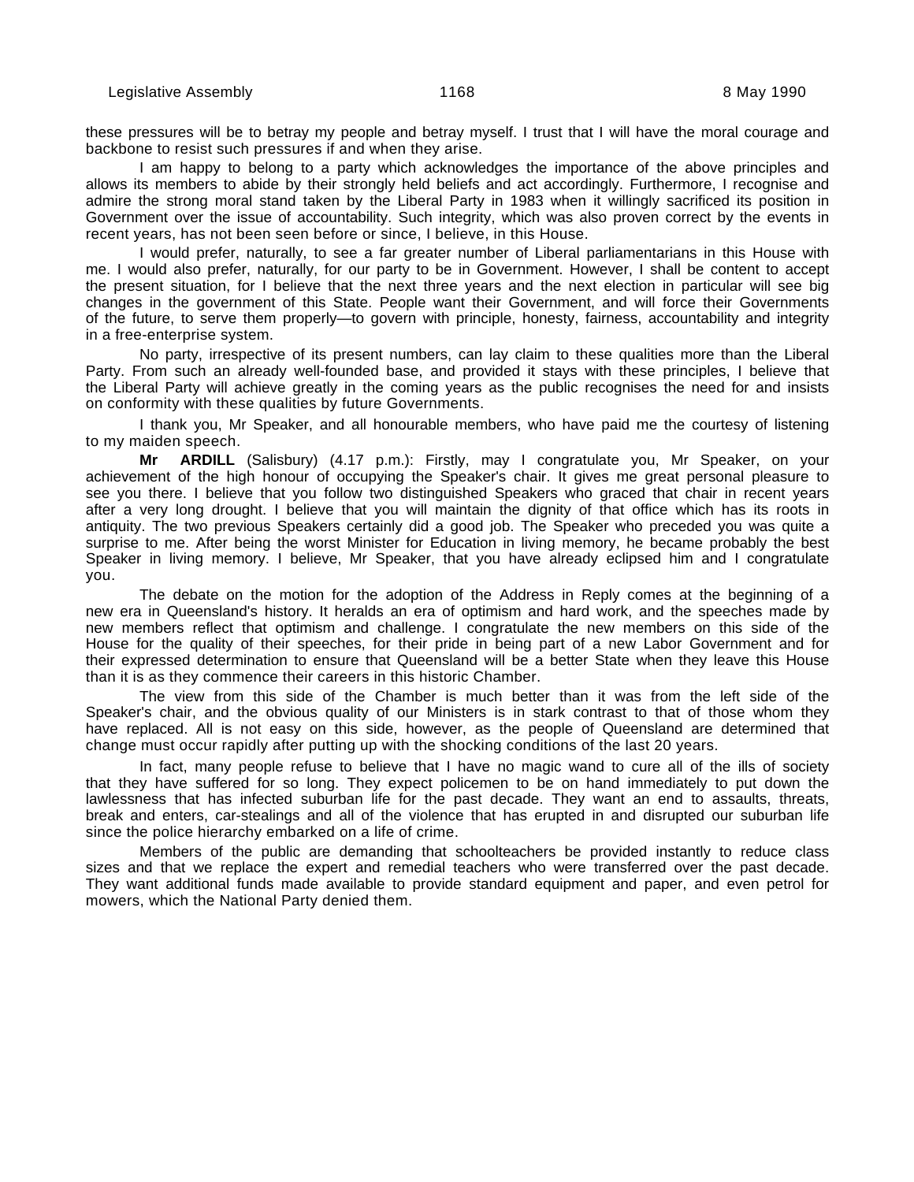these pressures will be to betray my people and betray myself. I trust that I will have the moral courage and backbone to resist such pressures if and when they arise.

I am happy to belong to a party which acknowledges the importance of the above principles and allows its members to abide by their strongly held beliefs and act accordingly. Furthermore, I recognise and admire the strong moral stand taken by the Liberal Party in 1983 when it willingly sacrificed its position in Government over the issue of accountability. Such integrity, which was also proven correct by the events in recent years, has not been seen before or since, I believe, in this House.

I would prefer, naturally, to see a far greater number of Liberal parliamentarians in this House with me. I would also prefer, naturally, for our party to be in Government. However, I shall be content to accept the present situation, for I believe that the next three years and the next election in particular will see big changes in the government of this State. People want their Government, and will force their Governments of the future, to serve them properly—to govern with principle, honesty, fairness, accountability and integrity in a free-enterprise system.

No party, irrespective of its present numbers, can lay claim to these qualities more than the Liberal Party. From such an already well-founded base, and provided it stays with these principles, I believe that the Liberal Party will achieve greatly in the coming years as the public recognises the need for and insists on conformity with these qualities by future Governments.

I thank you, Mr Speaker, and all honourable members, who have paid me the courtesy of listening to my maiden speech.

**Mr ARDILL** (Salisbury) (4.17 p.m.): Firstly, may I congratulate you, Mr Speaker, on your achievement of the high honour of occupying the Speaker's chair. It gives me great personal pleasure to see you there. I believe that you follow two distinguished Speakers who graced that chair in recent years after a very long drought. I believe that you will maintain the dignity of that office which has its roots in antiquity. The two previous Speakers certainly did a good job. The Speaker who preceded you was quite a surprise to me. After being the worst Minister for Education in living memory, he became probably the best Speaker in living memory. I believe, Mr Speaker, that you have already eclipsed him and I congratulate you.

The debate on the motion for the adoption of the Address in Reply comes at the beginning of a new era in Queensland's history. It heralds an era of optimism and hard work, and the speeches made by new members reflect that optimism and challenge. I congratulate the new members on this side of the House for the quality of their speeches, for their pride in being part of a new Labor Government and for their expressed determination to ensure that Queensland will be a better State when they leave this House than it is as they commence their careers in this historic Chamber.

The view from this side of the Chamber is much better than it was from the left side of the Speaker's chair, and the obvious quality of our Ministers is in stark contrast to that of those whom they have replaced. All is not easy on this side, however, as the people of Queensland are determined that change must occur rapidly after putting up with the shocking conditions of the last 20 years.

In fact, many people refuse to believe that I have no magic wand to cure all of the ills of society that they have suffered for so long. They expect policemen to be on hand immediately to put down the lawlessness that has infected suburban life for the past decade. They want an end to assaults, threats, break and enters, car-stealings and all of the violence that has erupted in and disrupted our suburban life since the police hierarchy embarked on a life of crime.

Members of the public are demanding that schoolteachers be provided instantly to reduce class sizes and that we replace the expert and remedial teachers who were transferred over the past decade. They want additional funds made available to provide standard equipment and paper, and even petrol for mowers, which the National Party denied them.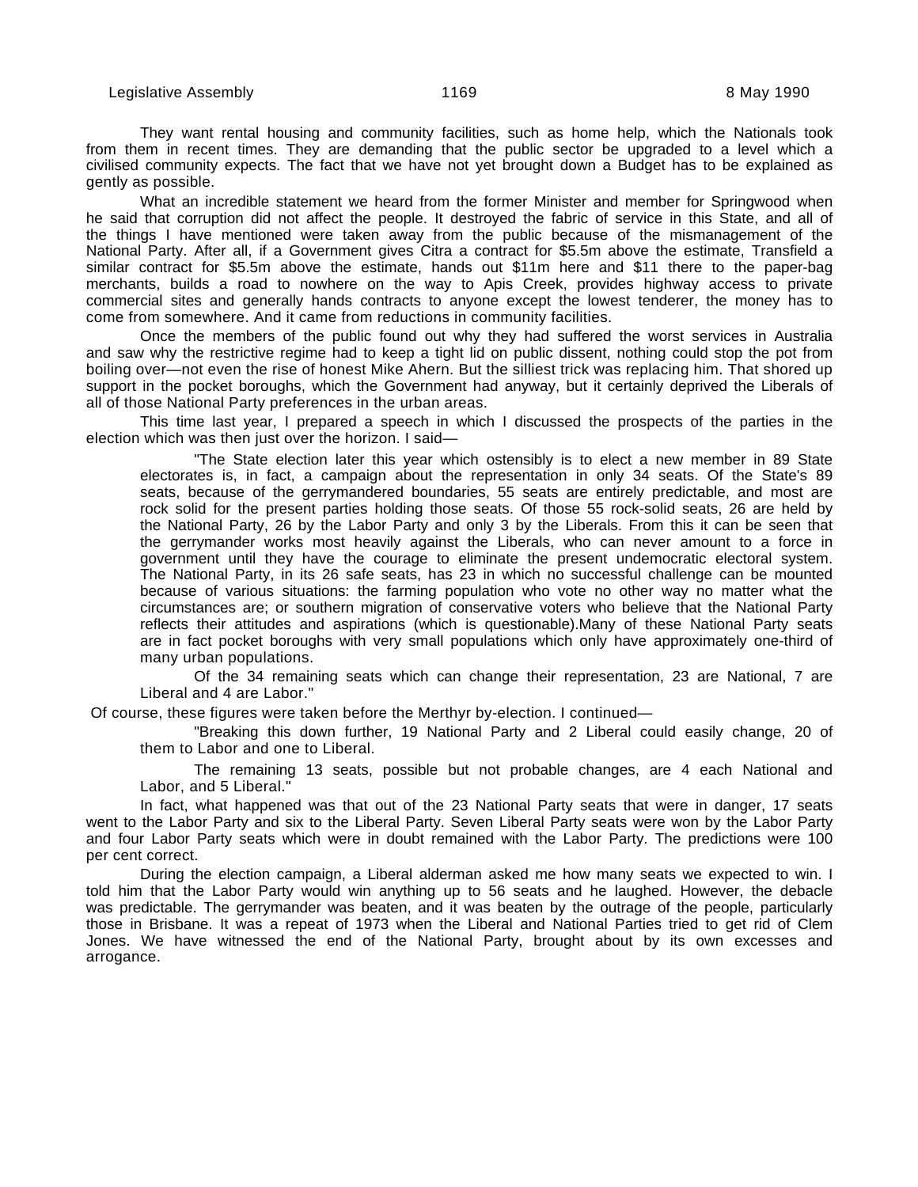They want rental housing and community facilities, such as home help, which the Nationals took from them in recent times. They are demanding that the public sector be upgraded to a level which a civilised community expects. The fact that we have not yet brought down a Budget has to be explained as gently as possible.

What an incredible statement we heard from the former Minister and member for Springwood when he said that corruption did not affect the people. It destroyed the fabric of service in this State, and all of the things I have mentioned were taken away from the public because of the mismanagement of the National Party. After all, if a Government gives Citra a contract for $5.5m above the estimate, Transfield a similar contract for $5.5m above the estimate, hands out $11m here and $11 there to the paper-bag merchants, builds a road to nowhere on the way to Apis Creek, provides highway access to private commercial sites and generally hands contracts to anyone except the lowest tenderer, the money has to come from somewhere. And it came from reductions in community facilities.

Once the members of the public found out why they had suffered the worst services in Australia and saw why the restrictive regime had to keep a tight lid on public dissent, nothing could stop the pot from boiling over—not even the rise of honest Mike Ahern. But the silliest trick was replacing him. That shored up support in the pocket boroughs, which the Government had anyway, but it certainly deprived the Liberals of all of those National Party preferences in the urban areas.

This time last year, I prepared a speech in which I discussed the prospects of the parties in the election which was then just over the horizon. I said—

> "The State election later this year which ostensibly is to elect a new member in 89 State electorates is, in fact, a campaign about the representation in only 34 seats. Of the State's 89 seats, because of the gerrymandered boundaries, 55 seats are entirely predictable, and most are rock solid for the present parties holding those seats. Of those 55 rock-solid seats, 26 are held by the National Party, 26 by the Labor Party and only 3 by the Liberals. From this it can be seen that the gerrymander works most heavily against the Liberals, who can never amount to a force in government until they have the courage to eliminate the present undemocratic electoral system. The National Party, in its 26 safe seats, has 23 in which no successful challenge can be mounted because of various situations: the farming population who vote no other way no matter what the circumstances are; or southern migration of conservative voters who believe that the National Party reflects their attitudes and aspirations (which is questionable).Many of these National Party seats are in fact pocket boroughs with very small populations which only have approximately one-third of many urban populations.
>
> Of the 34 remaining seats which can change their representation, 23 are National, 7 are Liberal and 4 are Labor."

Of course, these figures were taken before the Merthyr by-election. I continued—

> "Breaking this down further, 19 National Party and 2 Liberal could easily change, 20 of them to Labor and one to Liberal.
>
> The remaining 13 seats, possible but not probable changes, are 4 each National and Labor, and 5 Liberal."

In fact, what happened was that out of the 23 National Party seats that were in danger, 17 seats went to the Labor Party and six to the Liberal Party. Seven Liberal Party seats were won by the Labor Party and four Labor Party seats which were in doubt remained with the Labor Party. The predictions were 100 per cent correct.

During the election campaign, a Liberal alderman asked me how many seats we expected to win. I told him that the Labor Party would win anything up to 56 seats and he laughed. However, the debacle was predictable. The gerrymander was beaten, and it was beaten by the outrage of the people, particularly those in Brisbane. It was a repeat of 1973 when the Liberal and National Parties tried to get rid of Clem Jones. We have witnessed the end of the National Party, brought about by its own excesses and arrogance.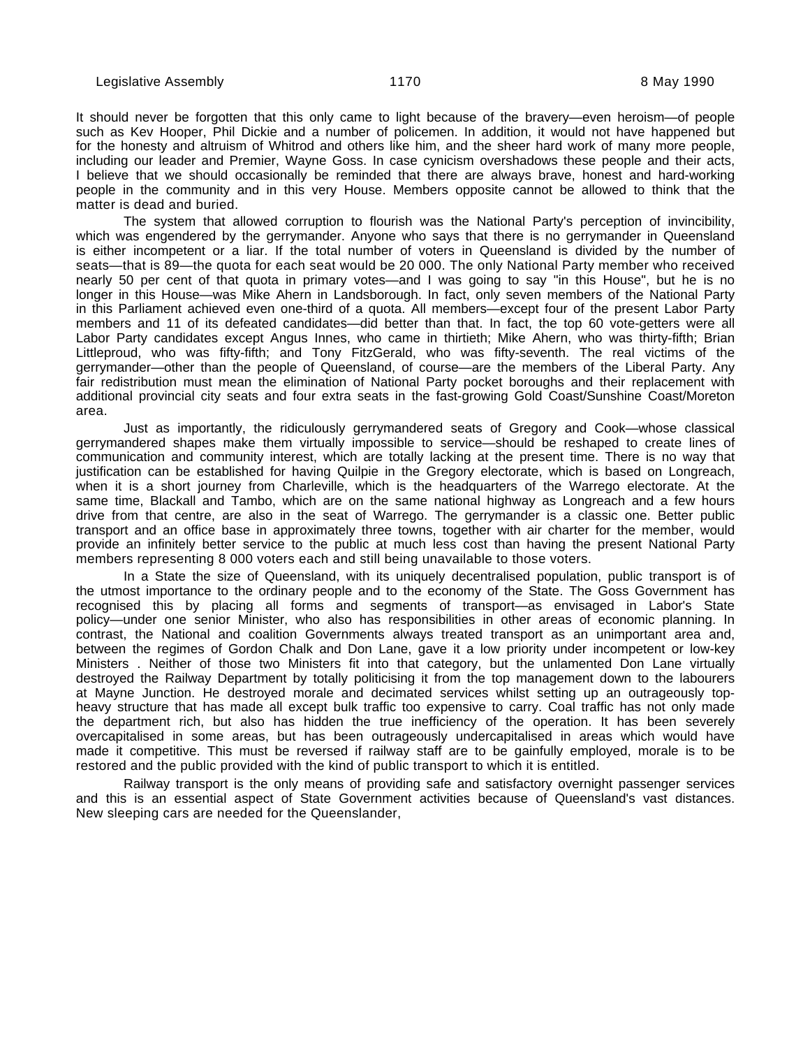It should never be forgotten that this only came to light because of the bravery—even heroism—of people such as Kev Hooper, Phil Dickie and a number of policemen. In addition, it would not have happened but for the honesty and altruism of Whitrod and others like him, and the sheer hard work of many more people, including our leader and Premier, Wayne Goss. In case cynicism overshadows these people and their acts, I believe that we should occasionally be reminded that there are always brave, honest and hard-working people in the community and in this very House. Members opposite cannot be allowed to think that the matter is dead and buried.

The system that allowed corruption to flourish was the National Party's perception of invincibility, which was engendered by the gerrymander. Anyone who says that there is no gerrymander in Queensland is either incompetent or a liar. If the total number of voters in Queensland is divided by the number of seats—that is 89—the quota for each seat would be 20 000. The only National Party member who received nearly 50 per cent of that quota in primary votes—and I was going to say "in this House", but he is no longer in this House—was Mike Ahern in Landsborough. In fact, only seven members of the National Party in this Parliament achieved even one-third of a quota. All members—except four of the present Labor Party members and 11 of its defeated candidates—did better than that. In fact, the top 60 vote-getters were all Labor Party candidates except Angus Innes, who came in thirtieth; Mike Ahern, who was thirty-fifth; Brian Littleproud, who was fifty-fifth; and Tony FitzGerald, who was fifty-seventh. The real victims of the gerrymander—other than the people of Queensland, of course—are the members of the Liberal Party. Any fair redistribution must mean the elimination of National Party pocket boroughs and their replacement with additional provincial city seats and four extra seats in the fast-growing Gold Coast/Sunshine Coast/Moreton area.

Just as importantly, the ridiculously gerrymandered seats of Gregory and Cook—whose classical gerrymandered shapes make them virtually impossible to service—should be reshaped to create lines of communication and community interest, which are totally lacking at the present time. There is no way that justification can be established for having Quilpie in the Gregory electorate, which is based on Longreach, when it is a short journey from Charleville, which is the headquarters of the Warrego electorate. At the same time, Blackall and Tambo, which are on the same national highway as Longreach and a few hours drive from that centre, are also in the seat of Warrego. The gerrymander is a classic one. Better public transport and an office base in approximately three towns, together with air charter for the member, would provide an infinitely better service to the public at much less cost than having the present National Party members representing 8 000 voters each and still being unavailable to those voters.

In a State the size of Queensland, with its uniquely decentralised population, public transport is of the utmost importance to the ordinary people and to the economy of the State. The Goss Government has recognised this by placing all forms and segments of transport—as envisaged in Labor's State policy—under one senior Minister, who also has responsibilities in other areas of economic planning. In contrast, the National and coalition Governments always treated transport as an unimportant area and, between the regimes of Gordon Chalk and Don Lane, gave it a low priority under incompetent or low-key Ministers . Neither of those two Ministers fit into that category, but the unlamented Don Lane virtually destroyed the Railway Department by totally politicising it from the top management down to the labourers at Mayne Junction. He destroyed morale and decimated services whilst setting up an outrageously top-heavy structure that has made all except bulk traffic too expensive to carry. Coal traffic has not only made the department rich, but also has hidden the true inefficiency of the operation. It has been severely overcapitalised in some areas, but has been outrageously undercapitalised in areas which would have made it competitive. This must be reversed if railway staff are to be gainfully employed, morale is to be restored and the public provided with the kind of public transport to which it is entitled.

Railway transport is the only means of providing safe and satisfactory overnight passenger services and this is an essential aspect of State Government activities because of Queensland's vast distances. New sleeping cars are needed for the Queenslander,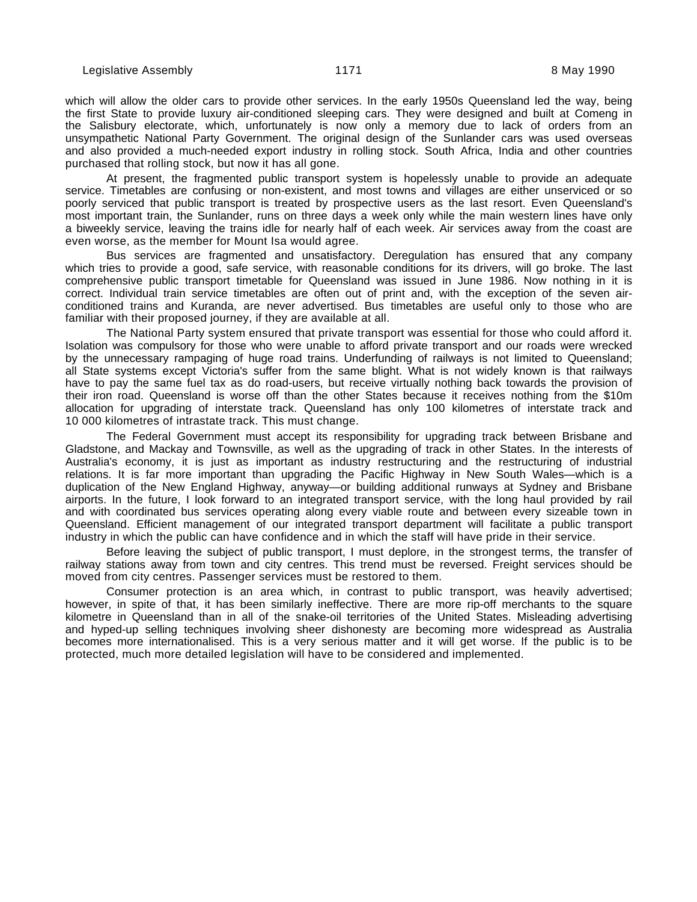which will allow the older cars to provide other services. In the early 1950s Queensland led the way, being the first State to provide luxury air-conditioned sleeping cars. They were designed and built at Comeng in the Salisbury electorate, which, unfortunately is now only a memory due to lack of orders from an unsympathetic National Party Government. The original design of the Sunlander cars was used overseas and also provided a much-needed export industry in rolling stock. South Africa, India and other countries purchased that rolling stock, but now it has all gone.

At present, the fragmented public transport system is hopelessly unable to provide an adequate service. Timetables are confusing or non-existent, and most towns and villages are either unserviced or so poorly serviced that public transport is treated by prospective users as the last resort. Even Queensland's most important train, the Sunlander, runs on three days a week only while the main western lines have only a biweekly service, leaving the trains idle for nearly half of each week. Air services away from the coast are even worse, as the member for Mount Isa would agree.

Bus services are fragmented and unsatisfactory. Deregulation has ensured that any company which tries to provide a good, safe service, with reasonable conditions for its drivers, will go broke. The last comprehensive public transport timetable for Queensland was issued in June 1986. Now nothing in it is correct. Individual train service timetables are often out of print and, with the exception of the seven air-conditioned trains and Kuranda, are never advertised. Bus timetables are useful only to those who are familiar with their proposed journey, if they are available at all.

The National Party system ensured that private transport was essential for those who could afford it. Isolation was compulsory for those who were unable to afford private transport and our roads were wrecked by the unnecessary rampaging of huge road trains. Underfunding of railways is not limited to Queensland; all State systems except Victoria's suffer from the same blight. What is not widely known is that railways have to pay the same fuel tax as do road-users, but receive virtually nothing back towards the provision of their iron road. Queensland is worse off than the other States because it receives nothing from the $10m allocation for upgrading of interstate track. Queensland has only 100 kilometres of interstate track and 10 000 kilometres of intrastate track. This must change.

The Federal Government must accept its responsibility for upgrading track between Brisbane and Gladstone, and Mackay and Townsville, as well as the upgrading of track in other States. In the interests of Australia's economy, it is just as important as industry restructuring and the restructuring of industrial relations. It is far more important than upgrading the Pacific Highway in New South Wales—which is a duplication of the New England Highway, anyway—or building additional runways at Sydney and Brisbane airports. In the future, I look forward to an integrated transport service, with the long haul provided by rail and with coordinated bus services operating along every viable route and between every sizeable town in Queensland. Efficient management of our integrated transport department will facilitate a public transport industry in which the public can have confidence and in which the staff will have pride in their service.

Before leaving the subject of public transport, I must deplore, in the strongest terms, the transfer of railway stations away from town and city centres. This trend must be reversed. Freight services should be moved from city centres. Passenger services must be restored to them.

Consumer protection is an area which, in contrast to public transport, was heavily advertised; however, in spite of that, it has been similarly ineffective. There are more rip-off merchants to the square kilometre in Queensland than in all of the snake-oil territories of the United States. Misleading advertising and hyped-up selling techniques involving sheer dishonesty are becoming more widespread as Australia becomes more internationalised. This is a very serious matter and it will get worse. If the public is to be protected, much more detailed legislation will have to be considered and implemented.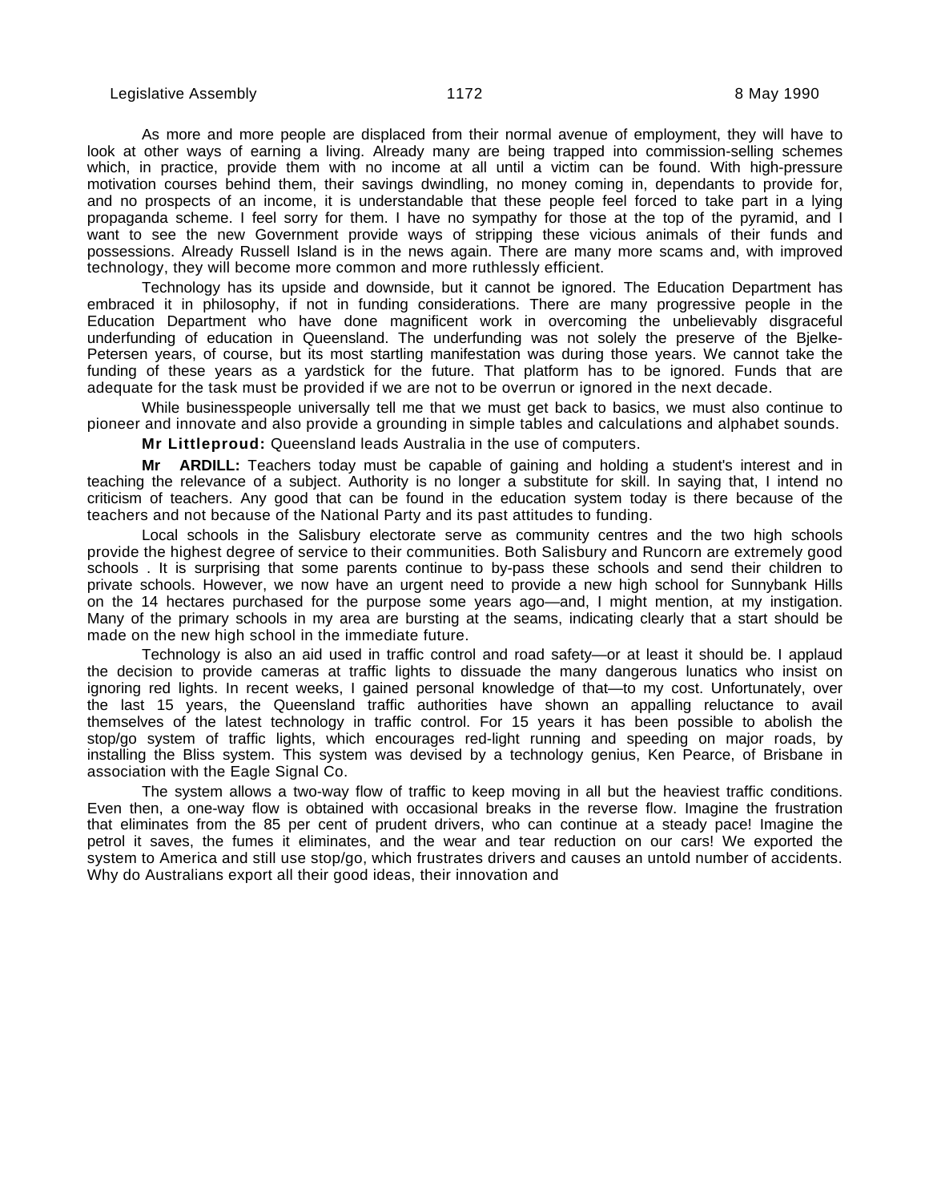As more and more people are displaced from their normal avenue of employment, they will have to look at other ways of earning a living. Already many are being trapped into commission-selling schemes which, in practice, provide them with no income at all until a victim can be found. With high-pressure motivation courses behind them, their savings dwindling, no money coming in, dependants to provide for, and no prospects of an income, it is understandable that these people feel forced to take part in a lying propaganda scheme. I feel sorry for them. I have no sympathy for those at the top of the pyramid, and I want to see the new Government provide ways of stripping these vicious animals of their funds and possessions. Already Russell Island is in the news again. There are many more scams and, with improved technology, they will become more common and more ruthlessly efficient.

Technology has its upside and downside, but it cannot be ignored. The Education Department has embraced it in philosophy, if not in funding considerations. There are many progressive people in the Education Department who have done magnificent work in overcoming the unbelievably disgraceful underfunding of education in Queensland. The underfunding was not solely the preserve of the Bjelke-Petersen years, of course, but its most startling manifestation was during those years. We cannot take the funding of these years as a yardstick for the future. That platform has to be ignored. Funds that are adequate for the task must be provided if we are not to be overrun or ignored in the next decade.

While businesspeople universally tell me that we must get back to basics, we must also continue to pioneer and innovate and also provide a grounding in simple tables and calculations and alphabet sounds.

**Mr Littleproud:** Queensland leads Australia in the use of computers.

**Mr ARDILL:** Teachers today must be capable of gaining and holding a student's interest and in teaching the relevance of a subject. Authority is no longer a substitute for skill. In saying that, I intend no criticism of teachers. Any good that can be found in the education system today is there because of the teachers and not because of the National Party and its past attitudes to funding.

Local schools in the Salisbury electorate serve as community centres and the two high schools provide the highest degree of service to their communities. Both Salisbury and Runcorn are extremely good schools . It is surprising that some parents continue to by-pass these schools and send their children to private schools. However, we now have an urgent need to provide a new high school for Sunnybank Hills on the 14 hectares purchased for the purpose some years ago—and, I might mention, at my instigation. Many of the primary schools in my area are bursting at the seams, indicating clearly that a start should be made on the new high school in the immediate future.

Technology is also an aid used in traffic control and road safety—or at least it should be. I applaud the decision to provide cameras at traffic lights to dissuade the many dangerous lunatics who insist on ignoring red lights. In recent weeks, I gained personal knowledge of that—to my cost. Unfortunately, over the last 15 years, the Queensland traffic authorities have shown an appalling reluctance to avail themselves of the latest technology in traffic control. For 15 years it has been possible to abolish the stop/go system of traffic lights, which encourages red-light running and speeding on major roads, by installing the Bliss system. This system was devised by a technology genius, Ken Pearce, of Brisbane in association with the Eagle Signal Co.

The system allows a two-way flow of traffic to keep moving in all but the heaviest traffic conditions. Even then, a one-way flow is obtained with occasional breaks in the reverse flow. Imagine the frustration that eliminates from the 85 per cent of prudent drivers, who can continue at a steady pace! Imagine the petrol it saves, the fumes it eliminates, and the wear and tear reduction on our cars! We exported the system to America and still use stop/go, which frustrates drivers and causes an untold number of accidents. Why do Australians export all their good ideas, their innovation and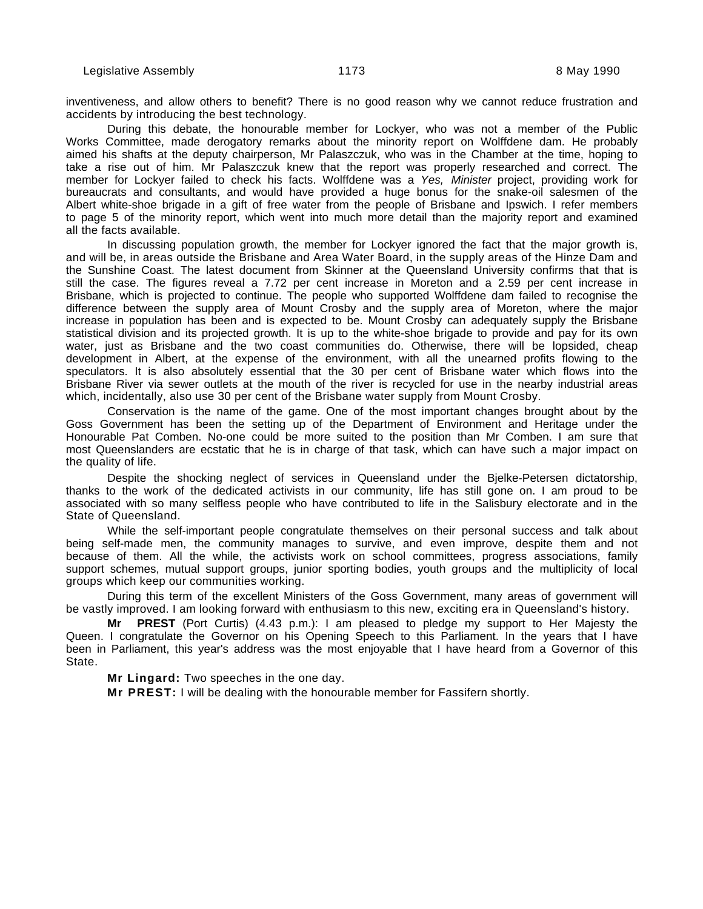inventiveness, and allow others to benefit? There is no good reason why we cannot reduce frustration and accidents by introducing the best technology.

During this debate, the honourable member for Lockyer, who was not a member of the Public Works Committee, made derogatory remarks about the minority report on Wolffdene dam. He probably aimed his shafts at the deputy chairperson, Mr Palaszczuk, who was in the Chamber at the time, hoping to take a rise out of him. Mr Palaszczuk knew that the report was properly researched and correct. The member for Lockyer failed to check his facts. Wolffdene was a *Yes, Minister* project, providing work for bureaucrats and consultants, and would have provided a huge bonus for the snake-oil salesmen of the Albert white-shoe brigade in a gift of free water from the people of Brisbane and Ipswich. I refer members to page 5 of the minority report, which went into much more detail than the majority report and examined all the facts available.

In discussing population growth, the member for Lockyer ignored the fact that the major growth is, and will be, in areas outside the Brisbane and Area Water Board, in the supply areas of the Hinze Dam and the Sunshine Coast. The latest document from Skinner at the Queensland University confirms that that is still the case. The figures reveal a 7.72 per cent increase in Moreton and a 2.59 per cent increase in Brisbane, which is projected to continue. The people who supported Wolffdene dam failed to recognise the difference between the supply area of Mount Crosby and the supply area of Moreton, where the major increase in population has been and is expected to be. Mount Crosby can adequately supply the Brisbane statistical division and its projected growth. It is up to the white-shoe brigade to provide and pay for its own water, just as Brisbane and the two coast communities do. Otherwise, there will be lopsided, cheap development in Albert, at the expense of the environment, with all the unearned profits flowing to the speculators. It is also absolutely essential that the 30 per cent of Brisbane water which flows into the Brisbane River via sewer outlets at the mouth of the river is recycled for use in the nearby industrial areas which, incidentally, also use 30 per cent of the Brisbane water supply from Mount Crosby.

Conservation is the name of the game. One of the most important changes brought about by the Goss Government has been the setting up of the Department of Environment and Heritage under the Honourable Pat Comben. No-one could be more suited to the position than Mr Comben. I am sure that most Queenslanders are ecstatic that he is in charge of that task, which can have such a major impact on the quality of life.

Despite the shocking neglect of services in Queensland under the Bjelke-Petersen dictatorship, thanks to the work of the dedicated activists in our community, life has still gone on. I am proud to be associated with so many selfless people who have contributed to life in the Salisbury electorate and in the State of Queensland.

While the self-important people congratulate themselves on their personal success and talk about being self-made men, the community manages to survive, and even improve, despite them and not because of them. All the while, the activists work on school committees, progress associations, family support schemes, mutual support groups, junior sporting bodies, youth groups and the multiplicity of local groups which keep our communities working.

During this term of the excellent Ministers of the Goss Government, many areas of government will be vastly improved. I am looking forward with enthusiasm to this new, exciting era in Queensland's history.

**Mr PREST** (Port Curtis) (4.43 p.m.): I am pleased to pledge my support to Her Majesty the Queen. I congratulate the Governor on his Opening Speech to this Parliament. In the years that I have been in Parliament, this year's address was the most enjoyable that I have heard from a Governor of this State.

**Mr Lingard:** Two speeches in the one day.

**Mr PREST:** I will be dealing with the honourable member for Fassifern shortly.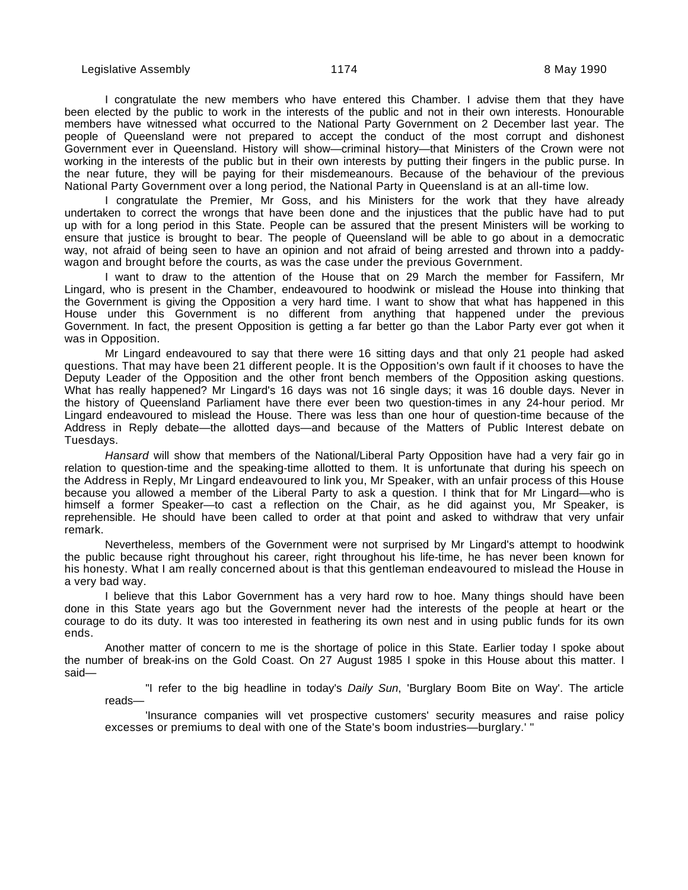I congratulate the new members who have entered this Chamber. I advise them that they have been elected by the public to work in the interests of the public and not in their own interests. Honourable members have witnessed what occurred to the National Party Government on 2 December last year. The people of Queensland were not prepared to accept the conduct of the most corrupt and dishonest Government ever in Queensland. History will show—criminal history—that Ministers of the Crown were not working in the interests of the public but in their own interests by putting their fingers in the public purse. In the near future, they will be paying for their misdemeanours. Because of the behaviour of the previous National Party Government over a long period, the National Party in Queensland is at an all-time low.

I congratulate the Premier, Mr Goss, and his Ministers for the work that they have already undertaken to correct the wrongs that have been done and the injustices that the public have had to put up with for a long period in this State. People can be assured that the present Ministers will be working to ensure that justice is brought to bear. The people of Queensland will be able to go about in a democratic way, not afraid of being seen to have an opinion and not afraid of being arrested and thrown into a paddy-wagon and brought before the courts, as was the case under the previous Government.

I want to draw to the attention of the House that on 29 March the member for Fassifern, Mr Lingard, who is present in the Chamber, endeavoured to hoodwink or mislead the House into thinking that the Government is giving the Opposition a very hard time. I want to show that what has happened in this House under this Government is no different from anything that happened under the previous Government. In fact, the present Opposition is getting a far better go than the Labor Party ever got when it was in Opposition.

Mr Lingard endeavoured to say that there were 16 sitting days and that only 21 people had asked questions. That may have been 21 different people. It is the Opposition's own fault if it chooses to have the Deputy Leader of the Opposition and the other front bench members of the Opposition asking questions. What has really happened? Mr Lingard's 16 days was not 16 single days; it was 16 double days. Never in the history of Queensland Parliament have there ever been two question-times in any 24-hour period. Mr Lingard endeavoured to mislead the House. There was less than one hour of question-time because of the Address in Reply debate—the allotted days—and because of the Matters of Public Interest debate on Tuesdays.

*Hansard* will show that members of the National/Liberal Party Opposition have had a very fair go in relation to question-time and the speaking-time allotted to them. It is unfortunate that during his speech on the Address in Reply, Mr Lingard endeavoured to link you, Mr Speaker, with an unfair process of this House because you allowed a member of the Liberal Party to ask a question. I think that for Mr Lingard—who is himself a former Speaker—to cast a reflection on the Chair, as he did against you, Mr Speaker, is reprehensible. He should have been called to order at that point and asked to withdraw that very unfair remark.

Nevertheless, members of the Government were not surprised by Mr Lingard's attempt to hoodwink the public because right throughout his career, right throughout his life-time, he has never been known for his honesty. What I am really concerned about is that this gentleman endeavoured to mislead the House in a very bad way.

I believe that this Labor Government has a very hard row to hoe. Many things should have been done in this State years ago but the Government never had the interests of the people at heart or the courage to do its duty. It was too interested in feathering its own nest and in using public funds for its own ends.

Another matter of concern to me is the shortage of police in this State. Earlier today I spoke about the number of break-ins on the Gold Coast. On 27 August 1985 I spoke in this House about this matter. I said—

> "I refer to the big headline in today's *Daily Sun*, 'Burglary Boom Bite on Way'. The article reads—
>
> 'Insurance companies will vet prospective customers' security measures and raise policy excesses or premiums to deal with one of the State's boom industries—burglary.' "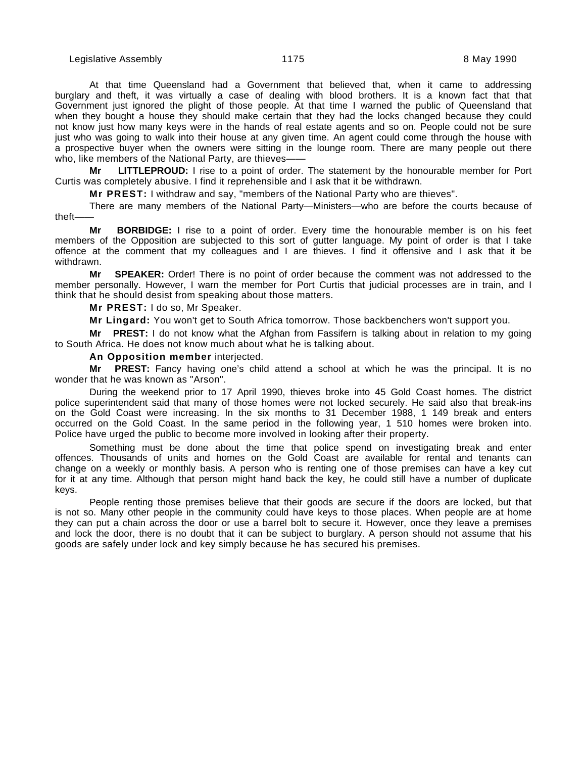At that time Queensland had a Government that believed that, when it came to addressing burglary and theft, it was virtually a case of dealing with blood brothers. It is a known fact that that Government just ignored the plight of those people. At that time I warned the public of Queensland that when they bought a house they should make certain that they had the locks changed because they could not know just how many keys were in the hands of real estate agents and so on. People could not be sure just who was going to walk into their house at any given time. An agent could come through the house with a prospective buyer when the owners were sitting in the lounge room. There are many people out there who, like members of the National Party, are thieves——

**Mr LITTLEPROUD:** I rise to a point of order. The statement by the honourable member for Port Curtis was completely abusive. I find it reprehensible and I ask that it be withdrawn.

**Mr PREST:** I withdraw and say, "members of the National Party who are thieves".

There are many members of the National Party—Ministers—who are before the courts because of theft——

**Mr BORBIDGE:** I rise to a point of order. Every time the honourable member is on his feet members of the Opposition are subjected to this sort of gutter language. My point of order is that I take offence at the comment that my colleagues and I are thieves. I find it offensive and I ask that it be withdrawn.

**Mr SPEAKER:** Order! There is no point of order because the comment was not addressed to the member personally. However, I warn the member for Port Curtis that judicial processes are in train, and I think that he should desist from speaking about those matters.

**Mr PREST:** I do so, Mr Speaker.

**Mr Lingard:** You won't get to South Africa tomorrow. Those backbenchers won't support you.

**Mr PREST:** I do not know what the Afghan from Fassifern is talking about in relation to my going to South Africa. He does not know much about what he is talking about.

**An Opposition member** interjected.

**Mr PREST:** Fancy having one's child attend a school at which he was the principal. It is no wonder that he was known as "Arson".

During the weekend prior to 17 April 1990, thieves broke into 45 Gold Coast homes. The district police superintendent said that many of those homes were not locked securely. He said also that break-ins on the Gold Coast were increasing. In the six months to 31 December 1988, 1 149 break and enters occurred on the Gold Coast. In the same period in the following year, 1 510 homes were broken into. Police have urged the public to become more involved in looking after their property.

Something must be done about the time that police spend on investigating break and enter offences. Thousands of units and homes on the Gold Coast are available for rental and tenants can change on a weekly or monthly basis. A person who is renting one of those premises can have a key cut for it at any time. Although that person might hand back the key, he could still have a number of duplicate keys.

People renting those premises believe that their goods are secure if the doors are locked, but that is not so. Many other people in the community could have keys to those places. When people are at home they can put a chain across the door or use a barrel bolt to secure it. However, once they leave a premises and lock the door, there is no doubt that it can be subject to burglary. A person should not assume that his goods are safely under lock and key simply because he has secured his premises.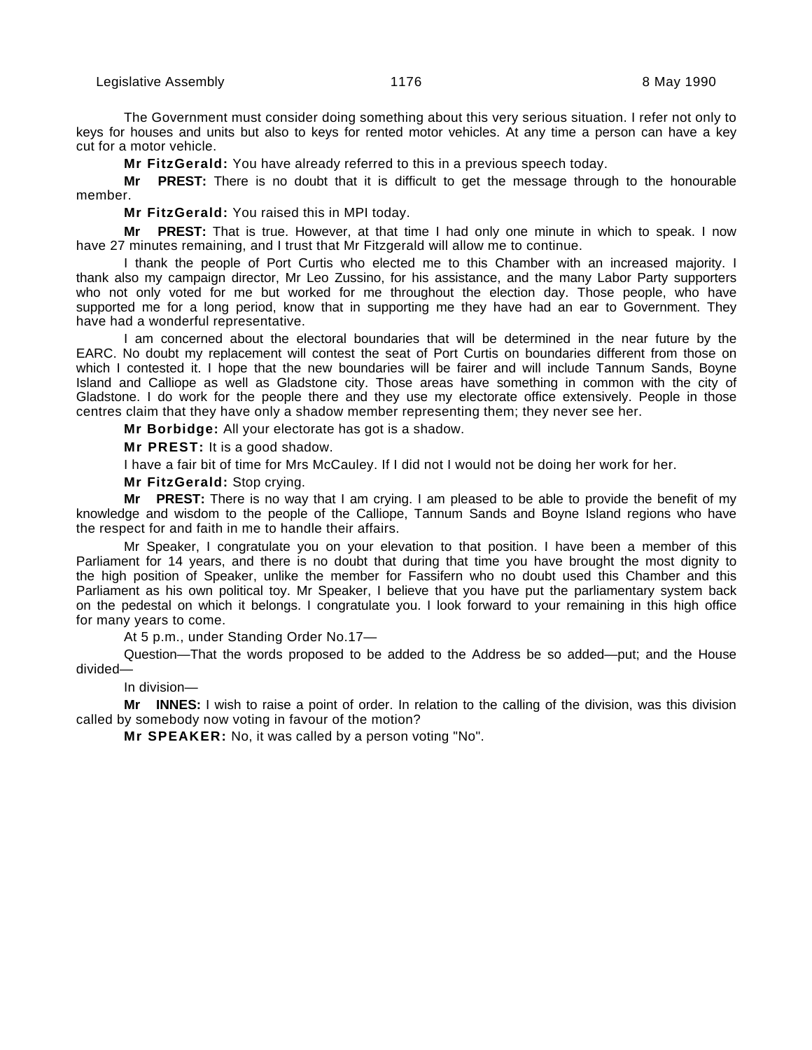The Government must consider doing something about this very serious situation. I refer not only to keys for houses and units but also to keys for rented motor vehicles. At any time a person can have a key cut for a motor vehicle.

**Mr FitzGerald:** You have already referred to this in a previous speech today.

**Mr PREST:** There is no doubt that it is difficult to get the message through to the honourable member.

**Mr FitzGerald:** You raised this in MPI today.

**Mr PREST:** That is true. However, at that time I had only one minute in which to speak. I now have 27 minutes remaining, and I trust that Mr Fitzgerald will allow me to continue.

I thank the people of Port Curtis who elected me to this Chamber with an increased majority. I thank also my campaign director, Mr Leo Zussino, for his assistance, and the many Labor Party supporters who not only voted for me but worked for me throughout the election day. Those people, who have supported me for a long period, know that in supporting me they have had an ear to Government. They have had a wonderful representative.

I am concerned about the electoral boundaries that will be determined in the near future by the EARC. No doubt my replacement will contest the seat of Port Curtis on boundaries different from those on which I contested it. I hope that the new boundaries will be fairer and will include Tannum Sands, Boyne Island and Calliope as well as Gladstone city. Those areas have something in common with the city of Gladstone. I do work for the people there and they use my electorate office extensively. People in those centres claim that they have only a shadow member representing them; they never see her.

**Mr Borbidge:** All your electorate has got is a shadow.

**Mr PREST:** It is a good shadow.

I have a fair bit of time for Mrs McCauley. If I did not I would not be doing her work for her.

**Mr FitzGerald:** Stop crying.

**Mr PREST:** There is no way that I am crying. I am pleased to be able to provide the benefit of my knowledge and wisdom to the people of the Calliope, Tannum Sands and Boyne Island regions who have the respect for and faith in me to handle their affairs.

Mr Speaker, I congratulate you on your elevation to that position. I have been a member of this Parliament for 14 years, and there is no doubt that during that time you have brought the most dignity to the high position of Speaker, unlike the member for Fassifern who no doubt used this Chamber and this Parliament as his own political toy. Mr Speaker, I believe that you have put the parliamentary system back on the pedestal on which it belongs. I congratulate you. I look forward to your remaining in this high office for many years to come.

At 5 p.m., under Standing Order No.17—

Question—That the words proposed to be added to the Address be so added—put; and the House divided—

In division—

**Mr INNES:** I wish to raise a point of order. In relation to the calling of the division, was this division called by somebody now voting in favour of the motion?

**Mr SPEAKER:** No, it was called by a person voting "No".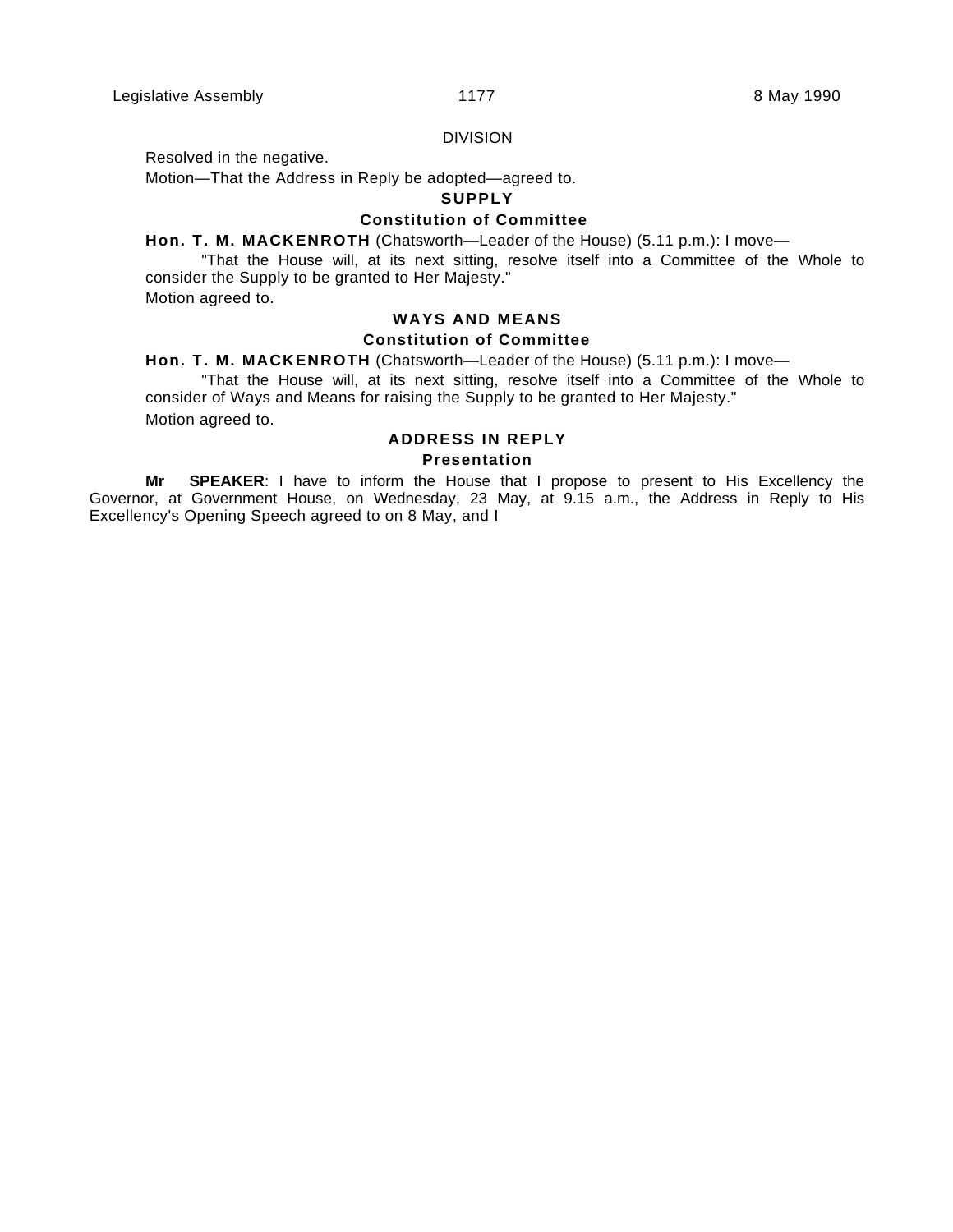DIVISION

Resolved in the negative.

Motion—That the Address in Reply be adopted—agreed to.

## SUPPLY

### Constitution of Committee

**Hon. T. M. MACKENROTH** (Chatsworth—Leader of the House) (5.11 p.m.): I move—

"That the House will, at its next sitting, resolve itself into a Committee of the Whole to consider the Supply to be granted to Her Majesty."

Motion agreed to.

## WAYS AND MEANS

### Constitution of Committee

**Hon. T. M. MACKENROTH** (Chatsworth—Leader of the House) (5.11 p.m.): I move—

"That the House will, at its next sitting, resolve itself into a Committee of the Whole to consider of Ways and Means for raising the Supply to be granted to Her Majesty."

Motion agreed to.

## ADDRESS IN REPLY

### Presentation

**Mr SPEAKER**: I have to inform the House that I propose to present to His Excellency the Governor, at Government House, on Wednesday, 23 May, at 9.15 a.m., the Address in Reply to His Excellency's Opening Speech agreed to on 8 May, and I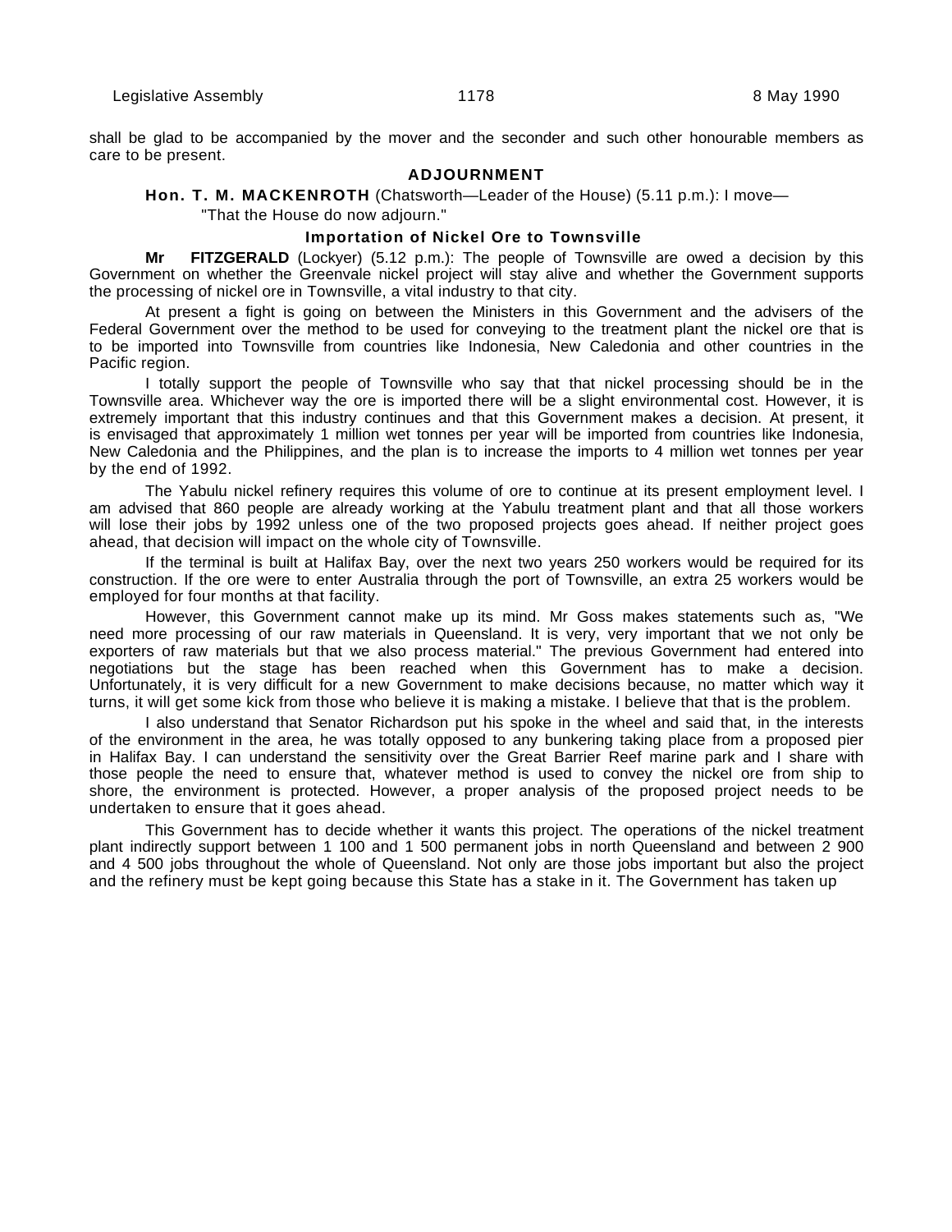shall be glad to be accompanied by the mover and the seconder and such other honourable members as care to be present.

## ADJOURNMENT

**Hon. T. M. MACKENROTH** (Chatsworth—Leader of the House) (5.11 p.m.): I move—

"That the House do now adjourn."

### Importation of Nickel Ore to Townsville

**Mr FITZGERALD** (Lockyer) (5.12 p.m.): The people of Townsville are owed a decision by this Government on whether the Greenvale nickel project will stay alive and whether the Government supports the processing of nickel ore in Townsville, a vital industry to that city.

At present a fight is going on between the Ministers in this Government and the advisers of the Federal Government over the method to be used for conveying to the treatment plant the nickel ore that is to be imported into Townsville from countries like Indonesia, New Caledonia and other countries in the Pacific region.

I totally support the people of Townsville who say that that nickel processing should be in the Townsville area. Whichever way the ore is imported there will be a slight environmental cost. However, it is extremely important that this industry continues and that this Government makes a decision. At present, it is envisaged that approximately 1 million wet tonnes per year will be imported from countries like Indonesia, New Caledonia and the Philippines, and the plan is to increase the imports to 4 million wet tonnes per year by the end of 1992.

The Yabulu nickel refinery requires this volume of ore to continue at its present employment level. I am advised that 860 people are already working at the Yabulu treatment plant and that all those workers will lose their jobs by 1992 unless one of the two proposed projects goes ahead. If neither project goes ahead, that decision will impact on the whole city of Townsville.

If the terminal is built at Halifax Bay, over the next two years 250 workers would be required for its construction. If the ore were to enter Australia through the port of Townsville, an extra 25 workers would be employed for four months at that facility.

However, this Government cannot make up its mind. Mr Goss makes statements such as, "We need more processing of our raw materials in Queensland. It is very, very important that we not only be exporters of raw materials but that we also process material." The previous Government had entered into negotiations but the stage has been reached when this Government has to make a decision. Unfortunately, it is very difficult for a new Government to make decisions because, no matter which way it turns, it will get some kick from those who believe it is making a mistake. I believe that that is the problem.

I also understand that Senator Richardson put his spoke in the wheel and said that, in the interests of the environment in the area, he was totally opposed to any bunkering taking place from a proposed pier in Halifax Bay. I can understand the sensitivity over the Great Barrier Reef marine park and I share with those people the need to ensure that, whatever method is used to convey the nickel ore from ship to shore, the environment is protected. However, a proper analysis of the proposed project needs to be undertaken to ensure that it goes ahead.

This Government has to decide whether it wants this project. The operations of the nickel treatment plant indirectly support between 1 100 and 1 500 permanent jobs in north Queensland and between 2 900 and 4 500 jobs throughout the whole of Queensland. Not only are those jobs important but also the project and the refinery must be kept going because this State has a stake in it. The Government has taken up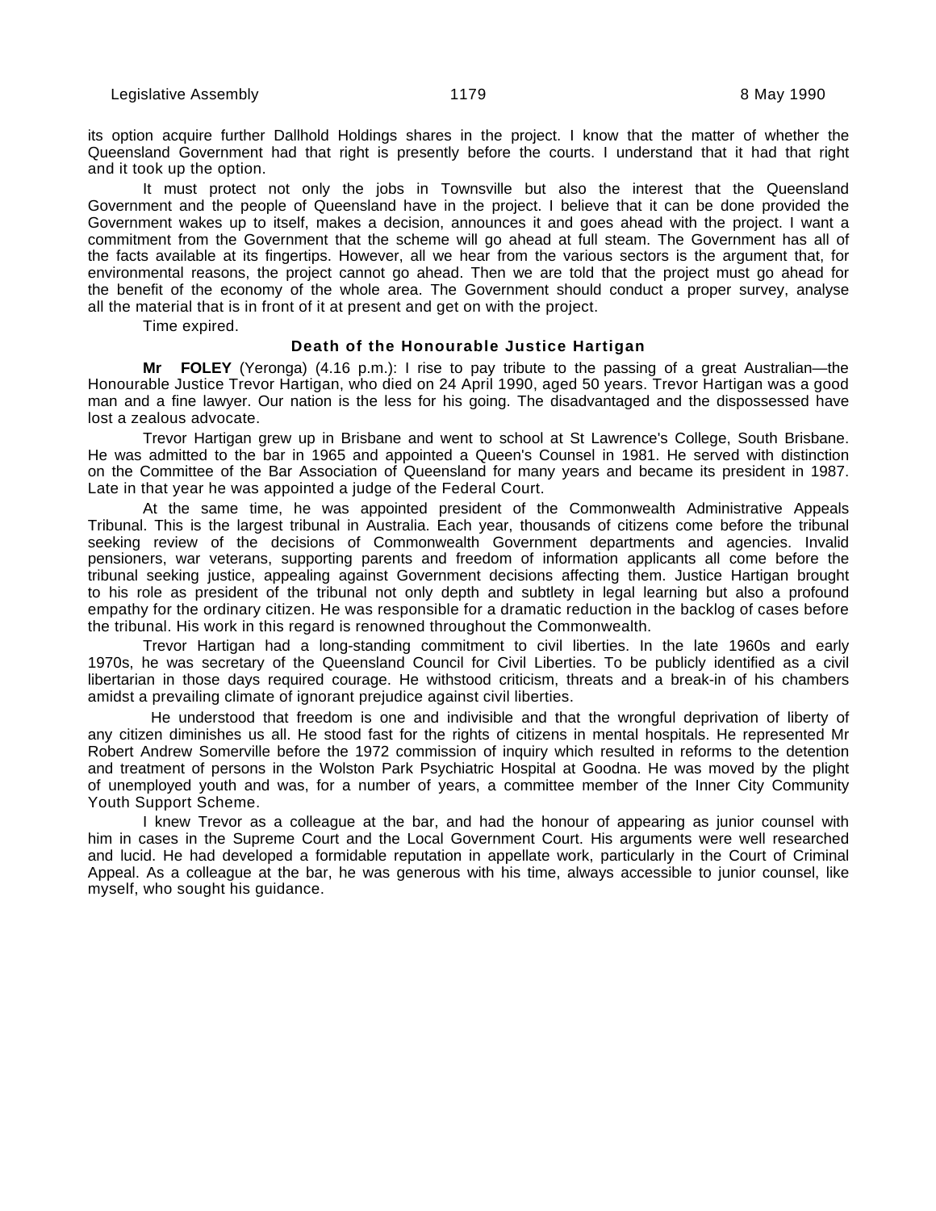its option acquire further Dallhold Holdings shares in the project. I know that the matter of whether the Queensland Government had that right is presently before the courts. I understand that it had that right and it took up the option.

It must protect not only the jobs in Townsville but also the interest that the Queensland Government and the people of Queensland have in the project. I believe that it can be done provided the Government wakes up to itself, makes a decision, announces it and goes ahead with the project. I want a commitment from the Government that the scheme will go ahead at full steam. The Government has all of the facts available at its fingertips. However, all we hear from the various sectors is the argument that, for environmental reasons, the project cannot go ahead. Then we are told that the project must go ahead for the benefit of the economy of the whole area. The Government should conduct a proper survey, analyse all the material that is in front of it at present and get on with the project.

Time expired.

### Death of the Honourable Justice Hartigan

**Mr FOLEY** (Yeronga) (4.16 p.m.): I rise to pay tribute to the passing of a great Australian—the Honourable Justice Trevor Hartigan, who died on 24 April 1990, aged 50 years. Trevor Hartigan was a good man and a fine lawyer. Our nation is the less for his going. The disadvantaged and the dispossessed have lost a zealous advocate.

Trevor Hartigan grew up in Brisbane and went to school at St Lawrence's College, South Brisbane. He was admitted to the bar in 1965 and appointed a Queen's Counsel in 1981. He served with distinction on the Committee of the Bar Association of Queensland for many years and became its president in 1987. Late in that year he was appointed a judge of the Federal Court.

At the same time, he was appointed president of the Commonwealth Administrative Appeals Tribunal. This is the largest tribunal in Australia. Each year, thousands of citizens come before the tribunal seeking review of the decisions of Commonwealth Government departments and agencies. Invalid pensioners, war veterans, supporting parents and freedom of information applicants all come before the tribunal seeking justice, appealing against Government decisions affecting them. Justice Hartigan brought to his role as president of the tribunal not only depth and subtlety in legal learning but also a profound empathy for the ordinary citizen. He was responsible for a dramatic reduction in the backlog of cases before the tribunal. His work in this regard is renowned throughout the Commonwealth.

Trevor Hartigan had a long-standing commitment to civil liberties. In the late 1960s and early 1970s, he was secretary of the Queensland Council for Civil Liberties. To be publicly identified as a civil libertarian in those days required courage. He withstood criticism, threats and a break-in of his chambers amidst a prevailing climate of ignorant prejudice against civil liberties.

He understood that freedom is one and indivisible and that the wrongful deprivation of liberty of any citizen diminishes us all. He stood fast for the rights of citizens in mental hospitals. He represented Mr Robert Andrew Somerville before the 1972 commission of inquiry which resulted in reforms to the detention and treatment of persons in the Wolston Park Psychiatric Hospital at Goodna. He was moved by the plight of unemployed youth and was, for a number of years, a committee member of the Inner City Community Youth Support Scheme.

I knew Trevor as a colleague at the bar, and had the honour of appearing as junior counsel with him in cases in the Supreme Court and the Local Government Court. His arguments were well researched and lucid. He had developed a formidable reputation in appellate work, particularly in the Court of Criminal Appeal. As a colleague at the bar, he was generous with his time, always accessible to junior counsel, like myself, who sought his guidance.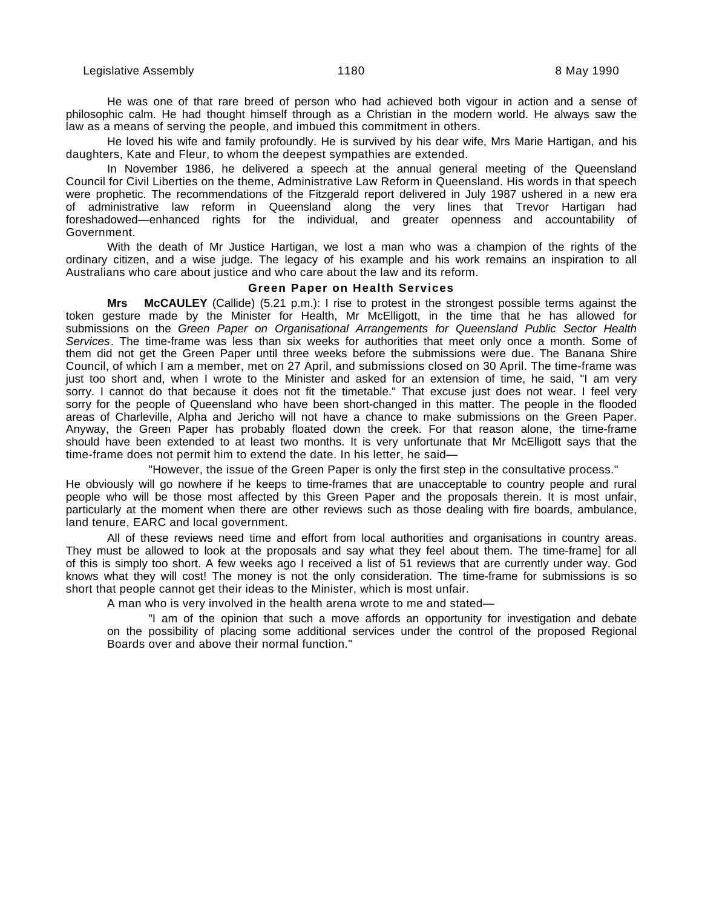He was one of that rare breed of person who had achieved both vigour in action and a sense of philosophic calm. He had thought himself through as a Christian in the modern world. He always saw the law as a means of serving the people, and imbued this commitment in others.

He loved his wife and family profoundly. He is survived by his dear wife, Mrs Marie Hartigan, and his daughters, Kate and Fleur, to whom the deepest sympathies are extended.

In November 1986, he delivered a speech at the annual general meeting of the Queensland Council for Civil Liberties on the theme, Administrative Law Reform in Queensland. His words in that speech were prophetic. The recommendations of the Fitzgerald report delivered in July 1987 ushered in a new era of administrative law reform in Queensland along the very lines that Trevor Hartigan had foreshadowed—enhanced rights for the individual, and greater openness and accountability of Government.

With the death of Mr Justice Hartigan, we lost a man who was a champion of the rights of the ordinary citizen, and a wise judge. The legacy of his example and his work remains an inspiration to all Australians who care about justice and who care about the law and its reform.

### Green Paper on Health Services

**Mrs McCAULEY** (Callide) (5.21 p.m.): I rise to protest in the strongest possible terms against the token gesture made by the Minister for Health, Mr McElligott, in the time that he has allowed for submissions on the *Green Paper on Organisational Arrangements for Queensland Public Sector Health Services*. The time-frame was less than six weeks for authorities that meet only once a month. Some of them did not get the Green Paper until three weeks before the submissions were due. The Banana Shire Council, of which I am a member, met on 27 April, and submissions closed on 30 April. The time-frame was just too short and, when I wrote to the Minister and asked for an extension of time, he said, "I am very sorry. I cannot do that because it does not fit the timetable." That excuse just does not wear. I feel very sorry for the people of Queensland who have been short-changed in this matter. The people in the flooded areas of Charleville, Alpha and Jericho will not have a chance to make submissions on the Green Paper. Anyway, the Green Paper has probably floated down the creek. For that reason alone, the time-frame should have been extended to at least two months. It is very unfortunate that Mr McElligott says that the time-frame does not permit him to extend the date. In his letter, he said—

> "However, the issue of the Green Paper is only the first step in the consultative process."

He obviously will go nowhere if he keeps to time-frames that are unacceptable to country people and rural people who will be those most affected by this Green Paper and the proposals therein. It is most unfair, particularly at the moment when there are other reviews such as those dealing with fire boards, ambulance, land tenure, EARC and local government.

All of these reviews need time and effort from local authorities and organisations in country areas. They must be allowed to look at the proposals and say what they feel about them. The time-frame] for all of this is simply too short. A few weeks ago I received a list of 51 reviews that are currently under way. God knows what they will cost! The money is not the only consideration. The time-frame for submissions is so short that people cannot get their ideas to the Minister, which is most unfair.

A man who is very involved in the health arena wrote to me and stated—

> "I am of the opinion that such a move affords an opportunity for investigation and debate on the possibility of placing some additional services under the control of the proposed Regional Boards over and above their normal function."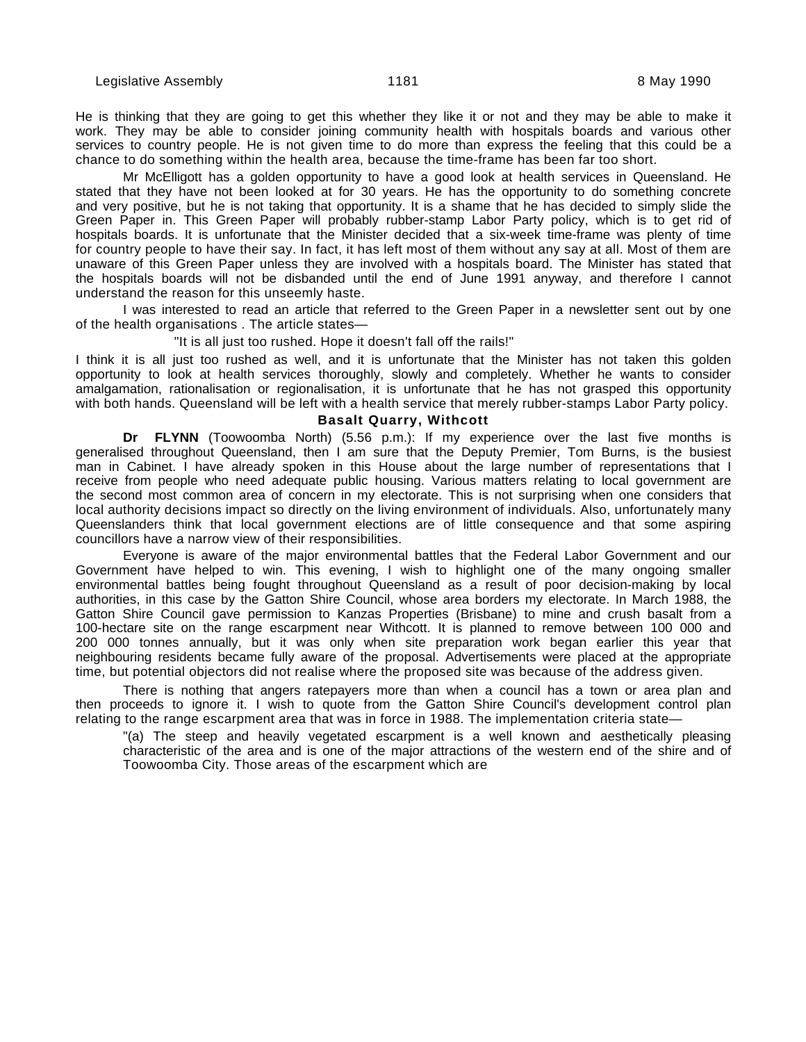He is thinking that they are going to get this whether they like it or not and they may be able to make it work. They may be able to consider joining community health with hospitals boards and various other services to country people. He is not given time to do more than express the feeling that this could be a chance to do something within the health area, because the time-frame has been far too short.

Mr McElligott has a golden opportunity to have a good look at health services in Queensland. He stated that they have not been looked at for 30 years. He has the opportunity to do something concrete and very positive, but he is not taking that opportunity. It is a shame that he has decided to simply slide the Green Paper in. This Green Paper will probably rubber-stamp Labor Party policy, which is to get rid of hospitals boards. It is unfortunate that the Minister decided that a six-week time-frame was plenty of time for country people to have their say. In fact, it has left most of them without any say at all. Most of them are unaware of this Green Paper unless they are involved with a hospitals board. The Minister has stated that the hospitals boards will not be disbanded until the end of June 1991 anyway, and therefore I cannot understand the reason for this unseemly haste.

I was interested to read an article that referred to the Green Paper in a newsletter sent out by one of the health organisations . The article states—

"It is all just too rushed. Hope it doesn't fall off the rails!"

I think it is all just too rushed as well, and it is unfortunate that the Minister has not taken this golden opportunity to look at health services thoroughly, slowly and completely. Whether he wants to consider amalgamation, rationalisation or regionalisation, it is unfortunate that he has not grasped this opportunity with both hands. Queensland will be left with a health service that merely rubber-stamps Labor Party policy.

### Basalt Quarry, Withcott

**Dr FLYNN** (Toowoomba North) (5.56 p.m.): If my experience over the last five months is generalised throughout Queensland, then I am sure that the Deputy Premier, Tom Burns, is the busiest man in Cabinet. I have already spoken in this House about the large number of representations that I receive from people who need adequate public housing. Various matters relating to local government are the second most common area of concern in my electorate. This is not surprising when one considers that local authority decisions impact so directly on the living environment of individuals. Also, unfortunately many Queenslanders think that local government elections are of little consequence and that some aspiring councillors have a narrow view of their responsibilities.

Everyone is aware of the major environmental battles that the Federal Labor Government and our Government have helped to win. This evening, I wish to highlight one of the many ongoing smaller environmental battles being fought throughout Queensland as a result of poor decision-making by local authorities, in this case by the Gatton Shire Council, whose area borders my electorate. In March 1988, the Gatton Shire Council gave permission to Kanzas Properties (Brisbane) to mine and crush basalt from a 100-hectare site on the range escarpment near Withcott. It is planned to remove between 100 000 and 200 000 tonnes annually, but it was only when site preparation work began earlier this year that neighbouring residents became fully aware of the proposal. Advertisements were placed at the appropriate time, but potential objectors did not realise where the proposed site was because of the address given.

There is nothing that angers ratepayers more than when a council has a town or area plan and then proceeds to ignore it. I wish to quote from the Gatton Shire Council's development control plan relating to the range escarpment area that was in force in 1988. The implementation criteria state—

"(a) The steep and heavily vegetated escarpment is a well known and aesthetically pleasing characteristic of the area and is one of the major attractions of the western end of the shire and of Toowoomba City. Those areas of the escarpment which are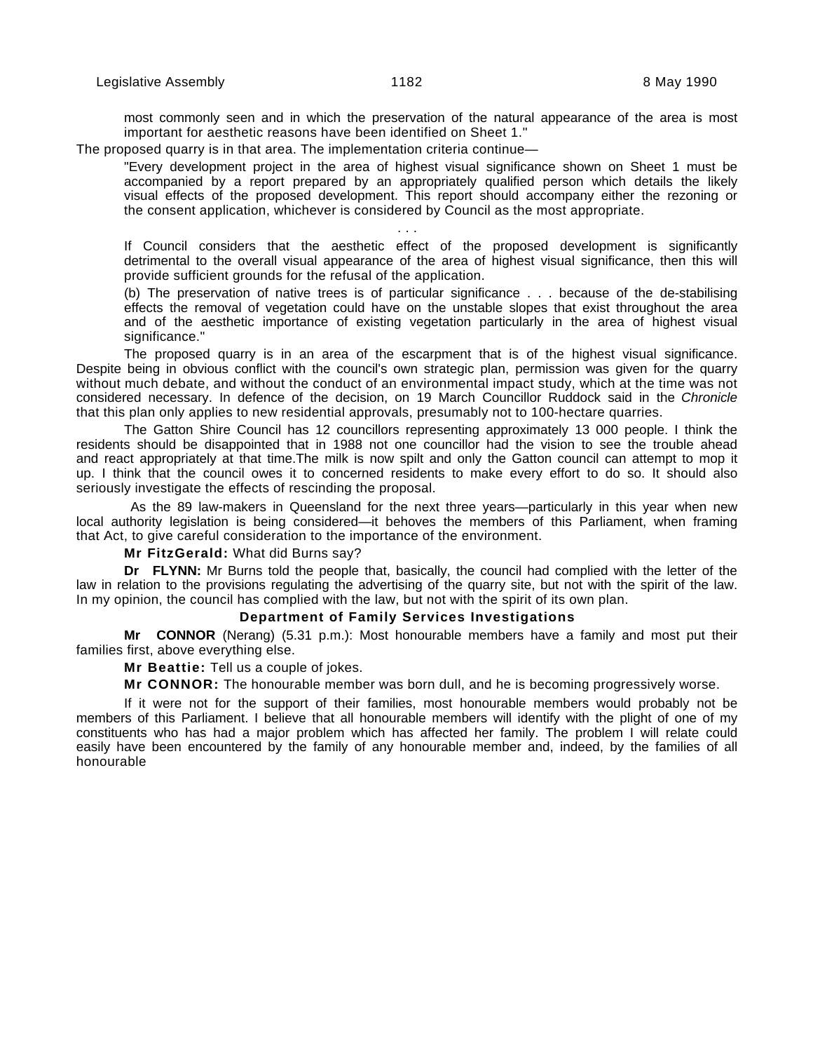> most commonly seen and in which the preservation of the natural appearance of the area is most important for aesthetic reasons have been identified on Sheet 1."

The proposed quarry is in that area. The implementation criteria continue—

> "Every development project in the area of highest visual significance shown on Sheet 1 must be accompanied by a report prepared by an appropriately qualified person which details the likely visual effects of the proposed development. This report should accompany either the rezoning or the consent application, whichever is considered by Council as the most appropriate.
>
> . . .
>
> If Council considers that the aesthetic effect of the proposed development is significantly detrimental to the overall visual appearance of the area of highest visual significance, then this will provide sufficient grounds for the refusal of the application.
>
> (b) The preservation of native trees is of particular significance . . . because of the de-stabilising effects the removal of vegetation could have on the unstable slopes that exist throughout the area and of the aesthetic importance of existing vegetation particularly in the area of highest visual significance."

The proposed quarry is in an area of the escarpment that is of the highest visual significance. Despite being in obvious conflict with the council's own strategic plan, permission was given for the quarry without much debate, and without the conduct of an environmental impact study, which at the time was not considered necessary. In defence of the decision, on 19 March Councillor Ruddock said in the *Chronicle* that this plan only applies to new residential approvals, presumably not to 100-hectare quarries.

The Gatton Shire Council has 12 councillors representing approximately 13 000 people. I think the residents should be disappointed that in 1988 not one councillor had the vision to see the trouble ahead and react appropriately at that time.The milk is now spilt and only the Gatton council can attempt to mop it up. I think that the council owes it to concerned residents to make every effort to do so. It should also seriously investigate the effects of rescinding the proposal.

As the 89 law-makers in Queensland for the next three years—particularly in this year when new local authority legislation is being considered—it behoves the members of this Parliament, when framing that Act, to give careful consideration to the importance of the environment.

**Mr FitzGerald:** What did Burns say?

**Dr FLYNN:** Mr Burns told the people that, basically, the council had complied with the letter of the law in relation to the provisions regulating the advertising of the quarry site, but not with the spirit of the law. In my opinion, the council has complied with the law, but not with the spirit of its own plan.

### Department of Family Services Investigations

**Mr CONNOR** (Nerang) (5.31 p.m.): Most honourable members have a family and most put their families first, above everything else.

**Mr Beattie:** Tell us a couple of jokes.

**Mr CONNOR:** The honourable member was born dull, and he is becoming progressively worse.

If it were not for the support of their families, most honourable members would probably not be members of this Parliament. I believe that all honourable members will identify with the plight of one of my constituents who has had a major problem which has affected her family. The problem I will relate could easily have been encountered by the family of any honourable member and, indeed, by the families of all honourable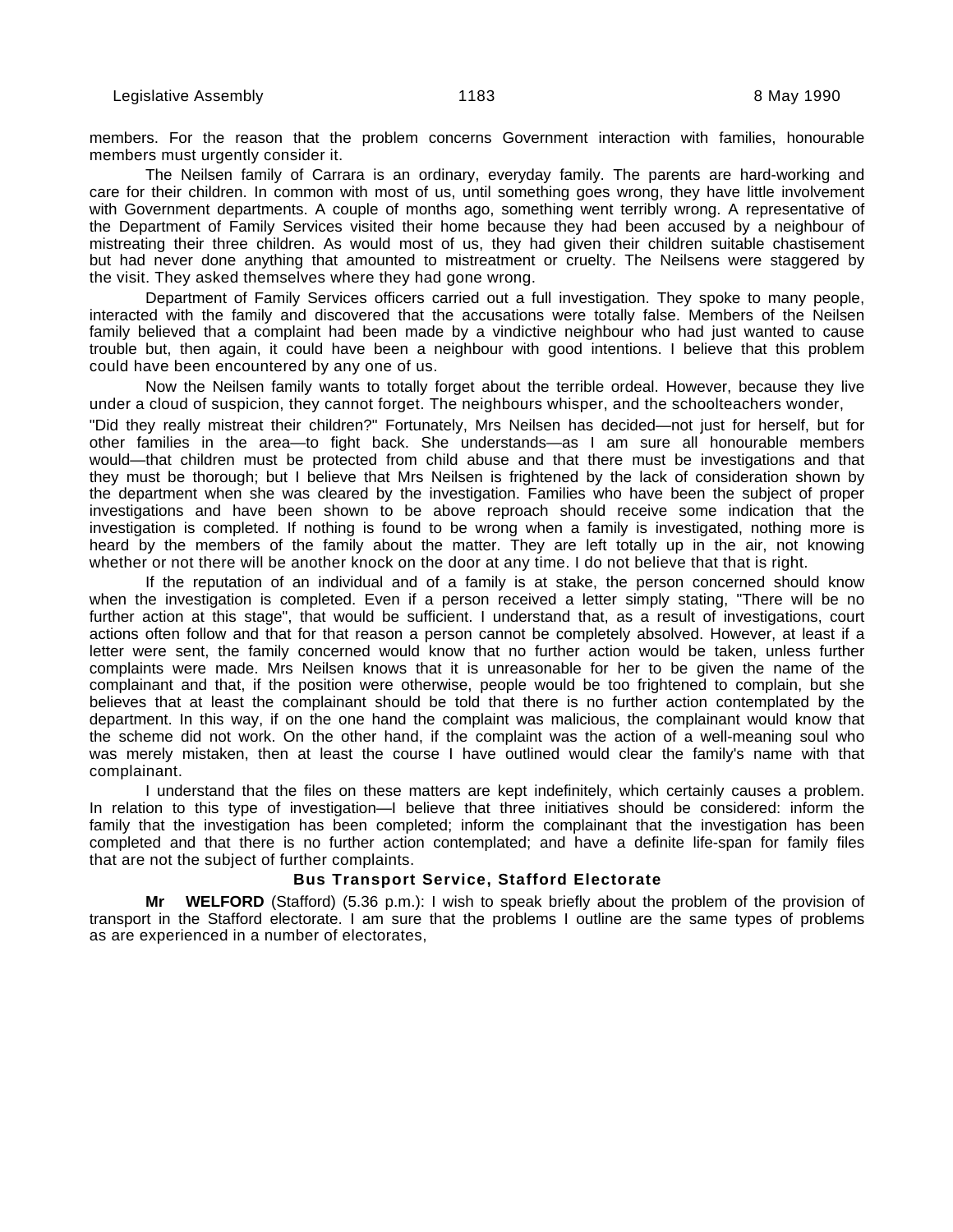members. For the reason that the problem concerns Government interaction with families, honourable members must urgently consider it.

The Neilsen family of Carrara is an ordinary, everyday family. The parents are hard-working and care for their children. In common with most of us, until something goes wrong, they have little involvement with Government departments. A couple of months ago, something went terribly wrong. A representative of the Department of Family Services visited their home because they had been accused by a neighbour of mistreating their three children. As would most of us, they had given their children suitable chastisement but had never done anything that amounted to mistreatment or cruelty. The Neilsens were staggered by the visit. They asked themselves where they had gone wrong.

Department of Family Services officers carried out a full investigation. They spoke to many people, interacted with the family and discovered that the accusations were totally false. Members of the Neilsen family believed that a complaint had been made by a vindictive neighbour who had just wanted to cause trouble but, then again, it could have been a neighbour with good intentions. I believe that this problem could have been encountered by any one of us.

Now the Neilsen family wants to totally forget about the terrible ordeal. However, because they live under a cloud of suspicion, they cannot forget. The neighbours whisper, and the schoolteachers wonder, "Did they really mistreat their children?" Fortunately, Mrs Neilsen has decided—not just for herself, but for other families in the area—to fight back. She understands—as I am sure all honourable members would—that children must be protected from child abuse and that there must be investigations and that they must be thorough; but I believe that Mrs Neilsen is frightened by the lack of consideration shown by the department when she was cleared by the investigation. Families who have been the subject of proper investigations and have been shown to be above reproach should receive some indication that the investigation is completed. If nothing is found to be wrong when a family is investigated, nothing more is heard by the members of the family about the matter. They are left totally up in the air, not knowing whether or not there will be another knock on the door at any time. I do not believe that that is right.

If the reputation of an individual and of a family is at stake, the person concerned should know when the investigation is completed. Even if a person received a letter simply stating, "There will be no further action at this stage", that would be sufficient. I understand that, as a result of investigations, court actions often follow and that for that reason a person cannot be completely absolved. However, at least if a letter were sent, the family concerned would know that no further action would be taken, unless further complaints were made. Mrs Neilsen knows that it is unreasonable for her to be given the name of the complainant and that, if the position were otherwise, people would be too frightened to complain, but she believes that at least the complainant should be told that there is no further action contemplated by the department. In this way, if on the one hand the complaint was malicious, the complainant would know that the scheme did not work. On the other hand, if the complaint was the action of a well-meaning soul who was merely mistaken, then at least the course I have outlined would clear the family's name with that complainant.

I understand that the files on these matters are kept indefinitely, which certainly causes a problem. In relation to this type of investigation—I believe that three initiatives should be considered: inform the family that the investigation has been completed; inform the complainant that the investigation has been completed and that there is no further action contemplated; and have a definite life-span for family files that are not the subject of further complaints.

### Bus Transport Service, Stafford Electorate

**Mr WELFORD** (Stafford) (5.36 p.m.): I wish to speak briefly about the problem of the provision of transport in the Stafford electorate. I am sure that the problems I outline are the same types of problems as are experienced in a number of electorates,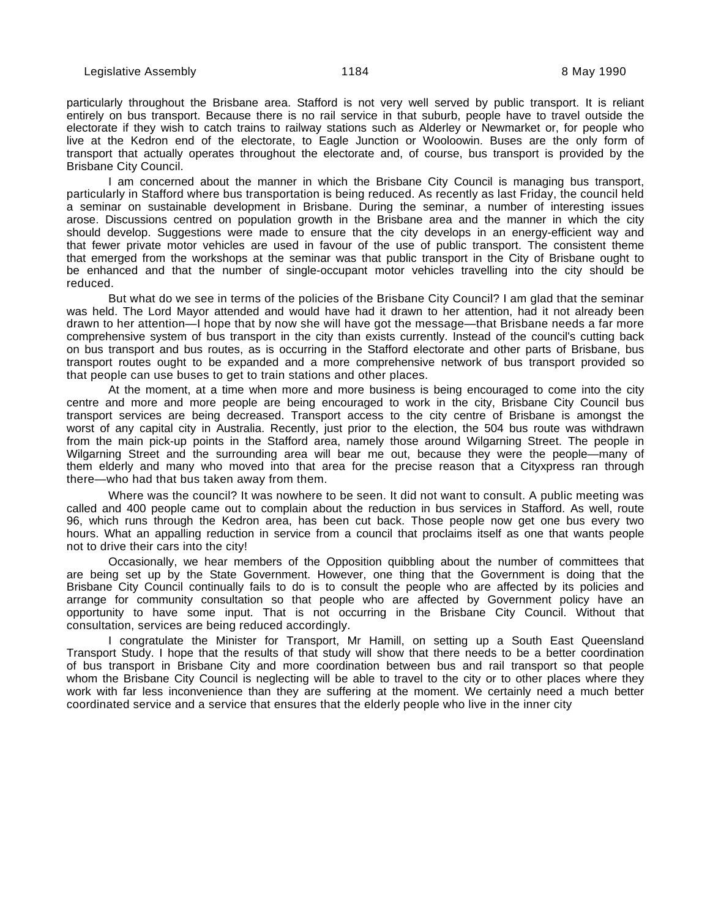particularly throughout the Brisbane area. Stafford is not very well served by public transport. It is reliant entirely on bus transport. Because there is no rail service in that suburb, people have to travel outside the electorate if they wish to catch trains to railway stations such as Alderley or Newmarket or, for people who live at the Kedron end of the electorate, to Eagle Junction or Wooloowin. Buses are the only form of transport that actually operates throughout the electorate and, of course, bus transport is provided by the Brisbane City Council.

I am concerned about the manner in which the Brisbane City Council is managing bus transport, particularly in Stafford where bus transportation is being reduced. As recently as last Friday, the council held a seminar on sustainable development in Brisbane. During the seminar, a number of interesting issues arose. Discussions centred on population growth in the Brisbane area and the manner in which the city should develop. Suggestions were made to ensure that the city develops in an energy-efficient way and that fewer private motor vehicles are used in favour of the use of public transport. The consistent theme that emerged from the workshops at the seminar was that public transport in the City of Brisbane ought to be enhanced and that the number of single-occupant motor vehicles travelling into the city should be reduced.

But what do we see in terms of the policies of the Brisbane City Council? I am glad that the seminar was held. The Lord Mayor attended and would have had it drawn to her attention, had it not already been drawn to her attention—I hope that by now she will have got the message—that Brisbane needs a far more comprehensive system of bus transport in the city than exists currently. Instead of the council's cutting back on bus transport and bus routes, as is occurring in the Stafford electorate and other parts of Brisbane, bus transport routes ought to be expanded and a more comprehensive network of bus transport provided so that people can use buses to get to train stations and other places.

At the moment, at a time when more and more business is being encouraged to come into the city centre and more and more people are being encouraged to work in the city, Brisbane City Council bus transport services are being decreased. Transport access to the city centre of Brisbane is amongst the worst of any capital city in Australia. Recently, just prior to the election, the 504 bus route was withdrawn from the main pick-up points in the Stafford area, namely those around Wilgarning Street. The people in Wilgarning Street and the surrounding area will bear me out, because they were the people—many of them elderly and many who moved into that area for the precise reason that a Cityxpress ran through there—who had that bus taken away from them.

Where was the council? It was nowhere to be seen. It did not want to consult. A public meeting was called and 400 people came out to complain about the reduction in bus services in Stafford. As well, route 96, which runs through the Kedron area, has been cut back. Those people now get one bus every two hours. What an appalling reduction in service from a council that proclaims itself as one that wants people not to drive their cars into the city!

Occasionally, we hear members of the Opposition quibbling about the number of committees that are being set up by the State Government. However, one thing that the Government is doing that the Brisbane City Council continually fails to do is to consult the people who are affected by its policies and arrange for community consultation so that people who are affected by Government policy have an opportunity to have some input. That is not occurring in the Brisbane City Council. Without that consultation, services are being reduced accordingly.

I congratulate the Minister for Transport, Mr Hamill, on setting up a South East Queensland Transport Study. I hope that the results of that study will show that there needs to be a better coordination of bus transport in Brisbane City and more coordination between bus and rail transport so that people whom the Brisbane City Council is neglecting will be able to travel to the city or to other places where they work with far less inconvenience than they are suffering at the moment. We certainly need a much better coordinated service and a service that ensures that the elderly people who live in the inner city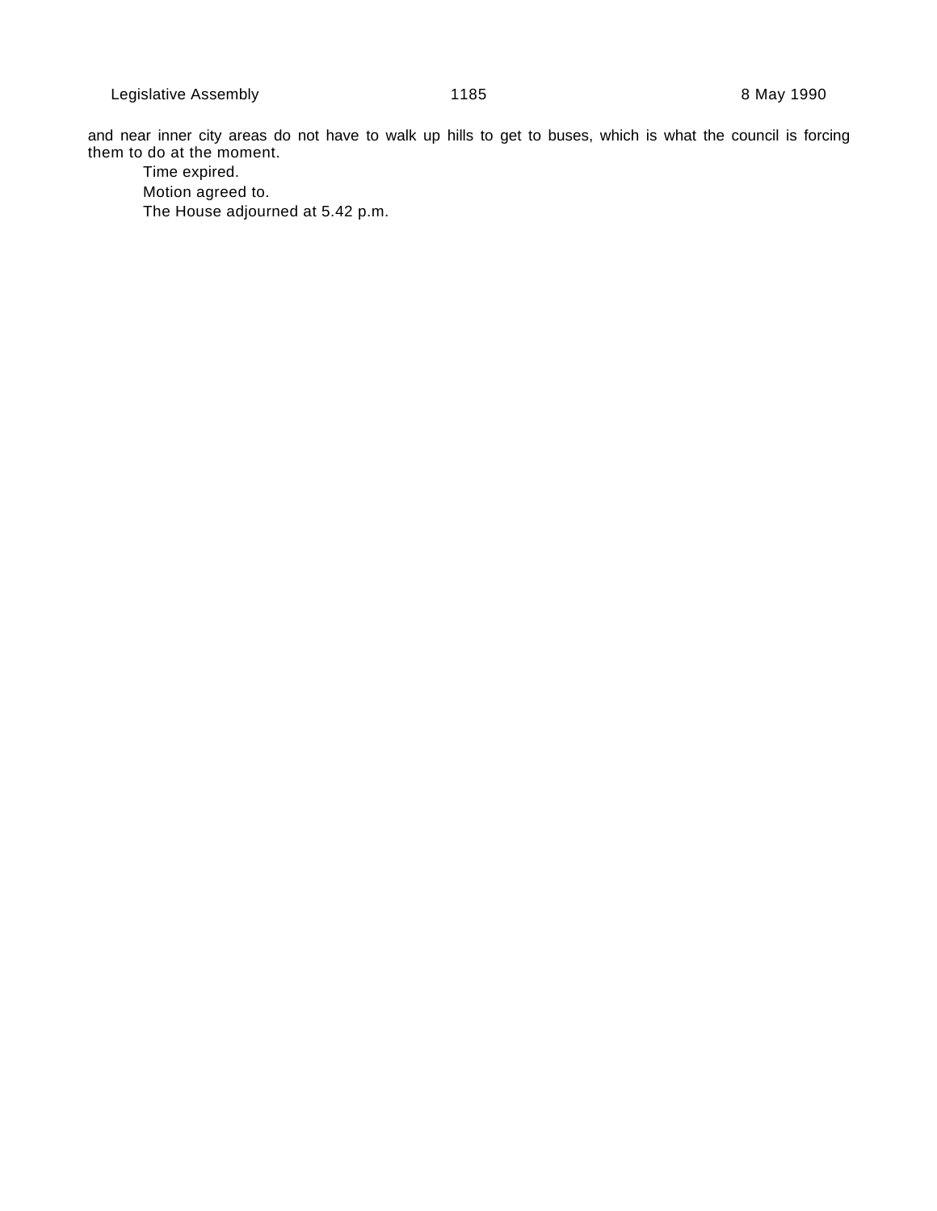and near inner city areas do not have to walk up hills to get to buses, which is what the council is forcing them to do at the moment.

Time expired.

Motion agreed to.

The House adjourned at 5.42 p.m.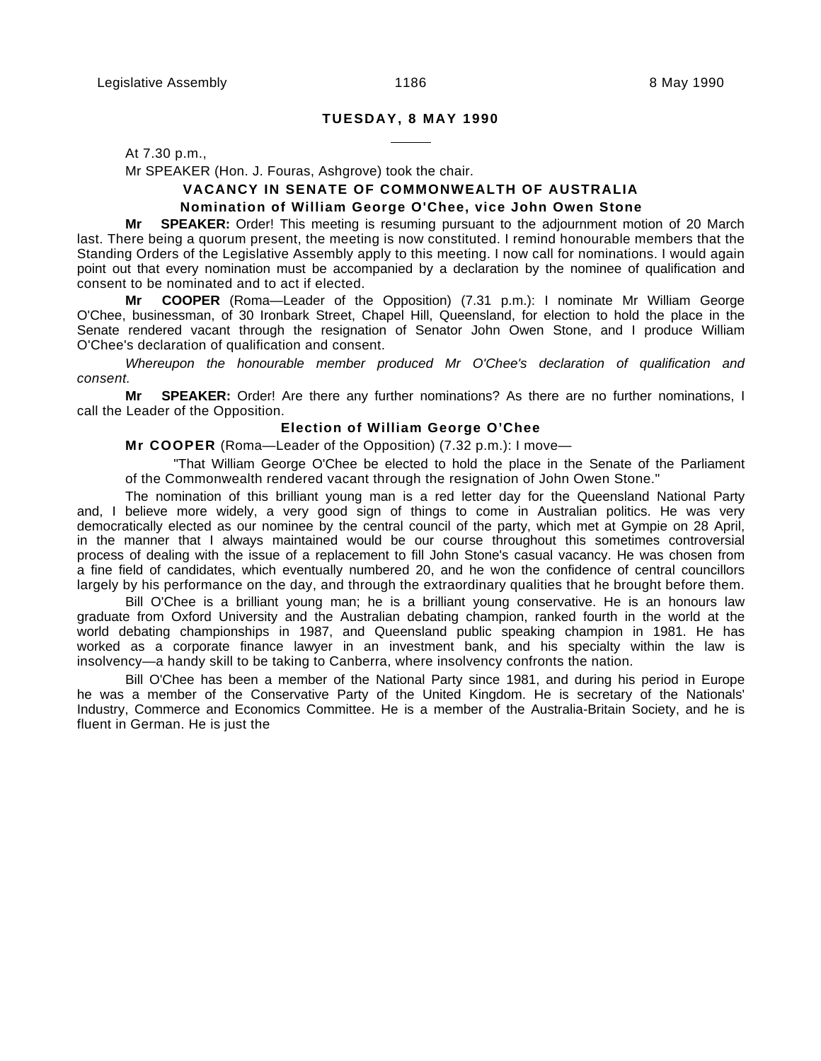## TUESDAY, 8 MAY 1990

At 7.30 p.m.,

Mr SPEAKER (Hon. J. Fouras, Ashgrove) took the chair.

### VACANCY IN SENATE OF COMMONWEALTH OF AUSTRALIA

#### Nomination of William George O'Chee, vice John Owen Stone

**Mr SPEAKER:** Order! This meeting is resuming pursuant to the adjournment motion of 20 March last. There being a quorum present, the meeting is now constituted. I remind honourable members that the Standing Orders of the Legislative Assembly apply to this meeting. I now call for nominations. I would again point out that every nomination must be accompanied by a declaration by the nominee of qualification and consent to be nominated and to act if elected.

**Mr COOPER** (Roma—Leader of the Opposition) (7.31 p.m.): I nominate Mr William George O'Chee, businessman, of 30 Ironbark Street, Chapel Hill, Queensland, for election to hold the place in the Senate rendered vacant through the resignation of Senator John Owen Stone, and I produce William O'Chee's declaration of qualification and consent.

*Whereupon the honourable member produced Mr O'Chee's declaration of qualification and consent.*

**Mr SPEAKER:** Order! Are there any further nominations? As there are no further nominations, I call the Leader of the Opposition.

#### Election of William George O'Chee

**Mr COOPER** (Roma—Leader of the Opposition) (7.32 p.m.): I move—

> "That William George O'Chee be elected to hold the place in the Senate of the Parliament of the Commonwealth rendered vacant through the resignation of John Owen Stone."

The nomination of this brilliant young man is a red letter day for the Queensland National Party and, I believe more widely, a very good sign of things to come in Australian politics. He was very democratically elected as our nominee by the central council of the party, which met at Gympie on 28 April, in the manner that I always maintained would be our course throughout this sometimes controversial process of dealing with the issue of a replacement to fill John Stone's casual vacancy. He was chosen from a fine field of candidates, which eventually numbered 20, and he won the confidence of central councillors largely by his performance on the day, and through the extraordinary qualities that he brought before them.

Bill O'Chee is a brilliant young man; he is a brilliant young conservative. He is an honours law graduate from Oxford University and the Australian debating champion, ranked fourth in the world at the world debating championships in 1987, and Queensland public speaking champion in 1981. He has worked as a corporate finance lawyer in an investment bank, and his specialty within the law is insolvency—a handy skill to be taking to Canberra, where insolvency confronts the nation.

Bill O'Chee has been a member of the National Party since 1981, and during his period in Europe he was a member of the Conservative Party of the United Kingdom. He is secretary of the Nationals' Industry, Commerce and Economics Committee. He is a member of the Australia-Britain Society, and he is fluent in German. He is just the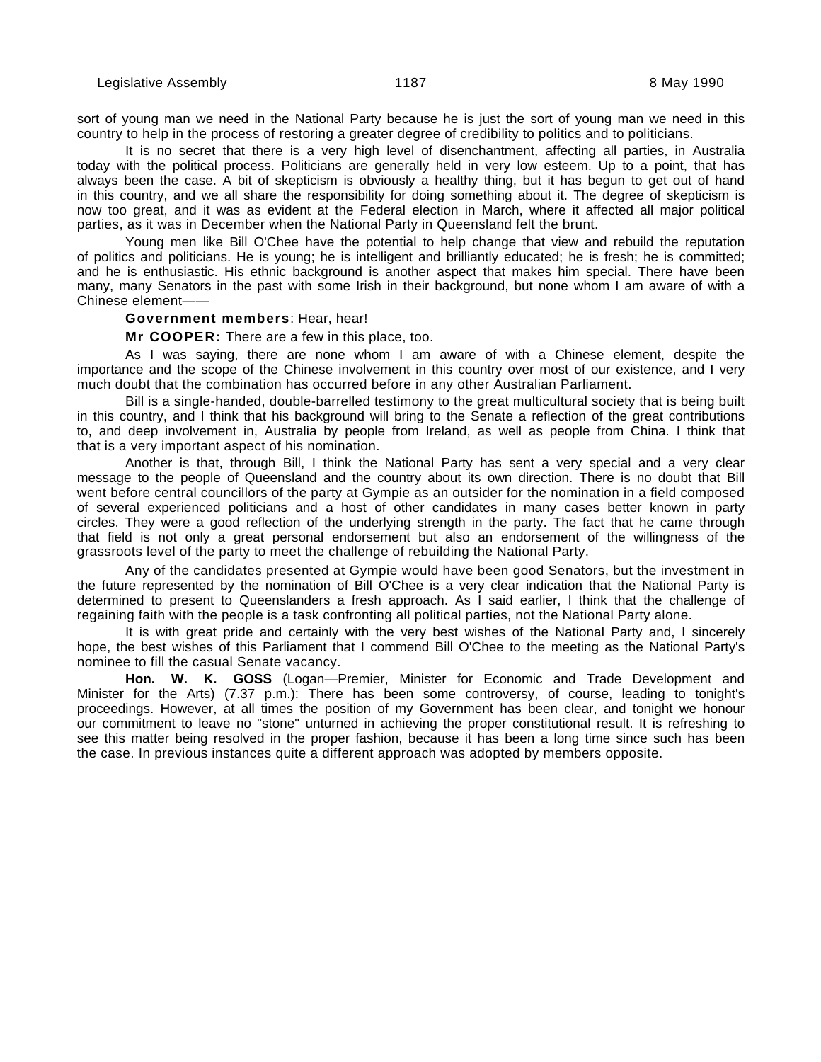sort of young man we need in the National Party because he is just the sort of young man we need in this country to help in the process of restoring a greater degree of credibility to politics and to politicians.

It is no secret that there is a very high level of disenchantment, affecting all parties, in Australia today with the political process. Politicians are generally held in very low esteem. Up to a point, that has always been the case. A bit of skepticism is obviously a healthy thing, but it has begun to get out of hand in this country, and we all share the responsibility for doing something about it. The degree of skepticism is now too great, and it was as evident at the Federal election in March, where it affected all major political parties, as it was in December when the National Party in Queensland felt the brunt.

Young men like Bill O'Chee have the potential to help change that view and rebuild the reputation of politics and politicians. He is young; he is intelligent and brilliantly educated; he is fresh; he is committed; and he is enthusiastic. His ethnic background is another aspect that makes him special. There have been many, many Senators in the past with some Irish in their background, but none whom I am aware of with a Chinese element——

**Government members**: Hear, hear!

**Mr COOPER:** There are a few in this place, too.

As I was saying, there are none whom I am aware of with a Chinese element, despite the importance and the scope of the Chinese involvement in this country over most of our existence, and I very much doubt that the combination has occurred before in any other Australian Parliament.

Bill is a single-handed, double-barrelled testimony to the great multicultural society that is being built in this country, and I think that his background will bring to the Senate a reflection of the great contributions to, and deep involvement in, Australia by people from Ireland, as well as people from China. I think that that is a very important aspect of his nomination.

Another is that, through Bill, I think the National Party has sent a very special and a very clear message to the people of Queensland and the country about its own direction. There is no doubt that Bill went before central councillors of the party at Gympie as an outsider for the nomination in a field composed of several experienced politicians and a host of other candidates in many cases better known in party circles. They were a good reflection of the underlying strength in the party. The fact that he came through that field is not only a great personal endorsement but also an endorsement of the willingness of the grassroots level of the party to meet the challenge of rebuilding the National Party.

Any of the candidates presented at Gympie would have been good Senators, but the investment in the future represented by the nomination of Bill O'Chee is a very clear indication that the National Party is determined to present to Queenslanders a fresh approach. As I said earlier, I think that the challenge of regaining faith with the people is a task confronting all political parties, not the National Party alone.

It is with great pride and certainly with the very best wishes of the National Party and, I sincerely hope, the best wishes of this Parliament that I commend Bill O'Chee to the meeting as the National Party's nominee to fill the casual Senate vacancy.

**Hon. W. K. GOSS** (Logan—Premier, Minister for Economic and Trade Development and Minister for the Arts) (7.37 p.m.): There has been some controversy, of course, leading to tonight's proceedings. However, at all times the position of my Government has been clear, and tonight we honour our commitment to leave no "stone" unturned in achieving the proper constitutional result. It is refreshing to see this matter being resolved in the proper fashion, because it has been a long time since such has been the case. In previous instances quite a different approach was adopted by members opposite.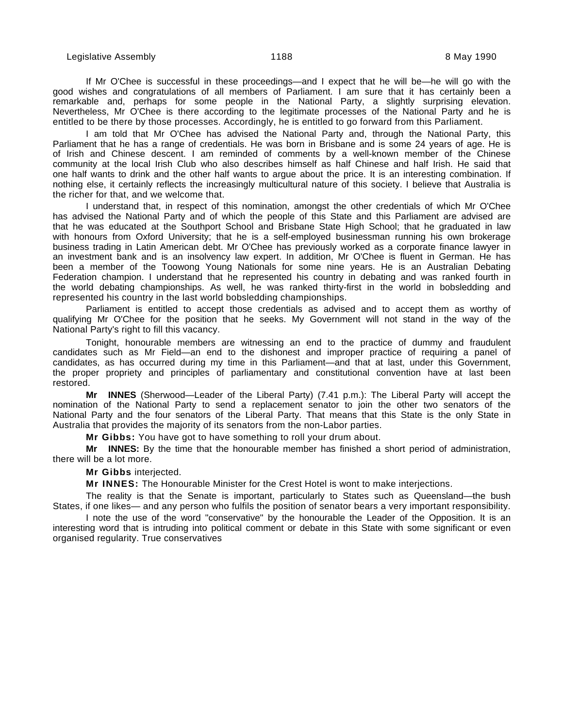If Mr O'Chee is successful in these proceedings—and I expect that he will be—he will go with the good wishes and congratulations of all members of Parliament. I am sure that it has certainly been a remarkable and, perhaps for some people in the National Party, a slightly surprising elevation. Nevertheless, Mr O'Chee is there according to the legitimate processes of the National Party and he is entitled to be there by those processes. Accordingly, he is entitled to go forward from this Parliament.

I am told that Mr O'Chee has advised the National Party and, through the National Party, this Parliament that he has a range of credentials. He was born in Brisbane and is some 24 years of age. He is of Irish and Chinese descent. I am reminded of comments by a well-known member of the Chinese community at the local Irish Club who also describes himself as half Chinese and half Irish. He said that one half wants to drink and the other half wants to argue about the price. It is an interesting combination. If nothing else, it certainly reflects the increasingly multicultural nature of this society. I believe that Australia is the richer for that, and we welcome that.

I understand that, in respect of this nomination, amongst the other credentials of which Mr O'Chee has advised the National Party and of which the people of this State and this Parliament are advised are that he was educated at the Southport School and Brisbane State High School; that he graduated in law with honours from Oxford University; that he is a self-employed businessman running his own brokerage business trading in Latin American debt. Mr O'Chee has previously worked as a corporate finance lawyer in an investment bank and is an insolvency law expert. In addition, Mr O'Chee is fluent in German. He has been a member of the Toowong Young Nationals for some nine years. He is an Australian Debating Federation champion. I understand that he represented his country in debating and was ranked fourth in the world debating championships. As well, he was ranked thirty-first in the world in bobsledding and represented his country in the last world bobsledding championships.

Parliament is entitled to accept those credentials as advised and to accept them as worthy of qualifying Mr O'Chee for the position that he seeks. My Government will not stand in the way of the National Party's right to fill this vacancy.

Tonight, honourable members are witnessing an end to the practice of dummy and fraudulent candidates such as Mr Field—an end to the dishonest and improper practice of requiring a panel of candidates, as has occurred during my time in this Parliament—and that at last, under this Government, the proper propriety and principles of parliamentary and constitutional convention have at last been restored.

**Mr INNES** (Sherwood—Leader of the Liberal Party) (7.41 p.m.): The Liberal Party will accept the nomination of the National Party to send a replacement senator to join the other two senators of the National Party and the four senators of the Liberal Party. That means that this State is the only State in Australia that provides the majority of its senators from the non-Labor parties.

**Mr Gibbs:** You have got to have something to roll your drum about.

**Mr INNES:** By the time that the honourable member has finished a short period of administration, there will be a lot more.

**Mr Gibbs** interjected.

**Mr INNES:** The Honourable Minister for the Crest Hotel is wont to make interjections.

The reality is that the Senate is important, particularly to States such as Queensland—the bush States, if one likes— and any person who fulfils the position of senator bears a very important responsibility.

I note the use of the word "conservative" by the honourable the Leader of the Opposition. It is an interesting word that is intruding into political comment or debate in this State with some significant or even organised regularity. True conservatives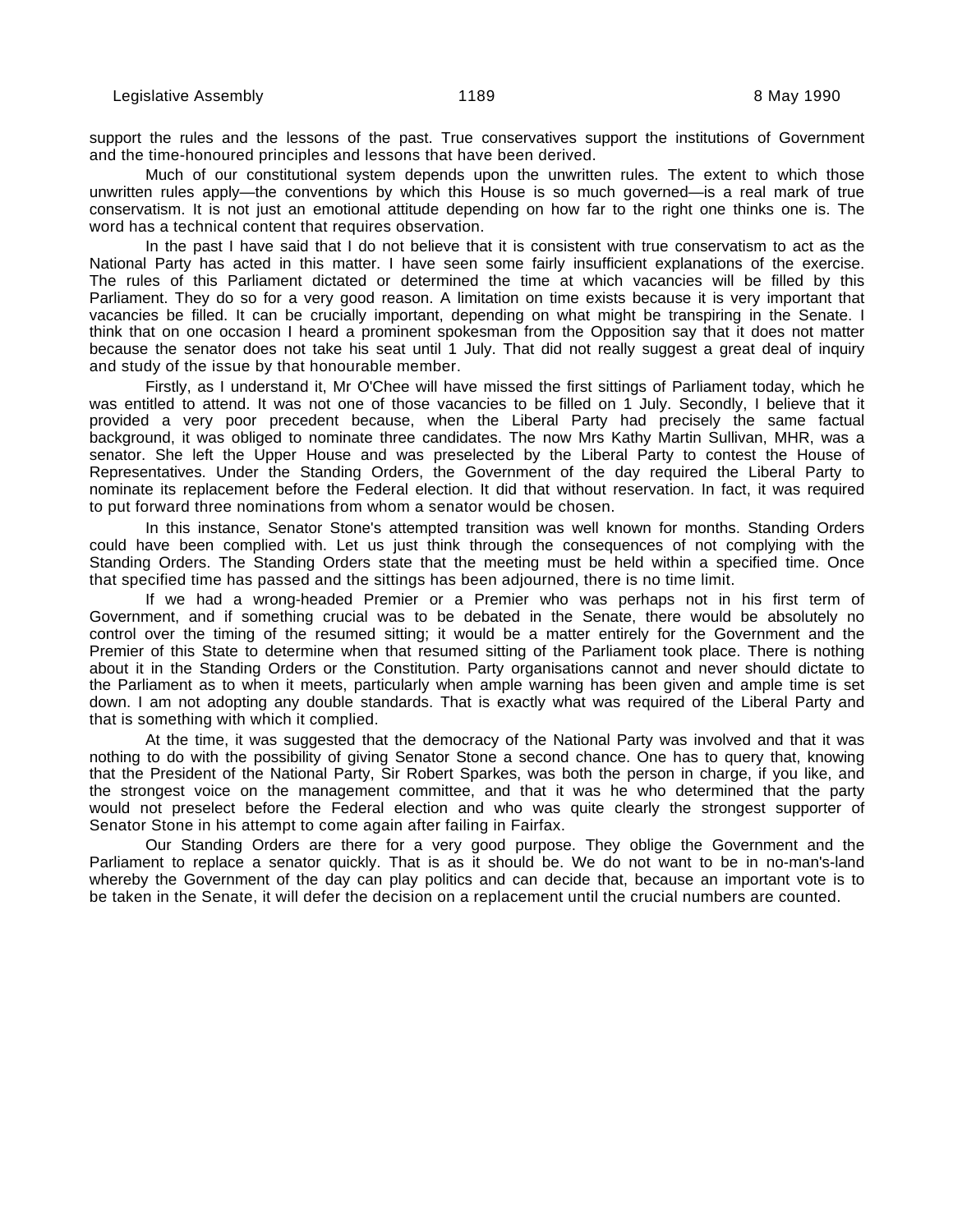support the rules and the lessons of the past. True conservatives support the institutions of Government and the time-honoured principles and lessons that have been derived.

Much of our constitutional system depends upon the unwritten rules. The extent to which those unwritten rules apply—the conventions by which this House is so much governed—is a real mark of true conservatism. It is not just an emotional attitude depending on how far to the right one thinks one is. The word has a technical content that requires observation.

In the past I have said that I do not believe that it is consistent with true conservatism to act as the National Party has acted in this matter. I have seen some fairly insufficient explanations of the exercise. The rules of this Parliament dictated or determined the time at which vacancies will be filled by this Parliament. They do so for a very good reason. A limitation on time exists because it is very important that vacancies be filled. It can be crucially important, depending on what might be transpiring in the Senate. I think that on one occasion I heard a prominent spokesman from the Opposition say that it does not matter because the senator does not take his seat until 1 July. That did not really suggest a great deal of inquiry and study of the issue by that honourable member.

Firstly, as I understand it, Mr O'Chee will have missed the first sittings of Parliament today, which he was entitled to attend. It was not one of those vacancies to be filled on 1 July. Secondly, I believe that it provided a very poor precedent because, when the Liberal Party had precisely the same factual background, it was obliged to nominate three candidates. The now Mrs Kathy Martin Sullivan, MHR, was a senator. She left the Upper House and was preselected by the Liberal Party to contest the House of Representatives. Under the Standing Orders, the Government of the day required the Liberal Party to nominate its replacement before the Federal election. It did that without reservation. In fact, it was required to put forward three nominations from whom a senator would be chosen.

In this instance, Senator Stone's attempted transition was well known for months. Standing Orders could have been complied with. Let us just think through the consequences of not complying with the Standing Orders. The Standing Orders state that the meeting must be held within a specified time. Once that specified time has passed and the sittings has been adjourned, there is no time limit.

If we had a wrong-headed Premier or a Premier who was perhaps not in his first term of Government, and if something crucial was to be debated in the Senate, there would be absolutely no control over the timing of the resumed sitting; it would be a matter entirely for the Government and the Premier of this State to determine when that resumed sitting of the Parliament took place. There is nothing about it in the Standing Orders or the Constitution. Party organisations cannot and never should dictate to the Parliament as to when it meets, particularly when ample warning has been given and ample time is set down. I am not adopting any double standards. That is exactly what was required of the Liberal Party and that is something with which it complied.

At the time, it was suggested that the democracy of the National Party was involved and that it was nothing to do with the possibility of giving Senator Stone a second chance. One has to query that, knowing that the President of the National Party, Sir Robert Sparkes, was both the person in charge, if you like, and the strongest voice on the management committee, and that it was he who determined that the party would not preselect before the Federal election and who was quite clearly the strongest supporter of Senator Stone in his attempt to come again after failing in Fairfax.

Our Standing Orders are there for a very good purpose. They oblige the Government and the Parliament to replace a senator quickly. That is as it should be. We do not want to be in no-man's-land whereby the Government of the day can play politics and can decide that, because an important vote is to be taken in the Senate, it will defer the decision on a replacement until the crucial numbers are counted.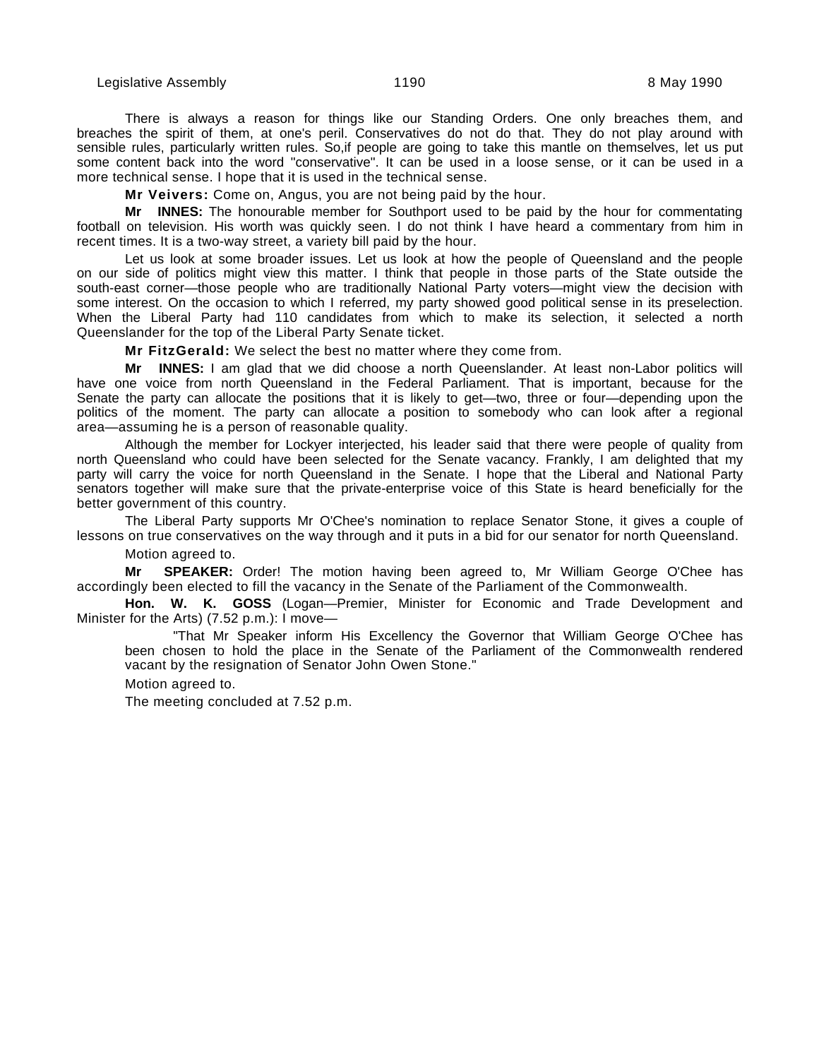There is always a reason for things like our Standing Orders. One only breaches them, and breaches the spirit of them, at one's peril. Conservatives do not do that. They do not play around with sensible rules, particularly written rules. So,if people are going to take this mantle on themselves, let us put some content back into the word "conservative". It can be used in a loose sense, or it can be used in a more technical sense. I hope that it is used in the technical sense.

**Mr Veivers:** Come on, Angus, you are not being paid by the hour.

**Mr INNES:** The honourable member for Southport used to be paid by the hour for commentating football on television. His worth was quickly seen. I do not think I have heard a commentary from him in recent times. It is a two-way street, a variety bill paid by the hour.

Let us look at some broader issues. Let us look at how the people of Queensland and the people on our side of politics might view this matter. I think that people in those parts of the State outside the south-east corner—those people who are traditionally National Party voters—might view the decision with some interest. On the occasion to which I referred, my party showed good political sense in its preselection. When the Liberal Party had 110 candidates from which to make its selection, it selected a north Queenslander for the top of the Liberal Party Senate ticket.

**Mr FitzGerald:** We select the best no matter where they come from.

**Mr INNES:** I am glad that we did choose a north Queenslander. At least non-Labor politics will have one voice from north Queensland in the Federal Parliament. That is important, because for the Senate the party can allocate the positions that it is likely to get—two, three or four—depending upon the politics of the moment. The party can allocate a position to somebody who can look after a regional area—assuming he is a person of reasonable quality.

Although the member for Lockyer interjected, his leader said that there were people of quality from north Queensland who could have been selected for the Senate vacancy. Frankly, I am delighted that my party will carry the voice for north Queensland in the Senate. I hope that the Liberal and National Party senators together will make sure that the private-enterprise voice of this State is heard beneficially for the better government of this country.

The Liberal Party supports Mr O'Chee's nomination to replace Senator Stone, it gives a couple of lessons on true conservatives on the way through and it puts in a bid for our senator for north Queensland.

Motion agreed to.

**Mr SPEAKER:** Order! The motion having been agreed to, Mr William George O'Chee has accordingly been elected to fill the vacancy in the Senate of the Parliament of the Commonwealth.

**Hon. W. K. GOSS** (Logan—Premier, Minister for Economic and Trade Development and Minister for the Arts) (7.52 p.m.): I move—

> "That Mr Speaker inform His Excellency the Governor that William George O'Chee has been chosen to hold the place in the Senate of the Parliament of the Commonwealth rendered vacant by the resignation of Senator John Owen Stone."

Motion agreed to.

The meeting concluded at 7.52 p.m.